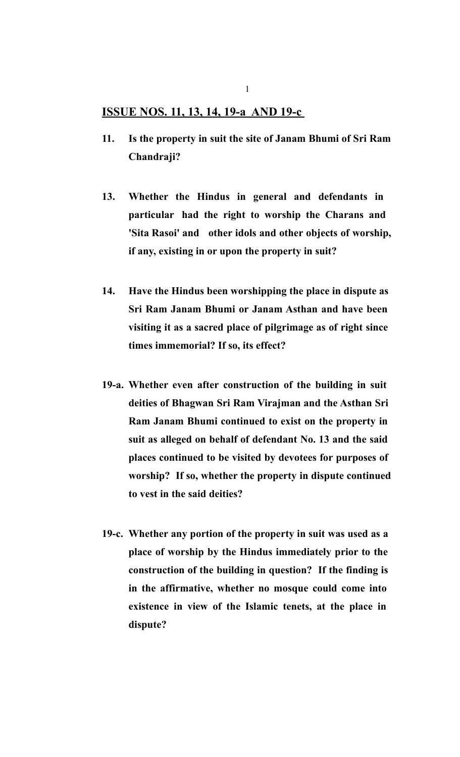## ISSUE NOS. 11, 13, 14, 19-a AND 19-c

**11. Is the property in suit the site of Janam Bhumi of Sri Ram Chandraji?**

**13. Whether the Hindus in general and defendants in particular had the right to worship the Charans and 'Sita Rasoi' and other idols and other objects of worship, if any, existing in or upon the property in suit?**

**14. Have the Hindus been worshipping the place in dispute as Sri Ram Janam Bhumi or Janam Asthan and have been visiting it as a sacred place of pilgrimage as of right since times immemorial? If so, its effect?**

**19-a. Whether even after construction of the building in suit deities of Bhagwan Sri Ram Virajman and the Asthan Sri Ram Janam Bhumi continued to exist on the property in suit as alleged on behalf of defendant No. 13 and the said places continued to be visited by devotees for purposes of worship? If so, whether the property in dispute continued to vest in the said deities?**

**19-c. Whether any portion of the property in suit was used as a place of worship by the Hindus immediately prior to the construction of the building in question? If the finding is in the affirmative, whether no mosque could come into existence in view of the Islamic tenets, at the place in dispute?**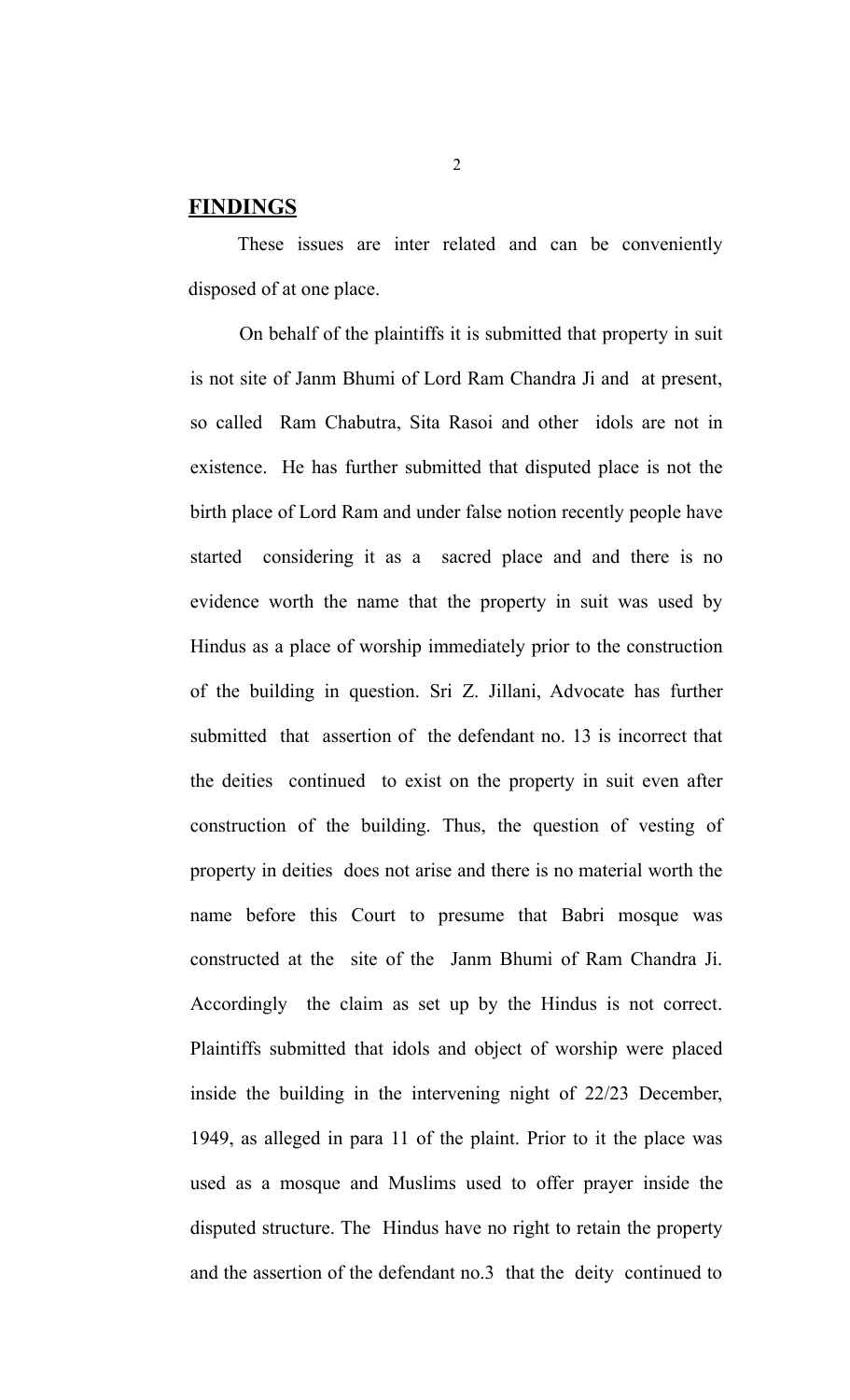**FINDINGS**

These issues are inter related and can be conveniently disposed of at one place.

On behalf of the plaintiffs it is submitted that property in suit is not site of Janm Bhumi of Lord Ram Chandra Ji and at present, so called Ram Chabutra, Sita Rasoi and other idols are not in existence. He has further submitted that disputed place is not the birth place of Lord Ram and under false notion recently people have started considering it as a sacred place and and there is no evidence worth the name that the property in suit was used by Hindus as a place of worship immediately prior to the construction of the building in question. Sri Z. Jillani, Advocate has further submitted that assertion of the defendant no. 13 is incorrect that the deities continued to exist on the property in suit even after construction of the building. Thus, the question of vesting of property in deities does not arise and there is no material worth the name before this Court to presume that Babri mosque was constructed at the site of the Janm Bhumi of Ram Chandra Ji. Accordingly the claim as set up by the Hindus is not correct. Plaintiffs submitted that idols and object of worship were placed inside the building in the intervening night of 22/23 December, 1949, as alleged in para 11 of the plaint. Prior to it the place was used as a mosque and Muslims used to offer prayer inside the disputed structure. The Hindus have no right to retain the property and the assertion of the defendant no.3 that the deity continued to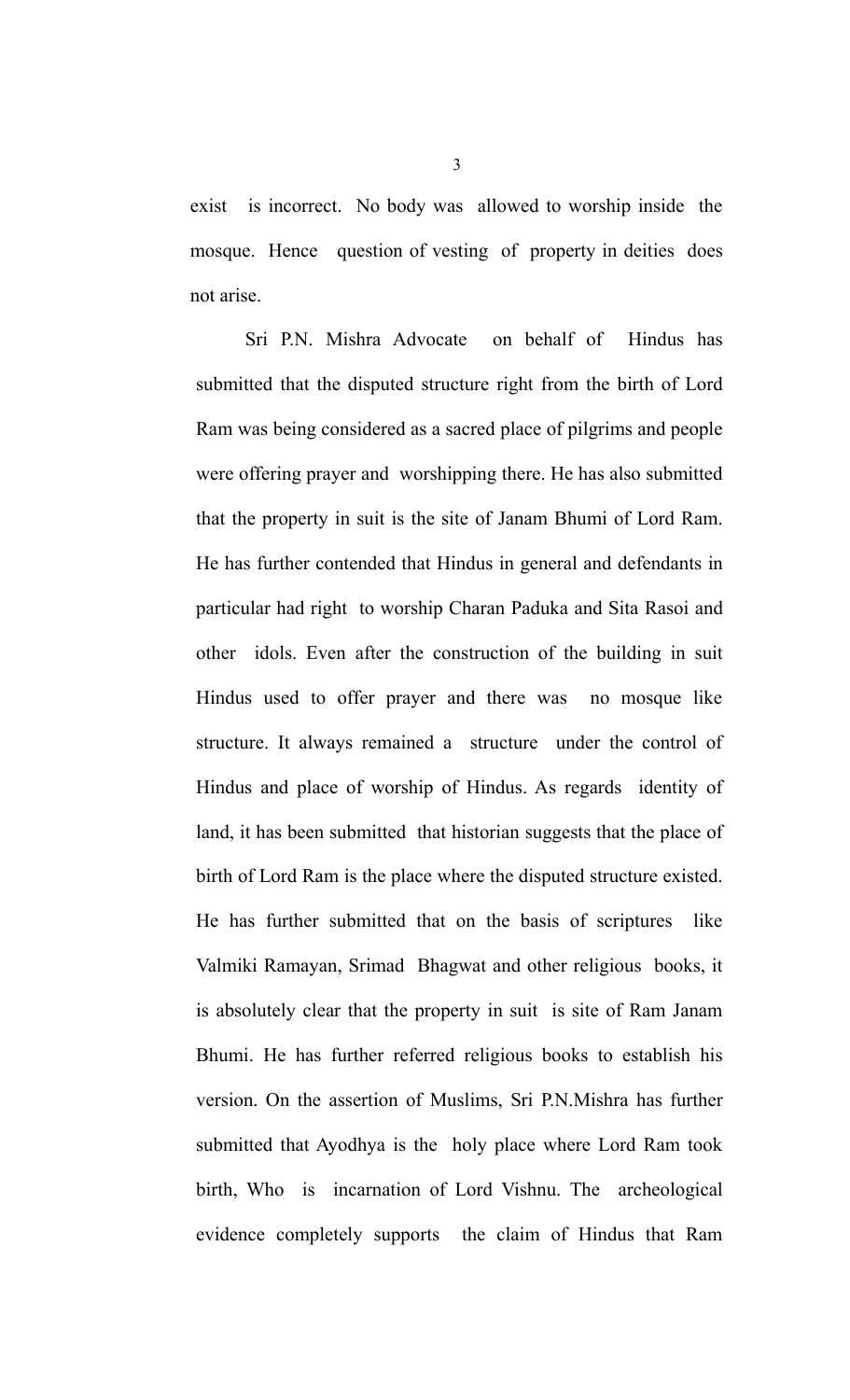exist is incorrect. No body was allowed to worship inside the mosque. Hence question of vesting of property in deities does not arise.

Sri P.N. Mishra Advocate on behalf of Hindus has submitted that the disputed structure right from the birth of Lord Ram was being considered as a sacred place of pilgrims and people were offering prayer and worshipping there. He has also submitted that the property in suit is the site of Janam Bhumi of Lord Ram. He has further contended that Hindus in general and defendants in particular had right to worship Charan Paduka and Sita Rasoi and other idols. Even after the construction of the building in suit Hindus used to offer prayer and there was no mosque like structure. It always remained a structure under the control of Hindus and place of worship of Hindus. As regards identity of land, it has been submitted that historian suggests that the place of birth of Lord Ram is the place where the disputed structure existed. He has further submitted that on the basis of scriptures like Valmiki Ramayan, Srimad Bhagwat and other religious books, it is absolutely clear that the property in suit is site of Ram Janam Bhumi. He has further referred religious books to establish his version. On the assertion of Muslims, Sri P.N.Mishra has further submitted that Ayodhya is the holy place where Lord Ram took birth, Who is incarnation of Lord Vishnu. The archeological evidence completely supports the claim of Hindus that Ram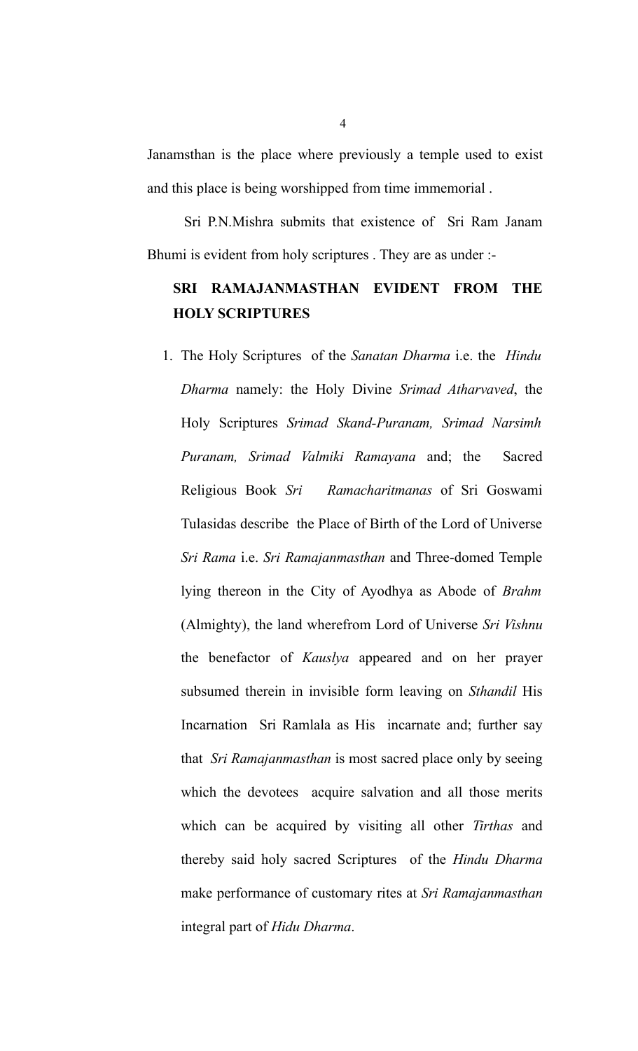Janamsthan is the place where previously a temple used to exist and this place is being worshipped from time immemorial .

Sri P.N.Mishra submits that existence of Sri Ram Janam Bhumi is evident from holy scriptures . They are as under :-

**SRI RAMAJANMASTHAN EVIDENT FROM THE HOLY SCRIPTURES**

1. The Holy Scriptures of the *Sanatan Dharma* i.e. the *Hindu Dharma* namely: the Holy Divine *Srimad Atharvaved*, the Holy Scriptures *Srimad Skand-Puranam, Srimad Narsimh Puranam, Srimad Valmiki Ramayana* and; the Sacred Religious Book *Sri Ramacharitmanas* of Sri Goswami Tulasidas describe the Place of Birth of the Lord of Universe *Sri Rama* i.e. *Sri Ramajanmasthan* and Three-domed Temple lying thereon in the City of Ayodhya as Abode of *Brahm* (Almighty), the land wherefrom Lord of Universe *Sri Vishnu* the benefactor of *Kauslya* appeared and on her prayer subsumed therein in invisible form leaving on *Sthandil* His Incarnation Sri Ramlala as His incarnate and; further say that *Sri Ramajanmasthan* is most sacred place only by seeing which the devotees acquire salvation and all those merits which can be acquired by visiting all other *Tirthas* and thereby said holy sacred Scriptures of the *Hindu Dharma* make performance of customary rites at *Sri Ramajanmasthan* integral part of *Hidu Dharma*.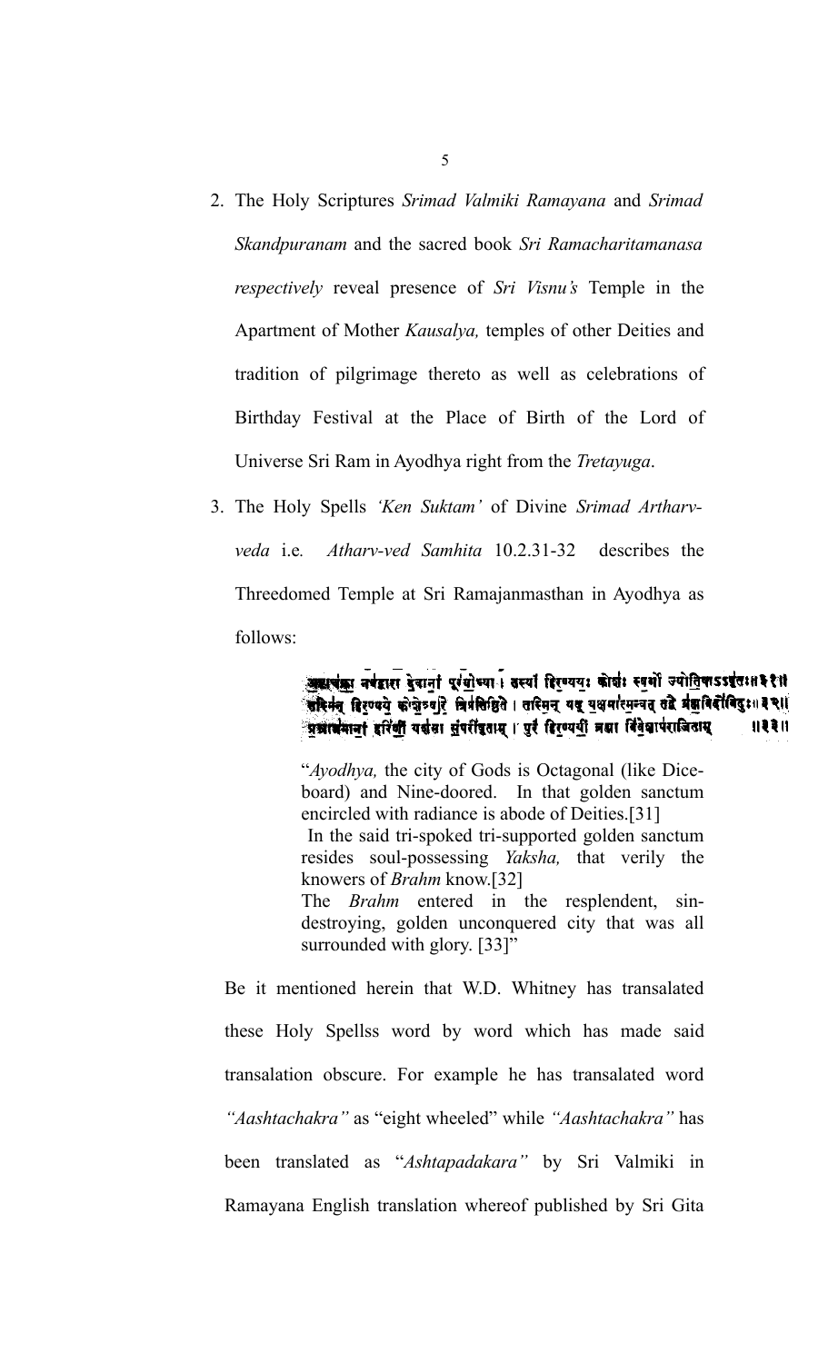2. The Holy Scriptures *Srimad Valmiki Ramayana* and *Srimad Skandpuranam* and the sacred book *Sri Ramacharitamanasa respectively* reveal presence of *Sri Visnu's* Temple in the Apartment of Mother *Kausalya,* temples of other Deities and tradition of pilgrimage thereto as well as celebrations of Birthday Festival at the Place of Birth of the Lord of Universe Sri Ram in Ayodhya right from the *Tretayuga*.

3. The Holy Spells *'Ken Suktam'* of Divine *Srimad Artharv-veda* i.e. *Atharv-ved Samhita* 10.2.31-32 describes the Threedomed Temple at Sri Ramajanmasthan in Ayodhya as follows:

> अष्टचक्रा नवद्वारा देवानां पूरयोध्या । तस्यां हिरण्ययः कोशः स्वर्गो ज्योतिषाऽऽवृतः॥३१॥
> तस्मिन् हिरण्यये कोशे त्र्यरे त्रिप्रतिष्ठिते । तस्मिन् यद् यक्षमात्मन्वत् तद्वै ब्रह्मविदो विदुः॥३२॥
> प्रभ्राजमानां हरिणीं यशसा संपरीवृताम् । पुरं हिरण्ययीं ब्रह्मा विवेशापराजिताम् ॥३३॥
>
> "*Ayodhya,* the city of Gods is Octagonal (like Dice-board) and Nine-doored. In that golden sanctum encircled with radiance is abode of Deities.[31]
> In the said tri-spoked tri-supported golden sanctum resides soul-possessing *Yaksha,* that verily the knowers of *Brahm* know.[32]
> The *Brahm* entered in the resplendent, sin-destroying, golden unconquered city that was all surrounded with glory. [33]"

Be it mentioned herein that W.D. Whitney has transalated these Holy Spellss word by word which has made said transalation obscure. For example he has transalated word *"Aashtachakra"* as "eight wheeled" while *"Aashtachakra"* has been translated as "*Ashtapadakara"* by Sri Valmiki in Ramayana English translation whereof published by Sri Gita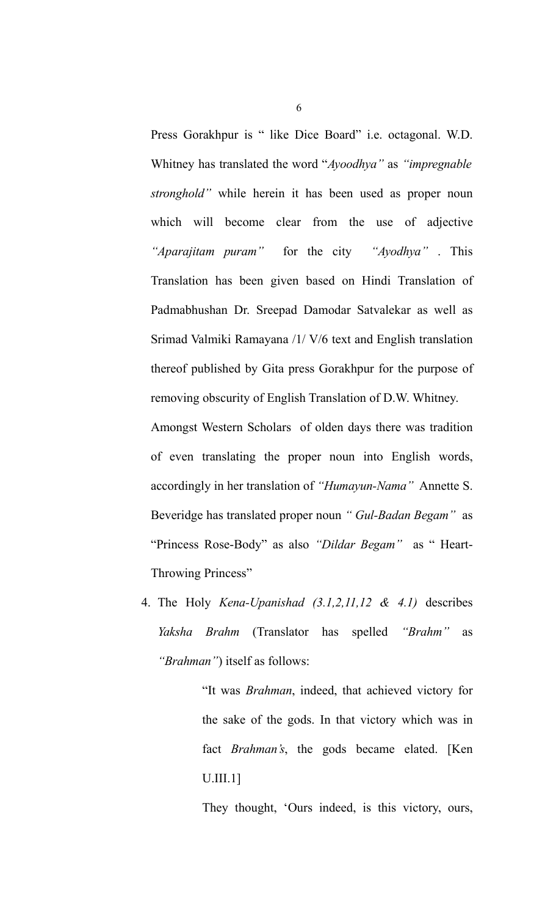Press Gorakhpur is " like Dice Board" i.e. octagonal. W.D. Whitney has translated the word "*Ayoodhya"* as *"impregnable stronghold"* while herein it has been used as proper noun which will become clear from the use of adjective *"Aparajitam puram"* for the city *"Ayodhya"* . This Translation has been given based on Hindi Translation of Padmabhushan Dr. Sreepad Damodar Satvalekar as well as Srimad Valmiki Ramayana /1/ V/6 text and English translation thereof published by Gita press Gorakhpur for the purpose of removing obscurity of English Translation of D.W. Whitney.

Amongst Western Scholars of olden days there was tradition of even translating the proper noun into English words, accordingly in her translation of *"Humayun-Nama"* Annette S. Beveridge has translated proper noun *" Gul-Badan Begam"* as "Princess Rose-Body" as also *"Dildar Begam"* as " Heart-Throwing Princess"

4. The Holy *Kena-Upanishad (3.1,2,11,12 & 4.1)* describes *Yaksha Brahm* (Translator has spelled *"Brahm"* as *"Brahman"*) itself as follows:

> "It was *Brahman*, indeed, that achieved victory for the sake of the gods. In that victory which was in fact *Brahman's*, the gods became elated. [Ken U.III.1]
>
> They thought, 'Ours indeed, is this victory, ours,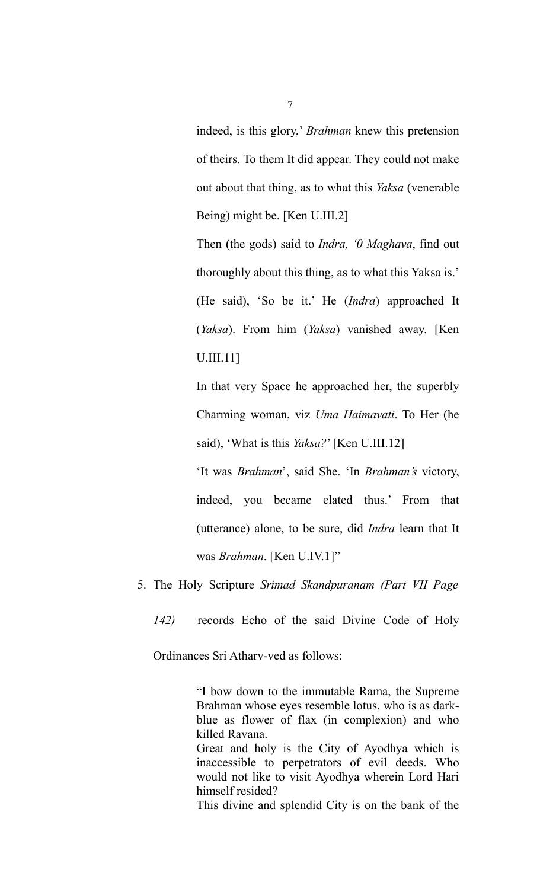indeed, is this glory,' *Brahman* knew this pretension of theirs. To them It did appear. They could not make out about that thing, as to what this *Yaksa* (venerable Being) might be. [Ken U.III.2]

Then (the gods) said to *Indra, '0 Maghava*, find out thoroughly about this thing, as to what this Yaksa is.' (He said), 'So be it.' He (*Indra*) approached It (*Yaksa*). From him (*Yaksa*) vanished away. [Ken U.III.11]

In that very Space he approached her, the superbly Charming woman, viz *Uma Haimavati*. To Her (he said), 'What is this *Yaksa?*' [Ken U.III.12]

'It was *Brahman*', said She. 'In *Brahman's* victory, indeed, you became elated thus.' From that (utterance) alone, to be sure, did *Indra* learn that It was *Brahman*. [Ken U.IV.1]"

5. The Holy Scripture *Srimad Skandpuranam (Part VII Page 142)* records Echo of the said Divine Code of Holy Ordinances Sri Atharv-ved as follows:

> "I bow down to the immutable Rama, the Supreme Brahman whose eyes resemble lotus, who is as dark-blue as flower of flax (in complexion) and who killed Ravana.
> Great and holy is the City of Ayodhya which is inaccessible to perpetrators of evil deeds. Who would not like to visit Ayodhya wherein Lord Hari himself resided?
> This divine and splendid City is on the bank of the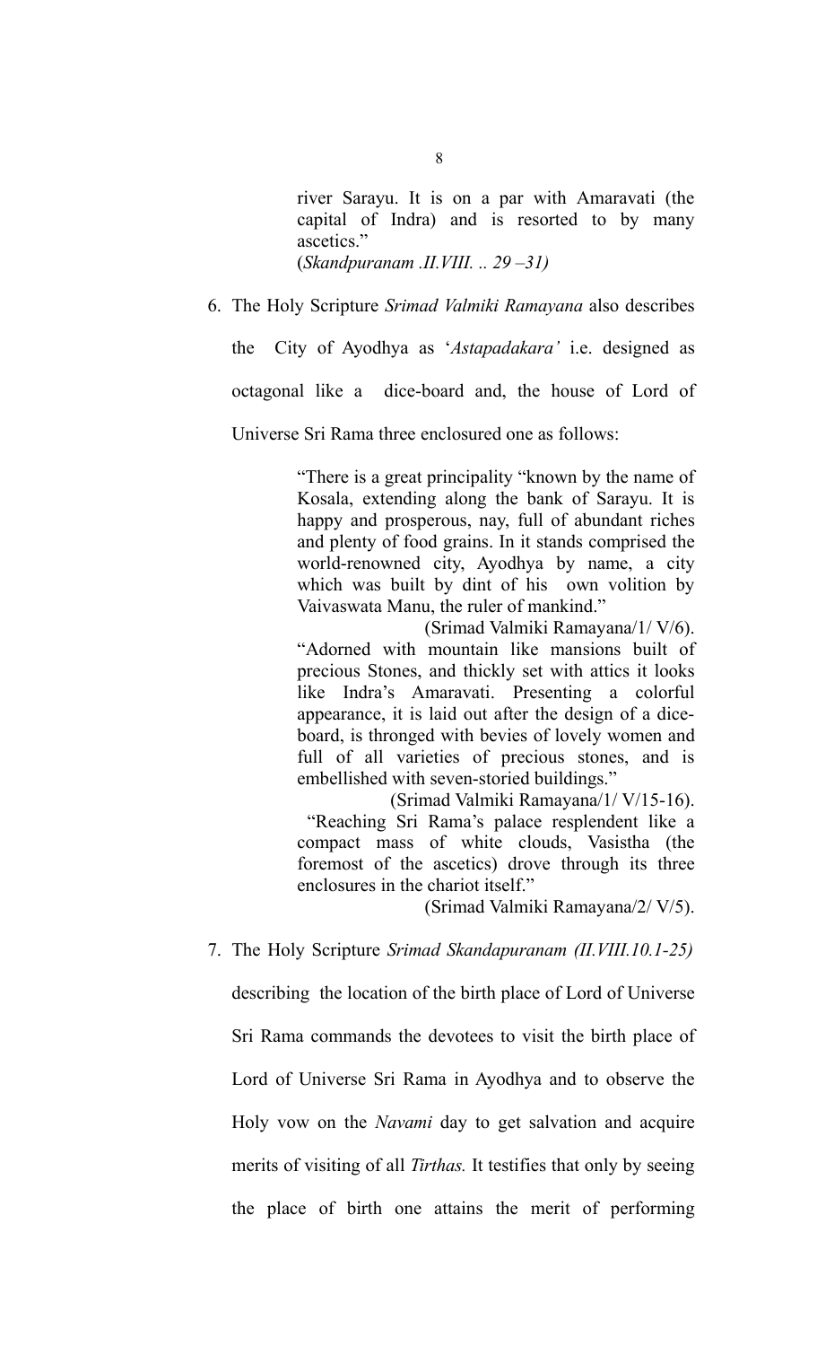> river Sarayu. It is on a par with Amaravati (the capital of Indra) and is resorted to by many ascetics."
> (*Skandpuranam .II.VIII. .. 29 –31)*

6. The Holy Scripture *Srimad Valmiki Ramayana* also describes the City of Ayodhya as '*Astapadakara'* i.e. designed as octagonal like a dice-board and, the house of Lord of Universe Sri Rama three enclosured one as follows:

> "There is a great principality "known by the name of Kosala, extending along the bank of Sarayu. It is happy and prosperous, nay, full of abundant riches and plenty of food grains. In it stands comprised the world-renowned city, Ayodhya by name, a city which was built by dint of his own volition by Vaivaswata Manu, the ruler of mankind."
>
> (Srimad Valmiki Ramayana/1/ V/6).
>
> "Adorned with mountain like mansions built of precious Stones, and thickly set with attics it looks like Indra's Amaravati. Presenting a colorful appearance, it is laid out after the design of a dice-board, is thronged with bevies of lovely women and full of all varieties of precious stones, and is embellished with seven-storied buildings."
>
> (Srimad Valmiki Ramayana/1/ V/15-16).
>
> "Reaching Sri Rama's palace resplendent like a compact mass of white clouds, Vasistha (the foremost of the ascetics) drove through its three enclosures in the chariot itself."
>
> (Srimad Valmiki Ramayana/2/ V/5).

7. The Holy Scripture *Srimad Skandapuranam (II.VIII.10.1-25)* describing the location of the birth place of Lord of Universe Sri Rama commands the devotees to visit the birth place of Lord of Universe Sri Rama in Ayodhya and to observe the Holy vow on the *Navami* day to get salvation and acquire merits of visiting of all *Tirthas.* It testifies that only by seeing the place of birth one attains the merit of performing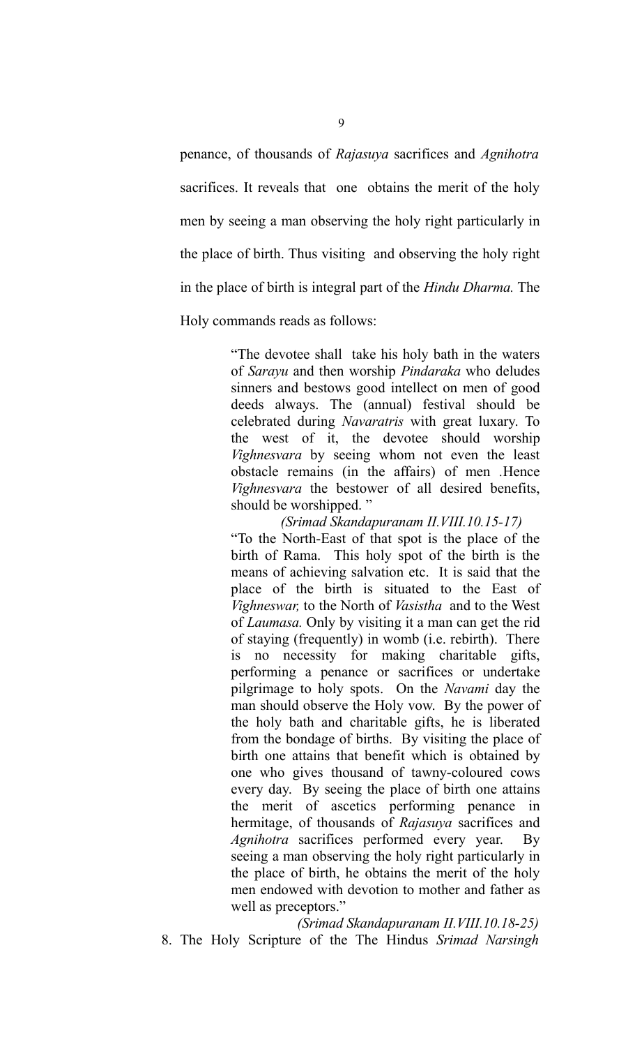penance, of thousands of *Rajasuya* sacrifices and *Agnihotra* sacrifices. It reveals that one obtains the merit of the holy men by seeing a man observing the holy right particularly in the place of birth. Thus visiting and observing the holy right in the place of birth is integral part of the *Hindu Dharma.* The Holy commands reads as follows:

> "The devotee shall take his holy bath in the waters of *Sarayu* and then worship *Pindaraka* who deludes sinners and bestows good intellect on men of good deeds always. The (annual) festival should be celebrated during *Navaratris* with great luxary. To the west of it, the devotee should worship *Vighnesvara* by seeing whom not even the least obstacle remains (in the affairs) of men .Hence *Vighnesvara* the bestower of all desired benefits, should be worshipped. "
>
> *(Srimad Skandapuranam II.VIII.10.15-17)*
>
> "To the North-East of that spot is the place of the birth of Rama. This holy spot of the birth is the means of achieving salvation etc. It is said that the place of the birth is situated to the East of *Vighneswar,* to the North of *Vasistha* and to the West of *Laumasa.* Only by visiting it a man can get the rid of staying (frequently) in womb (i.e. rebirth). There is no necessity for making charitable gifts, performing a penance or sacrifices or undertake pilgrimage to holy spots. On the *Navami* day the man should observe the Holy vow. By the power of the holy bath and charitable gifts, he is liberated from the bondage of births. By visiting the place of birth one attains that benefit which is obtained by one who gives thousand of tawny-coloured cows every day. By seeing the place of birth one attains the merit of ascetics performing penance in hermitage, of thousands of *Rajasuya* sacrifices and *Agnihotra* sacrifices performed every year. By seeing a man observing the holy right particularly in the place of birth, he obtains the merit of the holy men endowed with devotion to mother and father as well as preceptors."
>
> *(Srimad Skandapuranam II.VIII.10.18-25)*

8. The Holy Scripture of the The Hindus *Srimad Narsingh*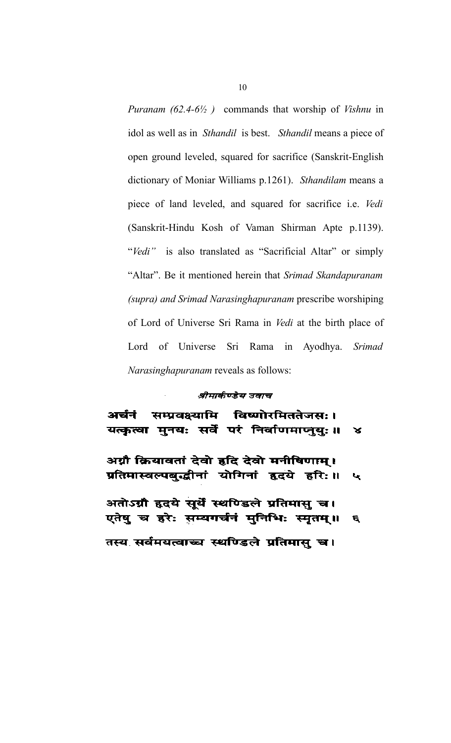*Puranam (62.4-6½ )* commands that worship of *Vishnu* in idol as well as in *Sthandil* is best. *Sthandil* means a piece of open ground leveled, squared for sacrifice (Sanskrit-English dictionary of Moniar Williams p.1261). *Sthandilam* means a piece of land leveled, and squared for sacrifice i.e. *Vedi* (Sanskrit-Hindu Kosh of Vaman Shirman Apte p.1139). "*Vedi"* is also translated as "Sacrificial Altar" or simply "Altar". Be it mentioned herein that *Srimad Skandapuranam (supra) and Srimad Narasinghapuranam* prescribe worshiping of Lord of Universe Sri Rama in *Vedi* at the birth place of Lord of Universe Sri Rama in Ayodhya. *Srimad Narasinghapuranam* reveals as follows:

*श्रीमार्कण्डेय उवाच*

अर्चनं सम्प्रवक्ष्यामि विष्णोरमिततेजसः।
यत्कृत्वा मुनयः सर्वे परं निर्वाणमाप्नुयुः॥ ४

अग्नौ क्रियावतां देवो हृदि देवो मनीषिणाम्।
प्रतिमास्वल्पबुद्धीनां योगिनां हृदये हरिः॥ ५

अतोऽग्नौ हृदये सूर्ये स्थण्डिले प्रतिमासु च।
एतेषु च हरेः सम्यगर्चनं मुनिभिः स्मृतम्॥ ६

तस्य सर्वमयत्वाच्च स्थण्डिले प्रतिमासु च।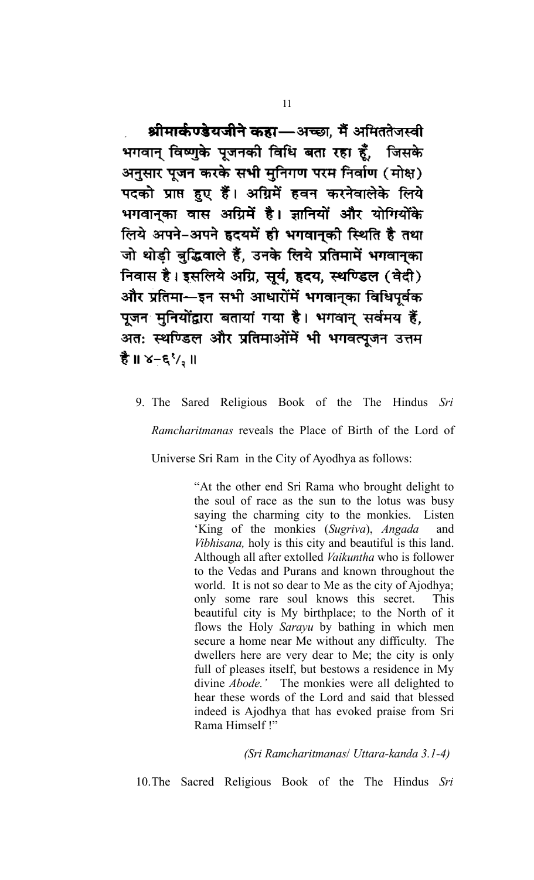**श्रीमार्कण्डेयजीने कहा**—अच्छा, मैं अमिततेजस्वी भगवान् विष्णुके पूजनकी विधि बता रहा हूँ, जिसके अनुसार पूजन करके सभी मुनिगण परम निर्वाण (मोक्ष) पदको प्राप्त हुए हैं। अग्निमें हवन करनेवालेके लिये भगवान्का वास अग्निमें है। ज्ञानियों और योगियोंके लिये अपने-अपने हृदयमें ही भगवान्की स्थिति है तथा जो थोड़ी बुद्धिवाले हैं, उनके लिये प्रतिमामें भगवान्का निवास है। इसलिये अग्नि, सूर्य, हृदय, स्थण्डिल (वेदी) और प्रतिमा—इन सभी आधारोंमें भगवान्का विधिपूर्वक पूजन मुनियोंद्वारा बताया गया है। भगवान् सर्वमय हैं, अतः स्थण्डिल और प्रतिमाओंमें भी भगवत्पूजन उत्तम है॥ ४-६½ ॥

9. The Sared Religious Book of the The Hindus *Sri Ramcharitmanas* reveals the Place of Birth of the Lord of Universe Sri Ram in the City of Ayodhya as follows:

> "At the other end Sri Rama who brought delight to the soul of race as the sun to the lotus was busy saying the charming city to the monkies. Listen 'King of the monkies (*Sugriva*), *Angada* and *Vibhisana,* holy is this city and beautiful is this land. Although all after extolled *Vaikuntha* who is follower to the Vedas and Purans and known throughout the world. It is not so dear to Me as the city of Ajodhya; only some rare soul knows this secret. This beautiful city is My birthplace; to the North of it flows the Holy *Sarayu* by bathing in which men secure a home near Me without any difficulty. The dwellers here are very dear to Me; the city is only full of pleases itself, but bestows a residence in My divine *Abode.'* The monkies were all delighted to hear these words of the Lord and said that blessed indeed is Ajodhya that has evoked praise from Sri Rama Himself !"
>
> *(Sri Ramcharitmanas/ Uttara-kanda 3.1-4)*

10. The Sacred Religious Book of the The Hindus *Sri*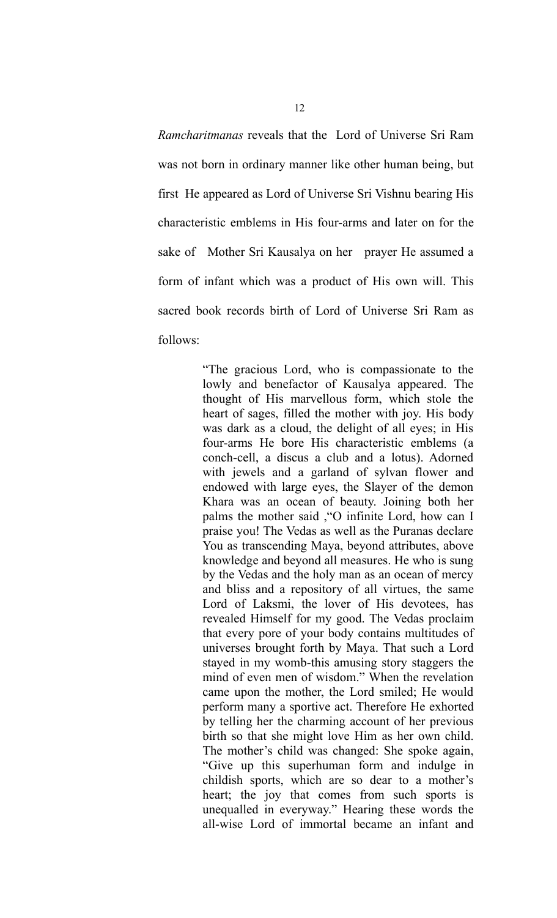*Ramcharitmanas* reveals that the Lord of Universe Sri Ram was not born in ordinary manner like other human being, but first He appeared as Lord of Universe Sri Vishnu bearing His characteristic emblems in His four-arms and later on for the sake of Mother Sri Kausalya on her prayer He assumed a form of infant which was a product of His own will. This sacred book records birth of Lord of Universe Sri Ram as follows:

> "The gracious Lord, who is compassionate to the lowly and benefactor of Kausalya appeared. The thought of His marvellous form, which stole the heart of sages, filled the mother with joy. His body was dark as a cloud, the delight of all eyes; in His four-arms He bore His characteristic emblems (a conch-cell, a discus a club and a lotus). Adorned with jewels and a garland of sylvan flower and endowed with large eyes, the Slayer of the demon Khara was an ocean of beauty. Joining both her palms the mother said ,"O infinite Lord, how can I praise you! The Vedas as well as the Puranas declare You as transcending Maya, beyond attributes, above knowledge and beyond all measures. He who is sung by the Vedas and the holy man as an ocean of mercy and bliss and a repository of all virtues, the same Lord of Laksmi, the lover of His devotees, has revealed Himself for my good. The Vedas proclaim that every pore of your body contains multitudes of universes brought forth by Maya. That such a Lord stayed in my womb-this amusing story staggers the mind of even men of wisdom." When the revelation came upon the mother, the Lord smiled; He would perform many a sportive act. Therefore He exhorted by telling her the charming account of her previous birth so that she might love Him as her own child. The mother's child was changed: She spoke again, "Give up this superhuman form and indulge in childish sports, which are so dear to a mother's heart; the joy that comes from such sports is unequalled in everyway." Hearing these words the all-wise Lord of immortal became an infant and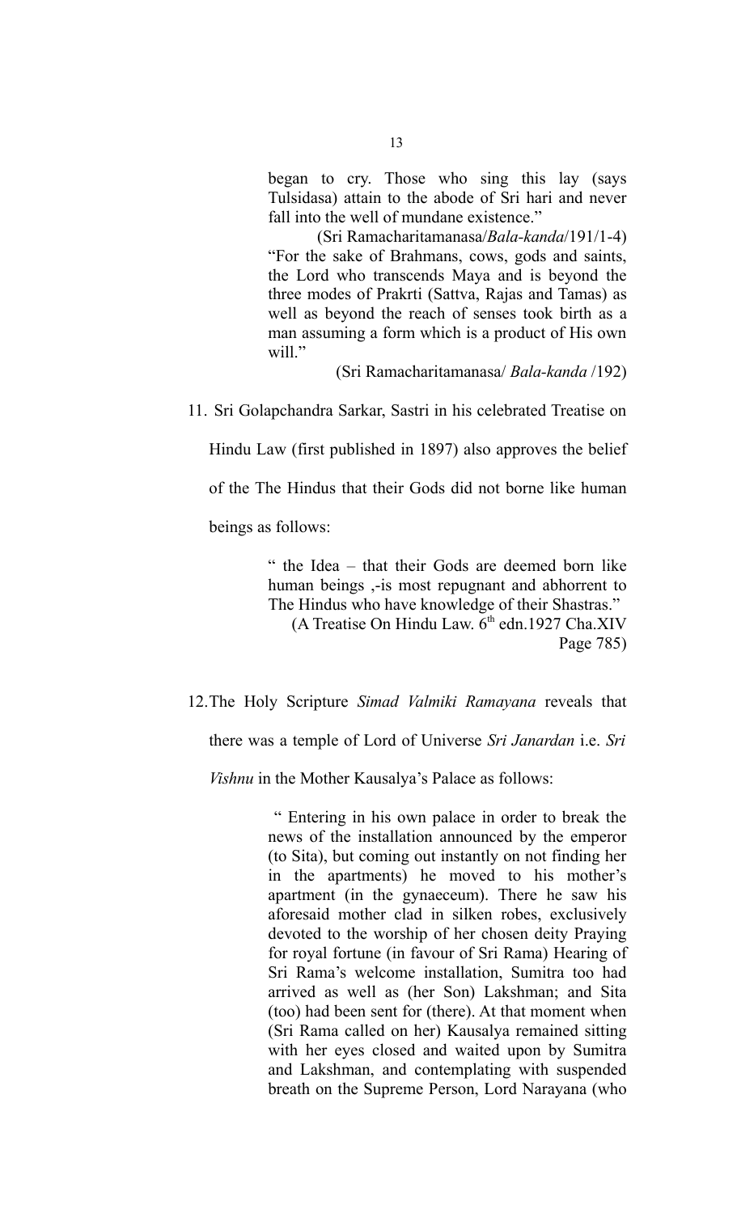> began to cry. Those who sing this lay (says Tulsidasa) attain to the abode of Sri hari and never fall into the well of mundane existence."
>
> (Sri Ramacharitamanasa/*Bala-kanda*/191/1-4)
>
> "For the sake of Brahmans, cows, gods and saints, the Lord who transcends Maya and is beyond the three modes of Prakrti (Sattva, Rajas and Tamas) as well as beyond the reach of senses took birth as a man assuming a form which is a product of His own will."
>
> (Sri Ramacharitamanasa/ *Bala-kanda* /192)

11. Sri Golapchandra Sarkar, Sastri in his celebrated Treatise on Hindu Law (first published in 1897) also approves the belief of the The Hindus that their Gods did not borne like human beings as follows:

> " the Idea – that their Gods are deemed born like human beings ,-is most repugnant and abhorrent to The Hindus who have knowledge of their Shastras."
>
> (A Treatise On Hindu Law. 6th edn.1927 Cha.XIV Page 785)

12. The Holy Scripture *Simad Valmiki Ramayana* reveals that there was a temple of Lord of Universe *Sri Janardan* i.e. *Sri Vishnu* in the Mother Kausalya's Palace as follows:

> " Entering in his own palace in order to break the news of the installation announced by the emperor (to Sita), but coming out instantly on not finding her in the apartments) he moved to his mother's apartment (in the gynaeceum). There he saw his aforesaid mother clad in silken robes, exclusively devoted to the worship of her chosen deity Praying for royal fortune (in favour of Sri Rama) Hearing of Sri Rama's welcome installation, Sumitra too had arrived as well as (her Son) Lakshman; and Sita (too) had been sent for (there). At that moment when (Sri Rama called on her) Kausalya remained sitting with her eyes closed and waited upon by Sumitra and Lakshman, and contemplating with suspended breath on the Supreme Person, Lord Narayana (who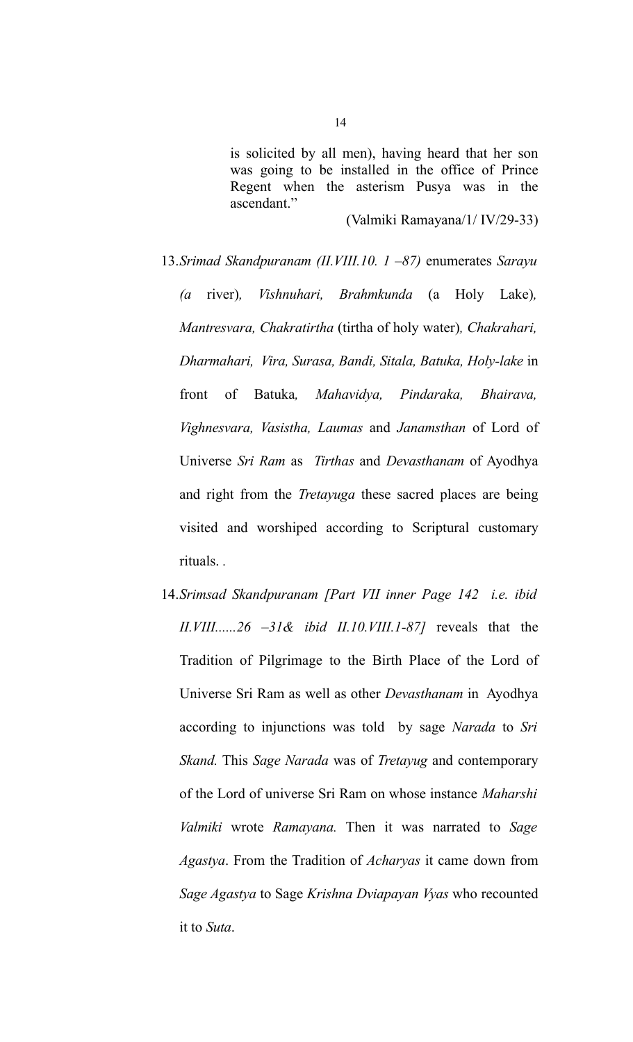> is solicited by all men), having heard that her son was going to be installed in the office of Prince Regent when the asterism Pusya was in the ascendant."
>
> (Valmiki Ramayana/1/ IV/29-33)

13. *Srimad Skandpuranam (II.VIII.10. 1 –87)* enumerates *Sarayu (a* river)*, Vishnuhari, Brahmkunda* (a Holy Lake)*, Mantresvara, Chakratirtha* (tirtha of holy water)*, Chakrahari, Dharmahari, Vira, Surasa, Bandi, Sitala, Batuka, Holy-lake* in front of Batuka*, Mahavidya, Pindaraka, Bhairava, Vighnesvara, Vasistha, Laumas* and *Janamsthan* of Lord of Universe *Sri Ram* as *Tirthas* and *Devasthanam* of Ayodhya and right from the *Tretayuga* these sacred places are being visited and worshiped according to Scriptural customary rituals. .

14. *Srimsad Skandpuranam [Part VII inner Page 142 i.e. ibid II.VIII......26 –31& ibid II.10.VIII.1-87]* reveals that the Tradition of Pilgrimage to the Birth Place of the Lord of Universe Sri Ram as well as other *Devasthanam* in Ayodhya according to injunctions was told by sage *Narada* to *Sri Skand.* This *Sage Narada* was of *Tretayug* and contemporary of the Lord of universe Sri Ram on whose instance *Maharshi Valmiki* wrote *Ramayana.* Then it was narrated to *Sage Agastya*. From the Tradition of *Acharyas* it came down from *Sage Agastya* to Sage *Krishna Dviapayan Vyas* who recounted it to *Suta*.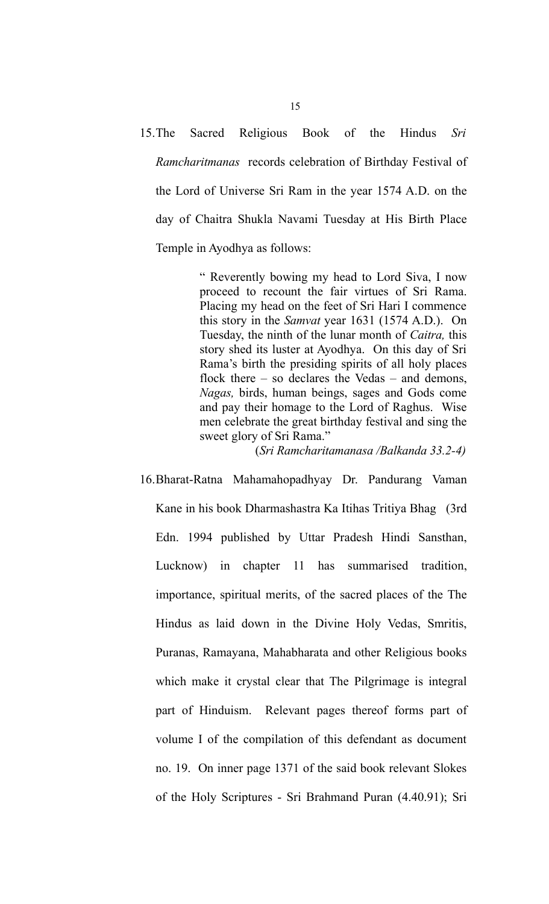15. The Sacred Religious Book of the Hindus *Sri Ramcharitmanas* records celebration of Birthday Festival of the Lord of Universe Sri Ram in the year 1574 A.D. on the day of Chaitra Shukla Navami Tuesday at His Birth Place Temple in Ayodhya as follows:

> " Reverently bowing my head to Lord Siva, I now proceed to recount the fair virtues of Sri Rama. Placing my head on the feet of Sri Hari I commence this story in the *Samvat* year 1631 (1574 A.D.). On Tuesday, the ninth of the lunar month of *Caitra,* this story shed its luster at Ayodhya. On this day of Sri Rama's birth the presiding spirits of all holy places flock there – so declares the Vedas – and demons, *Nagas,* birds, human beings, sages and Gods come and pay their homage to the Lord of Raghus. Wise men celebrate the great birthday festival and sing the sweet glory of Sri Rama."
>
> (*Sri Ramcharitamanasa /Balkanda 33.2-4)*

16. Bharat-Ratna Mahamahopadhyay Dr. Pandurang Vaman Kane in his book Dharmashastra Ka Itihas Tritiya Bhag (3rd Edn. 1994 published by Uttar Pradesh Hindi Sansthan, Lucknow) in chapter 11 has summarised tradition, importance, spiritual merits, of the sacred places of the The Hindus as laid down in the Divine Holy Vedas, Smritis, Puranas, Ramayana, Mahabharata and other Religious books which make it crystal clear that The Pilgrimage is integral part of Hinduism. Relevant pages thereof forms part of volume I of the compilation of this defendant as document no. 19. On inner page 1371 of the said book relevant Slokes of the Holy Scriptures - Sri Brahmand Puran (4.40.91); Sri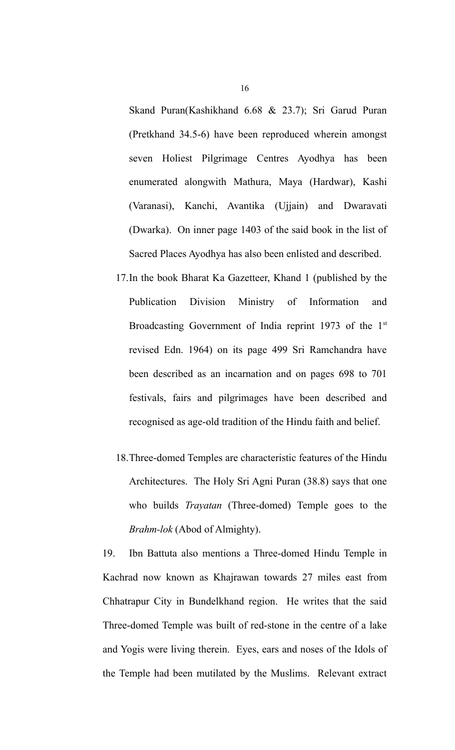Skand Puran(Kashikhand 6.68 & 23.7); Sri Garud Puran (Pretkhand 34.5-6) have been reproduced wherein amongst seven Holiest Pilgrimage Centres Ayodhya has been enumerated alongwith Mathura, Maya (Hardwar), Kashi (Varanasi), Kanchi, Avantika (Ujjain) and Dwaravati (Dwarka). On inner page 1403 of the said book in the list of Sacred Places Ayodhya has also been enlisted and described.

17. In the book Bharat Ka Gazetteer, Khand 1 (published by the Publication Division Ministry of Information and Broadcasting Government of India reprint 1973 of the 1st revised Edn. 1964) on its page 499 Sri Ramchandra have been described as an incarnation and on pages 698 to 701 festivals, fairs and pilgrimages have been described and recognised as age-old tradition of the Hindu faith and belief.

18. Three-domed Temples are characteristic features of the Hindu Architectures. The Holy Sri Agni Puran (38.8) says that one who builds *Trayatan* (Three-domed) Temple goes to the *Brahm-lok* (Abod of Almighty).

19. Ibn Battuta also mentions a Three-domed Hindu Temple in Kachrad now known as Khajrawan towards 27 miles east from Chhatrapur City in Bundelkhand region. He writes that the said Three-domed Temple was built of red-stone in the centre of a lake and Yogis were living therein. Eyes, ears and noses of the Idols of the Temple had been mutilated by the Muslims. Relevant extract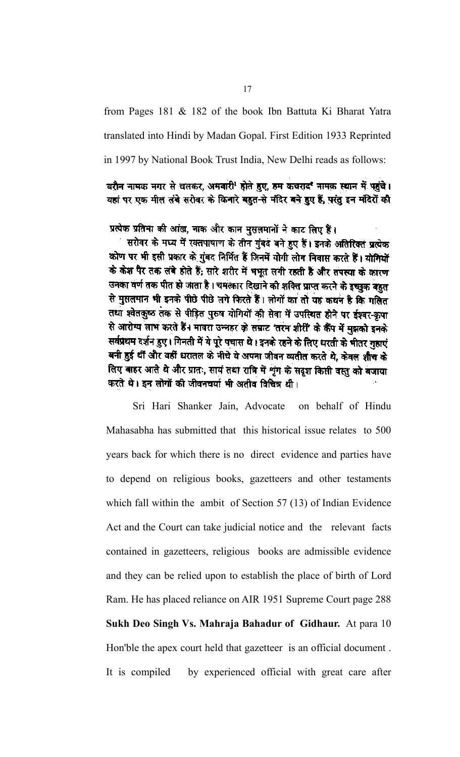from Pages 181 & 182 of the book Ibn Battuta Ki Bharat Yatra translated into Hindi by Madan Gopal. First Edition 1933 Reprinted in 1997 by National Book Trust India, New Delhi reads as follows:

बरौन नामक नगर से चलकर, अमवारी[1] होते हुए, हम कचराद[2] नामक स्थान में पहुंचे। यहां पर एक मील लंबे सरोवर के किनारे बहुत-से मंदिर बने हुए हैं, परंतु इन मंदिरों की प्रत्येक प्रतिमा की आंख, नाक और कान मुसलमानों ने काट लिए हैं।

सरोवर के मध्य में रक्तपाषाण के तीन गुंबद बने हुए हैं। इनके अतिरिक्त प्रत्येक कोण पर भी इसी प्रकार के गुंबद निर्मित हैं जिनमें योगी लोग निवास करते हैं। योगियों के केश पैर तक लंबे होते हैं; सारे शरीर में भभूत लगी रहती है और तपस्या के कारण उनका वर्ण तक पीत हो जाता है। चमत्कार दिखाने की शक्ति प्राप्त करने के इच्छुक बहुत से मुसलमान भी इनके पीछे पीछे लगे फिरते हैं। लोगों का तो यह कथन है कि गलित तथा श्वेतकुष्ठ तक से पीड़ित पुरुष योगियों की सेवा में उपस्थित होने पर ईश्वर-कृपा से आरोग्य लाभ करते हैं। मावरा उन्नहर के सम्राट 'तरम शीरीं' के कैंप में मुझको इनके सर्वप्रथम दर्शन हुए। गिनती में ये पूरे पचास थे। इनके रहने के लिए धरती के भीतर गुहाएं बनी हुई थीं और वहीं धरातल के नीचे ये अपना जीवन व्यतीत करते थे, केवल शौच के लिए बाहर आते थे और प्रातः, सायं तथा रात्रि में शृंग के सदृश किसी वस्तु को बजाया करते थे। इन लोगों की जीवनचर्या भी अतीव विचित्र थी।

Sri Hari Shanker Jain, Advocate on behalf of Hindu Mahasabha has submitted that this historical issue relates to 500 years back for which there is no direct evidence and parties have to depend on religious books, gazetteers and other testaments which fall within the ambit of Section 57 (13) of Indian Evidence Act and the Court can take judicial notice and the relevant facts contained in gazetteers, religious books are admissible evidence and they can be relied upon to establish the place of birth of Lord Ram. He has placed reliance on AIR 1951 Supreme Court page 288 **Sukh Deo Singh Vs. Mahraja Bahadur of Gidhaur.** At para 10 Hon'ble the apex court held that gazetteer is an official document . It is compiled by experienced official with great care after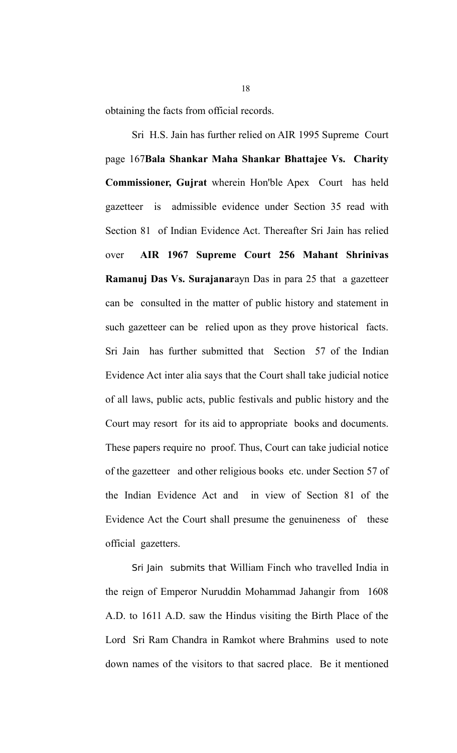obtaining the facts from official records.

Sri H.S. Jain has further relied on AIR 1995 Supreme Court page 167**Bala Shankar Maha Shankar Bhattajee Vs. Charity Commissioner, Gujrat** wherein Hon'ble Apex Court has held gazetteer is admissible evidence under Section 35 read with Section 81 of Indian Evidence Act. Thereafter Sri Jain has relied over **AIR 1967 Supreme Court 256 Mahant Shrinivas Ramanuj Das Vs. Surajanar**ayn Das in para 25 that a gazetteer can be consulted in the matter of public history and statement in such gazetteer can be relied upon as they prove historical facts. Sri Jain has further submitted that Section 57 of the Indian Evidence Act inter alia says that the Court shall take judicial notice of all laws, public acts, public festivals and public history and the Court may resort for its aid to appropriate books and documents. These papers require no proof. Thus, Court can take judicial notice of the gazetteer and other religious books etc. under Section 57 of the Indian Evidence Act and in view of Section 81 of the Evidence Act the Court shall presume the genuineness of these official gazetters.

Sri Jain submits that William Finch who travelled India in the reign of Emperor Nuruddin Mohammad Jahangir from 1608 A.D. to 1611 A.D. saw the Hindus visiting the Birth Place of the Lord Sri Ram Chandra in Ramkot where Brahmins used to note down names of the visitors to that sacred place. Be it mentioned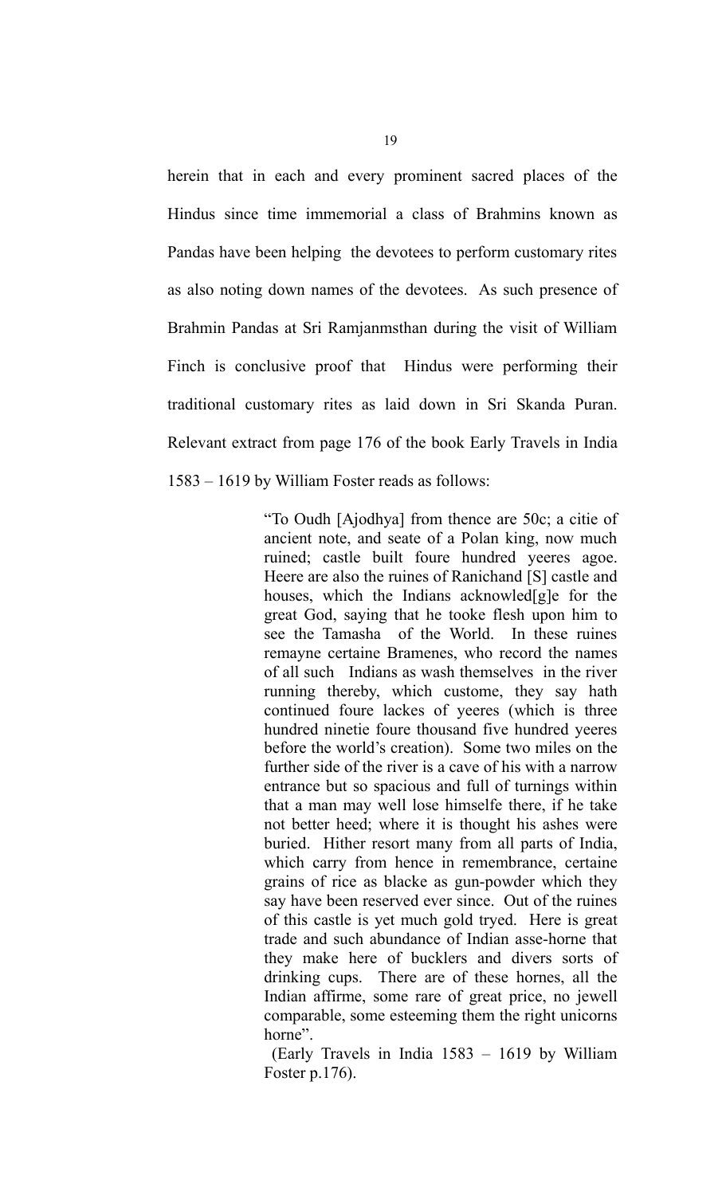herein that in each and every prominent sacred places of the Hindus since time immemorial a class of Brahmins known as Pandas have been helping the devotees to perform customary rites as also noting down names of the devotees. As such presence of Brahmin Pandas at Sri Ramjanmsthan during the visit of William Finch is conclusive proof that Hindus were performing their traditional customary rites as laid down in Sri Skanda Puran. Relevant extract from page 176 of the book Early Travels in India 1583 – 1619 by William Foster reads as follows:

> "To Oudh [Ajodhya] from thence are 50c; a citie of ancient note, and seate of a Polan king, now much ruined; castle built foure hundred yeeres agoe. Heere are also the ruines of Ranichand [S] castle and houses, which the Indians acknowled[g]e for the great God, saying that he tooke flesh upon him to see the Tamasha of the World. In these ruines remayne certaine Bramenes, who record the names of all such Indians as wash themselves in the river running thereby, which custome, they say hath continued foure lackes of yeeres (which is three hundred ninetie foure thousand five hundred yeeres before the world's creation). Some two miles on the further side of the river is a cave of his with a narrow entrance but so spacious and full of turnings within that a man may well lose himselfe there, if he take not better heed; where it is thought his ashes were buried. Hither resort many from all parts of India, which carry from hence in remembrance, certaine grains of rice as blacke as gun-powder which they say have been reserved ever since. Out of the ruines of this castle is yet much gold tryed. Here is great trade and such abundance of Indian asse-horne that they make here of bucklers and divers sorts of drinking cups. There are of these hornes, all the Indian affirme, some rare of great price, no jewell comparable, some esteeming them the right unicorns horne".
>
> (Early Travels in India 1583 – 1619 by William Foster p.176).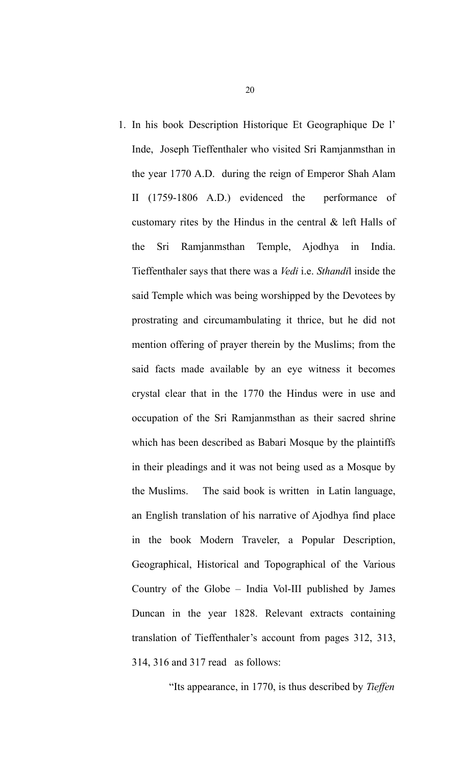1. In his book Description Historique Et Geographique De l' Inde, Joseph Tieffenthaler who visited Sri Ramjanmsthan in the year 1770 A.D. during the reign of Emperor Shah Alam II (1759-1806 A.D.) evidenced the performance of customary rites by the Hindus in the central & left Halls of the Sri Ramjanmsthan Temple, Ajodhya in India. Tieffenthaler says that there was a *Vedi* i.e. *Sthandi*l inside the said Temple which was being worshipped by the Devotees by prostrating and circumambulating it thrice, but he did not mention offering of prayer therein by the Muslims; from the said facts made available by an eye witness it becomes crystal clear that in the 1770 the Hindus were in use and occupation of the Sri Ramjanmsthan as their sacred shrine which has been described as Babari Mosque by the plaintiffs in their pleadings and it was not being used as a Mosque by the Muslims. The said book is written in Latin language, an English translation of his narrative of Ajodhya find place in the book Modern Traveler, a Popular Description, Geographical, Historical and Topographical of the Various Country of the Globe – India Vol-III published by James Duncan in the year 1828. Relevant extracts containing translation of Tieffenthaler's account from pages 312, 313, 314, 316 and 317 read as follows:

   "Its appearance, in 1770, is thus described by *Tieffen*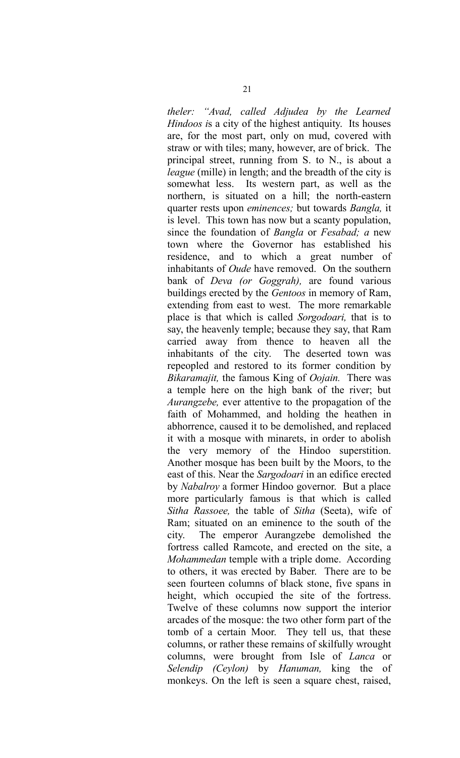*theler: "Avad, called Adjudea by the Learned Hindoos i*s a city of the highest antiquity. Its houses are, for the most part, only on mud, covered with straw or with tiles; many, however, are of brick. The principal street, running from S. to N., is about a *league* (mille) in length; and the breadth of the city is somewhat less. Its western part, as well as the northern, is situated on a hill; the north-eastern quarter rests upon *eminences;* but towards *Bangla,* it is level. This town has now but a scanty population, since the foundation of *Bangla* or *Fesabad; a* new town where the Governor has established his residence, and to which a great number of inhabitants of *Oude* have removed. On the southern bank of *Deva (or Goggrah),* are found various buildings erected by the *Gentoos* in memory of Ram, extending from east to west. The more remarkable place is that which is called *Sorgodoari,* that is to say, the heavenly temple; because they say, that Ram carried away from thence to heaven all the inhabitants of the city. The deserted town was repeopled and restored to its former condition by *Bikaramajit,* the famous King of *Oojain.* There was a temple here on the high bank of the river; but *Aurangzebe,* ever attentive to the propagation of the faith of Mohammed, and holding the heathen in abhorrence, caused it to be demolished, and replaced it with a mosque with minarets, in order to abolish the very memory of the Hindoo superstition. Another mosque has been built by the Moors, to the east of this. Near the *Sargodoari* in an edifice erected by *Nabalroy* a former Hindoo governor. But a place more particularly famous is that which is called *Sitha Rassoee,* the table of *Sitha* (Seeta), wife of Ram; situated on an eminence to the south of the city. The emperor Aurangzebe demolished the fortress called Ramcote, and erected on the site, a *Mohammedan* temple with a triple dome. According to others, it was erected by Baber. There are to be seen fourteen columns of black stone, five spans in height, which occupied the site of the fortress. Twelve of these columns now support the interior arcades of the mosque: the two other form part of the tomb of a certain Moor. They tell us, that these columns, or rather these remains of skilfully wrought columns, were brought from Isle of *Lanca* or *Selendip (Ceylon)* by *Hanuman,* king the of monkeys. On the left is seen a square chest, raised,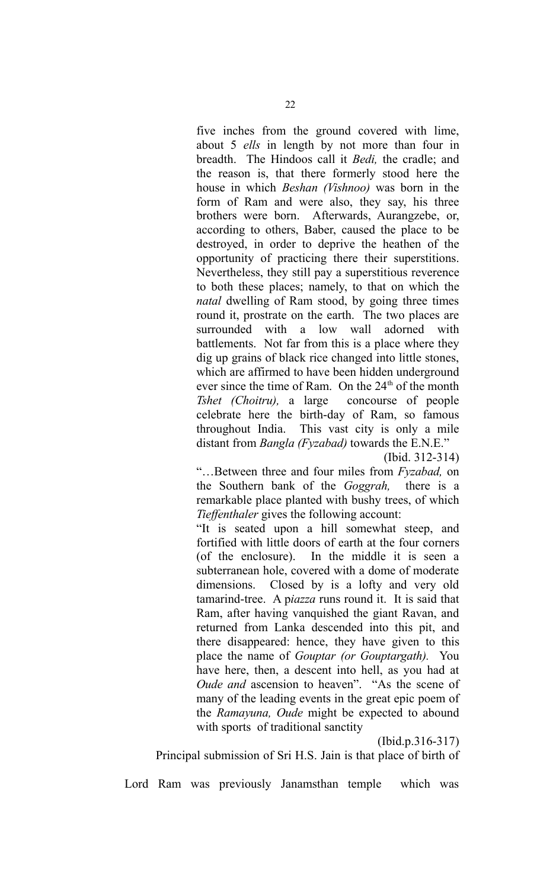five inches from the ground covered with lime, about 5 *ells* in length by not more than four in breadth. The Hindoos call it *Bedi,* the cradle; and the reason is, that there formerly stood here the house in which *Beshan (Vishnoo)* was born in the form of Ram and were also, they say, his three brothers were born. Afterwards, Aurangzebe, or, according to others, Baber, caused the place to be destroyed, in order to deprive the heathen of the opportunity of practicing there their superstitions. Nevertheless, they still pay a superstitious reverence to both these places; namely, to that on which the *natal* dwelling of Ram stood, by going three times round it, prostrate on the earth. The two places are surrounded with a low wall adorned with battlements. Not far from this is a place where they dig up grains of black rice changed into little stones, which are affirmed to have been hidden underground ever since the time of Ram. On the 24th of the month *Tshet (Choitru),* a large concourse of people celebrate here the birth-day of Ram, so famous throughout India. This vast city is only a mile distant from *Bangla (Fyzabad)* towards the E.N.E."

(Ibid. 312-314)

"…Between three and four miles from *Fyzabad,* on the Southern bank of the *Goggrah,* there is a remarkable place planted with bushy trees, of which *Tieffenthaler* gives the following account:

"It is seated upon a hill somewhat steep, and fortified with little doors of earth at the four corners (of the enclosure). In the middle it is seen a subterranean hole, covered with a dome of moderate dimensions. Closed by is a lofty and very old tamarind-tree. A p*iazza* runs round it. It is said that Ram, after having vanquished the giant Ravan, and returned from Lanka descended into this pit, and there disappeared: hence, they have given to this place the name of *Gouptar (or Gouptargath).* You have here, then, a descent into hell, as you had at *Oude and* ascension to heaven". "As the scene of many of the leading events in the great epic poem of the *Ramayuna, Oude* might be expected to abound with sports of traditional sanctity

(Ibid.p.316-317)

Principal submission of Sri H.S. Jain is that place of birth of Lord Ram was previously Janamsthan temple which was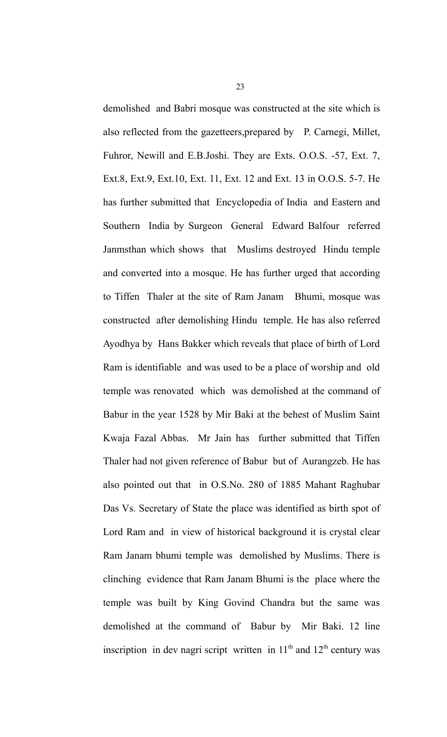demolished and Babri mosque was constructed at the site which is also reflected from the gazetteers,prepared by P. Carnegi, Millet, Fuhror, Newill and E.B.Joshi. They are Exts. O.O.S. -57, Ext. 7, Ext.8, Ext.9, Ext.10, Ext. 11, Ext. 12 and Ext. 13 in O.O.S. 5-7. He has further submitted that Encyclopedia of India and Eastern and Southern India by Surgeon General Edward Balfour referred Janmsthan which shows that Muslims destroyed Hindu temple and converted into a mosque. He has further urged that according to Tiffen Thaler at the site of Ram Janam Bhumi, mosque was constructed after demolishing Hindu temple. He has also referred Ayodhya by Hans Bakker which reveals that place of birth of Lord Ram is identifiable and was used to be a place of worship and old temple was renovated which was demolished at the command of Babur in the year 1528 by Mir Baki at the behest of Muslim Saint Kwaja Fazal Abbas. Mr Jain has further submitted that Tiffen Thaler had not given reference of Babur but of Aurangzeb. He has also pointed out that in O.S.No. 280 of 1885 Mahant Raghubar Das Vs. Secretary of State the place was identified as birth spot of Lord Ram and in view of historical background it is crystal clear Ram Janam bhumi temple was demolished by Muslims. There is clinching evidence that Ram Janam Bhumi is the place where the temple was built by King Govind Chandra but the same was demolished at the command of Babur by Mir Baki. 12 line inscription in dev nagri script written in 11th and 12th century was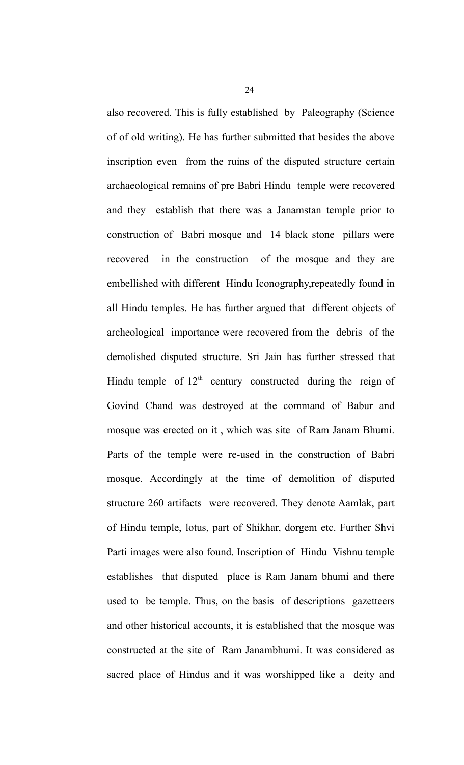also recovered. This is fully established by Paleography (Science of of old writing). He has further submitted that besides the above inscription even from the ruins of the disputed structure certain archaeological remains of pre Babri Hindu temple were recovered and they establish that there was a Janamstan temple prior to construction of Babri mosque and 14 black stone pillars were recovered in the construction of the mosque and they are embellished with different Hindu Iconography,repeatedly found in all Hindu temples. He has further argued that different objects of archeological importance were recovered from the debris of the demolished disputed structure. Sri Jain has further stressed that Hindu temple of 12th century constructed during the reign of Govind Chand was destroyed at the command of Babur and mosque was erected on it , which was site of Ram Janam Bhumi. Parts of the temple were re-used in the construction of Babri mosque. Accordingly at the time of demolition of disputed structure 260 artifacts were recovered. They denote Aamlak, part of Hindu temple, lotus, part of Shikhar, dorgem etc. Further Shvi Parti images were also found. Inscription of Hindu Vishnu temple establishes that disputed place is Ram Janam bhumi and there used to be temple. Thus, on the basis of descriptions gazetteers and other historical accounts, it is established that the mosque was constructed at the site of Ram Janambhumi. It was considered as sacred place of Hindus and it was worshipped like a deity and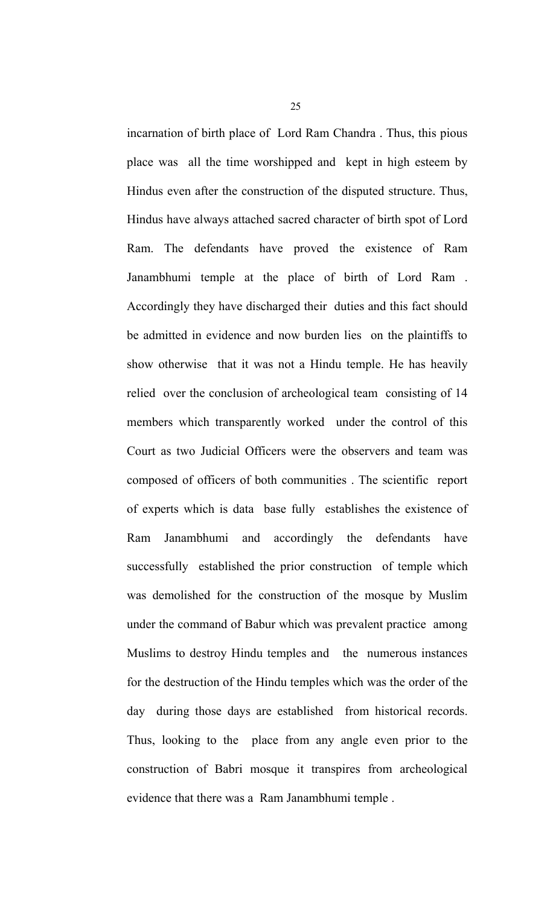incarnation of birth place of Lord Ram Chandra . Thus, this pious place was all the time worshipped and kept in high esteem by Hindus even after the construction of the disputed structure. Thus, Hindus have always attached sacred character of birth spot of Lord Ram. The defendants have proved the existence of Ram Janambhumi temple at the place of birth of Lord Ram . Accordingly they have discharged their duties and this fact should be admitted in evidence and now burden lies on the plaintiffs to show otherwise that it was not a Hindu temple. He has heavily relied over the conclusion of archeological team consisting of 14 members which transparently worked under the control of this Court as two Judicial Officers were the observers and team was composed of officers of both communities . The scientific report of experts which is data base fully establishes the existence of Ram Janambhumi and accordingly the defendants have successfully established the prior construction of temple which was demolished for the construction of the mosque by Muslim under the command of Babur which was prevalent practice among Muslims to destroy Hindu temples and the numerous instances for the destruction of the Hindu temples which was the order of the day during those days are established from historical records. Thus, looking to the place from any angle even prior to the construction of Babri mosque it transpires from archeological evidence that there was a Ram Janambhumi temple .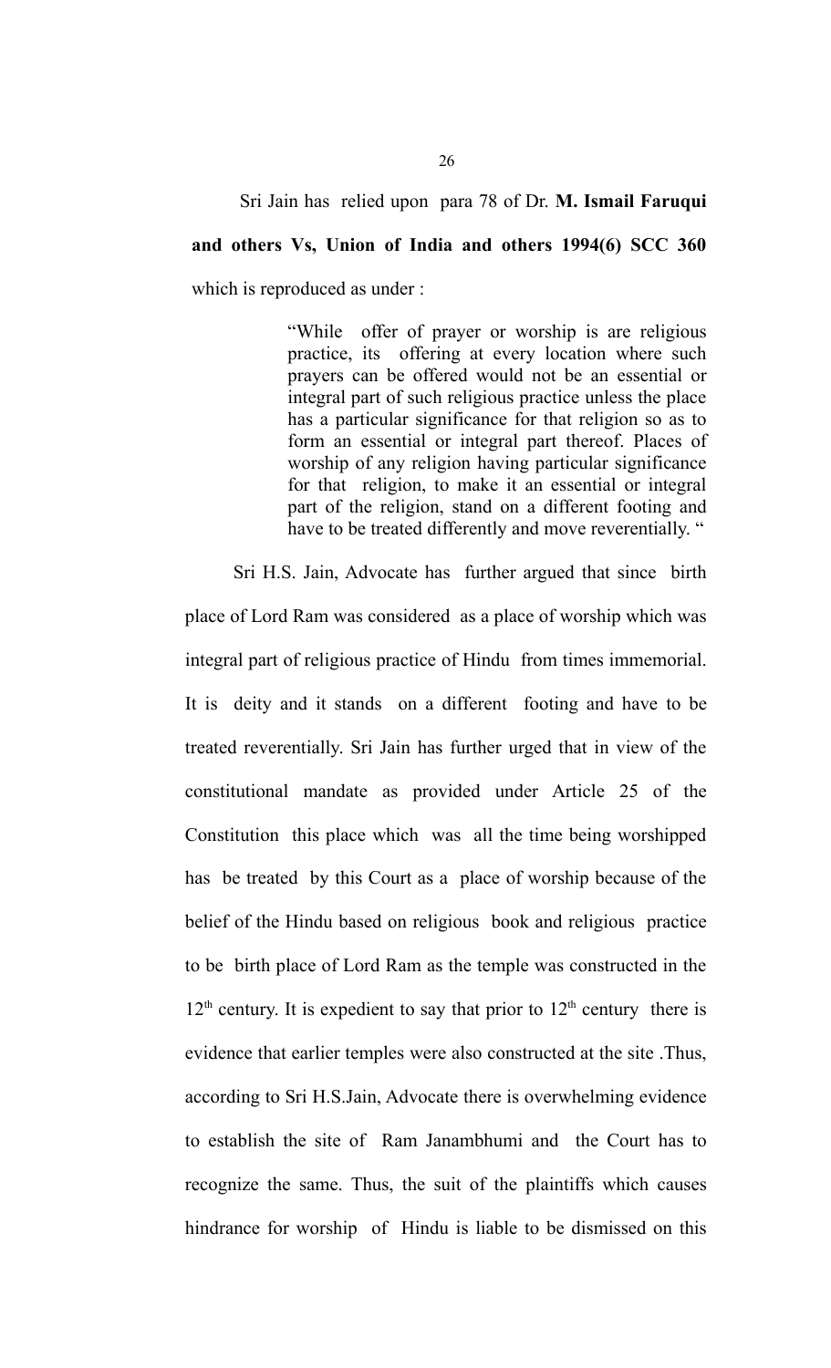Sri Jain has relied upon para 78 of Dr. **M. Ismail Faruqui and others Vs, Union of India and others 1994(6) SCC 360** which is reproduced as under :

> "While offer of prayer or worship is are religious practice, its offering at every location where such prayers can be offered would not be an essential or integral part of such religious practice unless the place has a particular significance for that religion so as to form an essential or integral part thereof. Places of worship of any religion having particular significance for that religion, to make it an essential or integral part of the religion, stand on a different footing and have to be treated differently and move reverentially. "

Sri H.S. Jain, Advocate has further argued that since birth place of Lord Ram was considered as a place of worship which was integral part of religious practice of Hindu from times immemorial. It is deity and it stands on a different footing and have to be treated reverentially. Sri Jain has further urged that in view of the constitutional mandate as provided under Article 25 of the Constitution this place which was all the time being worshipped has be treated by this Court as a place of worship because of the belief of the Hindu based on religious book and religious practice to be birth place of Lord Ram as the temple was constructed in the $12^{th}$ century. It is expedient to say that prior to $12^{th}$ century there is evidence that earlier temples were also constructed at the site .Thus, according to Sri H.S.Jain, Advocate there is overwhelming evidence to establish the site of Ram Janambhumi and the Court has to recognize the same. Thus, the suit of the plaintiffs which causes hindrance for worship of Hindu is liable to be dismissed on this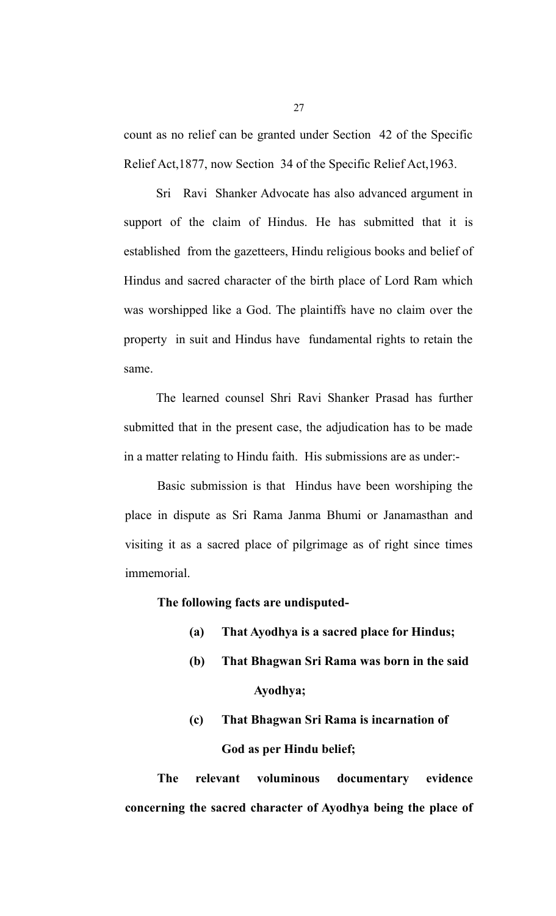count as no relief can be granted under Section 42 of the Specific Relief Act,1877, now Section 34 of the Specific Relief Act,1963.

Sri Ravi Shanker Advocate has also advanced argument in support of the claim of Hindus. He has submitted that it is established from the gazetteers, Hindu religious books and belief of Hindus and sacred character of the birth place of Lord Ram which was worshipped like a God. The plaintiffs have no claim over the property in suit and Hindus have fundamental rights to retain the same.

The learned counsel Shri Ravi Shanker Prasad has further submitted that in the present case, the adjudication has to be made in a matter relating to Hindu faith. His submissions are as under:-

Basic submission is that Hindus have been worshiping the place in dispute as Sri Rama Janma Bhumi or Janamasthan and visiting it as a sacred place of pilgrimage as of right since times immemorial.

**The following facts are undisputed-**

- **(a) That Ayodhya is a sacred place for Hindus;**
- **(b) That Bhagwan Sri Rama was born in the said Ayodhya;**
- **(c) That Bhagwan Sri Rama is incarnation of God as per Hindu belief;**

**The relevant voluminous documentary evidence concerning the sacred character of Ayodhya being the place of**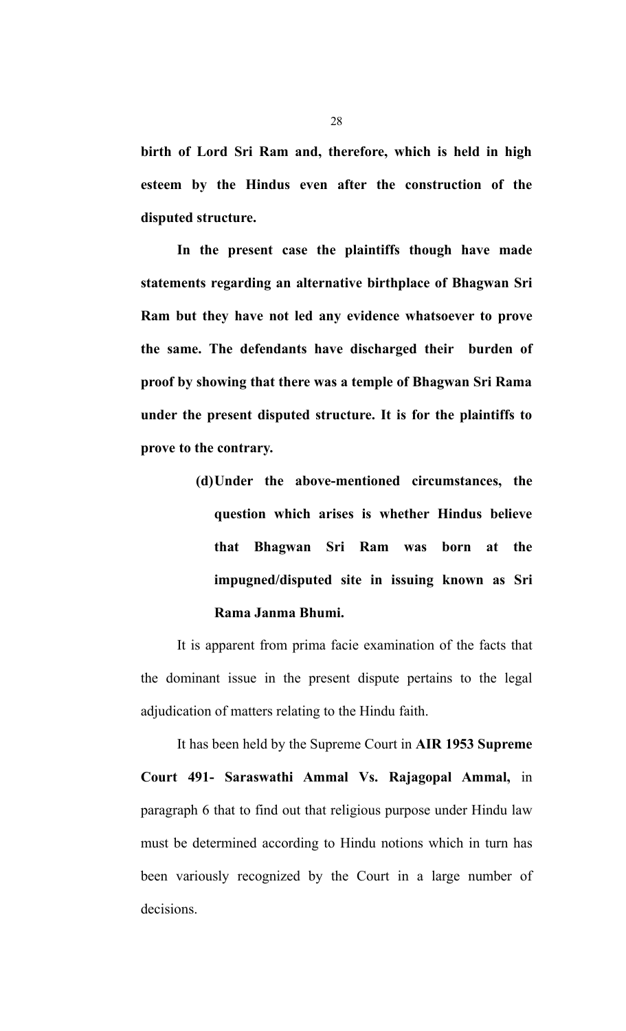**birth of Lord Sri Ram and, therefore, which is held in high esteem by the Hindus even after the construction of the disputed structure.**

**In the present case the plaintiffs though have made statements regarding an alternative birthplace of Bhagwan Sri Ram but they have not led any evidence whatsoever to prove the same. The defendants have discharged their burden of proof by showing that there was a temple of Bhagwan Sri Rama under the present disputed structure. It is for the plaintiffs to prove to the contrary.**

> **(d) Under the above-mentioned circumstances, the question which arises is whether Hindus believe that Bhagwan Sri Ram was born at the impugned/disputed site in issuing known as Sri Rama Janma Bhumi.**

It is apparent from prima facie examination of the facts that the dominant issue in the present dispute pertains to the legal adjudication of matters relating to the Hindu faith.

It has been held by the Supreme Court in **AIR 1953 Supreme Court 491- Saraswathi Ammal Vs. Rajagopal Ammal,** in paragraph 6 that to find out that religious purpose under Hindu law must be determined according to Hindu notions which in turn has been variously recognized by the Court in a large number of decisions.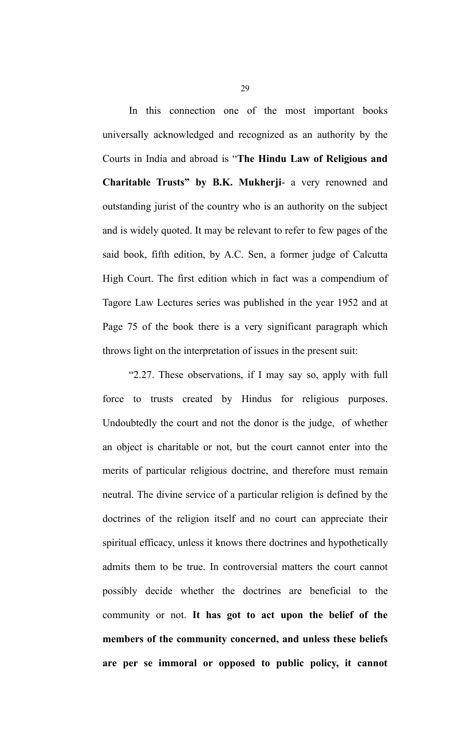In this connection one of the most important books universally acknowledged and recognized as an authority by the Courts in India and abroad is "**The Hindu Law of Religious and Charitable Trusts" by B.K. Mukherji**- a very renowned and outstanding jurist of the country who is an authority on the subject and is widely quoted. It may be relevant to refer to few pages of the said book, fifth edition, by A.C. Sen, a former judge of Calcutta High Court. The first edition which in fact was a compendium of Tagore Law Lectures series was published in the year 1952 and at Page 75 of the book there is a very significant paragraph which throws light on the interpretation of issues in the present suit:

"2.27. These observations, if I may say so, apply with full force to trusts created by Hindus for religious purposes. Undoubtedly the court and not the donor is the judge, of whether an object is charitable or not, but the court cannot enter into the merits of particular religious doctrine, and therefore must remain neutral. The divine service of a particular religion is defined by the doctrines of the religion itself and no court can appreciate their spiritual efficacy, unless it knows there doctrines and hypothetically admits them to be true. In controversial matters the court cannot possibly decide whether the doctrines are beneficial to the community or not. **It has got to act upon the belief of the members of the community concerned, and unless these beliefs are per se immoral or opposed to public policy, it cannot**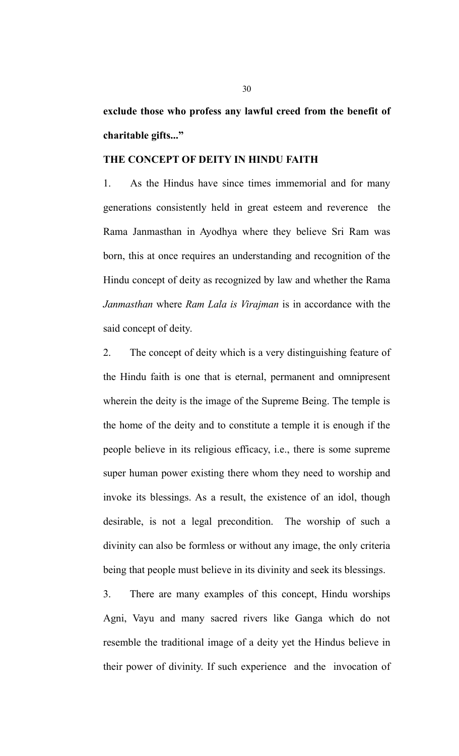**exclude those who profess any lawful creed from the benefit of charitable gifts..."**

**THE CONCEPT OF DEITY IN HINDU FAITH**

1. As the Hindus have since times immemorial and for many generations consistently held in great esteem and reverence the Rama Janmasthan in Ayodhya where they believe Sri Ram was born, this at once requires an understanding and recognition of the Hindu concept of deity as recognized by law and whether the Rama *Janmasthan* where *Ram Lala is Virajman* is in accordance with the said concept of deity.

2. The concept of deity which is a very distinguishing feature of the Hindu faith is one that is eternal, permanent and omnipresent wherein the deity is the image of the Supreme Being. The temple is the home of the deity and to constitute a temple it is enough if the people believe in its religious efficacy, i.e., there is some supreme super human power existing there whom they need to worship and invoke its blessings. As a result, the existence of an idol, though desirable, is not a legal precondition. The worship of such a divinity can also be formless or without any image, the only criteria being that people must believe in its divinity and seek its blessings.

3. There are many examples of this concept, Hindu worships Agni, Vayu and many sacred rivers like Ganga which do not resemble the traditional image of a deity yet the Hindus believe in their power of divinity. If such experience and the invocation of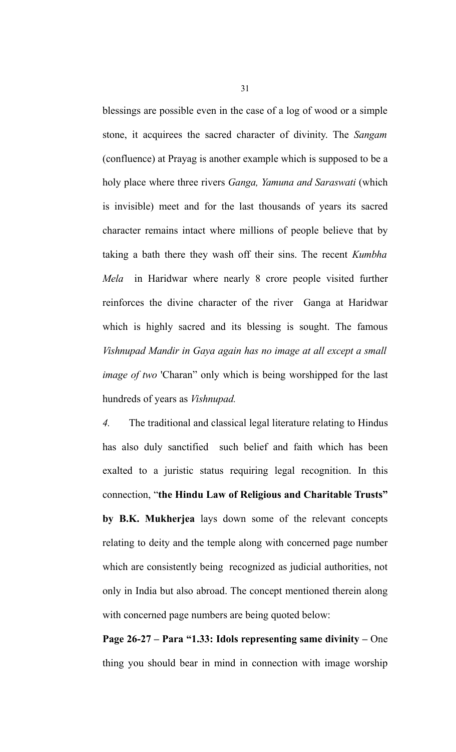blessings are possible even in the case of a log of wood or a simple stone, it acquirees the sacred character of divinity. The *Sangam* (confluence) at Prayag is another example which is supposed to be a holy place where three rivers *Ganga, Yamuna and Saraswati* (which is invisible) meet and for the last thousands of years its sacred character remains intact where millions of people believe that by taking a bath there they wash off their sins. The recent *Kumbha Mela* in Haridwar where nearly 8 crore people visited further reinforces the divine character of the river Ganga at Haridwar which is highly sacred and its blessing is sought. The famous *Vishnupad Mandir in Gaya again has no image at all except a small image of two* 'Charan" only which is being worshipped for the last hundreds of years as *Vishnupad.*

*4.* The traditional and classical legal literature relating to Hindus has also duly sanctified such belief and faith which has been exalted to a juristic status requiring legal recognition. In this connection, "**the Hindu Law of Religious and Charitable Trusts" by B.K. Mukherjea** lays down some of the relevant concepts relating to deity and the temple along with concerned page number which are consistently being recognized as judicial authorities, not only in India but also abroad. The concept mentioned therein along with concerned page numbers are being quoted below:

**Page 26-27 – Para "1.33: Idols representing same divinity –** One thing you should bear in mind in connection with image worship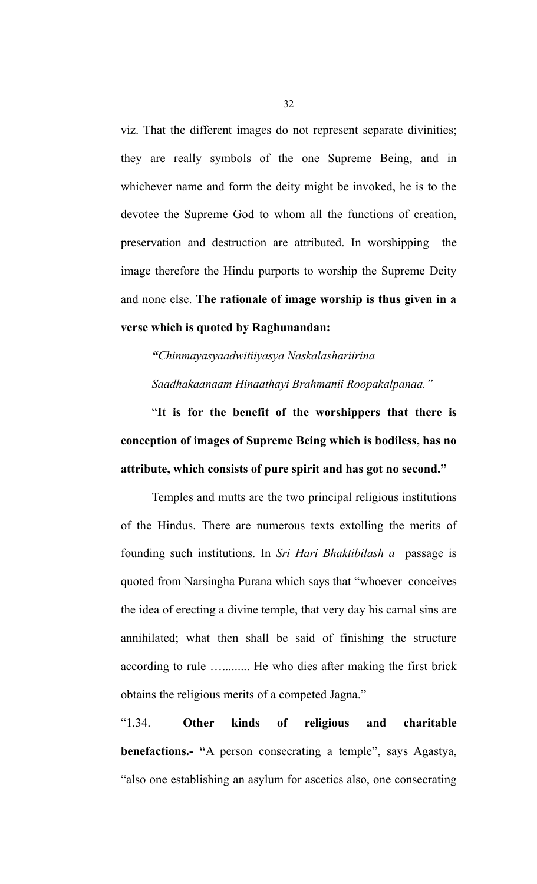viz. That the different images do not represent separate divinities; they are really symbols of the one Supreme Being, and in whichever name and form the deity might be invoked, he is to the devotee the Supreme God to whom all the functions of creation, preservation and destruction are attributed. In worshipping the image therefore the Hindu purports to worship the Supreme Deity and none else. **The rationale of image worship is thus given in a verse which is quoted by Raghunandan:**

*"Chinmayasyaadwitiiyasya Naskalashariirina*

*Saadhakaanaam Hinaathayi Brahmanii Roopakalpanaa."*

"**It is for the benefit of the worshippers that there is conception of images of Supreme Being which is bodiless, has no attribute, which consists of pure spirit and has got no second."**

Temples and mutts are the two principal religious institutions of the Hindus. There are numerous texts extolling the merits of founding such institutions. In *Sri Hari Bhaktibilash a* passage is quoted from Narsingha Purana which says that "whoever conceives the idea of erecting a divine temple, that very day his carnal sins are annihilated; what then shall be said of finishing the structure according to rule …......... He who dies after making the first brick obtains the religious merits of a competed Jagna."

"1.34. **Other kinds of religious and charitable benefactions.- "**A person consecrating a temple", says Agastya, "also one establishing an asylum for ascetics also, one consecrating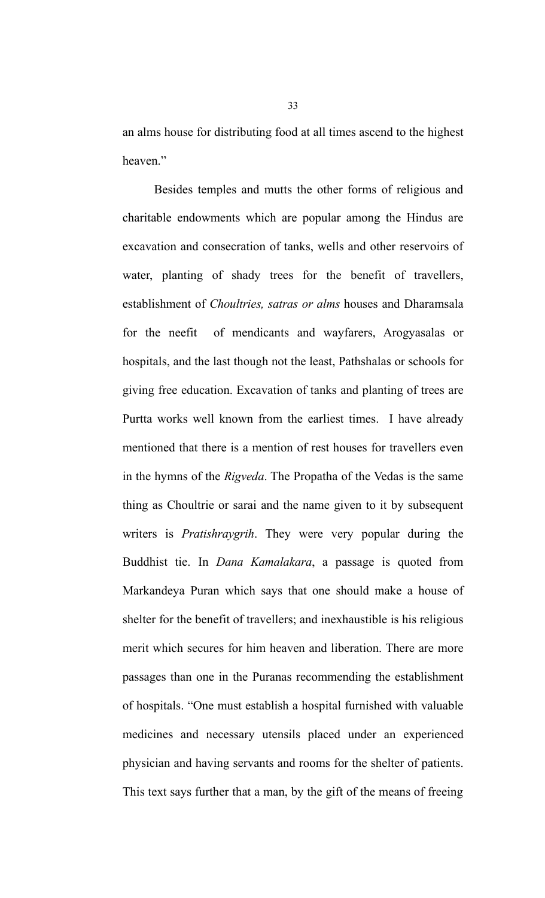an alms house for distributing food at all times ascend to the highest heaven."

Besides temples and mutts the other forms of religious and charitable endowments which are popular among the Hindus are excavation and consecration of tanks, wells and other reservoirs of water, planting of shady trees for the benefit of travellers, establishment of *Choultries, satras or alms* houses and Dharamsala for the neefit of mendicants and wayfarers, Arogyasalas or hospitals, and the last though not the least, Pathshalas or schools for giving free education. Excavation of tanks and planting of trees are Purtta works well known from the earliest times. I have already mentioned that there is a mention of rest houses for travellers even in the hymns of the *Rigveda*. The Propatha of the Vedas is the same thing as Choultrie or sarai and the name given to it by subsequent writers is *Pratishraygrih*. They were very popular during the Buddhist tie. In *Dana Kamalakara*, a passage is quoted from Markandeya Puran which says that one should make a house of shelter for the benefit of travellers; and inexhaustible is his religious merit which secures for him heaven and liberation. There are more passages than one in the Puranas recommending the establishment of hospitals. "One must establish a hospital furnished with valuable medicines and necessary utensils placed under an experienced physician and having servants and rooms for the shelter of patients. This text says further that a man, by the gift of the means of freeing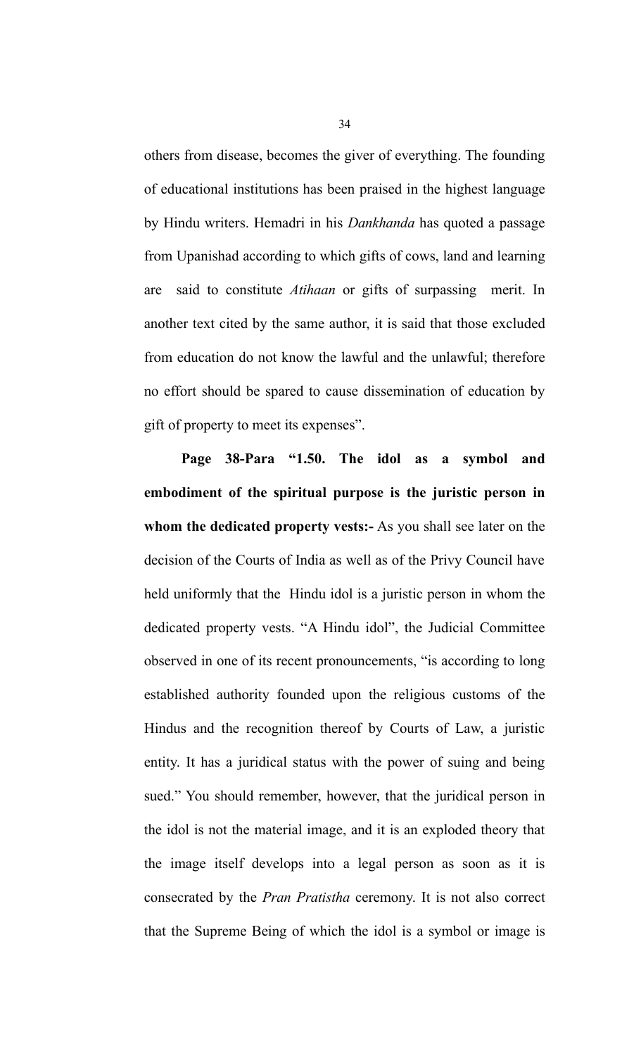others from disease, becomes the giver of everything. The founding of educational institutions has been praised in the highest language by Hindu writers. Hemadri in his *Dankhanda* has quoted a passage from Upanishad according to which gifts of cows, land and learning are said to constitute *Atihaan* or gifts of surpassing merit. In another text cited by the same author, it is said that those excluded from education do not know the lawful and the unlawful; therefore no effort should be spared to cause dissemination of education by gift of property to meet its expenses".

**Page 38-Para "1.50. The idol as a symbol and embodiment of the spiritual purpose is the juristic person in whom the dedicated property vests:-** As you shall see later on the decision of the Courts of India as well as of the Privy Council have held uniformly that the Hindu idol is a juristic person in whom the dedicated property vests. "A Hindu idol", the Judicial Committee observed in one of its recent pronouncements, "is according to long established authority founded upon the religious customs of the Hindus and the recognition thereof by Courts of Law, a juristic entity. It has a juridical status with the power of suing and being sued." You should remember, however, that the juridical person in the idol is not the material image, and it is an exploded theory that the image itself develops into a legal person as soon as it is consecrated by the *Pran Pratistha* ceremony. It is not also correct that the Supreme Being of which the idol is a symbol or image is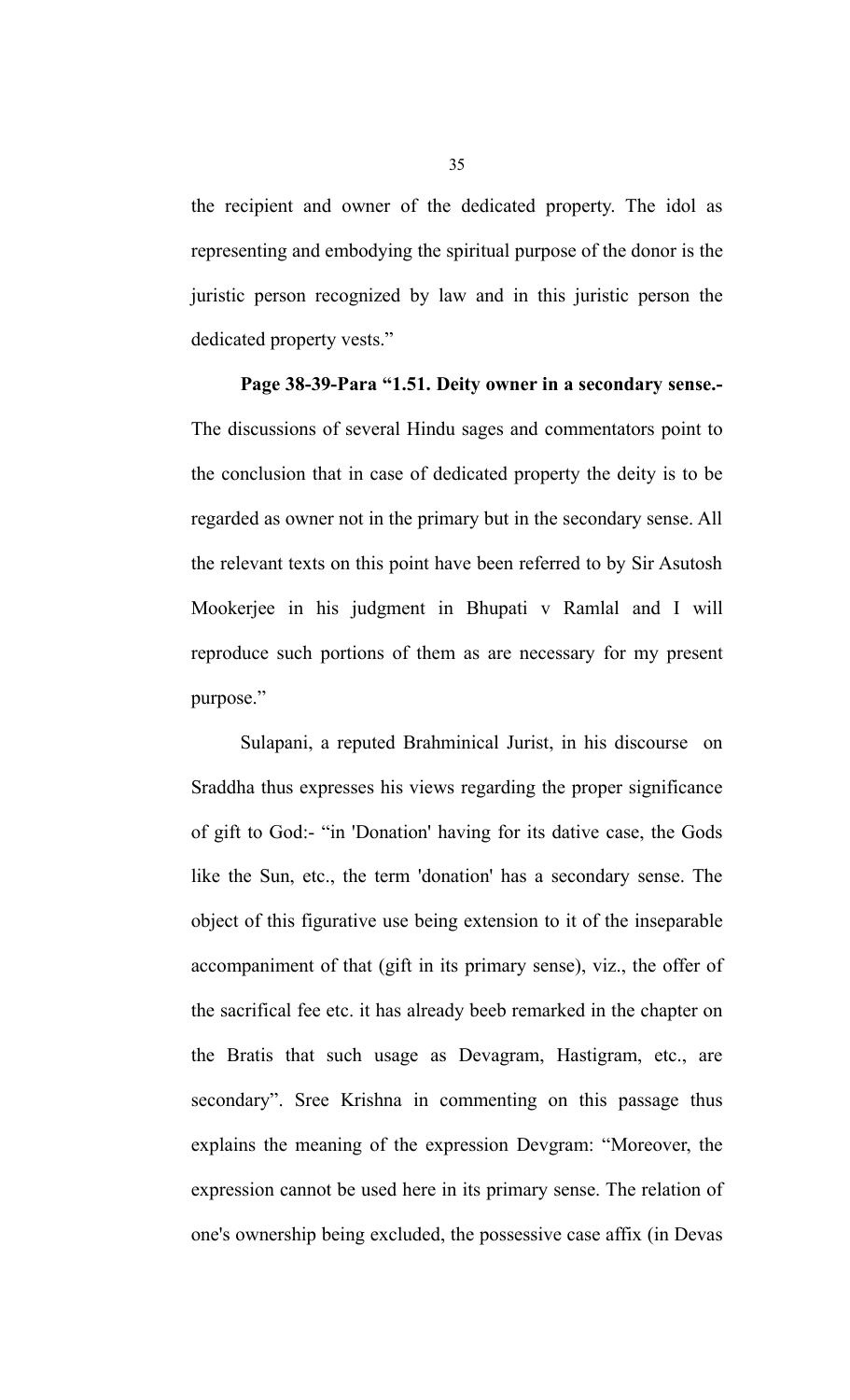the recipient and owner of the dedicated property. The idol as representing and embodying the spiritual purpose of the donor is the juristic person recognized by law and in this juristic person the dedicated property vests."

**Page 38-39-Para "1.51. Deity owner in a secondary sense.-** The discussions of several Hindu sages and commentators point to the conclusion that in case of dedicated property the deity is to be regarded as owner not in the primary but in the secondary sense. All the relevant texts on this point have been referred to by Sir Asutosh Mookerjee in his judgment in Bhupati v Ramlal and I will reproduce such portions of them as are necessary for my present purpose."

Sulapani, a reputed Brahminical Jurist, in his discourse on Sraddha thus expresses his views regarding the proper significance of gift to God:- "in 'Donation' having for its dative case, the Gods like the Sun, etc., the term 'donation' has a secondary sense. The object of this figurative use being extension to it of the inseparable accompaniment of that (gift in its primary sense), viz., the offer of the sacrifical fee etc. it has already beeb remarked in the chapter on the Bratis that such usage as Devagram, Hastigram, etc., are secondary". Sree Krishna in commenting on this passage thus explains the meaning of the expression Devgram: "Moreover, the expression cannot be used here in its primary sense. The relation of one's ownership being excluded, the possessive case affix (in Devas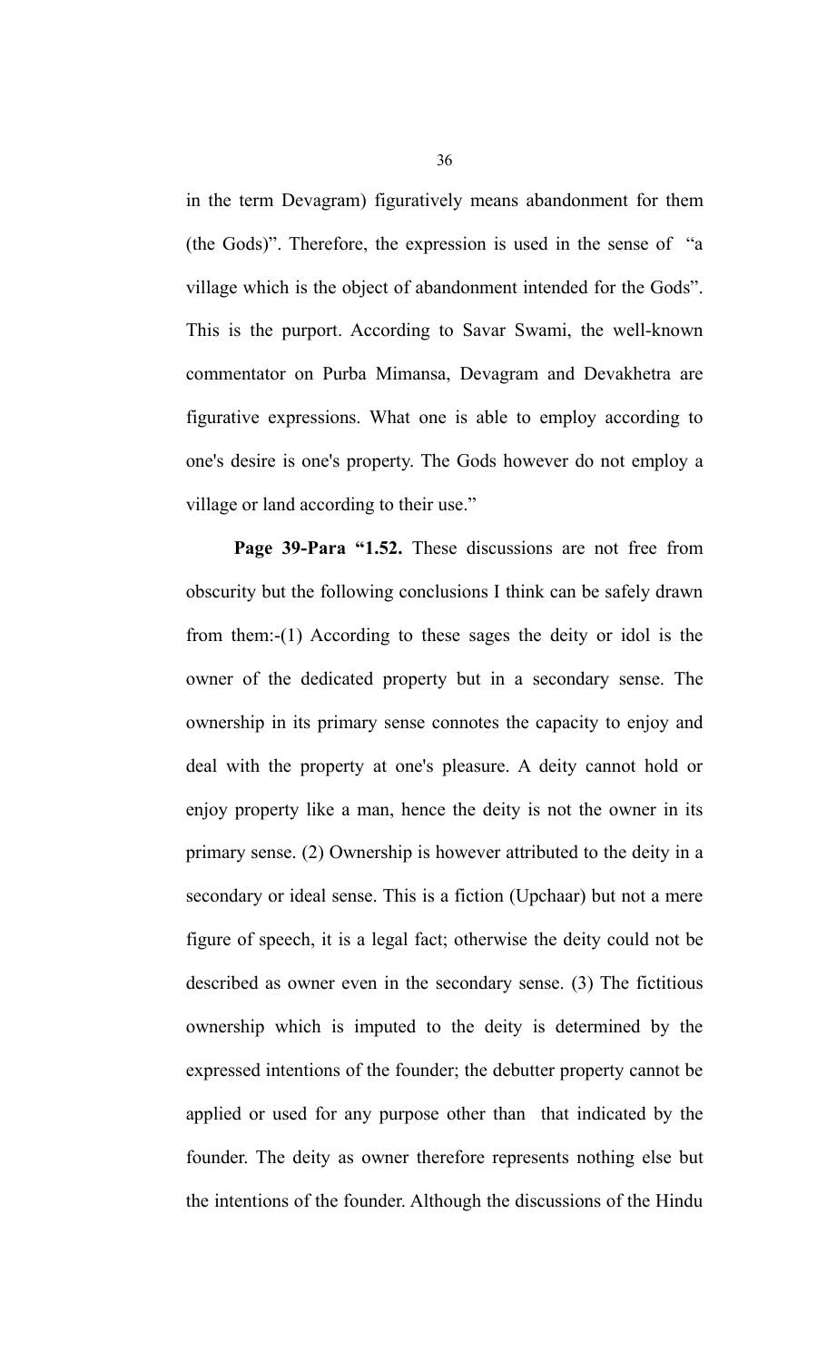in the term Devagram) figuratively means abandonment for them (the Gods)". Therefore, the expression is used in the sense of "a village which is the object of abandonment intended for the Gods". This is the purport. According to Savar Swami, the well-known commentator on Purba Mimansa, Devagram and Devakhetra are figurative expressions. What one is able to employ according to one's desire is one's property. The Gods however do not employ a village or land according to their use."

**Page 39-Para "1.52.** These discussions are not free from obscurity but the following conclusions I think can be safely drawn from them:-(1) According to these sages the deity or idol is the owner of the dedicated property but in a secondary sense. The ownership in its primary sense connotes the capacity to enjoy and deal with the property at one's pleasure. A deity cannot hold or enjoy property like a man, hence the deity is not the owner in its primary sense. (2) Ownership is however attributed to the deity in a secondary or ideal sense. This is a fiction (Upchaar) but not a mere figure of speech, it is a legal fact; otherwise the deity could not be described as owner even in the secondary sense. (3) The fictitious ownership which is imputed to the deity is determined by the expressed intentions of the founder; the debutter property cannot be applied or used for any purpose other than that indicated by the founder. The deity as owner therefore represents nothing else but the intentions of the founder. Although the discussions of the Hindu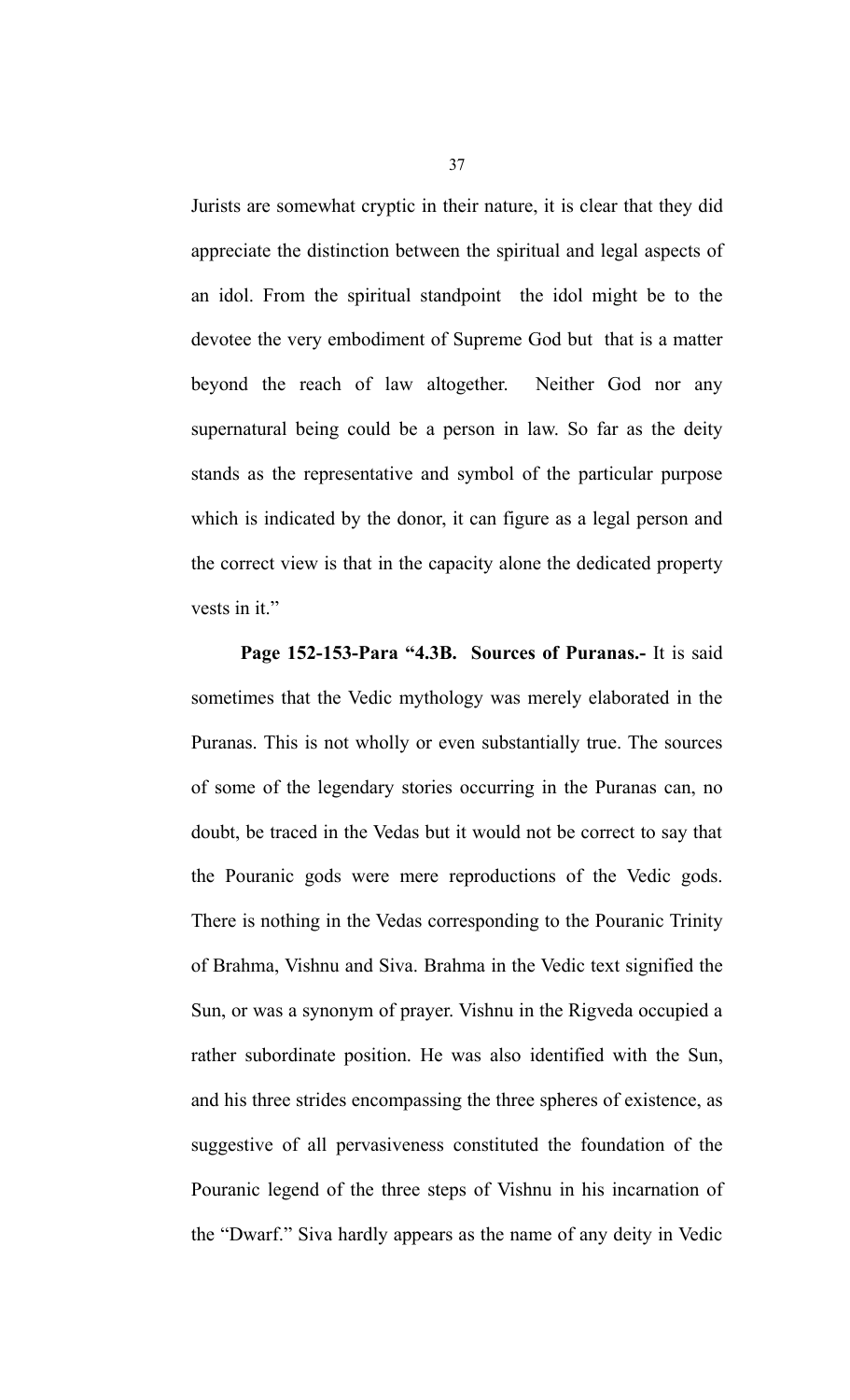Jurists are somewhat cryptic in their nature, it is clear that they did appreciate the distinction between the spiritual and legal aspects of an idol. From the spiritual standpoint the idol might be to the devotee the very embodiment of Supreme God but that is a matter beyond the reach of law altogether. Neither God nor any supernatural being could be a person in law. So far as the deity stands as the representative and symbol of the particular purpose which is indicated by the donor, it can figure as a legal person and the correct view is that in the capacity alone the dedicated property vests in it."

**Page 152-153-Para "4.3B. Sources of Puranas.-** It is said sometimes that the Vedic mythology was merely elaborated in the Puranas. This is not wholly or even substantially true. The sources of some of the legendary stories occurring in the Puranas can, no doubt, be traced in the Vedas but it would not be correct to say that the Pouranic gods were mere reproductions of the Vedic gods. There is nothing in the Vedas corresponding to the Pouranic Trinity of Brahma, Vishnu and Siva. Brahma in the Vedic text signified the Sun, or was a synonym of prayer. Vishnu in the Rigveda occupied a rather subordinate position. He was also identified with the Sun, and his three strides encompassing the three spheres of existence, as suggestive of all pervasiveness constituted the foundation of the Pouranic legend of the three steps of Vishnu in his incarnation of the "Dwarf." Siva hardly appears as the name of any deity in Vedic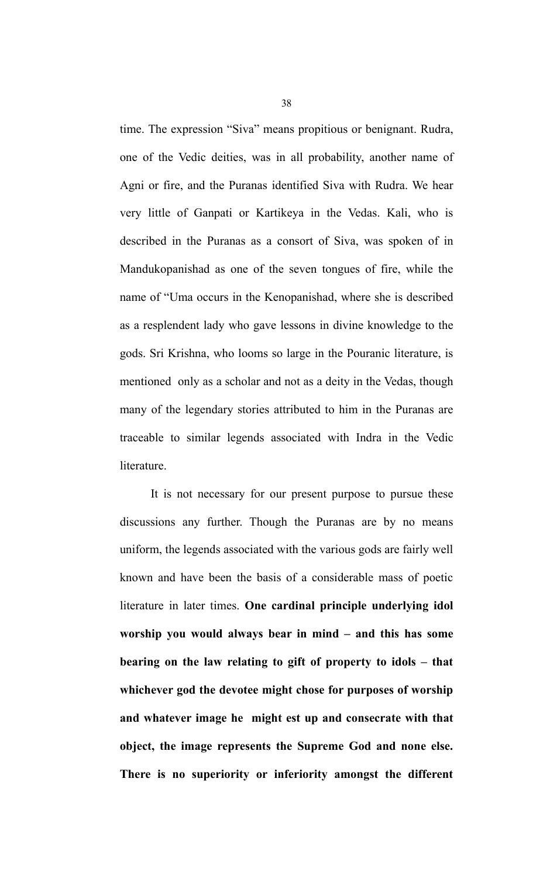time. The expression “Siva” means propitious or benignant. Rudra, one of the Vedic deities, was in all probability, another name of Agni or fire, and the Puranas identified Siva with Rudra. We hear very little of Ganpati or Kartikeya in the Vedas. Kali, who is described in the Puranas as a consort of Siva, was spoken of in Mandukopanishad as one of the seven tongues of fire, while the name of “Uma occurs in the Kenopanishad, where she is described as a resplendent lady who gave lessons in divine knowledge to the gods. Sri Krishna, who looms so large in the Pouranic literature, is mentioned only as a scholar and not as a deity in the Vedas, though many of the legendary stories attributed to him in the Puranas are traceable to similar legends associated with Indra in the Vedic literature.

It is not necessary for our present purpose to pursue these discussions any further. Though the Puranas are by no means uniform, the legends associated with the various gods are fairly well known and have been the basis of a considerable mass of poetic literature in later times. **One cardinal principle underlying idol worship you would always bear in mind – and this has some bearing on the law relating to gift of property to idols – that whichever god the devotee might chose for purposes of worship and whatever image he might est up and consecrate with that object, the image represents the Supreme God and none else. There is no superiority or inferiority amongst the different**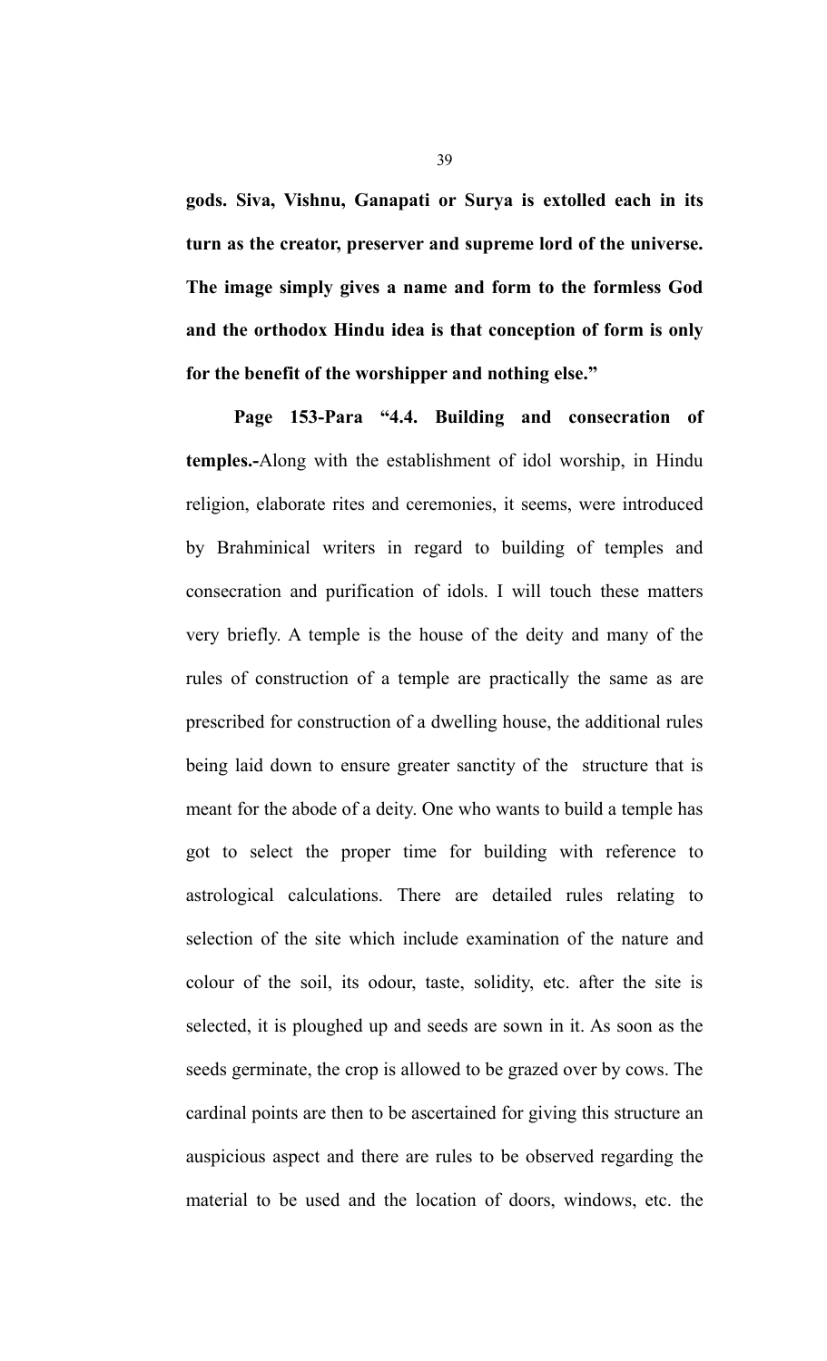**gods. Siva, Vishnu, Ganapati or Surya is extolled each in its turn as the creator, preserver and supreme lord of the universe. The image simply gives a name and form to the formless God and the orthodox Hindu idea is that conception of form is only for the benefit of the worshipper and nothing else."**

**Page 153-Para "4.4. Building and consecration of temples.-**Along with the establishment of idol worship, in Hindu religion, elaborate rites and ceremonies, it seems, were introduced by Brahminical writers in regard to building of temples and consecration and purification of idols. I will touch these matters very briefly. A temple is the house of the deity and many of the rules of construction of a temple are practically the same as are prescribed for construction of a dwelling house, the additional rules being laid down to ensure greater sanctity of the structure that is meant for the abode of a deity. One who wants to build a temple has got to select the proper time for building with reference to astrological calculations. There are detailed rules relating to selection of the site which include examination of the nature and colour of the soil, its odour, taste, solidity, etc. after the site is selected, it is ploughed up and seeds are sown in it. As soon as the seeds germinate, the crop is allowed to be grazed over by cows. The cardinal points are then to be ascertained for giving this structure an auspicious aspect and there are rules to be observed regarding the material to be used and the location of doors, windows, etc. the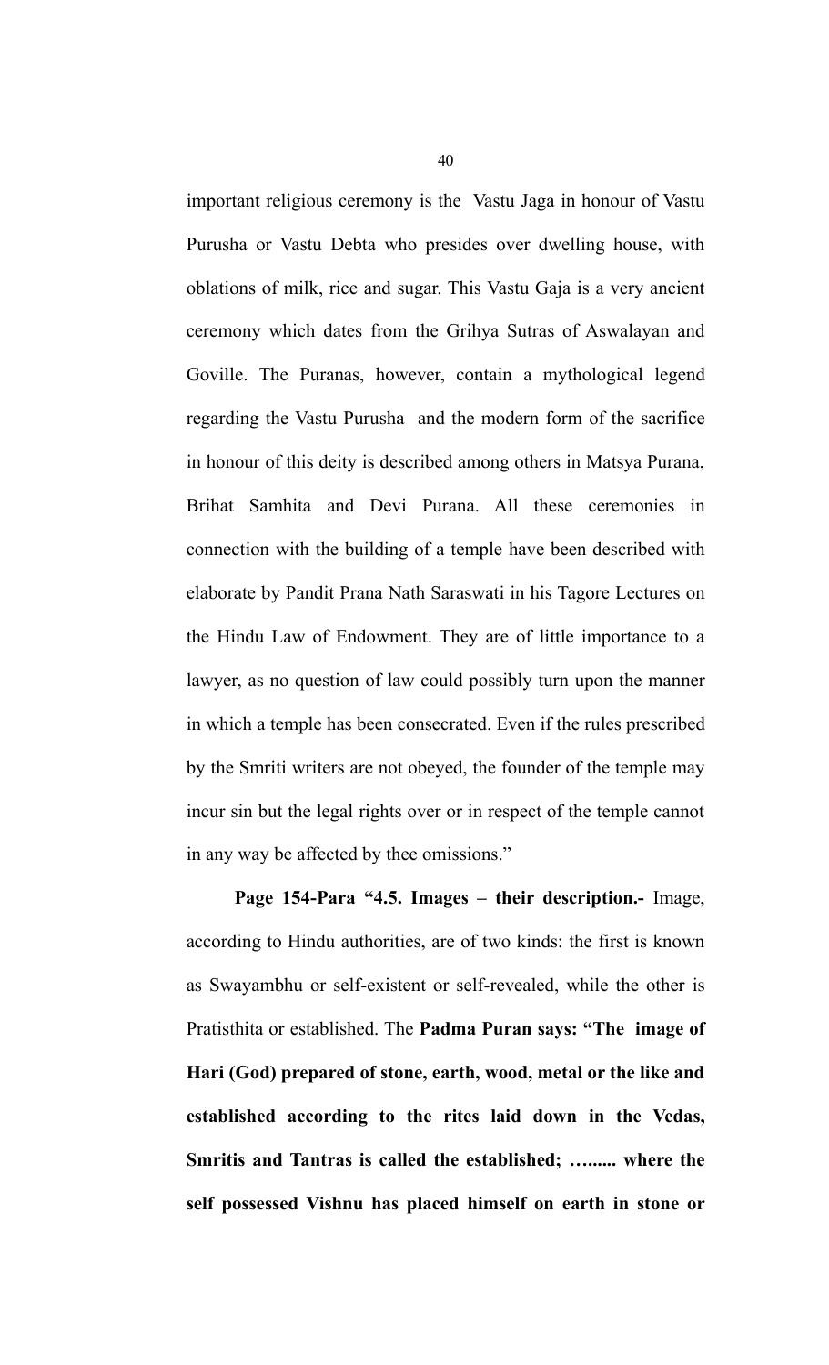important religious ceremony is the Vastu Jaga in honour of Vastu Purusha or Vastu Debta who presides over dwelling house, with oblations of milk, rice and sugar. This Vastu Gaja is a very ancient ceremony which dates from the Grihya Sutras of Aswalayan and Goville. The Puranas, however, contain a mythological legend regarding the Vastu Purusha and the modern form of the sacrifice in honour of this deity is described among others in Matsya Purana, Brihat Samhita and Devi Purana. All these ceremonies in connection with the building of a temple have been described with elaborate by Pandit Prana Nath Saraswati in his Tagore Lectures on the Hindu Law of Endowment. They are of little importance to a lawyer, as no question of law could possibly turn upon the manner in which a temple has been consecrated. Even if the rules prescribed by the Smriti writers are not obeyed, the founder of the temple may incur sin but the legal rights over or in respect of the temple cannot in any way be affected by thee omissions."

**Page 154-Para "4.5. Images – their description.-** Image, according to Hindu authorities, are of two kinds: the first is known as Swayambhu or self-existent or self-revealed, while the other is Pratisthita or established. The **Padma Puran says: "The image of Hari (God) prepared of stone, earth, wood, metal or the like and established according to the rites laid down in the Vedas, Smritis and Tantras is called the established; …...... where the self possessed Vishnu has placed himself on earth in stone or**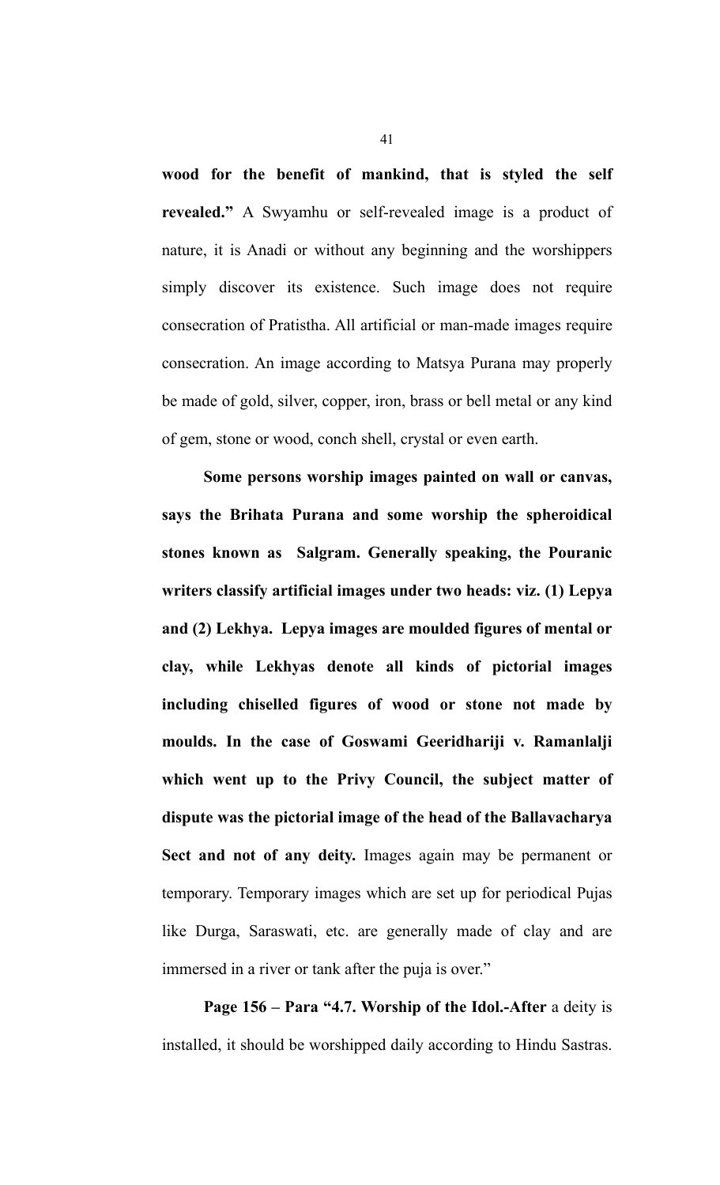**wood for the benefit of mankind, that is styled the self revealed."** A Swyamhu or self-revealed image is a product of nature, it is Anadi or without any beginning and the worshippers simply discover its existence. Such image does not require consecration of Pratistha. All artificial or man-made images require consecration. An image according to Matsya Purana may properly be made of gold, silver, copper, iron, brass or bell metal or any kind of gem, stone or wood, conch shell, crystal or even earth.

**Some persons worship images painted on wall or canvas, says the Brihata Purana and some worship the spheroidical stones known as Salgram. Generally speaking, the Pouranic writers classify artificial images under two heads: viz. (1) Lepya and (2) Lekhya. Lepya images are moulded figures of mental or clay, while Lekhyas denote all kinds of pictorial images including chiselled figures of wood or stone not made by moulds. In the case of Goswami Geeridhariji v. Ramanlalji which went up to the Privy Council, the subject matter of dispute was the pictorial image of the head of the Ballavacharya Sect and not of any deity.** Images again may be permanent or temporary. Temporary images which are set up for periodical Pujas like Durga, Saraswati, etc. are generally made of clay and are immersed in a river or tank after the puja is over."

**Page 156 – Para "4.7. Worship of the Idol.-After** a deity is installed, it should be worshipped daily according to Hindu Sastras.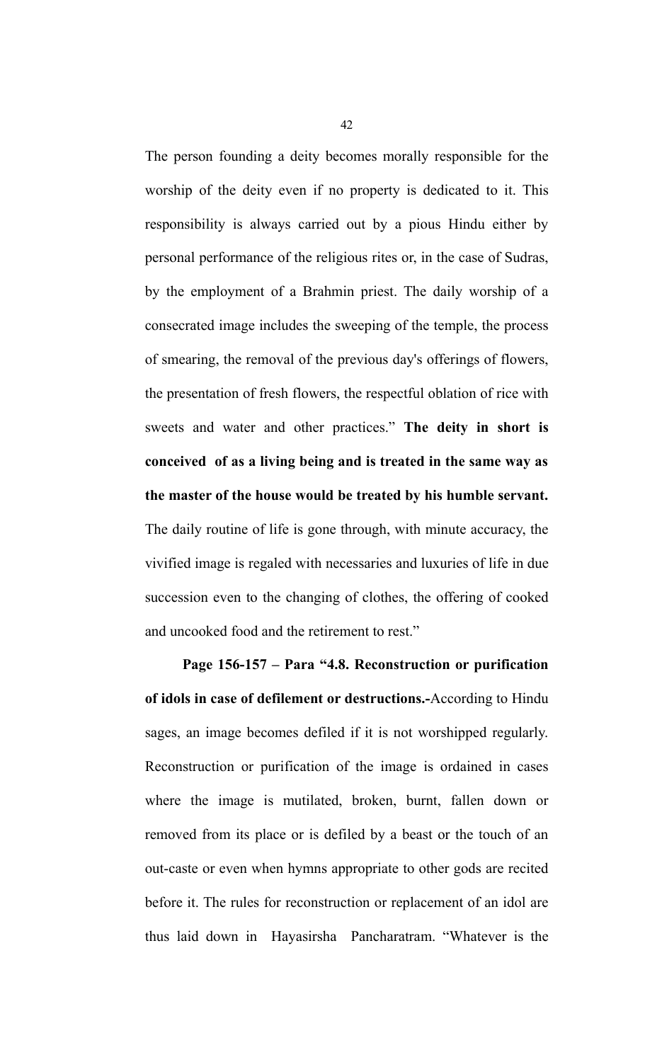The person founding a deity becomes morally responsible for the worship of the deity even if no property is dedicated to it. This responsibility is always carried out by a pious Hindu either by personal performance of the religious rites or, in the case of Sudras, by the employment of a Brahmin priest. The daily worship of a consecrated image includes the sweeping of the temple, the process of smearing, the removal of the previous day's offerings of flowers, the presentation of fresh flowers, the respectful oblation of rice with sweets and water and other practices." **The deity in short is conceived of as a living being and is treated in the same way as the master of the house would be treated by his humble servant.** The daily routine of life is gone through, with minute accuracy, the vivified image is regaled with necessaries and luxuries of life in due succession even to the changing of clothes, the offering of cooked and uncooked food and the retirement to rest."

**Page 156-157 – Para "4.8. Reconstruction or purification of idols in case of defilement or destructions.-**According to Hindu sages, an image becomes defiled if it is not worshipped regularly. Reconstruction or purification of the image is ordained in cases where the image is mutilated, broken, burnt, fallen down or removed from its place or is defiled by a beast or the touch of an out-caste or even when hymns appropriate to other gods are recited before it. The rules for reconstruction or replacement of an idol are thus laid down in Hayasirsha Pancharatram. "Whatever is the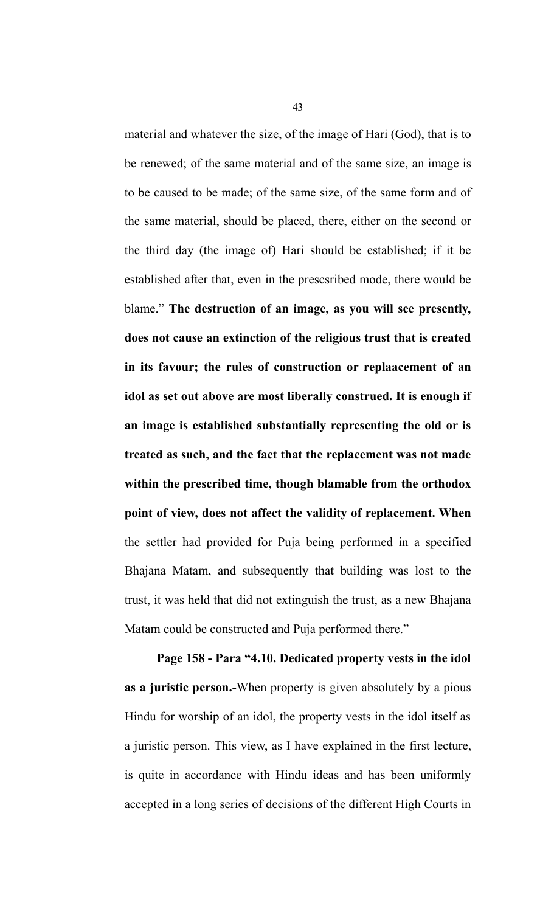material and whatever the size, of the image of Hari (God), that is to be renewed; of the same material and of the same size, an image is to be caused to be made; of the same size, of the same form and of the same material, should be placed, there, either on the second or the third day (the image of) Hari should be established; if it be established after that, even in the prescsribed mode, there would be blame." **The destruction of an image, as you will see presently, does not cause an extinction of the religious trust that is created in its favour; the rules of construction or replaacement of an idol as set out above are most liberally construed. It is enough if an image is established substantially representing the old or is treated as such, and the fact that the replacement was not made within the prescribed time, though blamable from the orthodox point of view, does not affect the validity of replacement. When** the settler had provided for Puja being performed in a specified Bhajana Matam, and subsequently that building was lost to the trust, it was held that did not extinguish the trust, as a new Bhajana Matam could be constructed and Puja performed there."

**Page 158 - Para "4.10. Dedicated property vests in the idol as a juristic person.-**When property is given absolutely by a pious Hindu for worship of an idol, the property vests in the idol itself as a juristic person. This view, as I have explained in the first lecture, is quite in accordance with Hindu ideas and has been uniformly accepted in a long series of decisions of the different High Courts in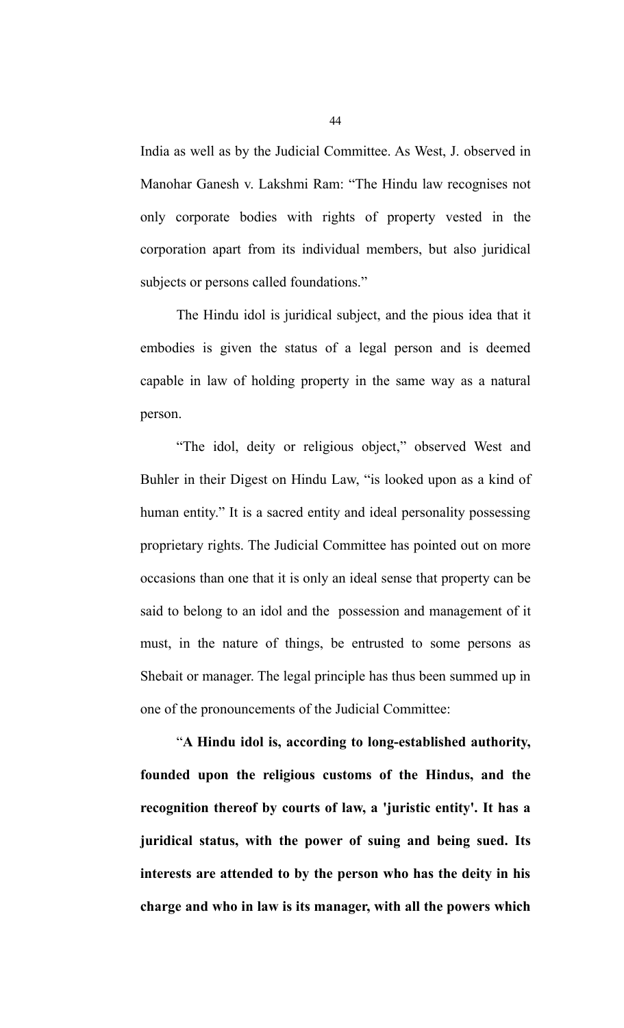India as well as by the Judicial Committee. As West, J. observed in Manohar Ganesh v. Lakshmi Ram: "The Hindu law recognises not only corporate bodies with rights of property vested in the corporation apart from its individual members, but also juridical subjects or persons called foundations."

The Hindu idol is juridical subject, and the pious idea that it embodies is given the status of a legal person and is deemed capable in law of holding property in the same way as a natural person.

"The idol, deity or religious object," observed West and Buhler in their Digest on Hindu Law, "is looked upon as a kind of human entity." It is a sacred entity and ideal personality possessing proprietary rights. The Judicial Committee has pointed out on more occasions than one that it is only an ideal sense that property can be said to belong to an idol and the possession and management of it must, in the nature of things, be entrusted to some persons as Shebait or manager. The legal principle has thus been summed up in one of the pronouncements of the Judicial Committee:

"**A Hindu idol is, according to long-established authority, founded upon the religious customs of the Hindus, and the recognition thereof by courts of law, a 'juristic entity'. It has a juridical status, with the power of suing and being sued. Its interests are attended to by the person who has the deity in his charge and who in law is its manager, with all the powers which**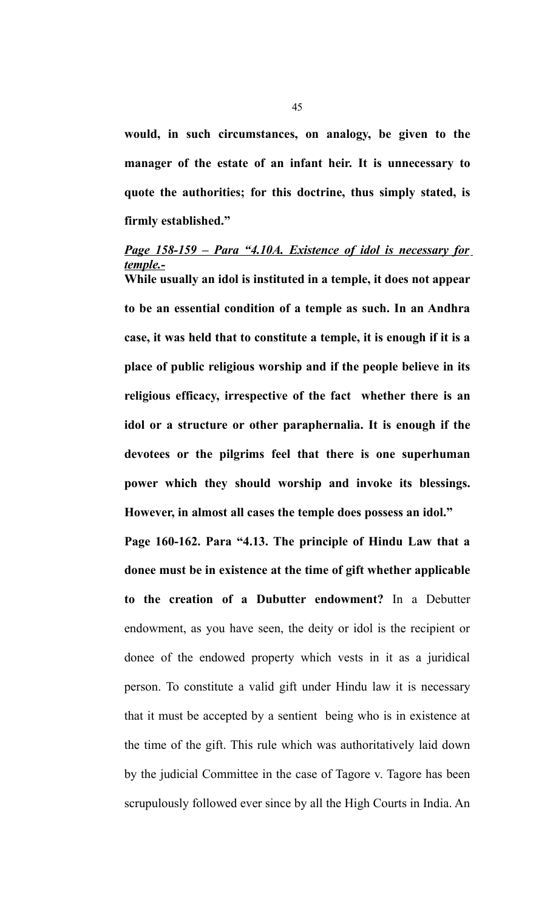**would, in such circumstances, on analogy, be given to the manager of the estate of an infant heir. It is unnecessary to quote the authorities; for this doctrine, thus simply stated, is firmly established."**

***Page 158-159 – Para "4.10A. Existence of idol is necessary for temple.-***

**While usually an idol is instituted in a temple, it does not appear to be an essential condition of a temple as such. In an Andhra case, it was held that to constitute a temple, it is enough if it is a place of public religious worship and if the people believe in its religious efficacy, irrespective of the fact whether there is an idol or a structure or other paraphernalia. It is enough if the devotees or the pilgrims feel that there is one superhuman power which they should worship and invoke its blessings. However, in almost all cases the temple does possess an idol."**

**Page 160-162. Para "4.13. The principle of Hindu Law that a donee must be in existence at the time of gift whether applicable to the creation of a Dubutter endowment?** In a Debutter endowment, as you have seen, the deity or idol is the recipient or donee of the endowed property which vests in it as a juridical person. To constitute a valid gift under Hindu law it is necessary that it must be accepted by a sentient being who is in existence at the time of the gift. This rule which was authoritatively laid down by the judicial Committee in the case of Tagore v. Tagore has been scrupulously followed ever since by all the High Courts in India. An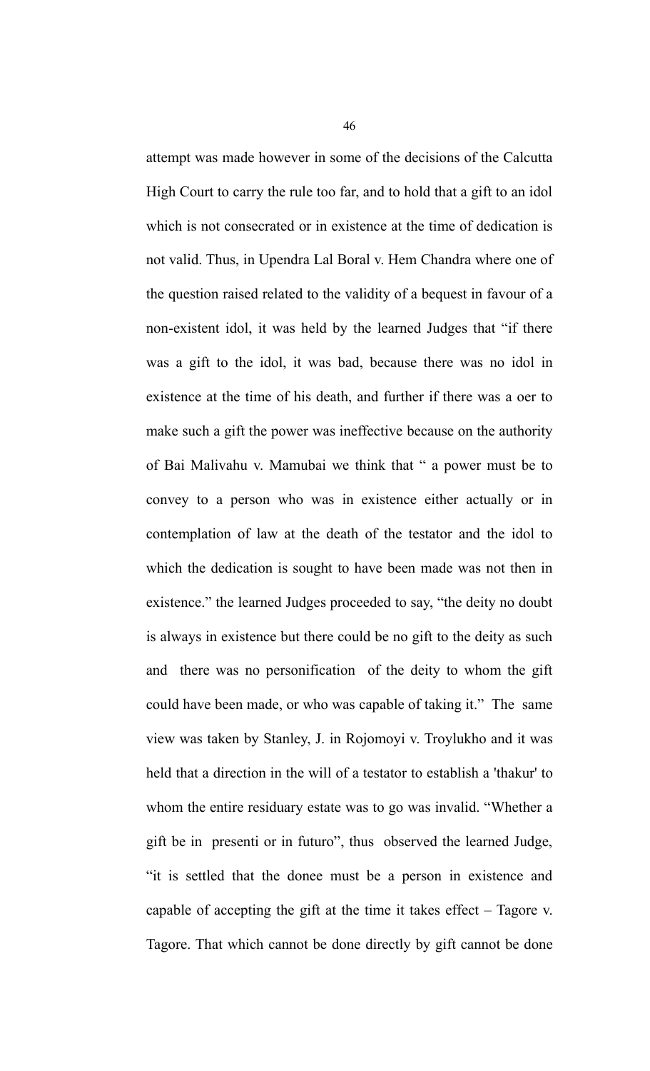attempt was made however in some of the decisions of the Calcutta High Court to carry the rule too far, and to hold that a gift to an idol which is not consecrated or in existence at the time of dedication is not valid. Thus, in Upendra Lal Boral v. Hem Chandra where one of the question raised related to the validity of a bequest in favour of a non-existent idol, it was held by the learned Judges that "if there was a gift to the idol, it was bad, because there was no idol in existence at the time of his death, and further if there was a oer to make such a gift the power was ineffective because on the authority of Bai Malivahu v. Mamubai we think that " a power must be to convey to a person who was in existence either actually or in contemplation of law at the death of the testator and the idol to which the dedication is sought to have been made was not then in existence." the learned Judges proceeded to say, "the deity no doubt is always in existence but there could be no gift to the deity as such and there was no personification of the deity to whom the gift could have been made, or who was capable of taking it." The same view was taken by Stanley, J. in Rojomoyi v. Troylukho and it was held that a direction in the will of a testator to establish a 'thakur' to whom the entire residuary estate was to go was invalid. "Whether a gift be in presenti or in futuro", thus observed the learned Judge, "it is settled that the donee must be a person in existence and capable of accepting the gift at the time it takes effect – Tagore v. Tagore. That which cannot be done directly by gift cannot be done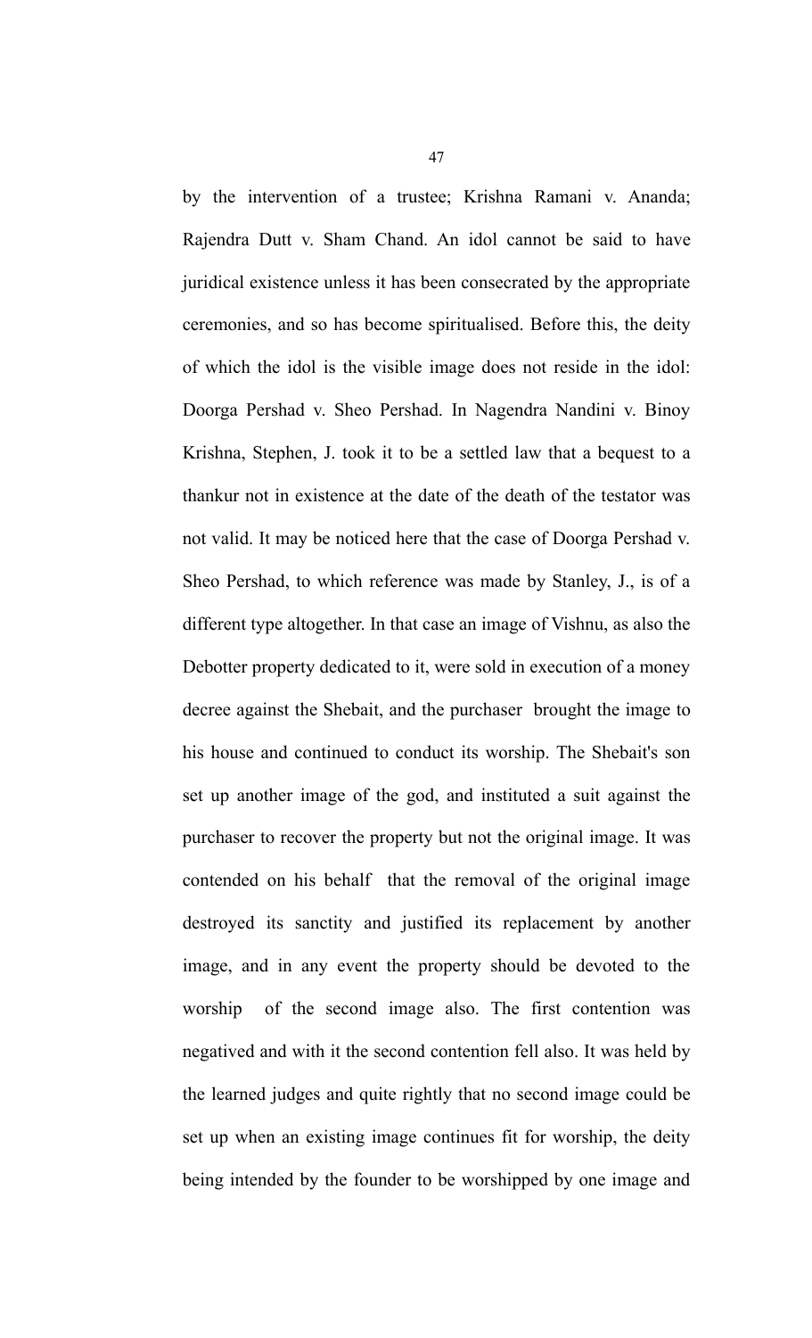by the intervention of a trustee; Krishna Ramani v. Ananda; Rajendra Dutt v. Sham Chand. An idol cannot be said to have juridical existence unless it has been consecrated by the appropriate ceremonies, and so has become spiritualised. Before this, the deity of which the idol is the visible image does not reside in the idol: Doorga Pershad v. Sheo Pershad. In Nagendra Nandini v. Binoy Krishna, Stephen, J. took it to be a settled law that a bequest to a thankur not in existence at the date of the death of the testator was not valid. It may be noticed here that the case of Doorga Pershad v. Sheo Pershad, to which reference was made by Stanley, J., is of a different type altogether. In that case an image of Vishnu, as also the Debotter property dedicated to it, were sold in execution of a money decree against the Shebait, and the purchaser brought the image to his house and continued to conduct its worship. The Shebait's son set up another image of the god, and instituted a suit against the purchaser to recover the property but not the original image. It was contended on his behalf that the removal of the original image destroyed its sanctity and justified its replacement by another image, and in any event the property should be devoted to the worship of the second image also. The first contention was negatived and with it the second contention fell also. It was held by the learned judges and quite rightly that no second image could be set up when an existing image continues fit for worship, the deity being intended by the founder to be worshipped by one image and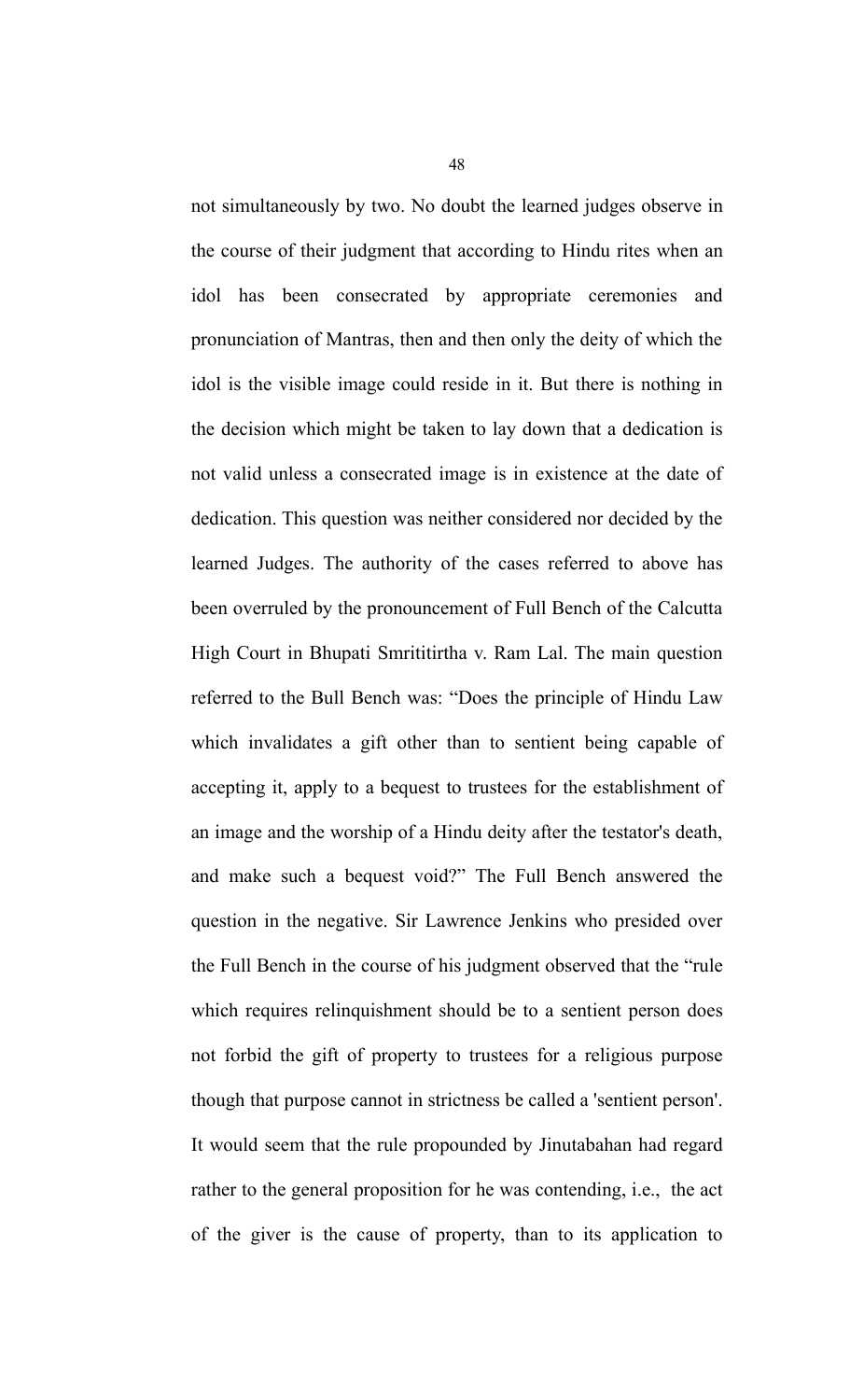not simultaneously by two. No doubt the learned judges observe in the course of their judgment that according to Hindu rites when an idol has been consecrated by appropriate ceremonies and pronunciation of Mantras, then and then only the deity of which the idol is the visible image could reside in it. But there is nothing in the decision which might be taken to lay down that a dedication is not valid unless a consecrated image is in existence at the date of dedication. This question was neither considered nor decided by the learned Judges. The authority of the cases referred to above has been overruled by the pronouncement of Full Bench of the Calcutta High Court in Bhupati Smrititirtha v. Ram Lal. The main question referred to the Bull Bench was: "Does the principle of Hindu Law which invalidates a gift other than to sentient being capable of accepting it, apply to a bequest to trustees for the establishment of an image and the worship of a Hindu deity after the testator's death, and make such a bequest void?" The Full Bench answered the question in the negative. Sir Lawrence Jenkins who presided over the Full Bench in the course of his judgment observed that the "rule which requires relinquishment should be to a sentient person does not forbid the gift of property to trustees for a religious purpose though that purpose cannot in strictness be called a 'sentient person'. It would seem that the rule propounded by Jinutabahan had regard rather to the general proposition for he was contending, i.e., the act of the giver is the cause of property, than to its application to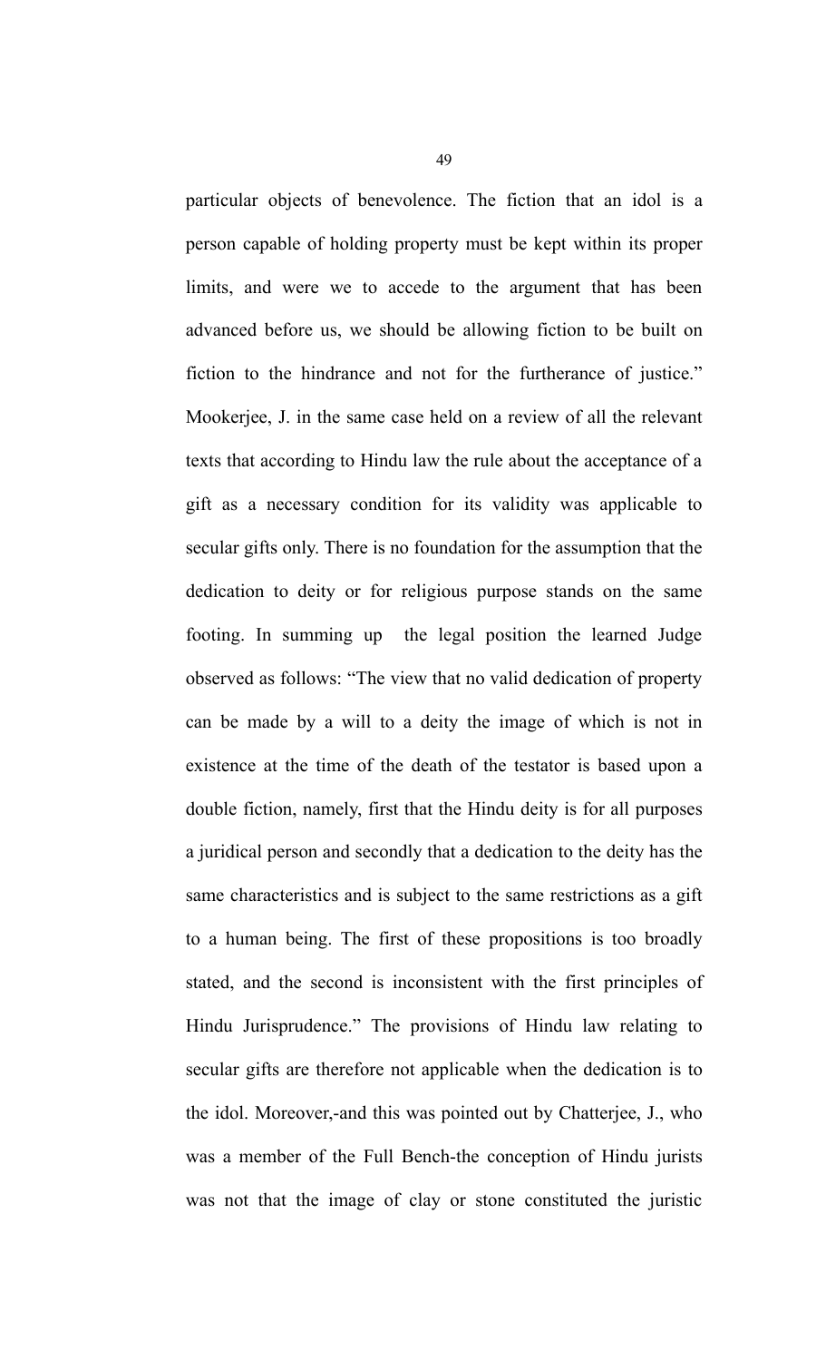particular objects of benevolence. The fiction that an idol is a person capable of holding property must be kept within its proper limits, and were we to accede to the argument that has been advanced before us, we should be allowing fiction to be built on fiction to the hindrance and not for the furtherance of justice." Mookerjee, J. in the same case held on a review of all the relevant texts that according to Hindu law the rule about the acceptance of a gift as a necessary condition for its validity was applicable to secular gifts only. There is no foundation for the assumption that the dedication to deity or for religious purpose stands on the same footing. In summing up the legal position the learned Judge observed as follows: "The view that no valid dedication of property can be made by a will to a deity the image of which is not in existence at the time of the death of the testator is based upon a double fiction, namely, first that the Hindu deity is for all purposes a juridical person and secondly that a dedication to the deity has the same characteristics and is subject to the same restrictions as a gift to a human being. The first of these propositions is too broadly stated, and the second is inconsistent with the first principles of Hindu Jurisprudence." The provisions of Hindu law relating to secular gifts are therefore not applicable when the dedication is to the idol. Moreover,-and this was pointed out by Chatterjee, J., who was a member of the Full Bench-the conception of Hindu jurists was not that the image of clay or stone constituted the juristic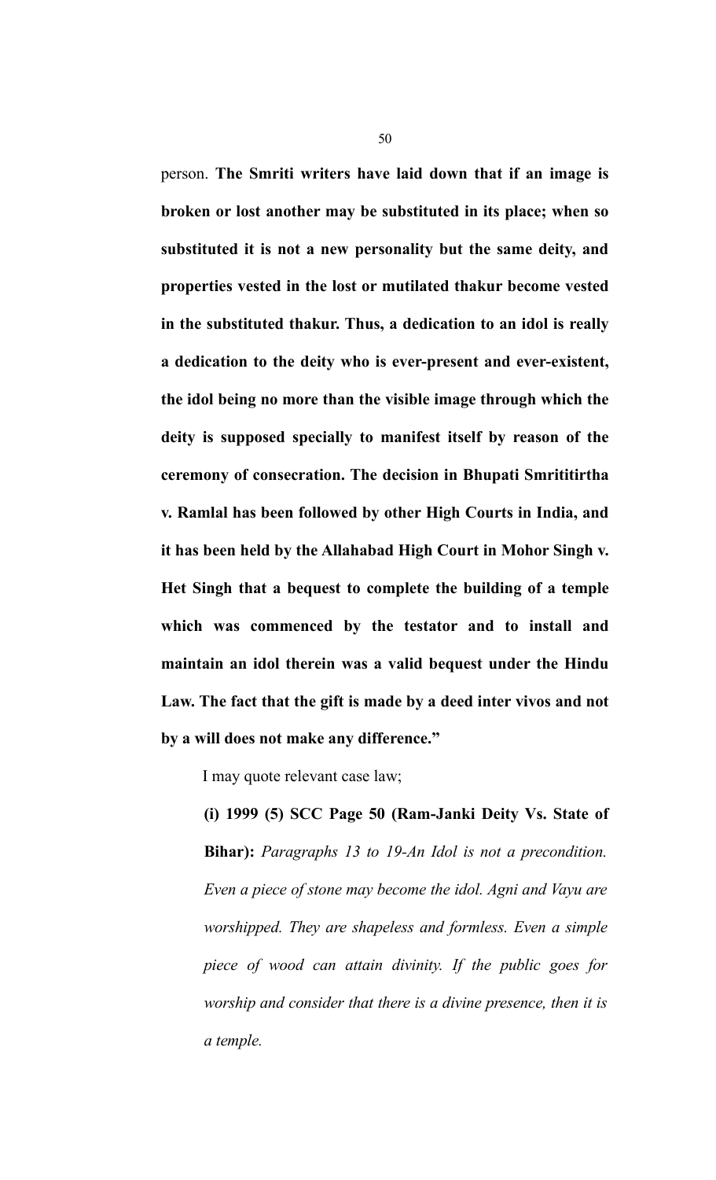person. **The Smriti writers have laid down that if an image is broken or lost another may be substituted in its place; when so substituted it is not a new personality but the same deity, and properties vested in the lost or mutilated thakur become vested in the substituted thakur. Thus, a dedication to an idol is really a dedication to the deity who is ever-present and ever-existent, the idol being no more than the visible image through which the deity is supposed specially to manifest itself by reason of the ceremony of consecration. The decision in Bhupati Smrititirtha v. Ramlal has been followed by other High Courts in India, and it has been held by the Allahabad High Court in Mohor Singh v. Het Singh that a bequest to complete the building of a temple which was commenced by the testator and to install and maintain an idol therein was a valid bequest under the Hindu Law. The fact that the gift is made by a deed inter vivos and not by a will does not make any difference."**

I may quote relevant case law;

> **(i) 1999 (5) SCC Page 50 (Ram-Janki Deity Vs. State of Bihar):** *Paragraphs 13 to 19-An Idol is not a precondition. Even a piece of stone may become the idol. Agni and Vayu are worshipped. They are shapeless and formless. Even a simple piece of wood can attain divinity. If the public goes for worship and consider that there is a divine presence, then it is a temple.*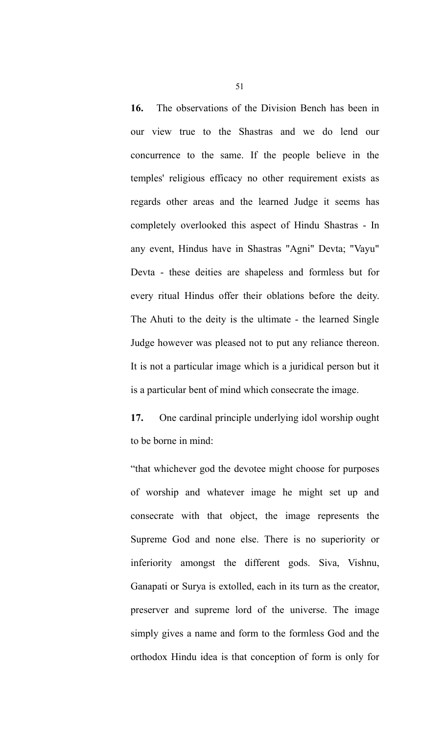**16.** The observations of the Division Bench has been in our view true to the Shastras and we do lend our concurrence to the same. If the people believe in the temples' religious efficacy no other requirement exists as regards other areas and the learned Judge it seems has completely overlooked this aspect of Hindu Shastras - In any event, Hindus have in Shastras "Agni" Devta; "Vayu" Devta - these deities are shapeless and formless but for every ritual Hindus offer their oblations before the deity. The Ahuti to the deity is the ultimate - the learned Single Judge however was pleased not to put any reliance thereon. It is not a particular image which is a juridical person but it is a particular bent of mind which consecrate the image.

**17.** One cardinal principle underlying idol worship ought to be borne in mind:

"that whichever god the devotee might choose for purposes of worship and whatever image he might set up and consecrate with that object, the image represents the Supreme God and none else. There is no superiority or inferiority amongst the different gods. Siva, Vishnu, Ganapati or Surya is extolled, each in its turn as the creator, preserver and supreme lord of the universe. The image simply gives a name and form to the formless God and the orthodox Hindu idea is that conception of form is only for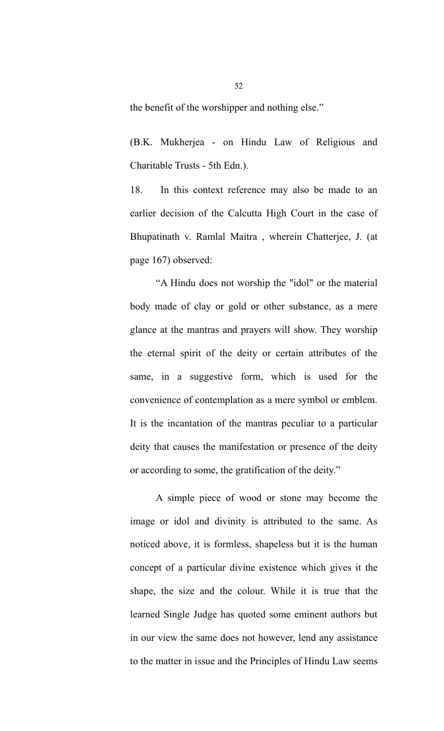the benefit of the worshipper and nothing else."

(B.K. Mukherjea - on Hindu Law of Religious and Charitable Trusts - 5th Edn.).

18. In this context reference may also be made to an earlier decision of the Calcutta High Court in the case of Bhupatinath v. Ramlal Maitra , wherein Chatterjee, J. (at page 167) observed:

> "A Hindu does not worship the "idol" or the material body made of clay or gold or other substance, as a mere glance at the mantras and prayers will show. They worship the eternal spirit of the deity or certain attributes of the same, in a suggestive form, which is used for the convenience of contemplation as a mere symbol or emblem. It is the incantation of the mantras peculiar to a particular deity that causes the manifestation or presence of the deity or according to some, the gratification of the deity."

A simple piece of wood or stone may become the image or idol and divinity is attributed to the same. As noticed above, it is formless, shapeless but it is the human concept of a particular divine existence which gives it the shape, the size and the colour. While it is true that the learned Single Judge has quoted some eminent authors but in our view the same does not however, lend any assistance to the matter in issue and the Principles of Hindu Law seems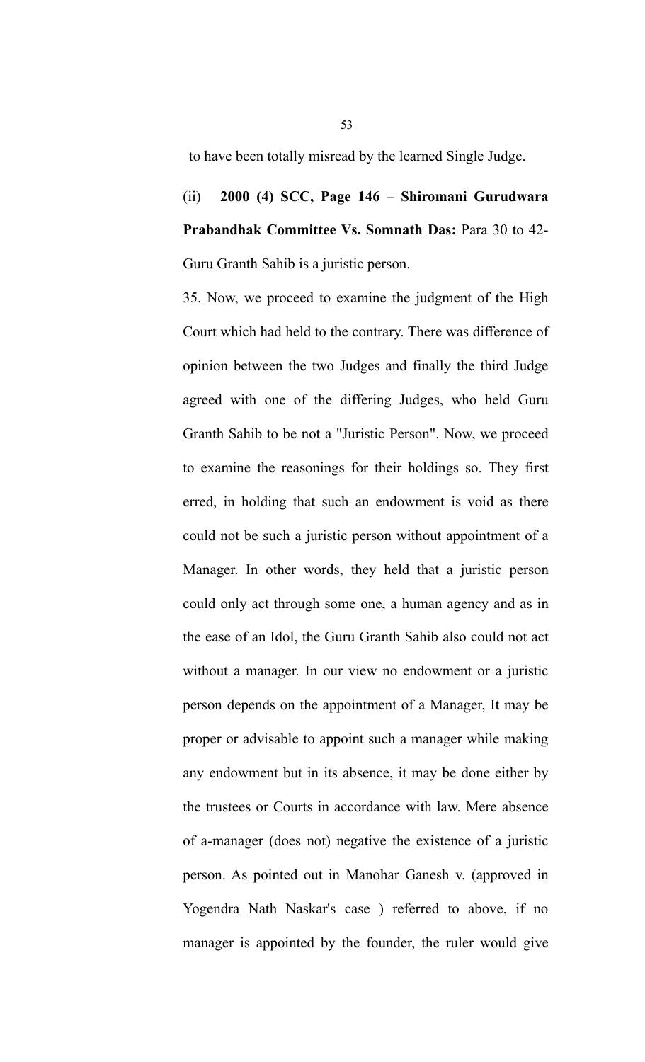to have been totally misread by the learned Single Judge.

(ii) **2000 (4) SCC, Page 146 – Shiromani Gurudwara Prabandhak Committee Vs. Somnath Das:** Para 30 to 42- Guru Granth Sahib is a juristic person.

35. Now, we proceed to examine the judgment of the High Court which had held to the contrary. There was difference of opinion between the two Judges and finally the third Judge agreed with one of the differing Judges, who held Guru Granth Sahib to be not a "Juristic Person". Now, we proceed to examine the reasonings for their holdings so. They first erred, in holding that such an endowment is void as there could not be such a juristic person without appointment of a Manager. In other words, they held that a juristic person could only act through some one, a human agency and as in the ease of an Idol, the Guru Granth Sahib also could not act without a manager. In our view no endowment or a juristic person depends on the appointment of a Manager, It may be proper or advisable to appoint such a manager while making any endowment but in its absence, it may be done either by the trustees or Courts in accordance with law. Mere absence of a-manager (does not) negative the existence of a juristic person. As pointed out in Manohar Ganesh v. (approved in Yogendra Nath Naskar's case ) referred to above, if no manager is appointed by the founder, the ruler would give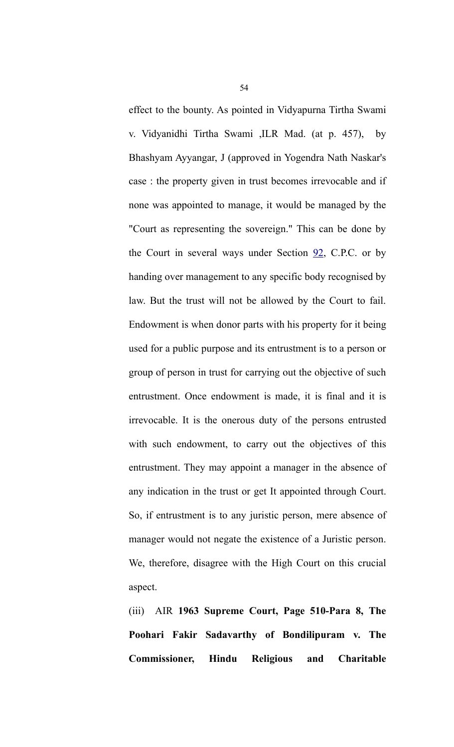effect to the bounty. As pointed in Vidyapurna Tirtha Swami v. Vidyanidhi Tirtha Swami ,ILR Mad. (at p. 457), by Bhashyam Ayyangar, J (approved in Yogendra Nath Naskar's case : the property given in trust becomes irrevocable and if none was appointed to manage, it would be managed by the "Court as representing the sovereign." This can be done by the Court in several ways under Section 92, C.P.C. or by handing over management to any specific body recognised by law. But the trust will not be allowed by the Court to fail. Endowment is when donor parts with his property for it being used for a public purpose and its entrustment is to a person or group of person in trust for carrying out the objective of such entrustment. Once endowment is made, it is final and it is irrevocable. It is the onerous duty of the persons entrusted with such endowment, to carry out the objectives of this entrustment. They may appoint a manager in the absence of any indication in the trust or get It appointed through Court. So, if entrustment is to any juristic person, mere absence of manager would not negate the existence of a Juristic person. We, therefore, disagree with the High Court on this crucial aspect.

(iii) AIR **1963 Supreme Court, Page 510-Para 8, The Poohari Fakir Sadavarthy of Bondilipuram v. The Commissioner, Hindu Religious and Charitable**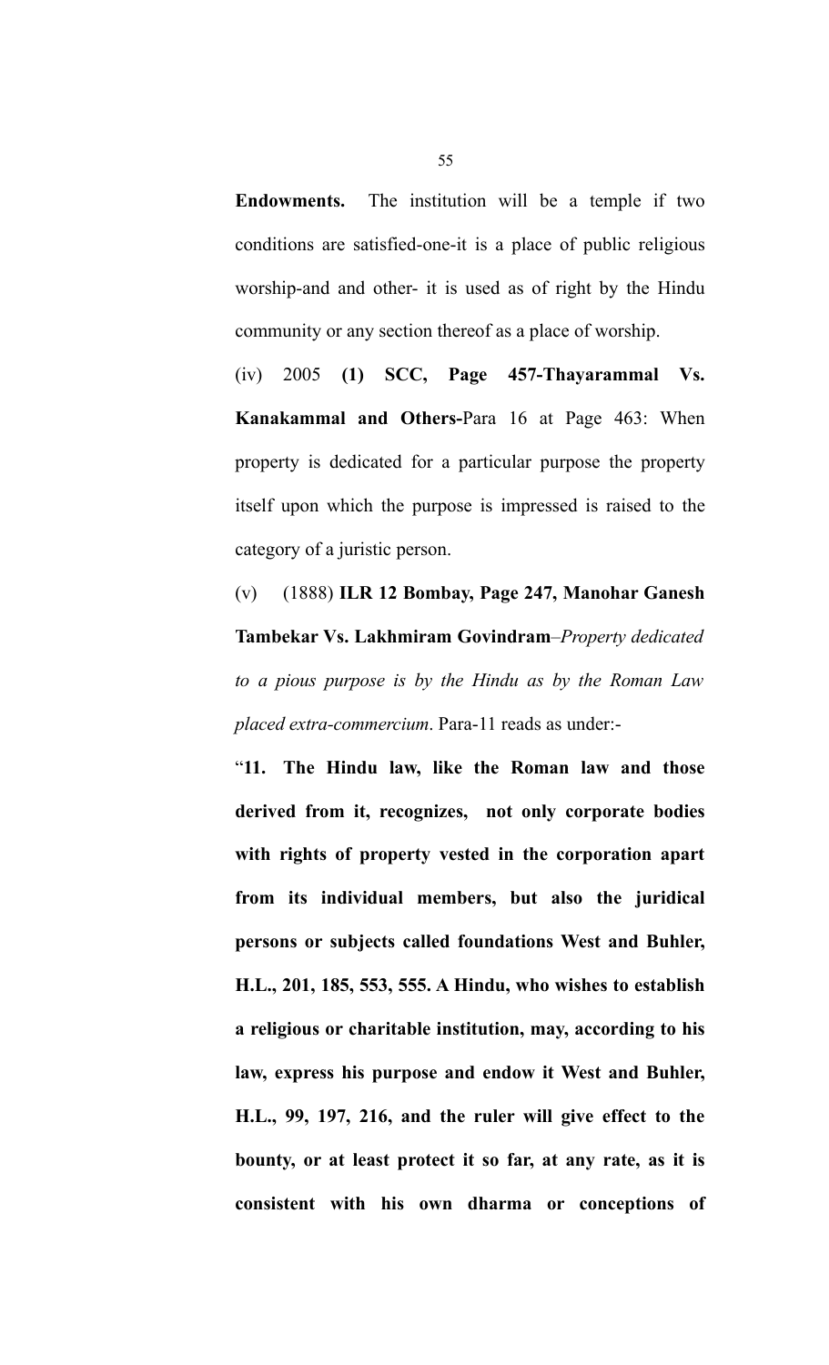**Endowments.** The institution will be a temple if two conditions are satisfied-one-it is a place of public religious worship-and and other- it is used as of right by the Hindu community or any section thereof as a place of worship.

(iv) 2005 **(1) SCC, Page 457-Thayarammal Vs. Kanakammal and Others-**Para 16 at Page 463: When property is dedicated for a particular purpose the property itself upon which the purpose is impressed is raised to the category of a juristic person.

(v) (1888) **ILR 12 Bombay, Page 247, Manohar Ganesh Tambekar Vs. Lakhmiram Govindram**–*Property dedicated to a pious purpose is by the Hindu as by the Roman Law placed extra-commercium*. Para-11 reads as under:-

"**11. The Hindu law, like the Roman law and those derived from it, recognizes, not only corporate bodies with rights of property vested in the corporation apart from its individual members, but also the juridical persons or subjects called foundations West and Buhler, H.L., 201, 185, 553, 555. A Hindu, who wishes to establish a religious or charitable institution, may, according to his law, express his purpose and endow it West and Buhler, H.L., 99, 197, 216, and the ruler will give effect to the bounty, or at least protect it so far, at any rate, as it is consistent with his own dharma or conceptions of**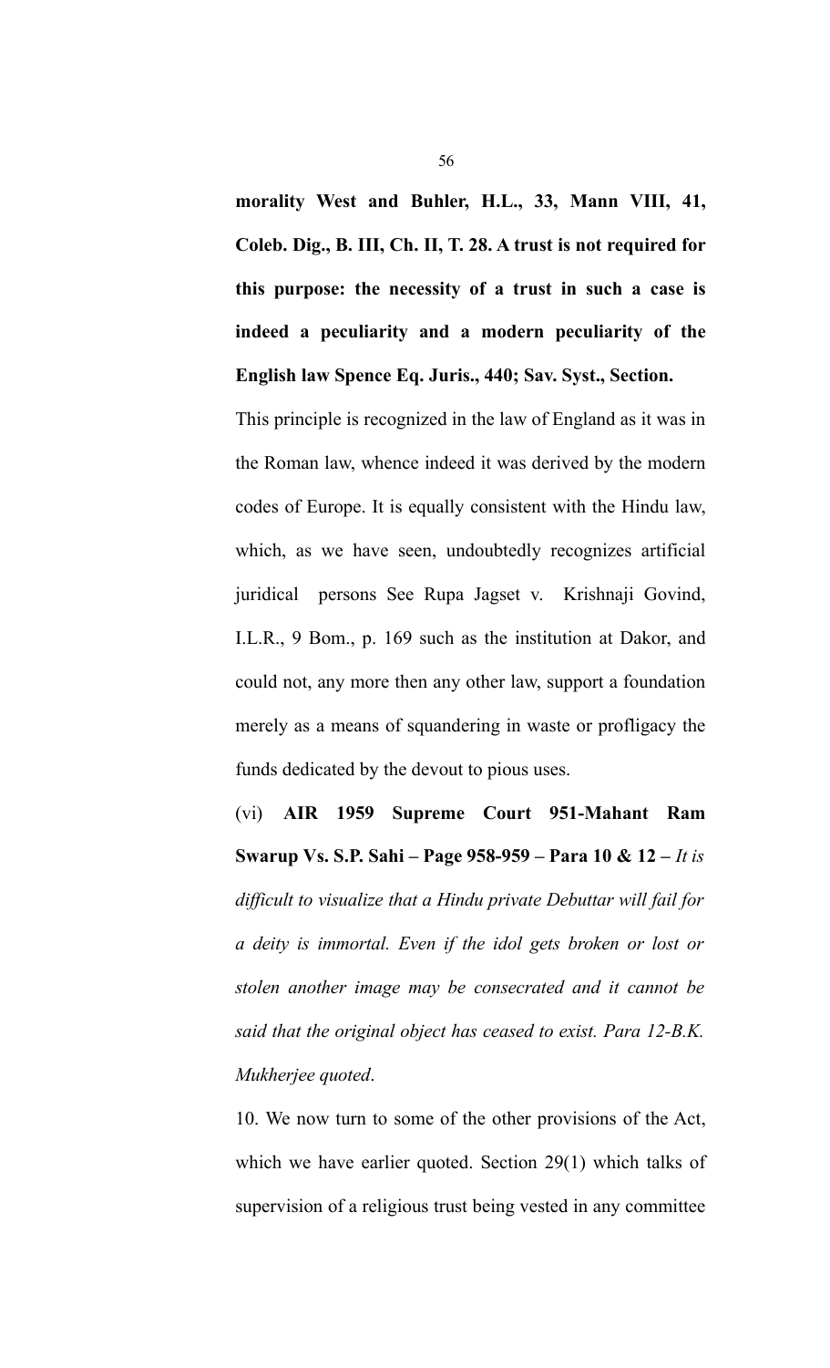**morality West and Buhler, H.L., 33, Mann VIII, 41, Coleb. Dig., B. III, Ch. II, T. 28. A trust is not required for this purpose: the necessity of a trust in such a case is indeed a peculiarity and a modern peculiarity of the English law Spence Eq. Juris., 440; Sav. Syst., Section.**

This principle is recognized in the law of England as it was in the Roman law, whence indeed it was derived by the modern codes of Europe. It is equally consistent with the Hindu law, which, as we have seen, undoubtedly recognizes artificial juridical persons See Rupa Jagset v. Krishnaji Govind, I.L.R., 9 Bom., p. 169 such as the institution at Dakor, and could not, any more then any other law, support a foundation merely as a means of squandering in waste or profligacy the funds dedicated by the devout to pious uses.

(vi) **AIR 1959 Supreme Court 951-Mahant Ram Swarup Vs. S.P. Sahi – Page 958-959 – Para 10 & 12 –** *It is difficult to visualize that a Hindu private Debuttar will fail for a deity is immortal. Even if the idol gets broken or lost or stolen another image may be consecrated and it cannot be said that the original object has ceased to exist. Para 12-B.K. Mukherjee quoted*.

10. We now turn to some of the other provisions of the Act, which we have earlier quoted. Section 29(1) which talks of supervision of a religious trust being vested in any committee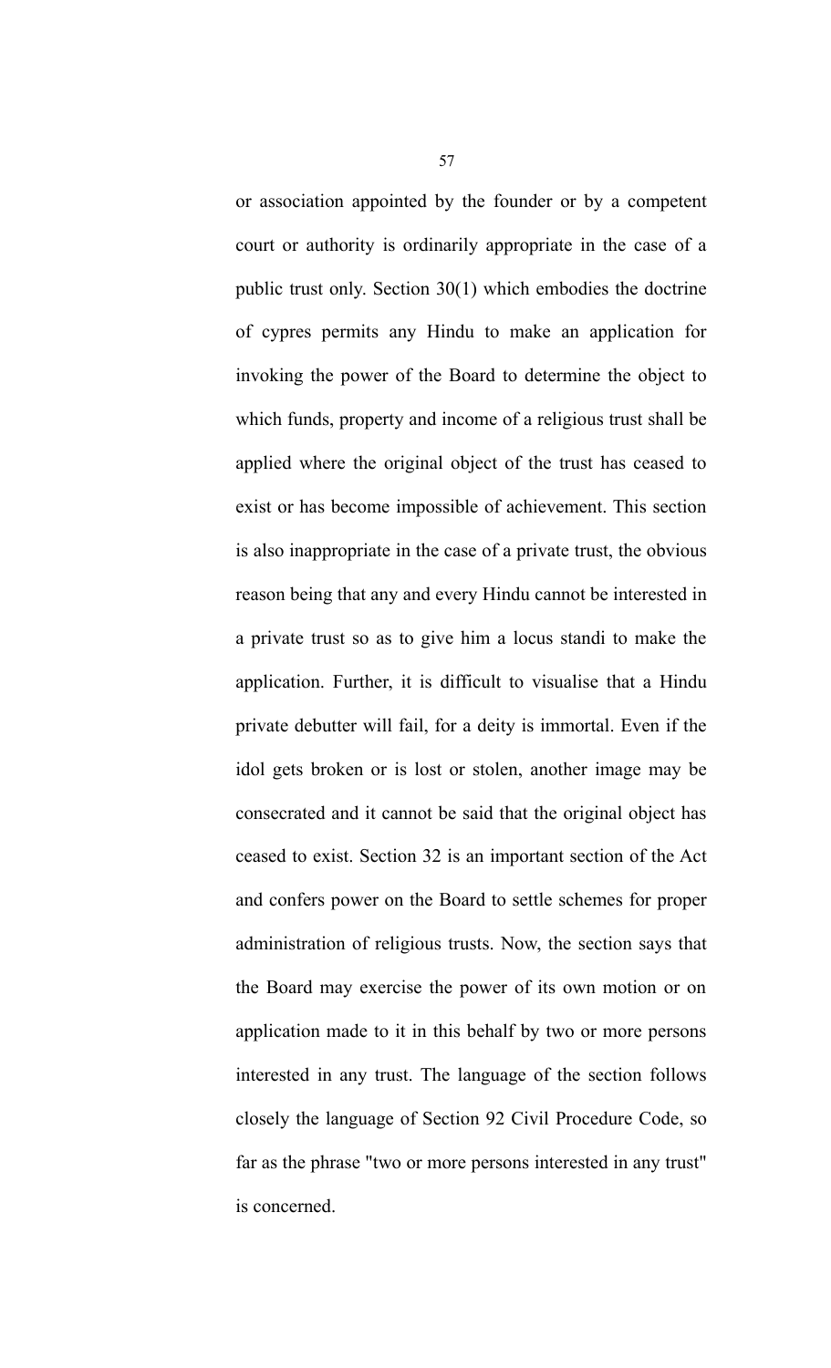or association appointed by the founder or by a competent court or authority is ordinarily appropriate in the case of a public trust only. Section 30(1) which embodies the doctrine of cypres permits any Hindu to make an application for invoking the power of the Board to determine the object to which funds, property and income of a religious trust shall be applied where the original object of the trust has ceased to exist or has become impossible of achievement. This section is also inappropriate in the case of a private trust, the obvious reason being that any and every Hindu cannot be interested in a private trust so as to give him a locus standi to make the application. Further, it is difficult to visualise that a Hindu private debutter will fail, for a deity is immortal. Even if the idol gets broken or is lost or stolen, another image may be consecrated and it cannot be said that the original object has ceased to exist. Section 32 is an important section of the Act and confers power on the Board to settle schemes for proper administration of religious trusts. Now, the section says that the Board may exercise the power of its own motion or on application made to it in this behalf by two or more persons interested in any trust. The language of the section follows closely the language of Section 92 Civil Procedure Code, so far as the phrase "two or more persons interested in any trust" is concerned.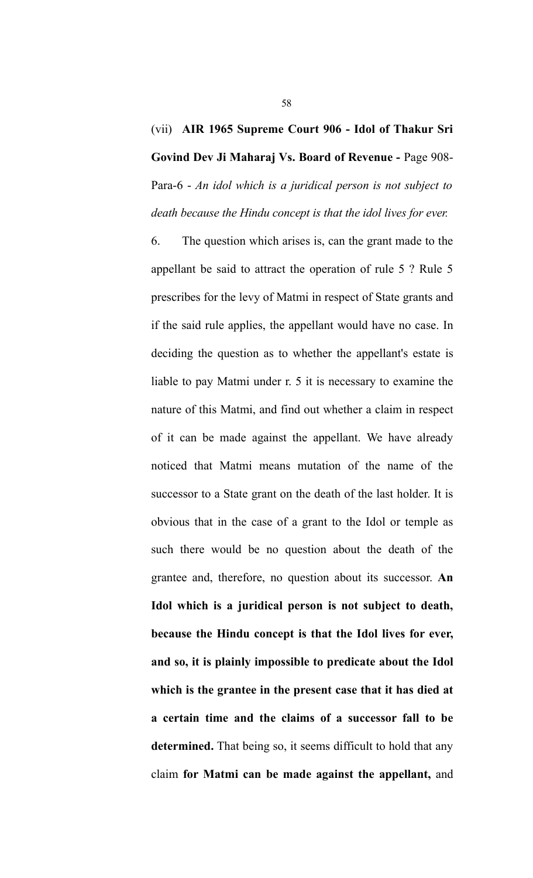(vii) **AIR 1965 Supreme Court 906 - Idol of Thakur Sri Govind Dev Ji Maharaj Vs. Board of Revenue -** Page 908-Para-6 - *An idol which is a juridical person is not subject to death because the Hindu concept is that the idol lives for ever.*

6. The question which arises is, can the grant made to the appellant be said to attract the operation of rule 5 ? Rule 5 prescribes for the levy of Matmi in respect of State grants and if the said rule applies, the appellant would have no case. In deciding the question as to whether the appellant's estate is liable to pay Matmi under r. 5 it is necessary to examine the nature of this Matmi, and find out whether a claim in respect of it can be made against the appellant. We have already noticed that Matmi means mutation of the name of the successor to a State grant on the death of the last holder. It is obvious that in the case of a grant to the Idol or temple as such there would be no question about the death of the grantee and, therefore, no question about its successor. **An Idol which is a juridical person is not subject to death, because the Hindu concept is that the Idol lives for ever, and so, it is plainly impossible to predicate about the Idol which is the grantee in the present case that it has died at a certain time and the claims of a successor fall to be determined.** That being so, it seems difficult to hold that any claim **for Matmi can be made against the appellant,** and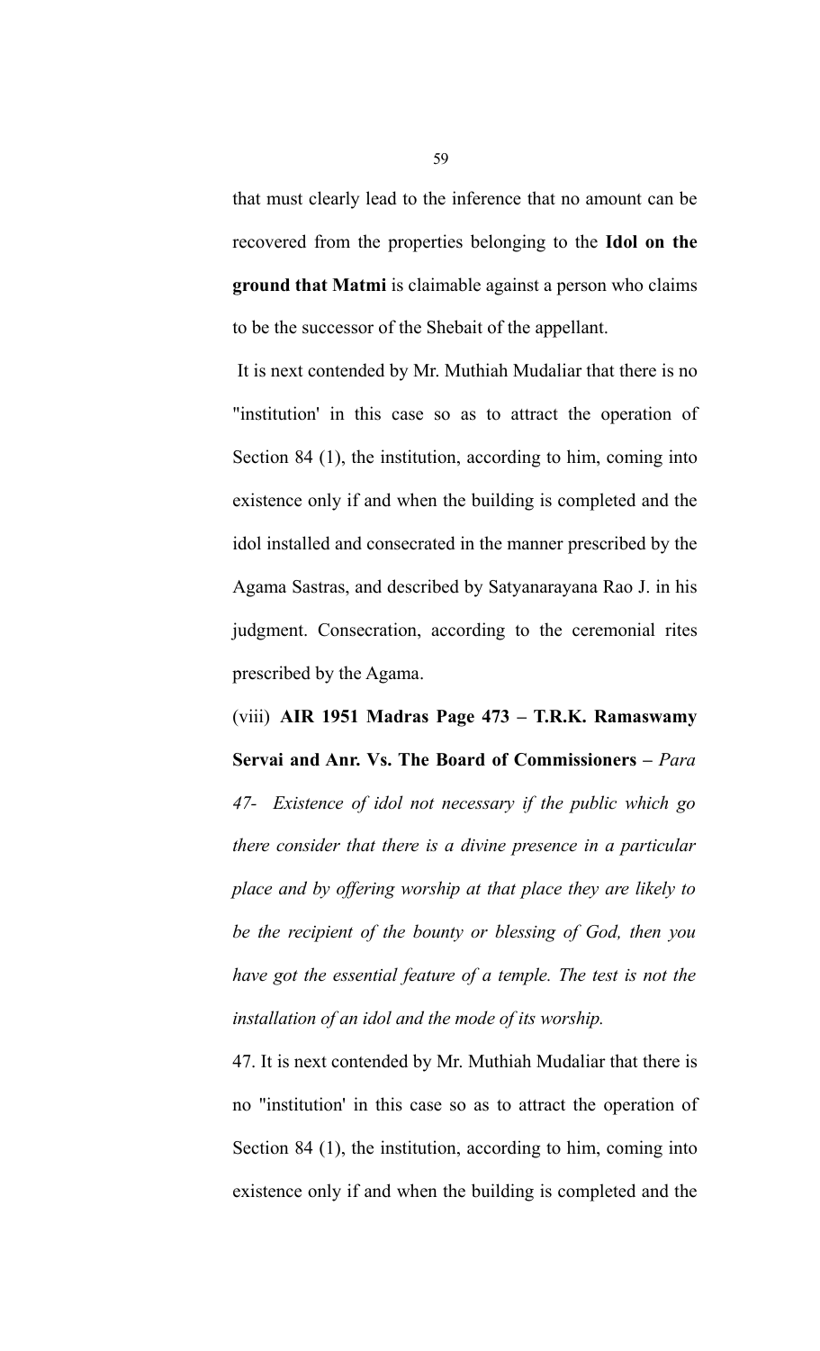that must clearly lead to the inference that no amount can be recovered from the properties belonging to the **Idol on the ground that Matmi** is claimable against a person who claims to be the successor of the Shebait of the appellant.

It is next contended by Mr. Muthiah Mudaliar that there is no "institution' in this case so as to attract the operation of Section 84 (1), the institution, according to him, coming into existence only if and when the building is completed and the idol installed and consecrated in the manner prescribed by the Agama Sastras, and described by Satyanarayana Rao J. in his judgment. Consecration, according to the ceremonial rites prescribed by the Agama.

(viii) **AIR 1951 Madras Page 473 – T.R.K. Ramaswamy Servai and Anr. Vs. The Board of Commissioners –** *Para 47- Existence of idol not necessary if the public which go there consider that there is a divine presence in a particular place and by offering worship at that place they are likely to be the recipient of the bounty or blessing of God, then you have got the essential feature of a temple. The test is not the installation of an idol and the mode of its worship.*

47. It is next contended by Mr. Muthiah Mudaliar that there is no "institution' in this case so as to attract the operation of Section 84 (1), the institution, according to him, coming into existence only if and when the building is completed and the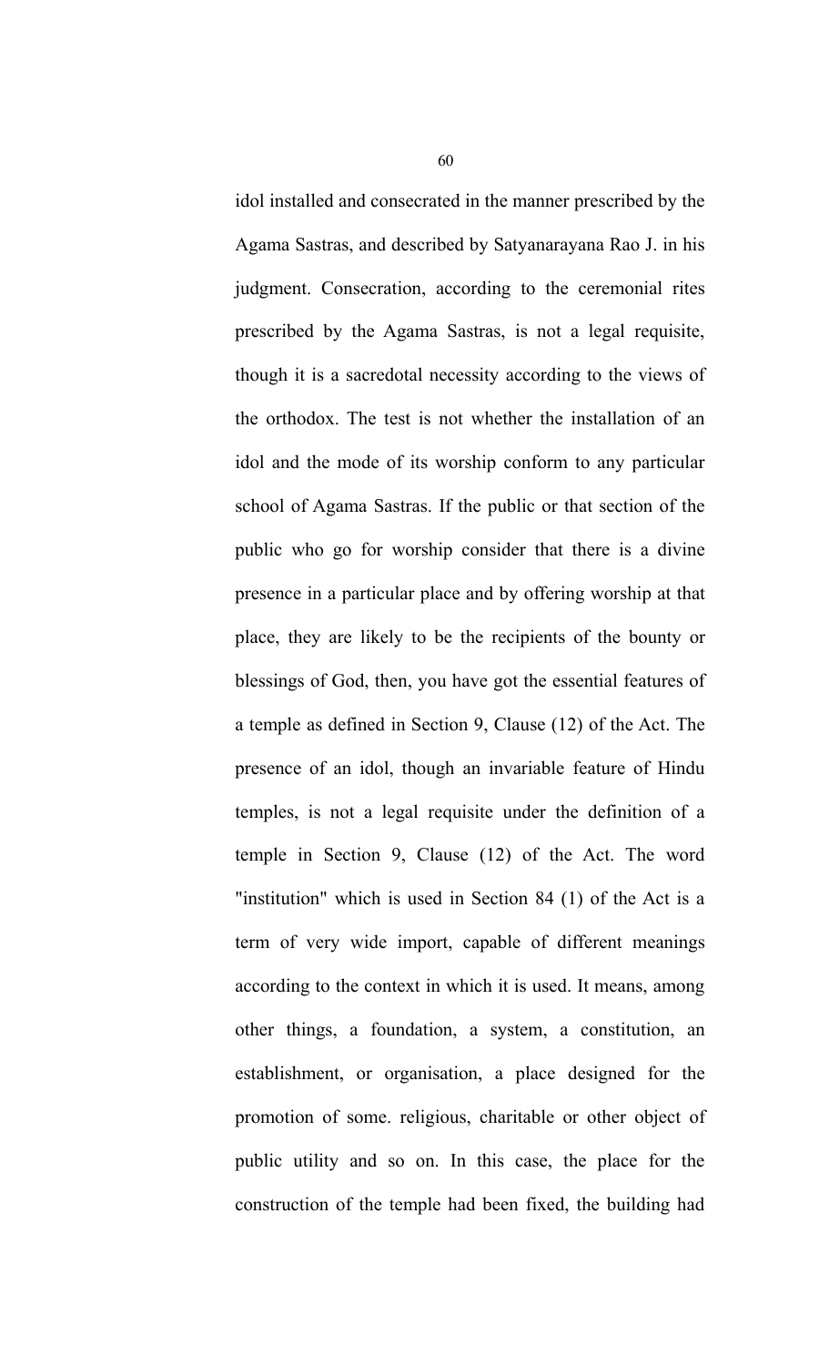idol installed and consecrated in the manner prescribed by the Agama Sastras, and described by Satyanarayana Rao J. in his judgment. Consecration, according to the ceremonial rites prescribed by the Agama Sastras, is not a legal requisite, though it is a sacredotal necessity according to the views of the orthodox. The test is not whether the installation of an idol and the mode of its worship conform to any particular school of Agama Sastras. If the public or that section of the public who go for worship consider that there is a divine presence in a particular place and by offering worship at that place, they are likely to be the recipients of the bounty or blessings of God, then, you have got the essential features of a temple as defined in Section 9, Clause (12) of the Act. The presence of an idol, though an invariable feature of Hindu temples, is not a legal requisite under the definition of a temple in Section 9, Clause (12) of the Act. The word "institution" which is used in Section 84 (1) of the Act is a term of very wide import, capable of different meanings according to the context in which it is used. It means, among other things, a foundation, a system, a constitution, an establishment, or organisation, a place designed for the promotion of some. religious, charitable or other object of public utility and so on. In this case, the place for the construction of the temple had been fixed, the building had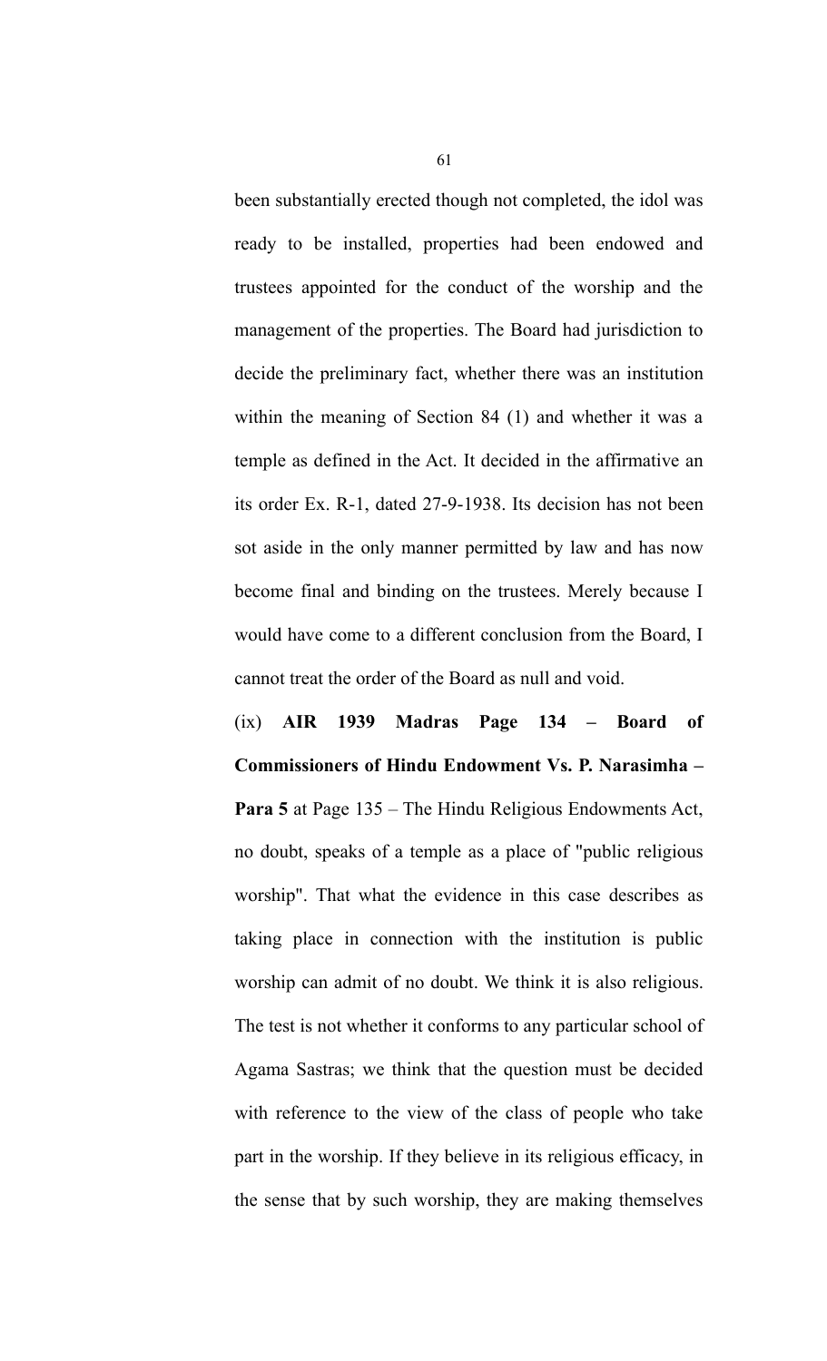been substantially erected though not completed, the idol was ready to be installed, properties had been endowed and trustees appointed for the conduct of the worship and the management of the properties. The Board had jurisdiction to decide the preliminary fact, whether there was an institution within the meaning of Section 84 (1) and whether it was a temple as defined in the Act. It decided in the affirmative an its order Ex. R-1, dated 27-9-1938. Its decision has not been sot aside in the only manner permitted by law and has now become final and binding on the trustees. Merely because I would have come to a different conclusion from the Board, I cannot treat the order of the Board as null and void.

(ix) **AIR 1939 Madras Page 134 – Board of Commissioners of Hindu Endowment Vs. P. Narasimha – Para 5** at Page 135 – The Hindu Religious Endowments Act, no doubt, speaks of a temple as a place of "public religious worship". That what the evidence in this case describes as taking place in connection with the institution is public worship can admit of no doubt. We think it is also religious. The test is not whether it conforms to any particular school of Agama Sastras; we think that the question must be decided with reference to the view of the class of people who take part in the worship. If they believe in its religious efficacy, in the sense that by such worship, they are making themselves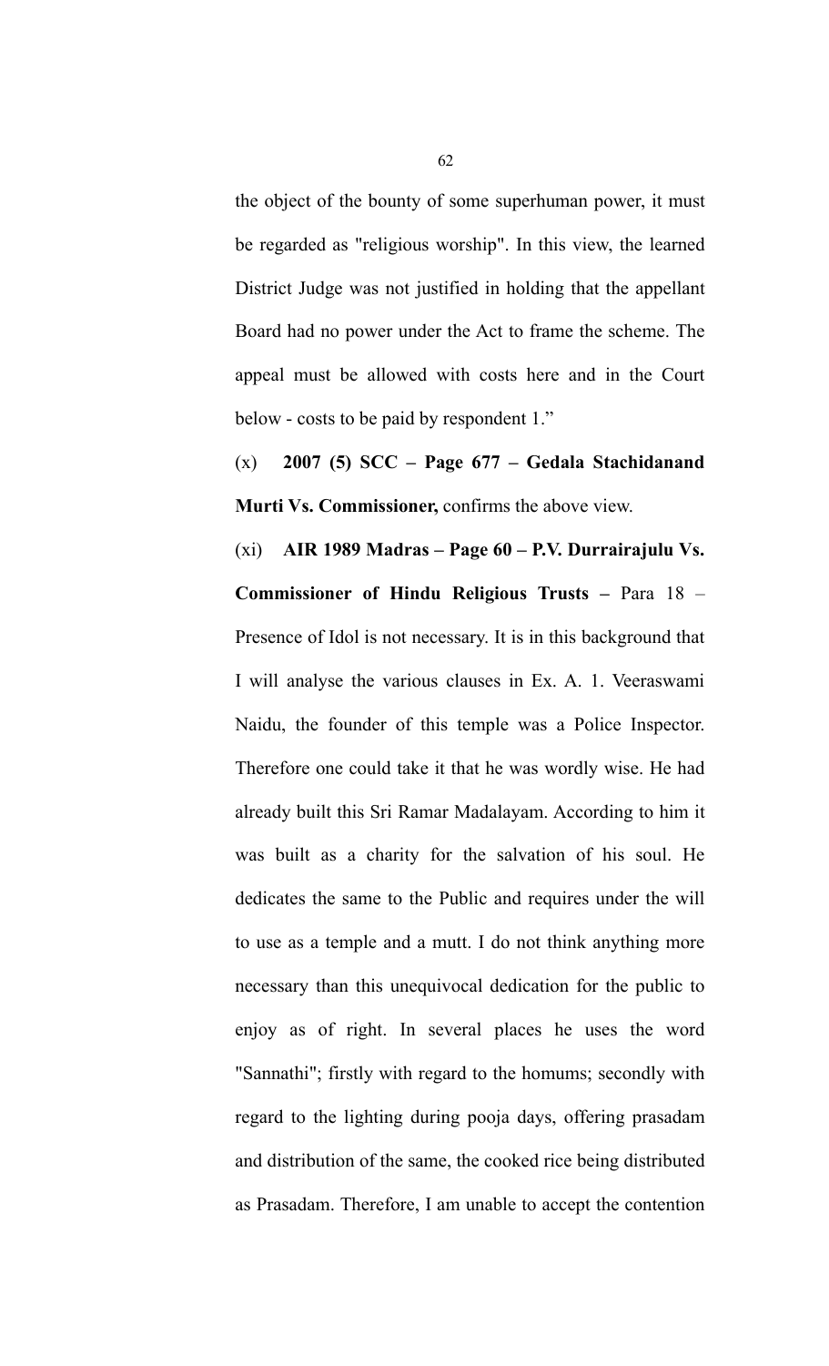the object of the bounty of some superhuman power, it must be regarded as "religious worship". In this view, the learned District Judge was not justified in holding that the appellant Board had no power under the Act to frame the scheme. The appeal must be allowed with costs here and in the Court below - costs to be paid by respondent 1."

(x) **2007 (5) SCC – Page 677 – Gedala Stachidanand Murti Vs. Commissioner,** confirms the above view.

(xi) **AIR 1989 Madras – Page 60 – P.V. Durrairajulu Vs. Commissioner of Hindu Religious Trusts –** Para 18 – Presence of Idol is not necessary. It is in this background that I will analyse the various clauses in Ex. A. 1. Veeraswami Naidu, the founder of this temple was a Police Inspector. Therefore one could take it that he was wordly wise. He had already built this Sri Ramar Madalayam. According to him it was built as a charity for the salvation of his soul. He dedicates the same to the Public and requires under the will to use as a temple and a mutt. I do not think anything more necessary than this unequivocal dedication for the public to enjoy as of right. In several places he uses the word "Sannathi"; firstly with regard to the homums; secondly with regard to the lighting during pooja days, offering prasadam and distribution of the same, the cooked rice being distributed as Prasadam. Therefore, I am unable to accept the contention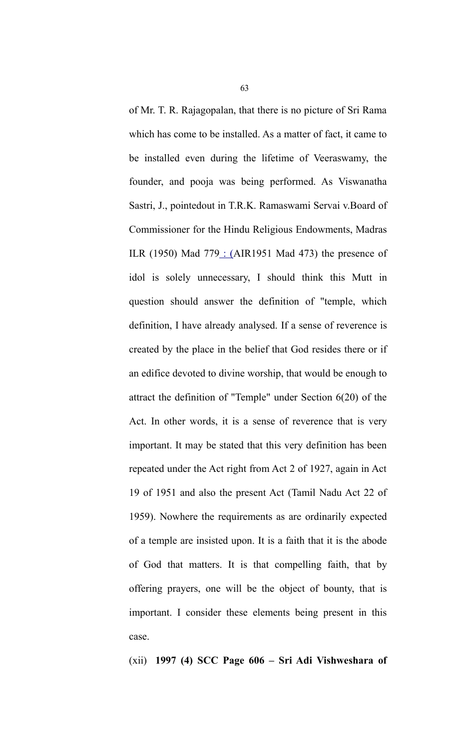of Mr. T. R. Rajagopalan, that there is no picture of Sri Rama which has come to be installed. As a matter of fact, it came to be installed even during the lifetime of Veeraswamy, the founder, and pooja was being performed. As Viswanatha Sastri, J., pointedout in T.R.K. Ramaswami Servai v.Board of Commissioner for the Hindu Religious Endowments, Madras ILR (1950) Mad 779 : (AIR1951 Mad 473) the presence of idol is solely unnecessary, I should think this Mutt in question should answer the definition of "temple, which definition, I have already analysed. If a sense of reverence is created by the place in the belief that God resides there or if an edifice devoted to divine worship, that would be enough to attract the definition of "Temple" under Section 6(20) of the Act. In other words, it is a sense of reverence that is very important. It may be stated that this very definition has been repeated under the Act right from Act 2 of 1927, again in Act 19 of 1951 and also the present Act (Tamil Nadu Act 22 of 1959). Nowhere the requirements as are ordinarily expected of a temple are insisted upon. It is a faith that it is the abode of God that matters. It is that compelling faith, that by offering prayers, one will be the object of bounty, that is important. I consider these elements being present in this case.

(xii) **1997 (4) SCC Page 606 – Sri Adi Vishweshara of**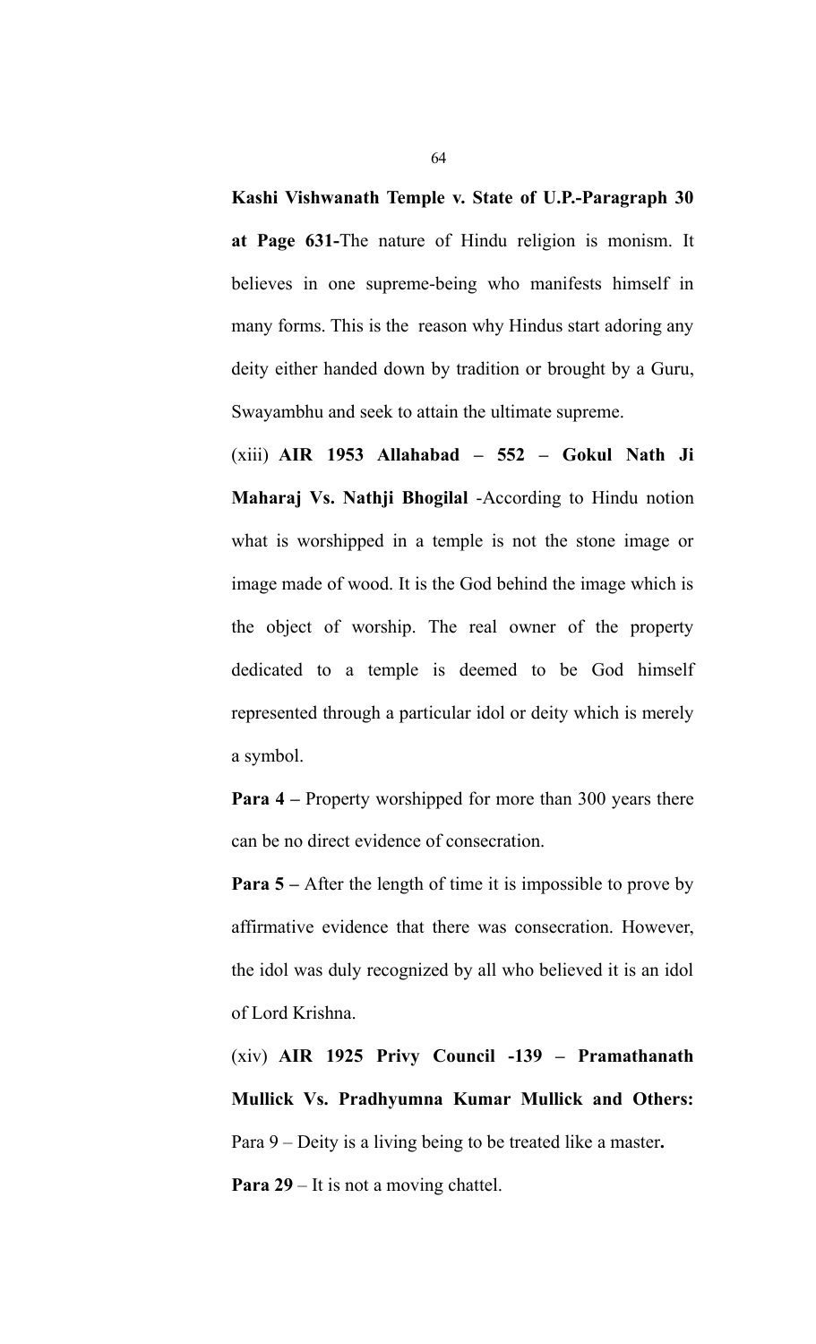**Kashi Vishwanath Temple v. State of U.P.-Paragraph 30 at Page 631-**The nature of Hindu religion is monism. It believes in one supreme-being who manifests himself in many forms. This is the reason why Hindus start adoring any deity either handed down by tradition or brought by a Guru, Swayambhu and seek to attain the ultimate supreme.

(xiii) **AIR 1953 Allahabad – 552 – Gokul Nath Ji Maharaj Vs. Nathji Bhogilal** -According to Hindu notion what is worshipped in a temple is not the stone image or image made of wood. It is the God behind the image which is the object of worship. The real owner of the property dedicated to a temple is deemed to be God himself represented through a particular idol or deity which is merely a symbol.

**Para 4 –** Property worshipped for more than 300 years there can be no direct evidence of consecration.

**Para 5 –** After the length of time it is impossible to prove by affirmative evidence that there was consecration. However, the idol was duly recognized by all who believed it is an idol of Lord Krishna.

(xiv) **AIR 1925 Privy Council -139 – Pramathanath Mullick Vs. Pradhyumna Kumar Mullick and Others:** Para 9 – Deity is a living being to be treated like a master**.**

**Para 29** – It is not a moving chattel.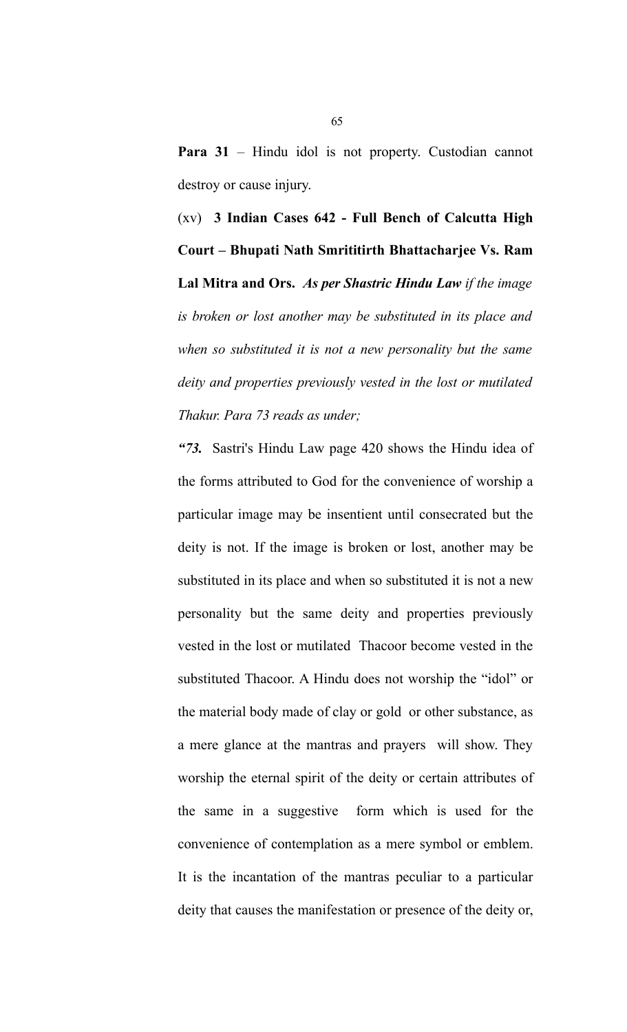**Para 31** – Hindu idol is not property. Custodian cannot destroy or cause injury.

(xv) **3 Indian Cases 642 - Full Bench of Calcutta High Court – Bhupati Nath Smrititirth Bhattacharjee Vs. Ram Lal Mitra and Ors.** ***As per Shastric Hindu Law*** *if the image is broken or lost another may be substituted in its place and when so substituted it is not a new personality but the same deity and properties previously vested in the lost or mutilated Thakur. Para 73 reads as under;*

***"73.*** Sastri's Hindu Law page 420 shows the Hindu idea of the forms attributed to God for the convenience of worship a particular image may be insentient until consecrated but the deity is not. If the image is broken or lost, another may be substituted in its place and when so substituted it is not a new personality but the same deity and properties previously vested in the lost or mutilated Thacoor become vested in the substituted Thacoor. A Hindu does not worship the "idol" or the material body made of clay or gold or other substance, as a mere glance at the mantras and prayers will show. They worship the eternal spirit of the deity or certain attributes of the same in a suggestive form which is used for the convenience of contemplation as a mere symbol or emblem. It is the incantation of the mantras peculiar to a particular deity that causes the manifestation or presence of the deity or,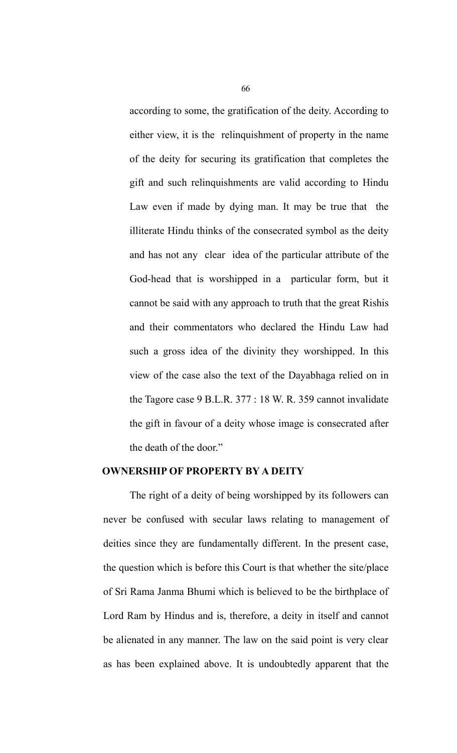according to some, the gratification of the deity. According to either view, it is the relinquishment of property in the name of the deity for securing its gratification that completes the gift and such relinquishments are valid according to Hindu Law even if made by dying man. It may be true that the illiterate Hindu thinks of the consecrated symbol as the deity and has not any clear idea of the particular attribute of the God-head that is worshipped in a particular form, but it cannot be said with any approach to truth that the great Rishis and their commentators who declared the Hindu Law had such a gross idea of the divinity they worshipped. In this view of the case also the text of the Dayabhaga relied on in the Tagore case 9 B.L.R. 377 : 18 W. R. 359 cannot invalidate the gift in favour of a deity whose image is consecrated after the death of the door."

**OWNERSHIP OF PROPERTY BY A DEITY**

The right of a deity of being worshipped by its followers can never be confused with secular laws relating to management of deities since they are fundamentally different. In the present case, the question which is before this Court is that whether the site/place of Sri Rama Janma Bhumi which is believed to be the birthplace of Lord Ram by Hindus and is, therefore, a deity in itself and cannot be alienated in any manner. The law on the said point is very clear as has been explained above. It is undoubtedly apparent that the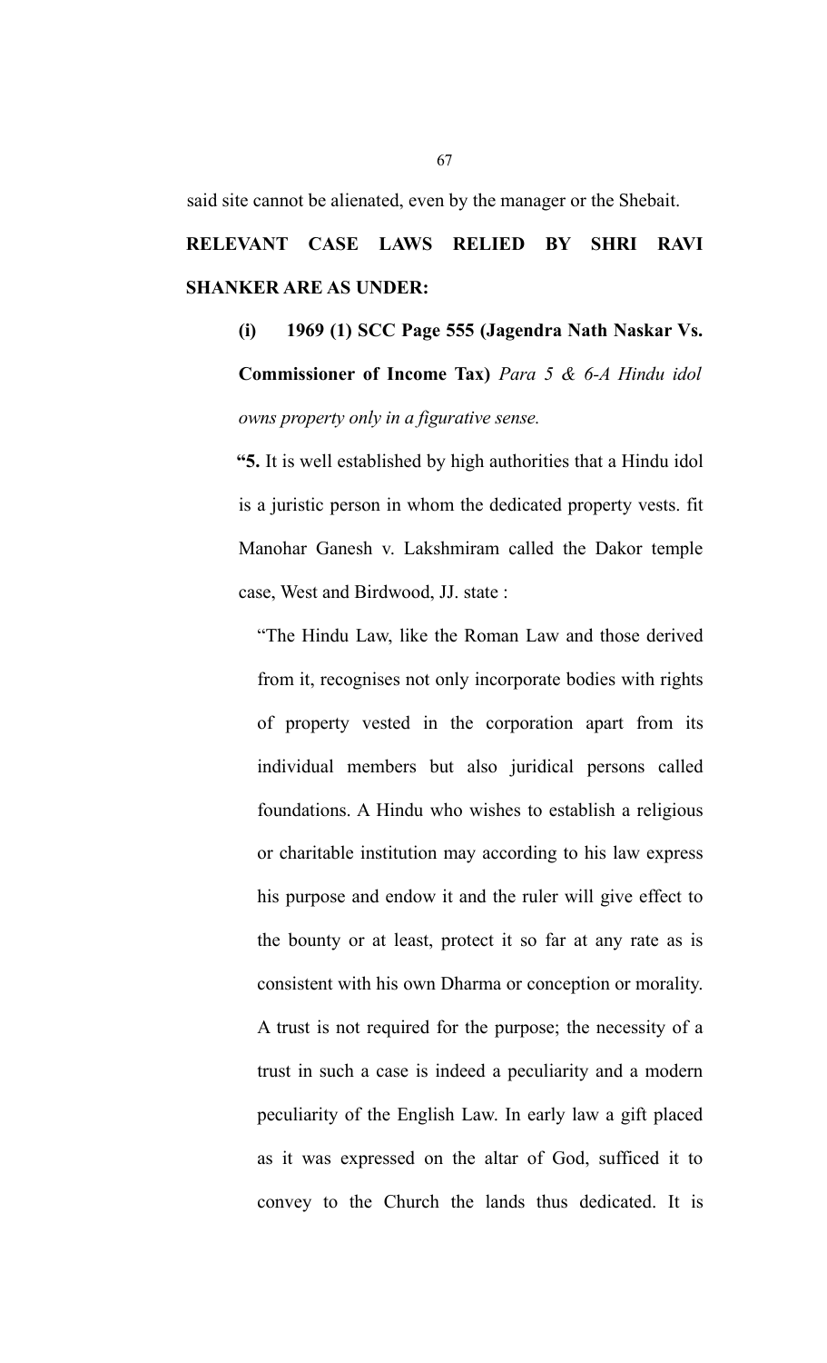said site cannot be alienated, even by the manager or the Shebait.

**RELEVANT CASE LAWS RELIED BY SHRI RAVI SHANKER ARE AS UNDER:**

**(i) 1969 (1) SCC Page 555 (Jagendra Nath Naskar Vs. Commissioner of Income Tax)** *Para 5 & 6-A Hindu idol owns property only in a figurative sense.*

**"5.** It is well established by high authorities that a Hindu idol is a juristic person in whom the dedicated property vests. fit Manohar Ganesh v. Lakshmiram called the Dakor temple case, West and Birdwood, JJ. state :

> "The Hindu Law, like the Roman Law and those derived from it, recognises not only incorporate bodies with rights of property vested in the corporation apart from its individual members but also juridical persons called foundations. A Hindu who wishes to establish a religious or charitable institution may according to his law express his purpose and endow it and the ruler will give effect to the bounty or at least, protect it so far at any rate as is consistent with his own Dharma or conception or morality. A trust is not required for the purpose; the necessity of a trust in such a case is indeed a peculiarity and a modern peculiarity of the English Law. In early law a gift placed as it was expressed on the altar of God, sufficed it to convey to the Church the lands thus dedicated. It is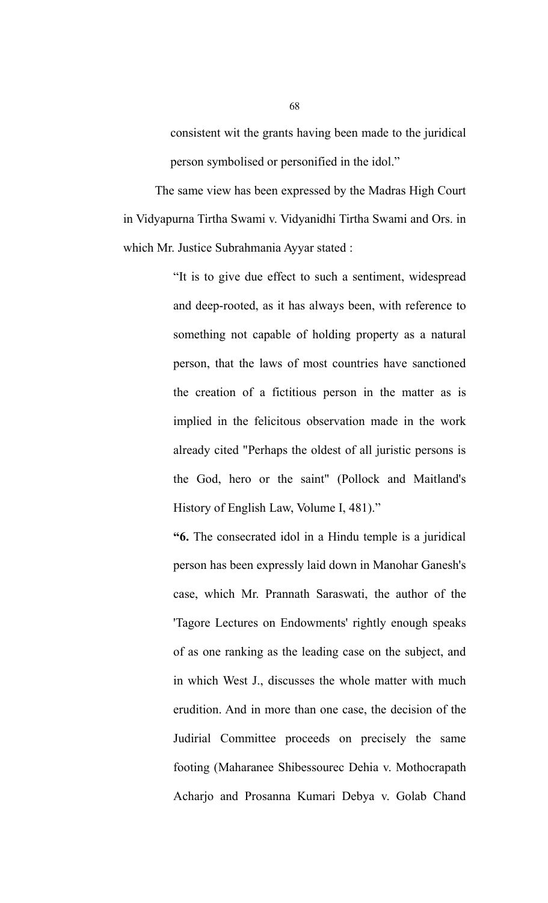> consistent wit the grants having been made to the juridical person symbolised or personified in the idol."

The same view has been expressed by the Madras High Court in Vidyapurna Tirtha Swami v. Vidyanidhi Tirtha Swami and Ors. in which Mr. Justice Subrahmania Ayyar stated :

> "It is to give due effect to such a sentiment, widespread and deep-rooted, as it has always been, with reference to something not capable of holding property as a natural person, that the laws of most countries have sanctioned the creation of a fictitious person in the matter as is implied in the felicitous observation made in the work already cited "Perhaps the oldest of all juristic persons is the God, hero or the saint" (Pollock and Maitland's History of English Law, Volume I, 481)."
>
> **"6.** The consecrated idol in a Hindu temple is a juridical person has been expressly laid down in Manohar Ganesh's case, which Mr. Prannath Saraswati, the author of the 'Tagore Lectures on Endowments' rightly enough speaks of as one ranking as the leading case on the subject, and in which West J., discusses the whole matter with much erudition. And in more than one case, the decision of the Judirial Committee proceeds on precisely the same footing (Maharanee Shibessourec Dehia v. Mothocrapath Acharjo and Prosanna Kumari Debya v. Golab Chand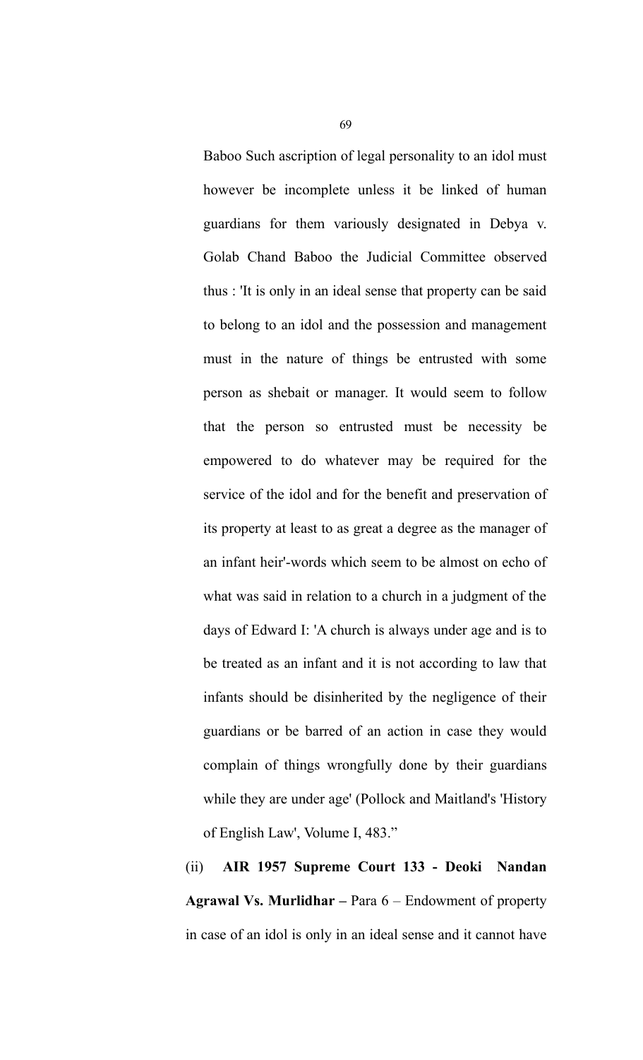Baboo Such ascription of legal personality to an idol must however be incomplete unless it be linked of human guardians for them variously designated in Debya v. Golab Chand Baboo the Judicial Committee observed thus : 'It is only in an ideal sense that property can be said to belong to an idol and the possession and management must in the nature of things be entrusted with some person as shebait or manager. It would seem to follow that the person so entrusted must be necessity be empowered to do whatever may be required for the service of the idol and for the benefit and preservation of its property at least to as great a degree as the manager of an infant heir'-words which seem to be almost on echo of what was said in relation to a church in a judgment of the days of Edward I: 'A church is always under age and is to be treated as an infant and it is not according to law that infants should be disinherited by the negligence of their guardians or be barred of an action in case they would complain of things wrongfully done by their guardians while they are under age' (Pollock and Maitland's 'History of English Law', Volume I, 483."

(ii) **AIR 1957 Supreme Court 133 - Deoki Nandan Agrawal Vs. Murlidhar –** Para 6 – Endowment of property in case of an idol is only in an ideal sense and it cannot have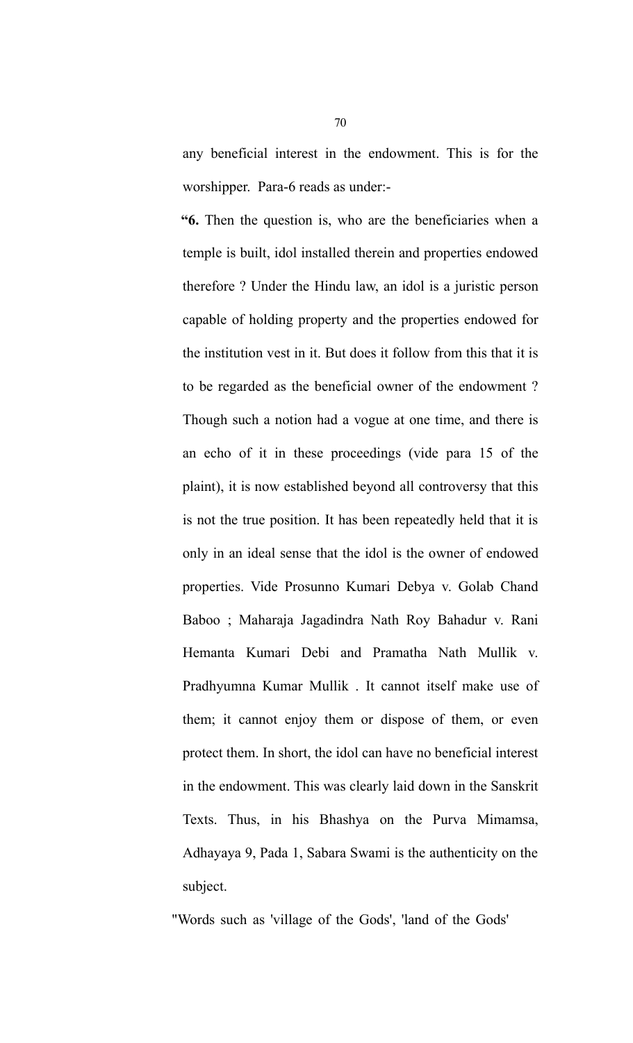any beneficial interest in the endowment. This is for the worshipper. Para-6 reads as under:-

> **"6.** Then the question is, who are the beneficiaries when a temple is built, idol installed therein and properties endowed therefore ? Under the Hindu law, an idol is a juristic person capable of holding property and the properties endowed for the institution vest in it. But does it follow from this that it is to be regarded as the beneficial owner of the endowment ? Though such a notion had a vogue at one time, and there is an echo of it in these proceedings (vide para 15 of the plaint), it is now established beyond all controversy that this is not the true position. It has been repeatedly held that it is only in an ideal sense that the idol is the owner of endowed properties. Vide Prosunno Kumari Debya v. Golab Chand Baboo ; Maharaja Jagadindra Nath Roy Bahadur v. Rani Hemanta Kumari Debi and Pramatha Nath Mullik v. Pradhyumna Kumar Mullik . It cannot itself make use of them; it cannot enjoy them or dispose of them, or even protect them. In short, the idol can have no beneficial interest in the endowment. This was clearly laid down in the Sanskrit Texts. Thus, in his Bhashya on the Purva Mimamsa, Adhayaya 9, Pada 1, Sabara Swami is the authenticity on the subject.

"Words such as 'village of the Gods', 'land of the Gods'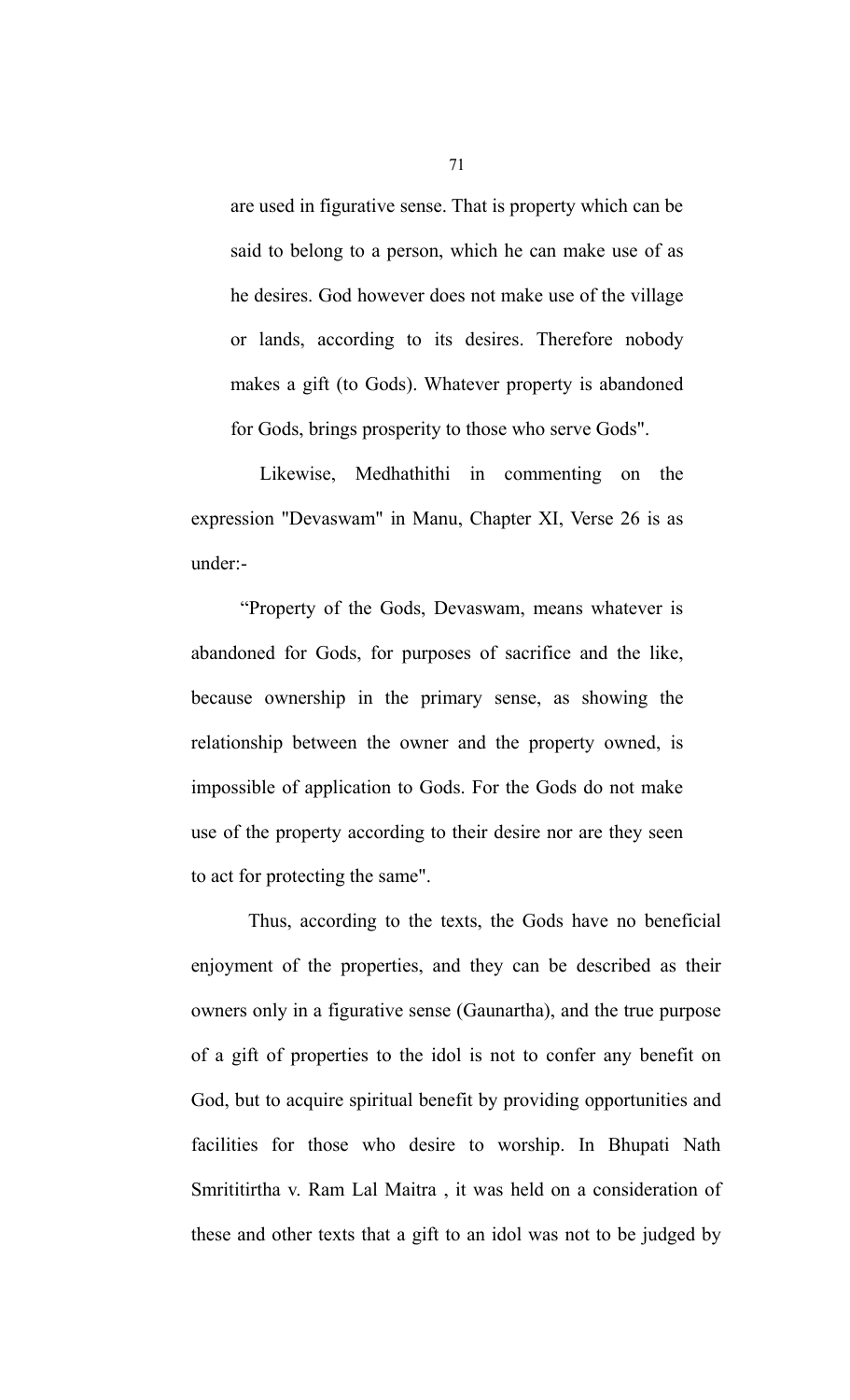are used in figurative sense. That is property which can be said to belong to a person, which he can make use of as he desires. God however does not make use of the village or lands, according to its desires. Therefore nobody makes a gift (to Gods). Whatever property is abandoned for Gods, brings prosperity to those who serve Gods".

Likewise, Medhathithi in commenting on the expression "Devaswam" in Manu, Chapter XI, Verse 26 is as under:-

"Property of the Gods, Devaswam, means whatever is abandoned for Gods, for purposes of sacrifice and the like, because ownership in the primary sense, as showing the relationship between the owner and the property owned, is impossible of application to Gods. For the Gods do not make use of the property according to their desire nor are they seen to act for protecting the same".

Thus, according to the texts, the Gods have no beneficial enjoyment of the properties, and they can be described as their owners only in a figurative sense (Gaunartha), and the true purpose of a gift of properties to the idol is not to confer any benefit on God, but to acquire spiritual benefit by providing opportunities and facilities for those who desire to worship. In Bhupati Nath Smrititirtha v. Ram Lal Maitra , it was held on a consideration of these and other texts that a gift to an idol was not to be judged by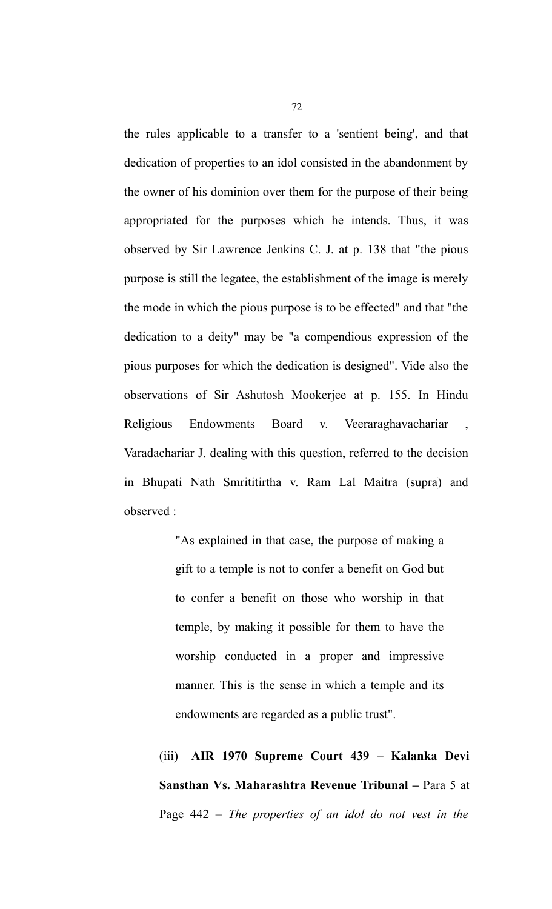the rules applicable to a transfer to a 'sentient being', and that dedication of properties to an idol consisted in the abandonment by the owner of his dominion over them for the purpose of their being appropriated for the purposes which he intends. Thus, it was observed by Sir Lawrence Jenkins C. J. at p. 138 that "the pious purpose is still the legatee, the establishment of the image is merely the mode in which the pious purpose is to be effected" and that "the dedication to a deity" may be "a compendious expression of the pious purposes for which the dedication is designed". Vide also the observations of Sir Ashutosh Mookerjee at p. 155. In Hindu Religious Endowments Board v. Veeraraghavachariar , Varadachariar J. dealing with this question, referred to the decision in Bhupati Nath Smrititirtha v. Ram Lal Maitra (supra) and observed :

> "As explained in that case, the purpose of making a gift to a temple is not to confer a benefit on God but to confer a benefit on those who worship in that temple, by making it possible for them to have the worship conducted in a proper and impressive manner. This is the sense in which a temple and its endowments are regarded as a public trust".

(iii) **AIR 1970 Supreme Court 439 – Kalanka Devi Sansthan Vs. Maharashtra Revenue Tribunal –** Para 5 at Page 442 – *The properties of an idol do not vest in the*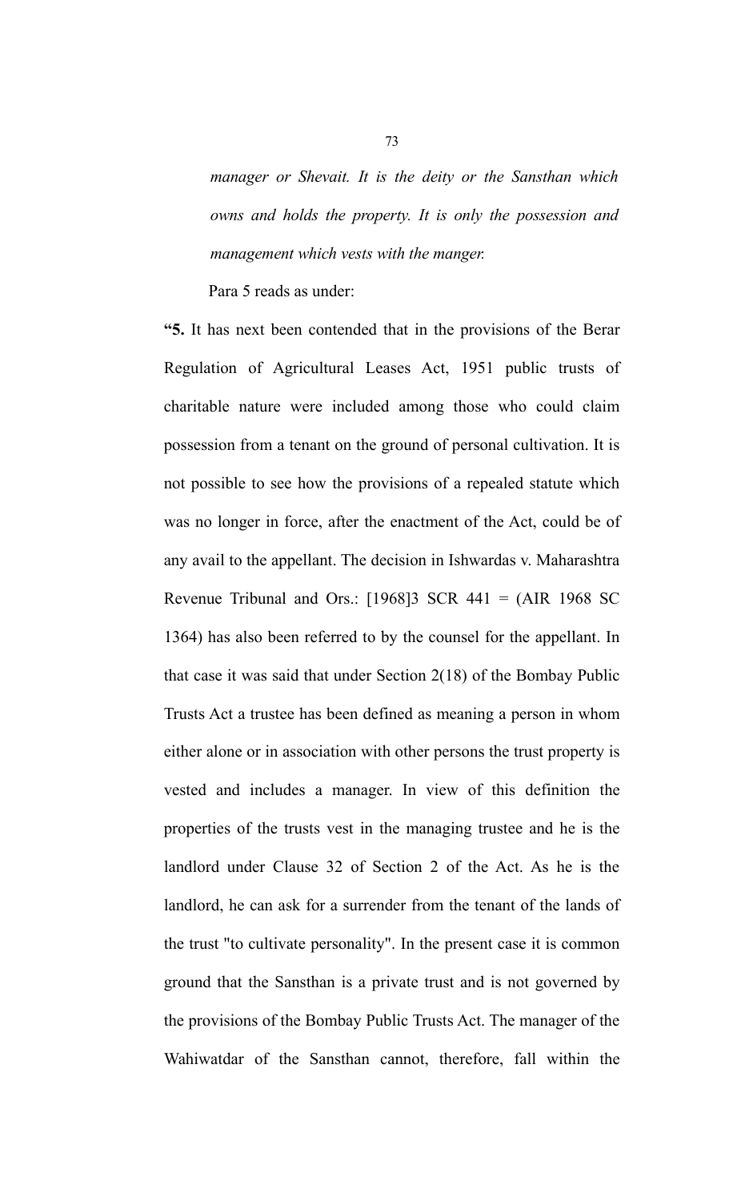*manager or Shevait. It is the deity or the Sansthan which owns and holds the property. It is only the possession and management which vests with the manger.*

Para 5 reads as under:

**"5.** It has next been contended that in the provisions of the Berar Regulation of Agricultural Leases Act, 1951 public trusts of charitable nature were included among those who could claim possession from a tenant on the ground of personal cultivation. It is not possible to see how the provisions of a repealed statute which was no longer in force, after the enactment of the Act, could be of any avail to the appellant. The decision in Ishwardas v. Maharashtra Revenue Tribunal and Ors.: [1968]3 SCR 441 = (AIR 1968 SC 1364) has also been referred to by the counsel for the appellant. In that case it was said that under Section 2(18) of the Bombay Public Trusts Act a trustee has been defined as meaning a person in whom either alone or in association with other persons the trust property is vested and includes a manager. In view of this definition the properties of the trusts vest in the managing trustee and he is the landlord under Clause 32 of Section 2 of the Act. As he is the landlord, he can ask for a surrender from the tenant of the lands of the trust "to cultivate personality". In the present case it is common ground that the Sansthan is a private trust and is not governed by the provisions of the Bombay Public Trusts Act. The manager of the Wahiwatdar of the Sansthan cannot, therefore, fall within the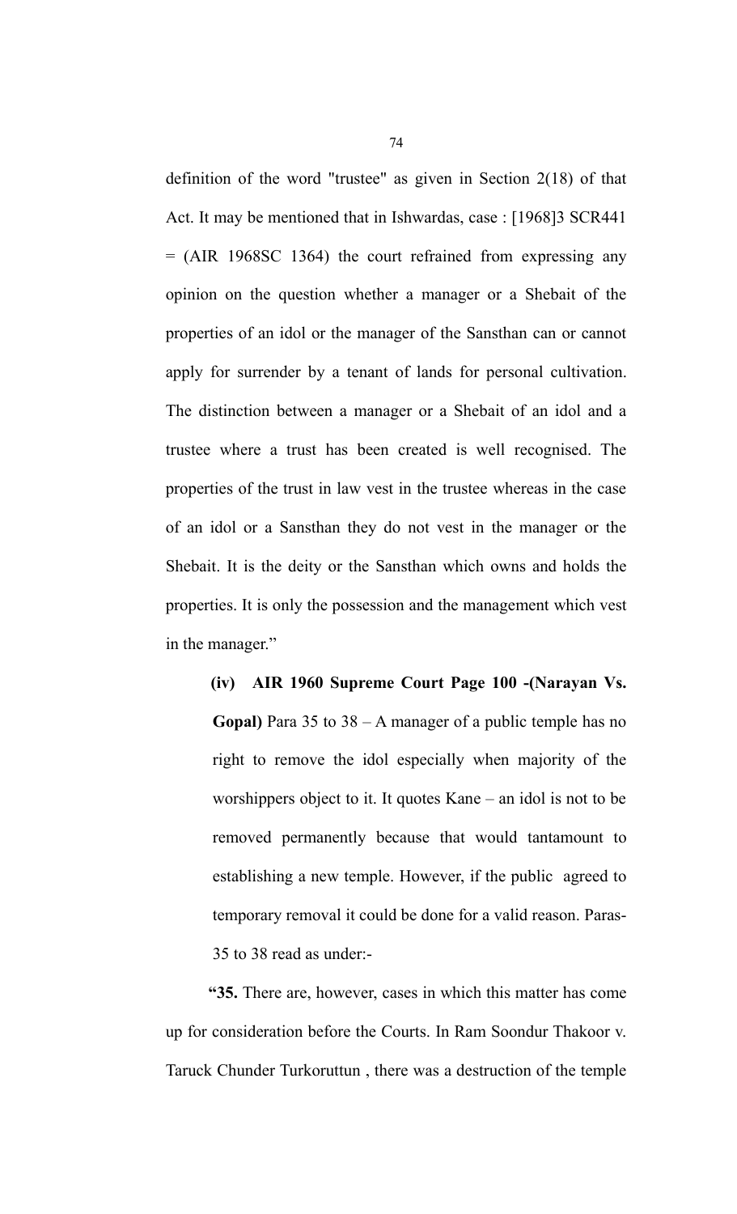definition of the word "trustee" as given in Section 2(18) of that Act. It may be mentioned that in Ishwardas, case : [1968]3 SCR441 = (AIR 1968SC 1364) the court refrained from expressing any opinion on the question whether a manager or a Shebait of the properties of an idol or the manager of the Sansthan can or cannot apply for surrender by a tenant of lands for personal cultivation. The distinction between a manager or a Shebait of an idol and a trustee where a trust has been created is well recognised. The properties of the trust in law vest in the trustee whereas in the case of an idol or a Sansthan they do not vest in the manager or the Shebait. It is the deity or the Sansthan which owns and holds the properties. It is only the possession and the management which vest in the manager."

> **(iv) AIR 1960 Supreme Court Page 100 -(Narayan Vs. Gopal)** Para 35 to 38 – A manager of a public temple has no right to remove the idol especially when majority of the worshippers object to it. It quotes Kane – an idol is not to be removed permanently because that would tantamount to establishing a new temple. However, if the public agreed to temporary removal it could be done for a valid reason. Paras-35 to 38 read as under:-

"**35.** There are, however, cases in which this matter has come up for consideration before the Courts. In Ram Soondur Thakoor v. Taruck Chunder Turkoruttun , there was a destruction of the temple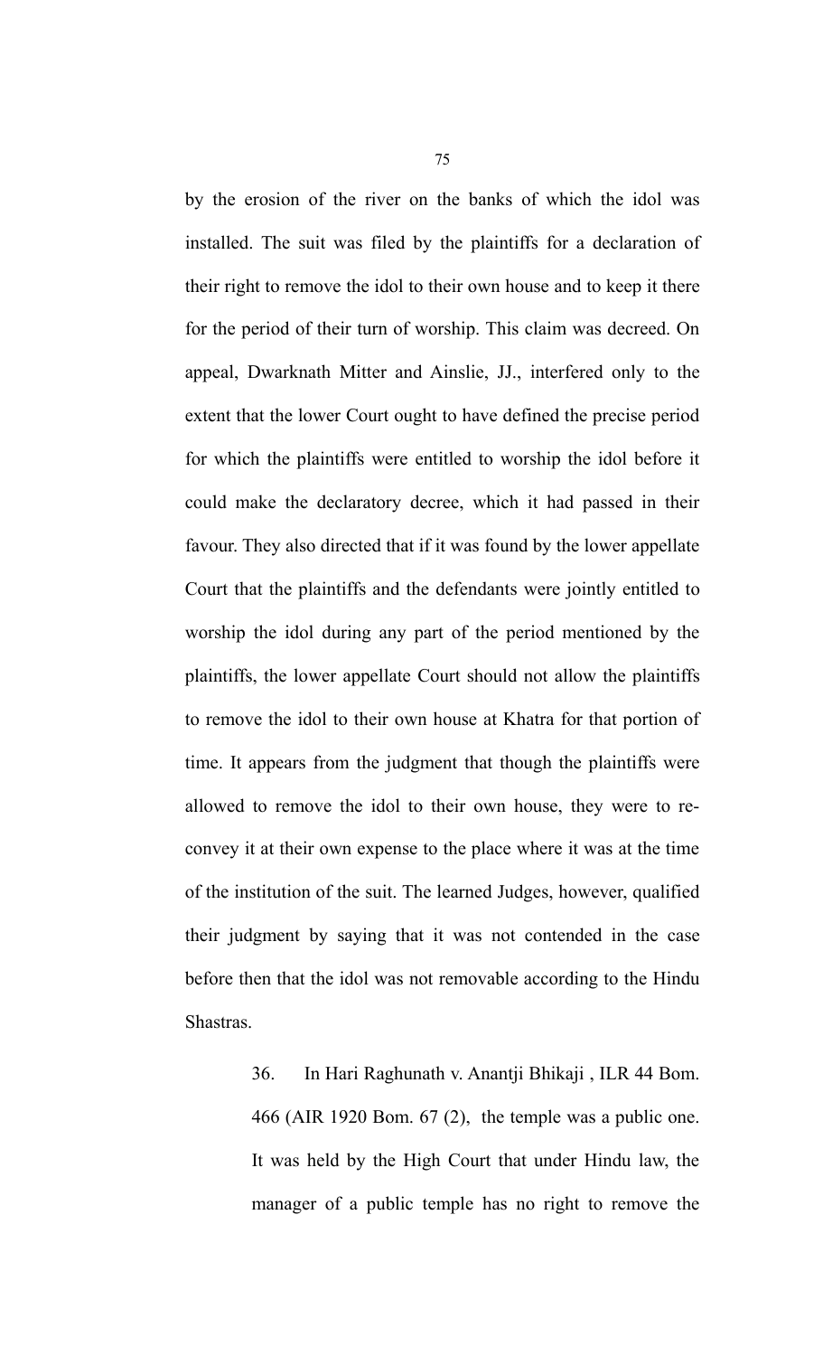by the erosion of the river on the banks of which the idol was installed. The suit was filed by the plaintiffs for a declaration of their right to remove the idol to their own house and to keep it there for the period of their turn of worship. This claim was decreed. On appeal, Dwarknath Mitter and Ainslie, JJ., interfered only to the extent that the lower Court ought to have defined the precise period for which the plaintiffs were entitled to worship the idol before it could make the declaratory decree, which it had passed in their favour. They also directed that if it was found by the lower appellate Court that the plaintiffs and the defendants were jointly entitled to worship the idol during any part of the period mentioned by the plaintiffs, the lower appellate Court should not allow the plaintiffs to remove the idol to their own house at Khatra for that portion of time. It appears from the judgment that though the plaintiffs were allowed to remove the idol to their own house, they were to re-convey it at their own expense to the place where it was at the time of the institution of the suit. The learned Judges, however, qualified their judgment by saying that it was not contended in the case before then that the idol was not removable according to the Hindu Shastras.

> 36. In Hari Raghunath v. Anantji Bhikaji , ILR 44 Bom. 466 (AIR 1920 Bom. 67 (2), the temple was a public one. It was held by the High Court that under Hindu law, the manager of a public temple has no right to remove the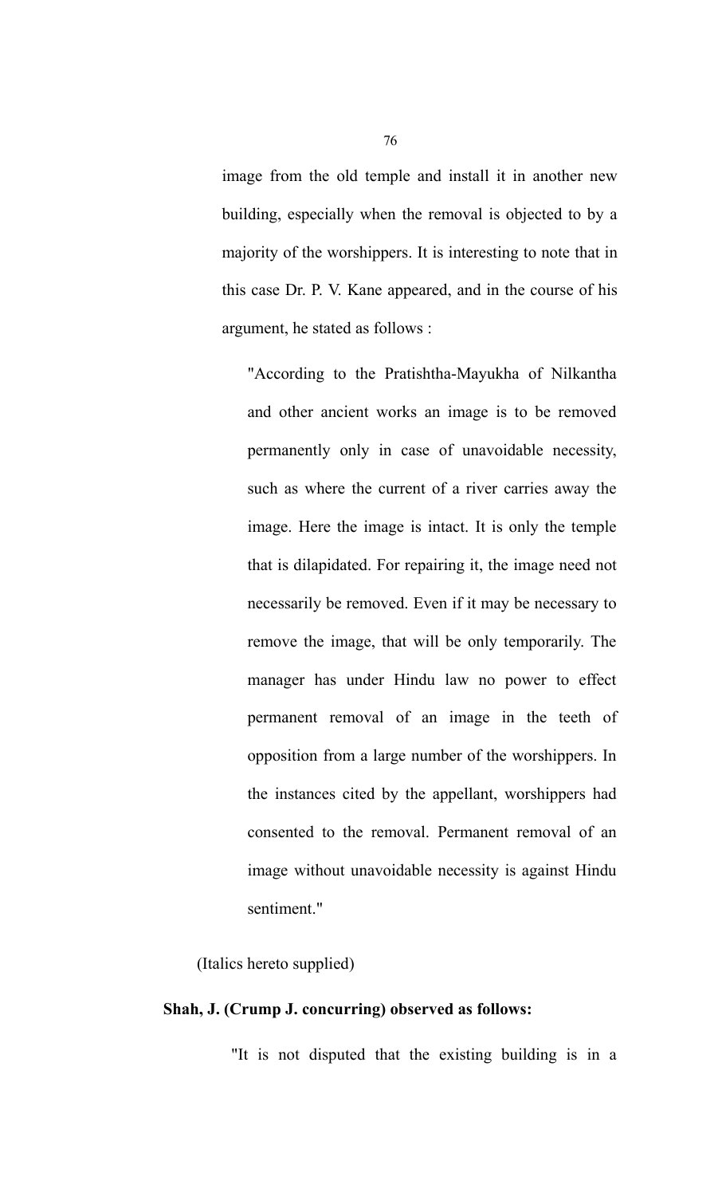image from the old temple and install it in another new building, especially when the removal is objected to by a majority of the worshippers. It is interesting to note that in this case Dr. P. V. Kane appeared, and in the course of his argument, he stated as follows :

> "According to the Pratishtha-Mayukha of Nilkantha and other ancient works an image is to be removed permanently only in case of unavoidable necessity, such as where the current of a river carries away the image. Here the image is intact. It is only the temple that is dilapidated. For repairing it, the image need not necessarily be removed. Even if it may be necessary to remove the image, that will be only temporarily. The manager has under Hindu law no power to effect permanent removal of an image in the teeth of opposition from a large number of the worshippers. In the instances cited by the appellant, worshippers had consented to the removal. Permanent removal of an image without unavoidable necessity is against Hindu sentiment."

(Italics hereto supplied)

**Shah, J. (Crump J. concurring) observed as follows:**

> "It is not disputed that the existing building is in a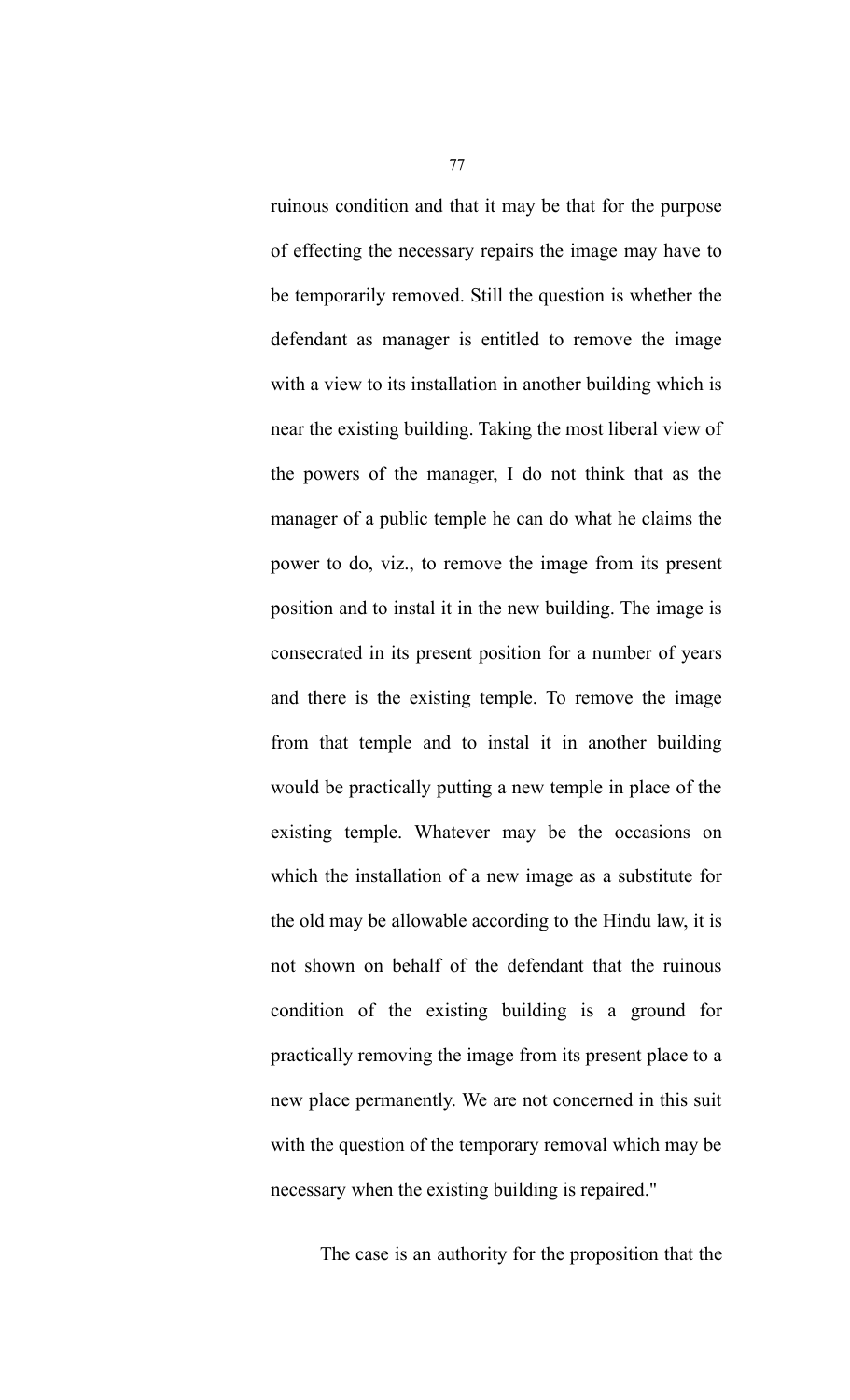ruinous condition and that it may be that for the purpose of effecting the necessary repairs the image may have to be temporarily removed. Still the question is whether the defendant as manager is entitled to remove the image with a view to its installation in another building which is near the existing building. Taking the most liberal view of the powers of the manager, I do not think that as the manager of a public temple he can do what he claims the power to do, viz., to remove the image from its present position and to instal it in the new building. The image is consecrated in its present position for a number of years and there is the existing temple. To remove the image from that temple and to instal it in another building would be practically putting a new temple in place of the existing temple. Whatever may be the occasions on which the installation of a new image as a substitute for the old may be allowable according to the Hindu law, it is not shown on behalf of the defendant that the ruinous condition of the existing building is a ground for practically removing the image from its present place to a new place permanently. We are not concerned in this suit with the question of the temporary removal which may be necessary when the existing building is repaired."

The case is an authority for the proposition that the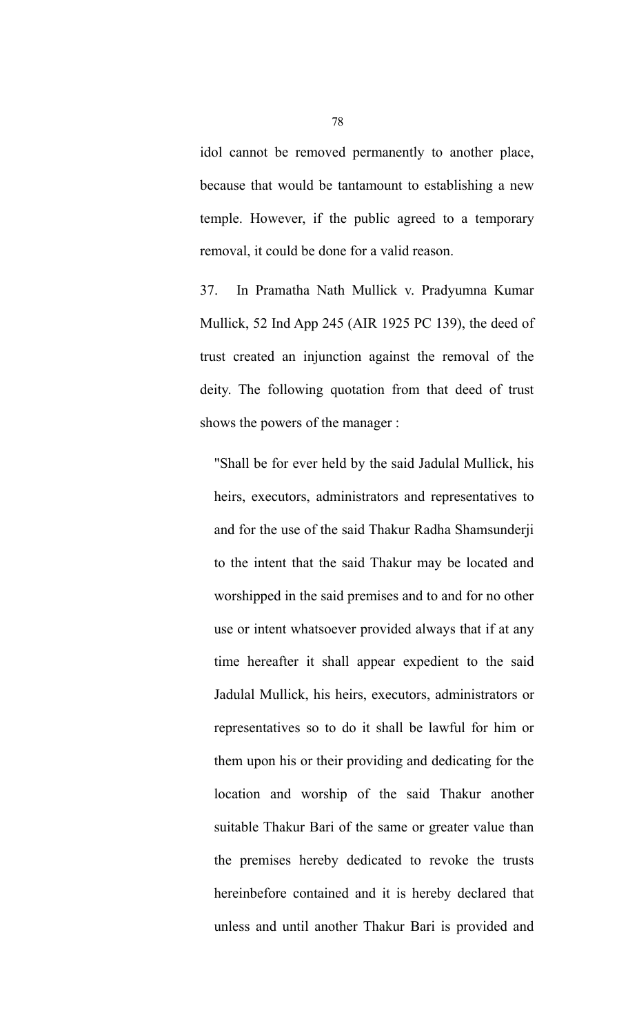idol cannot be removed permanently to another place, because that would be tantamount to establishing a new temple. However, if the public agreed to a temporary removal, it could be done for a valid reason.

37. In Pramatha Nath Mullick v. Pradyumna Kumar Mullick, 52 Ind App 245 (AIR 1925 PC 139), the deed of trust created an injunction against the removal of the deity. The following quotation from that deed of trust shows the powers of the manager :

> "Shall be for ever held by the said Jadulal Mullick, his heirs, executors, administrators and representatives to and for the use of the said Thakur Radha Shamsunderji to the intent that the said Thakur may be located and worshipped in the said premises and to and for no other use or intent whatsoever provided always that if at any time hereafter it shall appear expedient to the said Jadulal Mullick, his heirs, executors, administrators or representatives so to do it shall be lawful for him or them upon his or their providing and dedicating for the location and worship of the said Thakur another suitable Thakur Bari of the same or greater value than the premises hereby dedicated to revoke the trusts hereinbefore contained and it is hereby declared that unless and until another Thakur Bari is provided and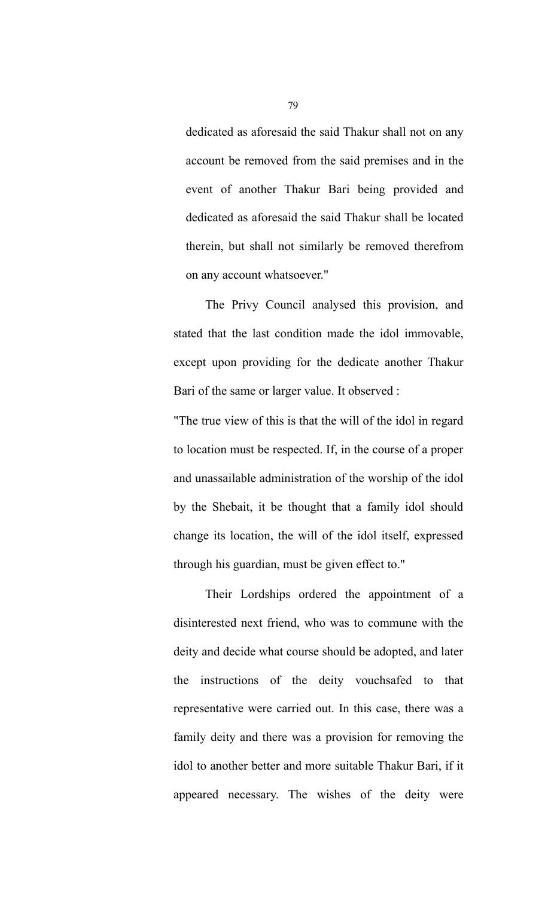dedicated as aforesaid the said Thakur shall not on any account be removed from the said premises and in the event of another Thakur Bari being provided and dedicated as aforesaid the said Thakur shall be located therein, but shall not similarly be removed therefrom on any account whatsoever."

The Privy Council analysed this provision, and stated that the last condition made the idol immovable, except upon providing for the dedicate another Thakur Bari of the same or larger value. It observed :

"The true view of this is that the will of the idol in regard to location must be respected. If, in the course of a proper and unassailable administration of the worship of the idol by the Shebait, it be thought that a family idol should change its location, the will of the idol itself, expressed through his guardian, must be given effect to."

Their Lordships ordered the appointment of a disinterested next friend, who was to commune with the deity and decide what course should be adopted, and later the instructions of the deity vouchsafed to that representative were carried out. In this case, there was a family deity and there was a provision for removing the idol to another better and more suitable Thakur Bari, if it appeared necessary. The wishes of the deity were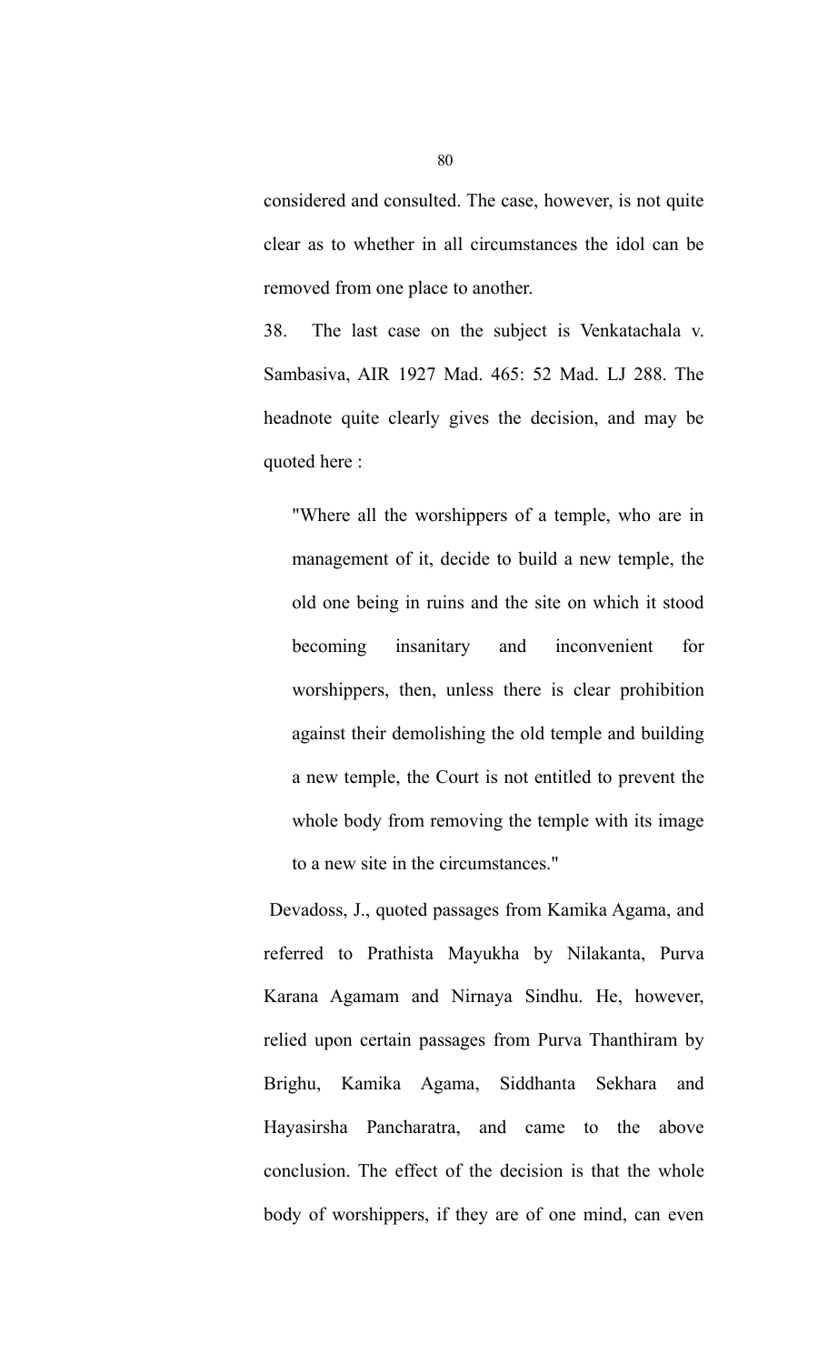considered and consulted. The case, however, is not quite clear as to whether in all circumstances the idol can be removed from one place to another.

38. The last case on the subject is Venkatachala v. Sambasiva, AIR 1927 Mad. 465: 52 Mad. LJ 288. The headnote quite clearly gives the decision, and may be quoted here :

> "Where all the worshippers of a temple, who are in management of it, decide to build a new temple, the old one being in ruins and the site on which it stood becoming insanitary and inconvenient for worshippers, then, unless there is clear prohibition against their demolishing the old temple and building a new temple, the Court is not entitled to prevent the whole body from removing the temple with its image to a new site in the circumstances."

Devadoss, J., quoted passages from Kamika Agama, and referred to Prathista Mayukha by Nilakanta, Purva Karana Agamam and Nirnaya Sindhu. He, however, relied upon certain passages from Purva Thanthiram by Brighu, Kamika Agama, Siddhanta Sekhara and Hayasirsha Pancharatra, and came to the above conclusion. The effect of the decision is that the whole body of worshippers, if they are of one mind, can even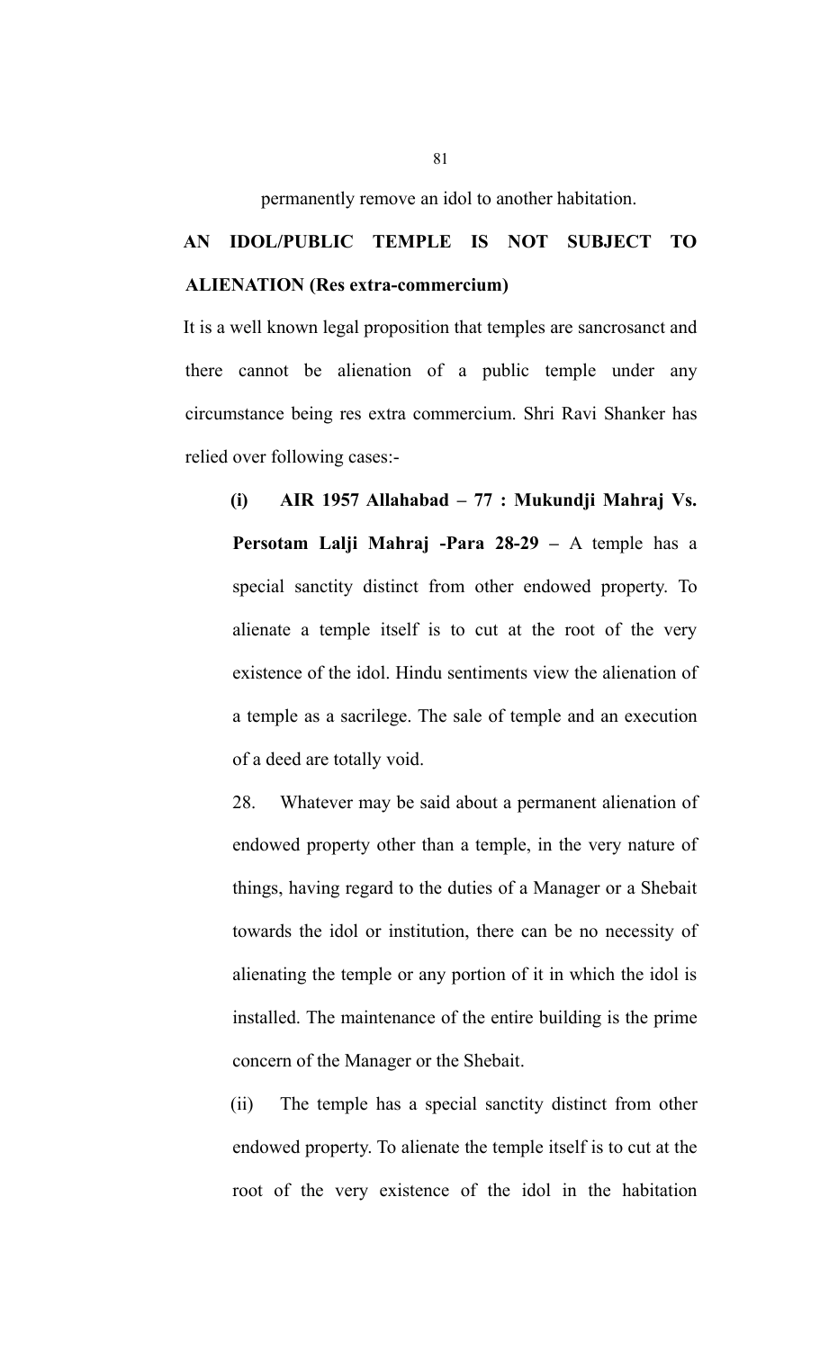permanently remove an idol to another habitation.

**AN IDOL/PUBLIC TEMPLE IS NOT SUBJECT TO ALIENATION (Res extra-commercium)**

It is a well known legal proposition that temples are sancrosanct and there cannot be alienation of a public temple under any circumstance being res extra commercium. Shri Ravi Shanker has relied over following cases:-

**(i) AIR 1957 Allahabad – 77 : Mukundji Mahraj Vs. Persotam Lalji Mahraj -Para 28-29 –** A temple has a special sanctity distinct from other endowed property. To alienate a temple itself is to cut at the root of the very existence of the idol. Hindu sentiments view the alienation of a temple as a sacrilege. The sale of temple and an execution of a deed are totally void.

28. Whatever may be said about a permanent alienation of endowed property other than a temple, in the very nature of things, having regard to the duties of a Manager or a Shebait towards the idol or institution, there can be no necessity of alienating the temple or any portion of it in which the idol is installed. The maintenance of the entire building is the prime concern of the Manager or the Shebait.

(ii) The temple has a special sanctity distinct from other endowed property. To alienate the temple itself is to cut at the root of the very existence of the idol in the habitation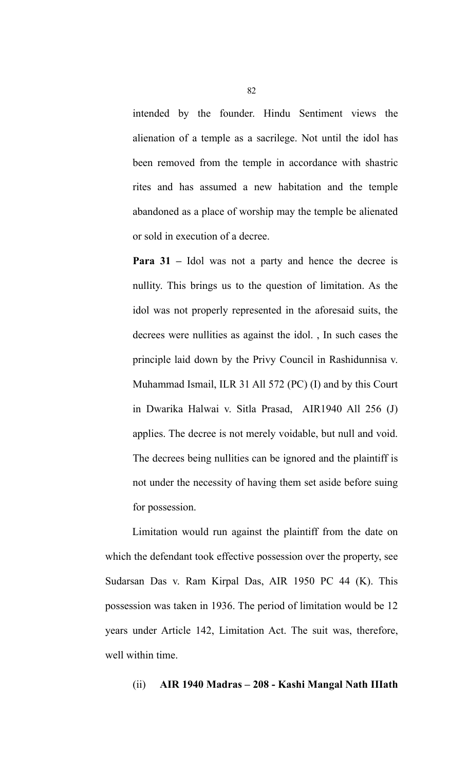intended by the founder. Hindu Sentiment views the alienation of a temple as a sacrilege. Not until the idol has been removed from the temple in accordance with shastric rites and has assumed a new habitation and the temple abandoned as a place of worship may the temple be alienated or sold in execution of a decree.

**Para 31 –** Idol was not a party and hence the decree is nullity. This brings us to the question of limitation. As the idol was not properly represented in the aforesaid suits, the decrees were nullities as against the idol. , In such cases the principle laid down by the Privy Council in Rashidunnisa v. Muhammad Ismail, ILR 31 All 572 (PC) (I) and by this Court in Dwarika Halwai v. Sitla Prasad, AIR1940 All 256 (J) applies. The decree is not merely voidable, but null and void. The decrees being nullities can be ignored and the plaintiff is not under the necessity of having them set aside before suing for possession.

Limitation would run against the plaintiff from the date on which the defendant took effective possession over the property, see Sudarsan Das v. Ram Kirpal Das, AIR 1950 PC 44 (K). This possession was taken in 1936. The period of limitation would be 12 years under Article 142, Limitation Act. The suit was, therefore, well within time.

(ii) **AIR 1940 Madras – 208 - Kashi Mangal Nath IIIath**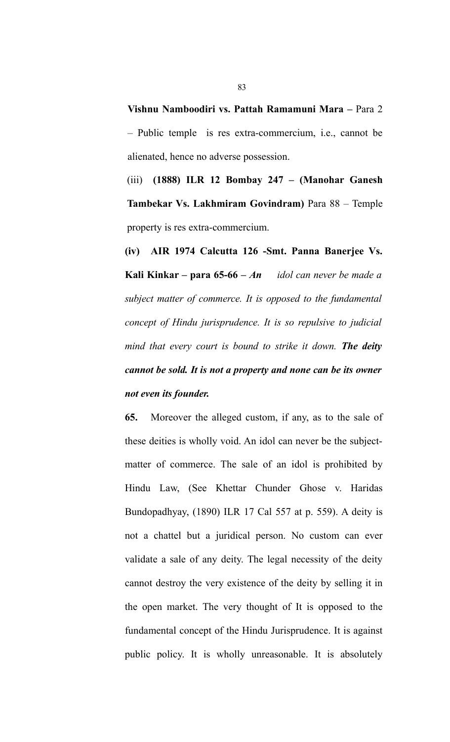**Vishnu Namboodiri vs. Pattah Ramamuni Mara –** Para 2 – Public temple is res extra-commercium, i.e., cannot be alienated, hence no adverse possession.

(iii) **(1888) ILR 12 Bombay 247 – (Manohar Ganesh Tambekar Vs. Lakhmiram Govindram)** Para 88 – Temple property is res extra-commercium.

**(iv) AIR 1974 Calcutta 126 -Smt. Panna Banerjee Vs. Kali Kinkar – para 65-66 –** ***An*** *idol can never be made a subject matter of commerce. It is opposed to the fundamental concept of Hindu jurisprudence. It is so repulsive to judicial mind that every court is bound to strike it down.* ***The deity cannot be sold. It is not a property and none can be its owner not even its founder.***

**65.** Moreover the alleged custom, if any, as to the sale of these deities is wholly void. An idol can never be the subject-matter of commerce. The sale of an idol is prohibited by Hindu Law, (See Khettar Chunder Ghose v. Haridas Bundopadhyay, (1890) ILR 17 Cal 557 at p. 559). A deity is not a chattel but a juridical person. No custom can ever validate a sale of any deity. The legal necessity of the deity cannot destroy the very existence of the deity by selling it in the open market. The very thought of It is opposed to the fundamental concept of the Hindu Jurisprudence. It is against public policy. It is wholly unreasonable. It is absolutely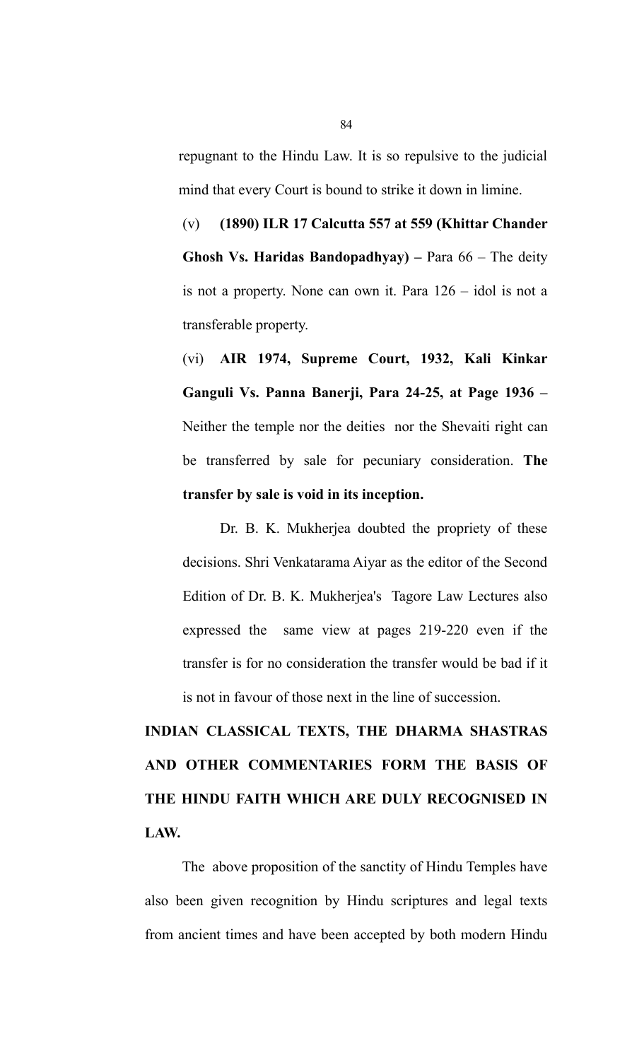repugnant to the Hindu Law. It is so repulsive to the judicial mind that every Court is bound to strike it down in limine.

(v) **(1890) ILR 17 Calcutta 557 at 559 (Khittar Chander Ghosh Vs. Haridas Bandopadhyay) –** Para 66 – The deity is not a property. None can own it. Para 126 – idol is not a transferable property.

(vi) **AIR 1974, Supreme Court, 1932, Kali Kinkar Ganguli Vs. Panna Banerji, Para 24-25, at Page 1936 –** Neither the temple nor the deities nor the Shevaiti right can be transferred by sale for pecuniary consideration. **The transfer by sale is void in its inception.**

Dr. B. K. Mukherjea doubted the propriety of these decisions. Shri Venkatarama Aiyar as the editor of the Second Edition of Dr. B. K. Mukherjea's Tagore Law Lectures also expressed the same view at pages 219-220 even if the transfer is for no consideration the transfer would be bad if it is not in favour of those next in the line of succession.

**INDIAN CLASSICAL TEXTS, THE DHARMA SHASTRAS AND OTHER COMMENTARIES FORM THE BASIS OF THE HINDU FAITH WHICH ARE DULY RECOGNISED IN LAW.**

The above proposition of the sanctity of Hindu Temples have also been given recognition by Hindu scriptures and legal texts from ancient times and have been accepted by both modern Hindu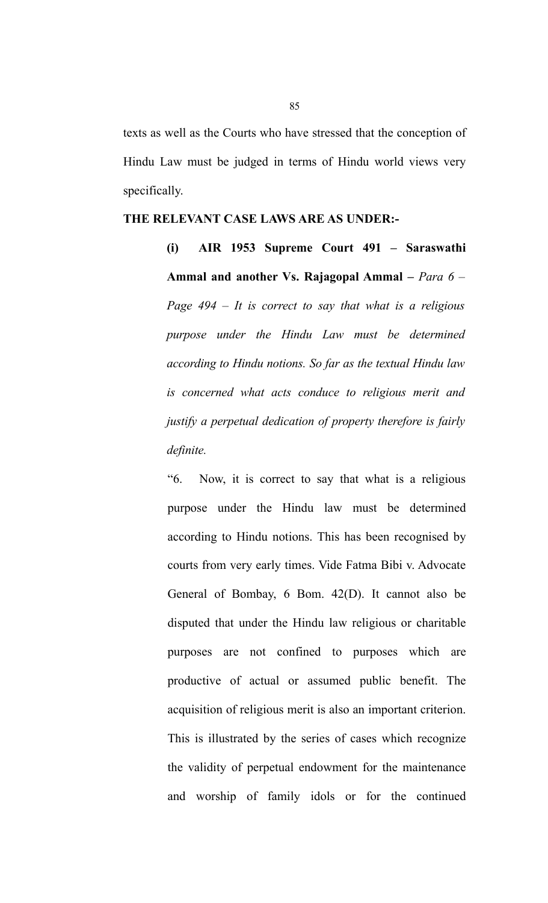texts as well as the Courts who have stressed that the conception of Hindu Law must be judged in terms of Hindu world views very specifically.

**THE RELEVANT CASE LAWS ARE AS UNDER:-**

> **(i) AIR 1953 Supreme Court 491 – Saraswathi Ammal and another Vs. Rajagopal Ammal –** *Para 6 – Page 494 – It is correct to say that what is a religious purpose under the Hindu Law must be determined according to Hindu notions. So far as the textual Hindu law is concerned what acts conduce to religious merit and justify a perpetual dedication of property therefore is fairly definite.*
>
> "6. Now, it is correct to say that what is a religious purpose under the Hindu law must be determined according to Hindu notions. This has been recognised by courts from very early times. Vide Fatma Bibi v. Advocate General of Bombay, 6 Bom. 42(D). It cannot also be disputed that under the Hindu law religious or charitable purposes are not confined to purposes which are productive of actual or assumed public benefit. The acquisition of religious merit is also an important criterion. This is illustrated by the series of cases which recognize the validity of perpetual endowment for the maintenance and worship of family idols or for the continued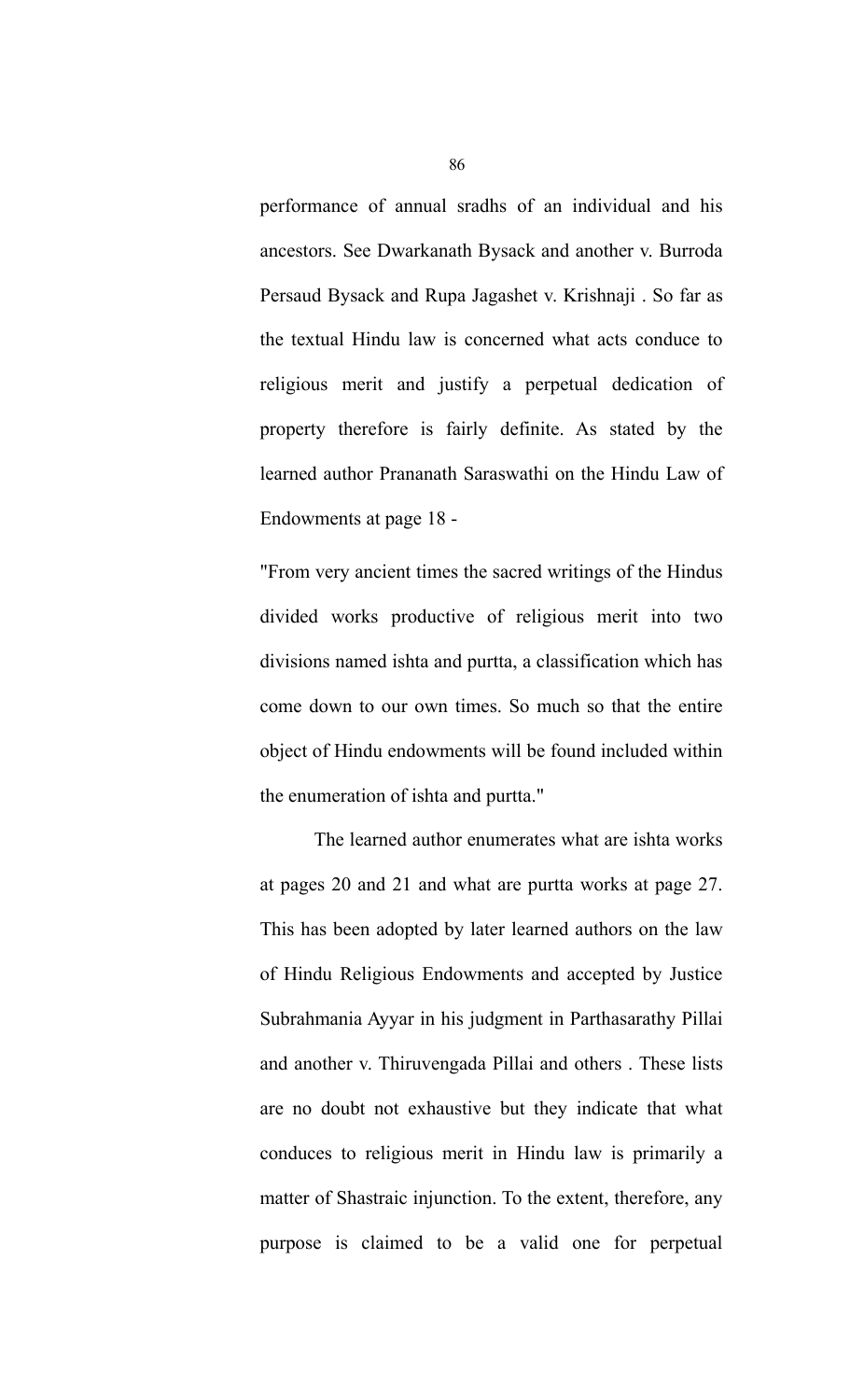performance of annual sradhs of an individual and his ancestors. See Dwarkanath Bysack and another v. Burroda Persaud Bysack and Rupa Jagashet v. Krishnaji . So far as the textual Hindu law is concerned what acts conduce to religious merit and justify a perpetual dedication of property therefore is fairly definite. As stated by the learned author Prananath Saraswathi on the Hindu Law of Endowments at page 18 -

"From very ancient times the sacred writings of the Hindus divided works productive of religious merit into two divisions named ishta and purtta, a classification which has come down to our own times. So much so that the entire object of Hindu endowments will be found included within the enumeration of ishta and purtta."

The learned author enumerates what are ishta works at pages 20 and 21 and what are purtta works at page 27. This has been adopted by later learned authors on the law of Hindu Religious Endowments and accepted by Justice Subrahmania Ayyar in his judgment in Parthasarathy Pillai and another v. Thiruvengada Pillai and others . These lists are no doubt not exhaustive but they indicate that what conduces to religious merit in Hindu law is primarily a matter of Shastraic injunction. To the extent, therefore, any purpose is claimed to be a valid one for perpetual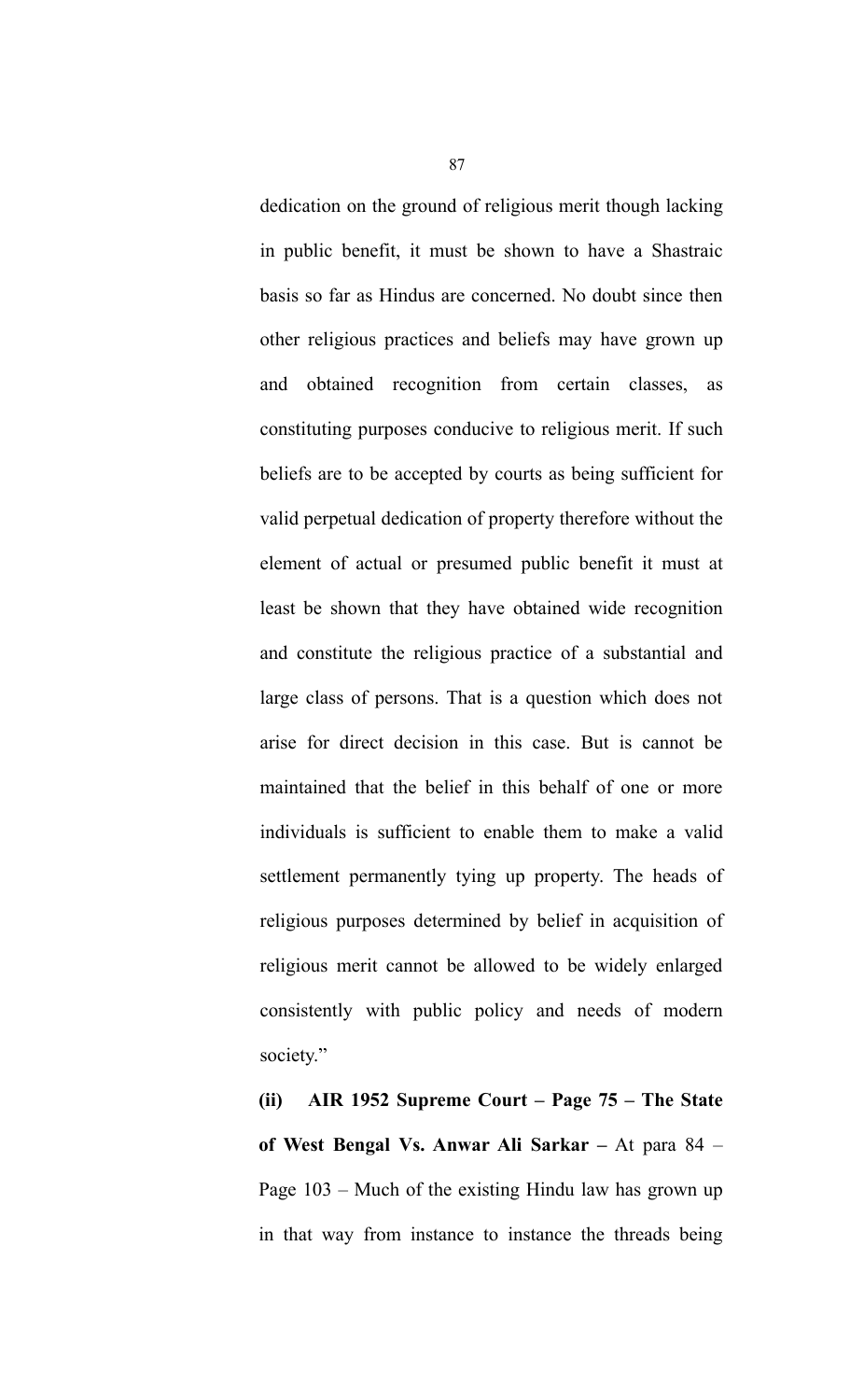dedication on the ground of religious merit though lacking in public benefit, it must be shown to have a Shastraic basis so far as Hindus are concerned. No doubt since then other religious practices and beliefs may have grown up and obtained recognition from certain classes, as constituting purposes conducive to religious merit. If such beliefs are to be accepted by courts as being sufficient for valid perpetual dedication of property therefore without the element of actual or presumed public benefit it must at least be shown that they have obtained wide recognition and constitute the religious practice of a substantial and large class of persons. That is a question which does not arise for direct decision in this case. But is cannot be maintained that the belief in this behalf of one or more individuals is sufficient to enable them to make a valid settlement permanently tying up property. The heads of religious purposes determined by belief in acquisition of religious merit cannot be allowed to be widely enlarged consistently with public policy and needs of modern society."

**(ii) AIR 1952 Supreme Court – Page 75 – The State of West Bengal Vs. Anwar Ali Sarkar –** At para 84 – Page 103 – Much of the existing Hindu law has grown up in that way from instance to instance the threads being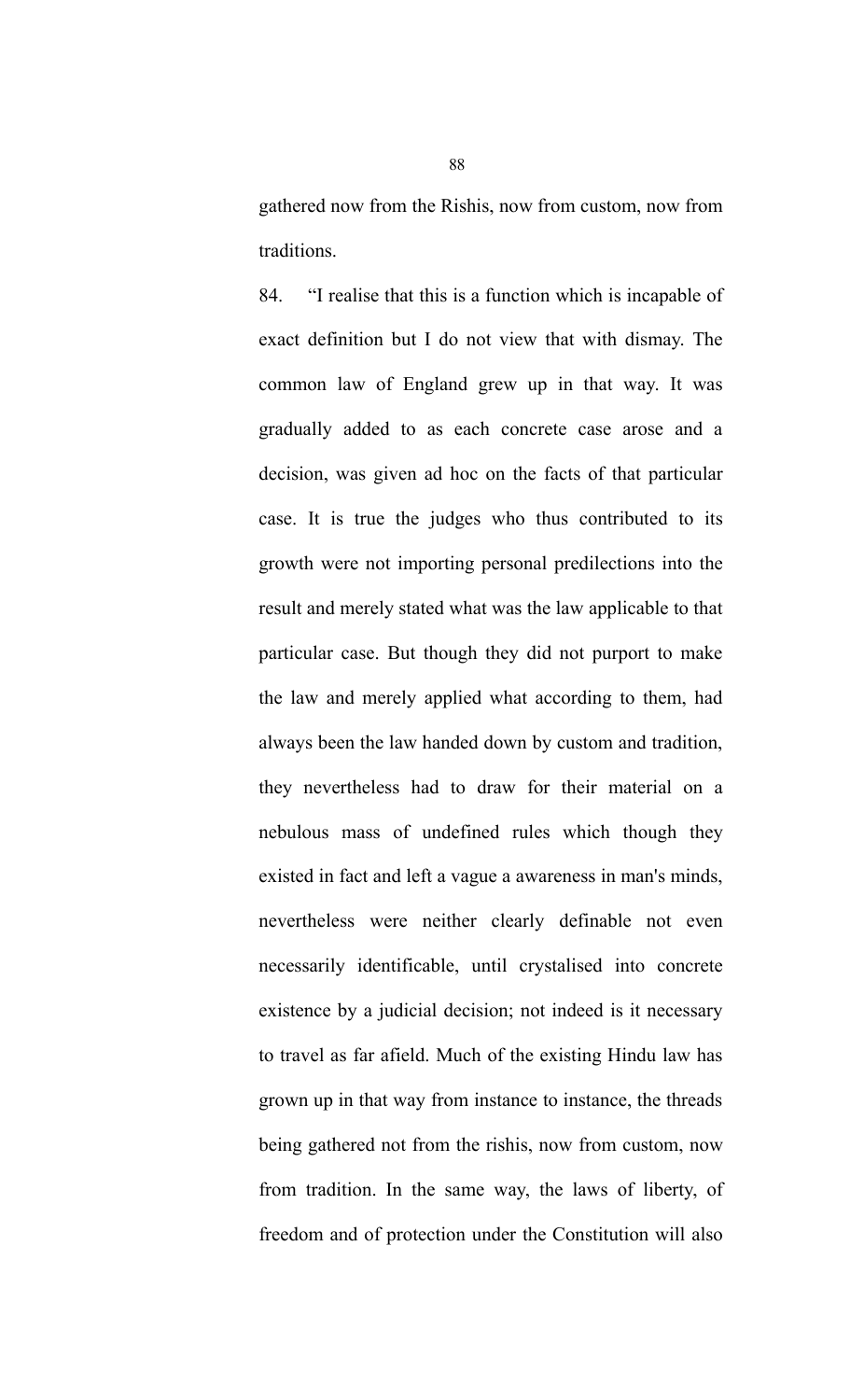gathered now from the Rishis, now from custom, now from traditions.

84. "I realise that this is a function which is incapable of exact definition but I do not view that with dismay. The common law of England grew up in that way. It was gradually added to as each concrete case arose and a decision, was given ad hoc on the facts of that particular case. It is true the judges who thus contributed to its growth were not importing personal predilections into the result and merely stated what was the law applicable to that particular case. But though they did not purport to make the law and merely applied what according to them, had always been the law handed down by custom and tradition, they nevertheless had to draw for their material on a nebulous mass of undefined rules which though they existed in fact and left a vague a awareness in man's minds, nevertheless were neither clearly definable not even necessarily identificable, until crystalised into concrete existence by a judicial decision; not indeed is it necessary to travel as far afield. Much of the existing Hindu law has grown up in that way from instance to instance, the threads being gathered not from the rishis, now from custom, now from tradition. In the same way, the laws of liberty, of freedom and of protection under the Constitution will also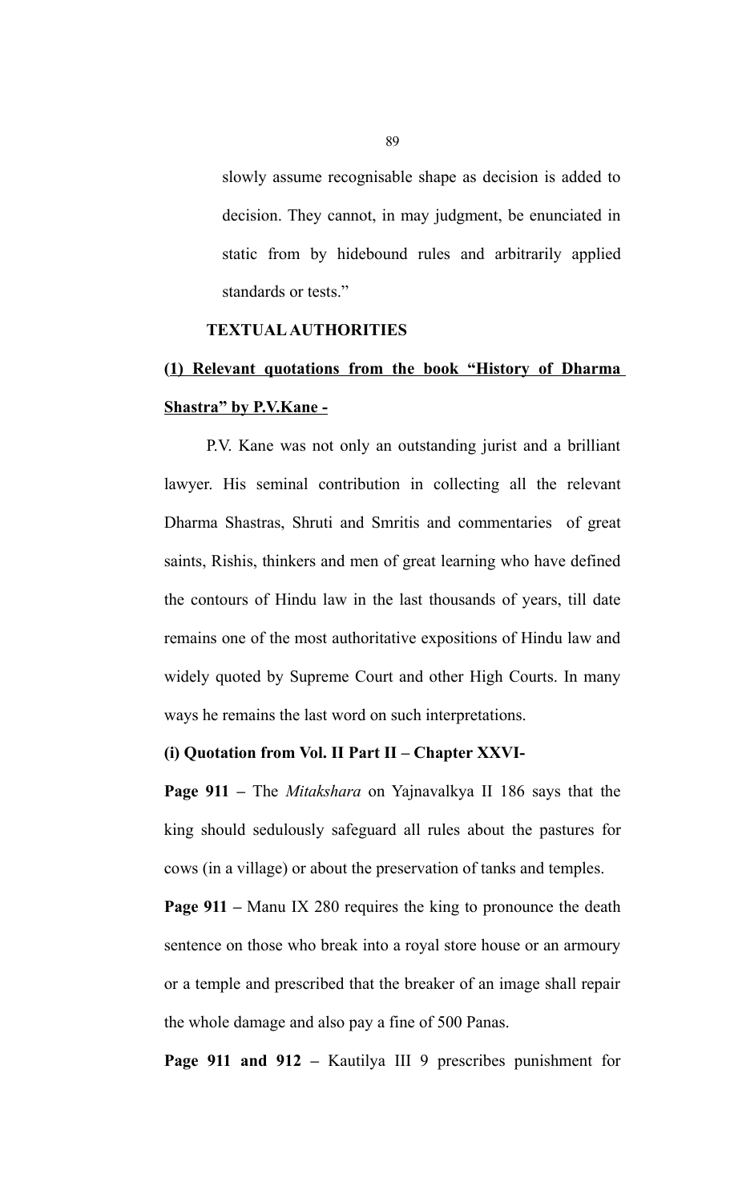slowly assume recognisable shape as decision is added to decision. They cannot, in may judgment, be enunciated in static from by hidebound rules and arbitrarily applied standards or tests."

**TEXTUAL AUTHORITIES**

**(1) Relevant quotations from the book "History of Dharma Shastra" by P.V.Kane -**

P.V. Kane was not only an outstanding jurist and a brilliant lawyer. His seminal contribution in collecting all the relevant Dharma Shastras, Shruti and Smritis and commentaries of great saints, Rishis, thinkers and men of great learning who have defined the contours of Hindu law in the last thousands of years, till date remains one of the most authoritative expositions of Hindu law and widely quoted by Supreme Court and other High Courts. In many ways he remains the last word on such interpretations.

**(i) Quotation from Vol. II Part II – Chapter XXVI-**

**Page 911 –** The *Mitakshara* on Yajnavalkya II 186 says that the king should sedulously safeguard all rules about the pastures for cows (in a village) or about the preservation of tanks and temples.

**Page 911 –** Manu IX 280 requires the king to pronounce the death sentence on those who break into a royal store house or an armoury or a temple and prescribed that the breaker of an image shall repair the whole damage and also pay a fine of 500 Panas.

**Page 911 and 912 –** Kautilya III 9 prescribes punishment for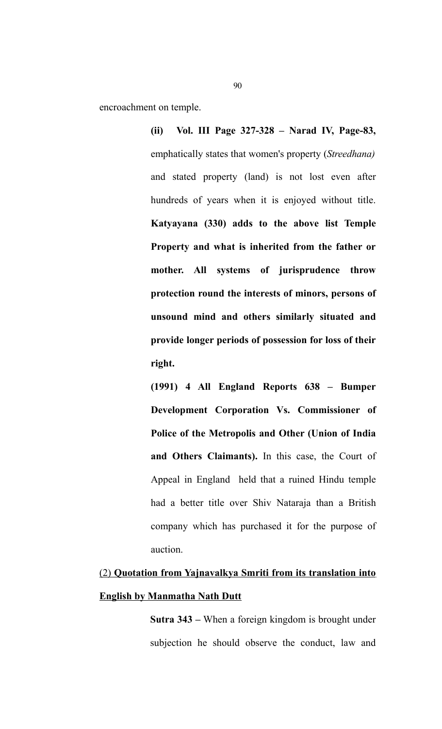encroachment on temple.

**(ii) Vol. III Page 327-328 – Narad IV, Page-83,** emphatically states that women's property (*Streedhana)* and stated property (land) is not lost even after hundreds of years when it is enjoyed without title. **Katyayana (330) adds to the above list Temple Property and what is inherited from the father or mother. All systems of jurisprudence throw protection round the interests of minors, persons of unsound mind and others similarly situated and provide longer periods of possession for loss of their right.**

**(1991) 4 All England Reports 638 – Bumper Development Corporation Vs. Commissioner of Police of the Metropolis and Other (Union of India and Others Claimants).** In this case, the Court of Appeal in England held that a ruined Hindu temple had a better title over Shiv Nataraja than a British company which has purchased it for the purpose of auction.

(2) **<u>Quotation from Yajnavalkya Smriti from its translation into English by Manmatha Nath Dutt</u>**

**Sutra 343 –** When a foreign kingdom is brought under subjection he should observe the conduct, law and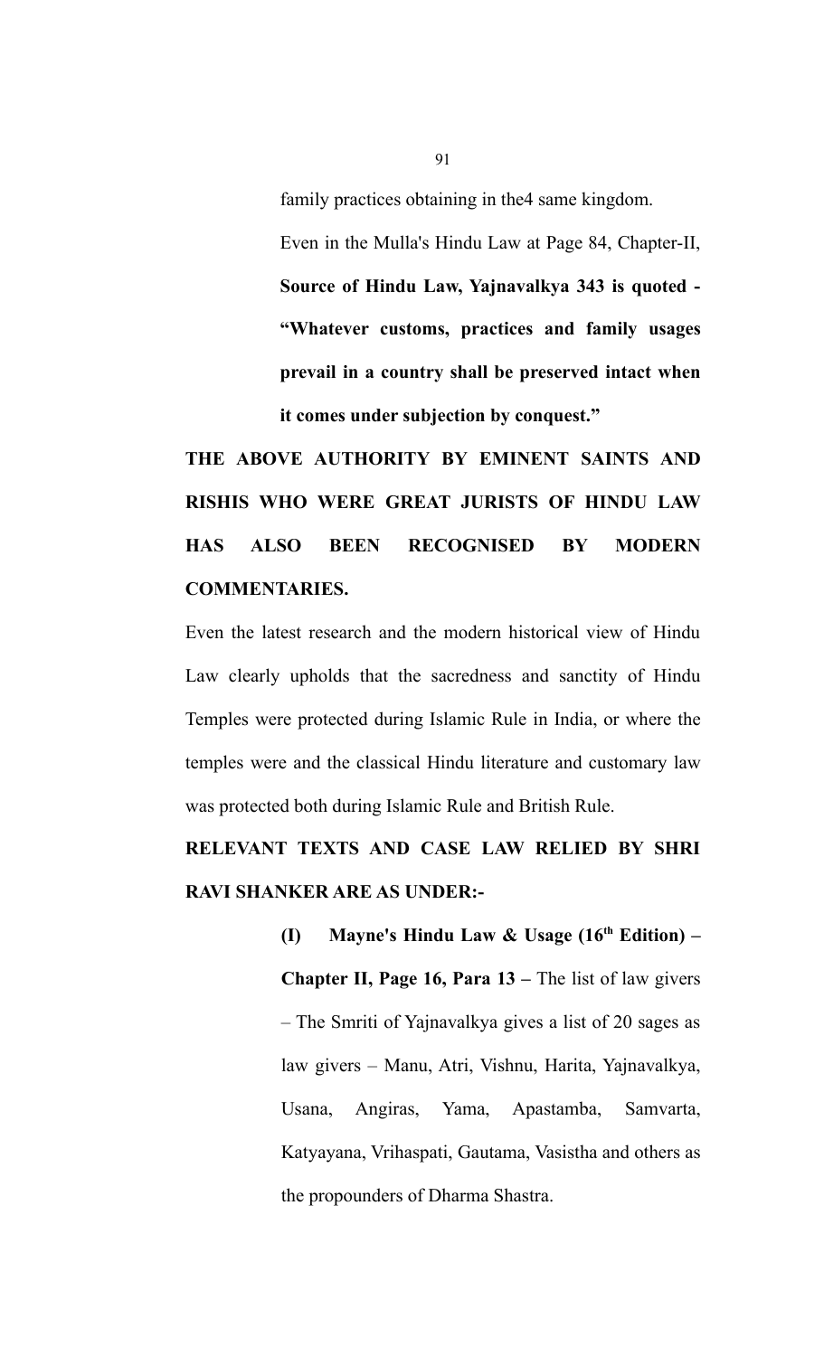family practices obtaining in the4 same kingdom.

Even in the Mulla's Hindu Law at Page 84, Chapter-II, **Source of Hindu Law, Yajnavalkya 343 is quoted - "Whatever customs, practices and family usages prevail in a country shall be preserved intact when it comes under subjection by conquest."**

**THE ABOVE AUTHORITY BY EMINENT SAINTS AND RISHIS WHO WERE GREAT JURISTS OF HINDU LAW HAS ALSO BEEN RECOGNISED BY MODERN COMMENTARIES.**

Even the latest research and the modern historical view of Hindu Law clearly upholds that the sacredness and sanctity of Hindu Temples were protected during Islamic Rule in India, or where the temples were and the classical Hindu literature and customary law was protected both during Islamic Rule and British Rule.

**RELEVANT TEXTS AND CASE LAW RELIED BY SHRI RAVI SHANKER ARE AS UNDER:-**

**(I) Mayne's Hindu Law & Usage (16th Edition) – Chapter II, Page 16, Para 13 –** The list of law givers – The Smriti of Yajnavalkya gives a list of 20 sages as law givers – Manu, Atri, Vishnu, Harita, Yajnavalkya, Usana, Angiras, Yama, Apastamba, Samvarta, Katyayana, Vrihaspati, Gautama, Vasistha and others as the propounders of Dharma Shastra.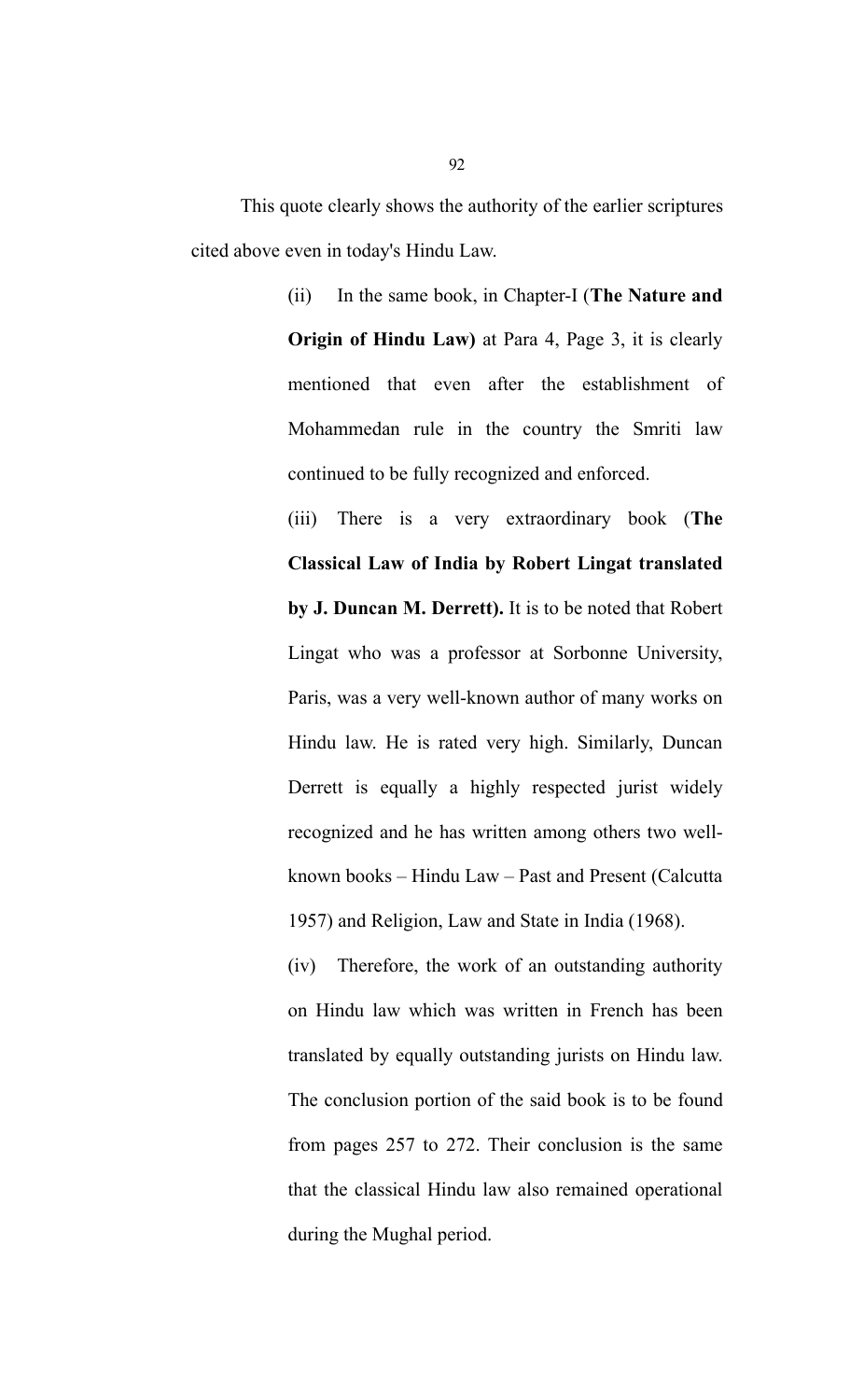This quote clearly shows the authority of the earlier scriptures cited above even in today's Hindu Law.

> (ii) In the same book, in Chapter-I (**The Nature and Origin of Hindu Law)** at Para 4, Page 3, it is clearly mentioned that even after the establishment of Mohammedan rule in the country the Smriti law continued to be fully recognized and enforced.
>
> (iii) There is a very extraordinary book (**The Classical Law of India by Robert Lingat translated by J. Duncan M. Derrett).** It is to be noted that Robert Lingat who was a professor at Sorbonne University, Paris, was a very well-known author of many works on Hindu law. He is rated very high. Similarly, Duncan Derrett is equally a highly respected jurist widely recognized and he has written among others two well-known books – Hindu Law – Past and Present (Calcutta 1957) and Religion, Law and State in India (1968).
>
> (iv) Therefore, the work of an outstanding authority on Hindu law which was written in French has been translated by equally outstanding jurists on Hindu law. The conclusion portion of the said book is to be found from pages 257 to 272. Their conclusion is the same that the classical Hindu law also remained operational during the Mughal period.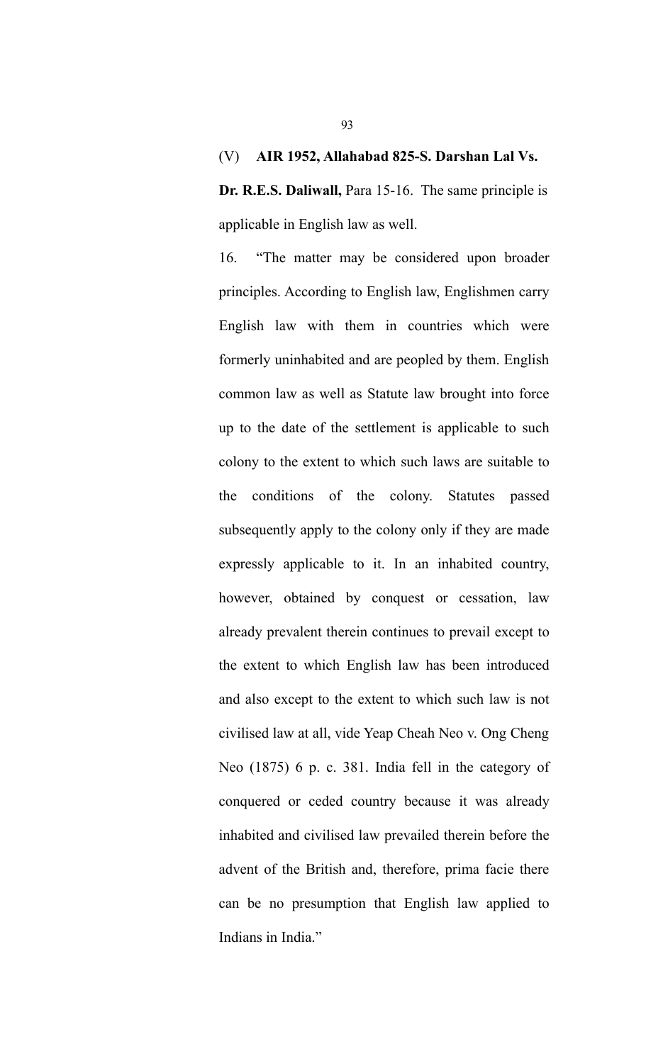(V) **AIR 1952, Allahabad 825-S. Darshan Lal Vs. Dr. R.E.S. Daliwall,** Para 15-16. The same principle is applicable in English law as well.

16. "The matter may be considered upon broader principles. According to English law, Englishmen carry English law with them in countries which were formerly uninhabited and are peopled by them. English common law as well as Statute law brought into force up to the date of the settlement is applicable to such colony to the extent to which such laws are suitable to the conditions of the colony. Statutes passed subsequently apply to the colony only if they are made expressly applicable to it. In an inhabited country, however, obtained by conquest or cessation, law already prevalent therein continues to prevail except to the extent to which English law has been introduced and also except to the extent to which such law is not civilised law at all, vide Yeap Cheah Neo v. Ong Cheng Neo (1875) 6 p. c. 381. India fell in the category of conquered or ceded country because it was already inhabited and civilised law prevailed therein before the advent of the British and, therefore, prima facie there can be no presumption that English law applied to Indians in India."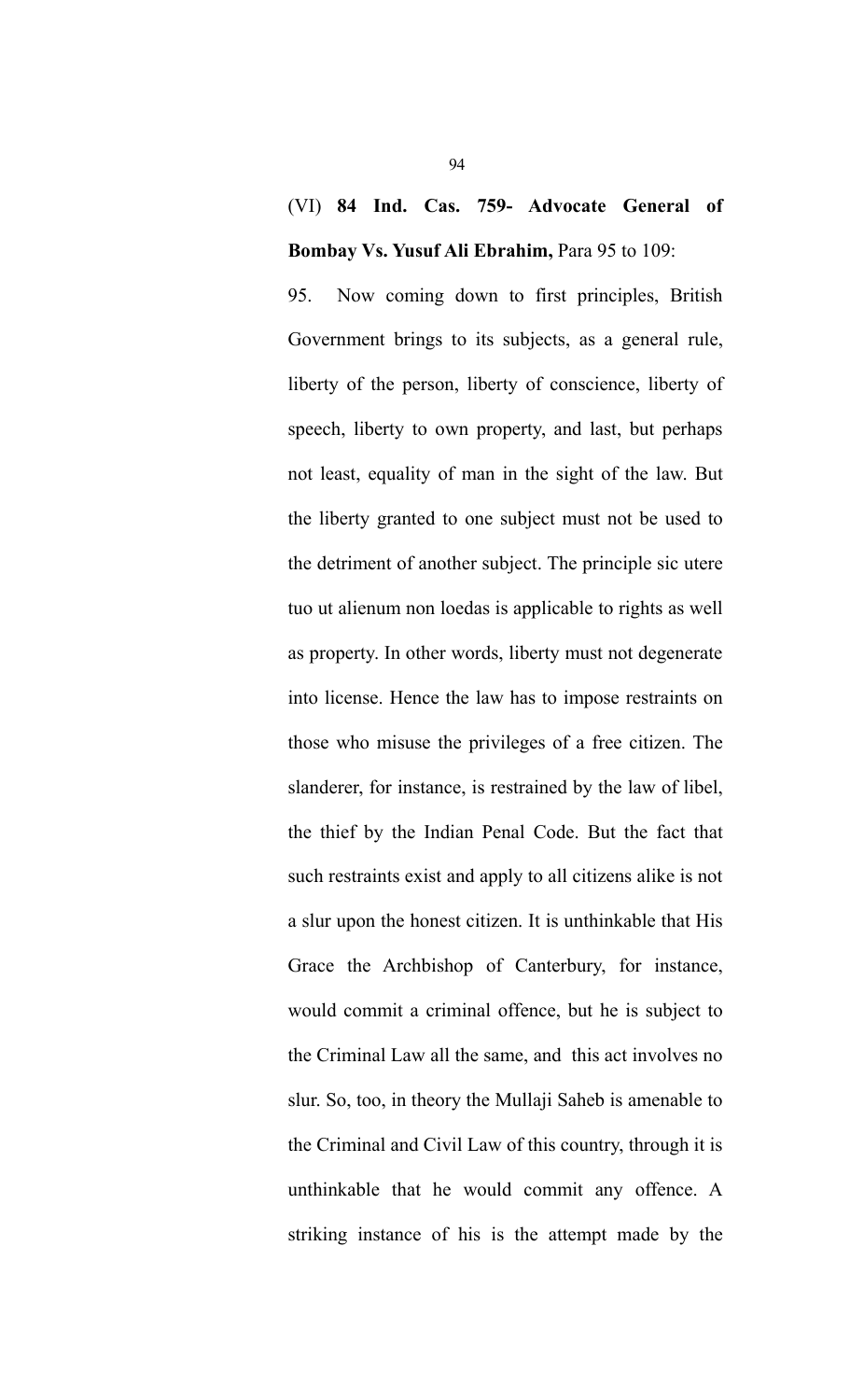(VI) **84 Ind. Cas. 759- Advocate General of Bombay Vs. Yusuf Ali Ebrahim,** Para 95 to 109:

95. Now coming down to first principles, British Government brings to its subjects, as a general rule, liberty of the person, liberty of conscience, liberty of speech, liberty to own property, and last, but perhaps not least, equality of man in the sight of the law. But the liberty granted to one subject must not be used to the detriment of another subject. The principle sic utere tuo ut alienum non loedas is applicable to rights as well as property. In other words, liberty must not degenerate into license. Hence the law has to impose restraints on those who misuse the privileges of a free citizen. The slanderer, for instance, is restrained by the law of libel, the thief by the Indian Penal Code. But the fact that such restraints exist and apply to all citizens alike is not a slur upon the honest citizen. It is unthinkable that His Grace the Archbishop of Canterbury, for instance, would commit a criminal offence, but he is subject to the Criminal Law all the same, and this act involves no slur. So, too, in theory the Mullaji Saheb is amenable to the Criminal and Civil Law of this country, through it is unthinkable that he would commit any offence. A striking instance of his is the attempt made by the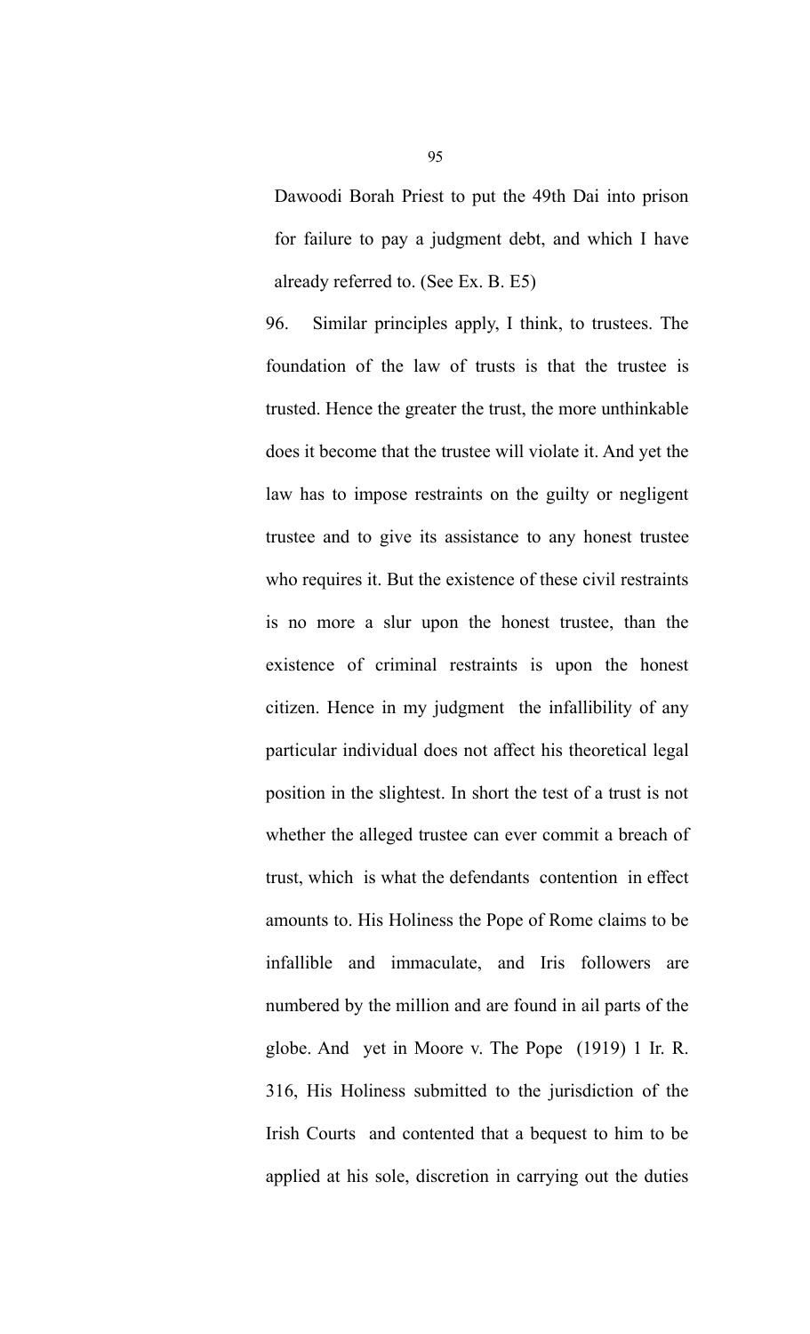Dawoodi Borah Priest to put the 49th Dai into prison for failure to pay a judgment debt, and which I have already referred to. (See Ex. B. E5)

96. Similar principles apply, I think, to trustees. The foundation of the law of trusts is that the trustee is trusted. Hence the greater the trust, the more unthinkable does it become that the trustee will violate it. And yet the law has to impose restraints on the guilty or negligent trustee and to give its assistance to any honest trustee who requires it. But the existence of these civil restraints is no more a slur upon the honest trustee, than the existence of criminal restraints is upon the honest citizen. Hence in my judgment the infallibility of any particular individual does not affect his theoretical legal position in the slightest. In short the test of a trust is not whether the alleged trustee can ever commit a breach of trust, which is what the defendants contention in effect amounts to. His Holiness the Pope of Rome claims to be infallible and immaculate, and Iris followers are numbered by the million and are found in ail parts of the globe. And yet in Moore v. The Pope (1919) 1 Ir. R. 316, His Holiness submitted to the jurisdiction of the Irish Courts and contented that a bequest to him to be applied at his sole, discretion in carrying out the duties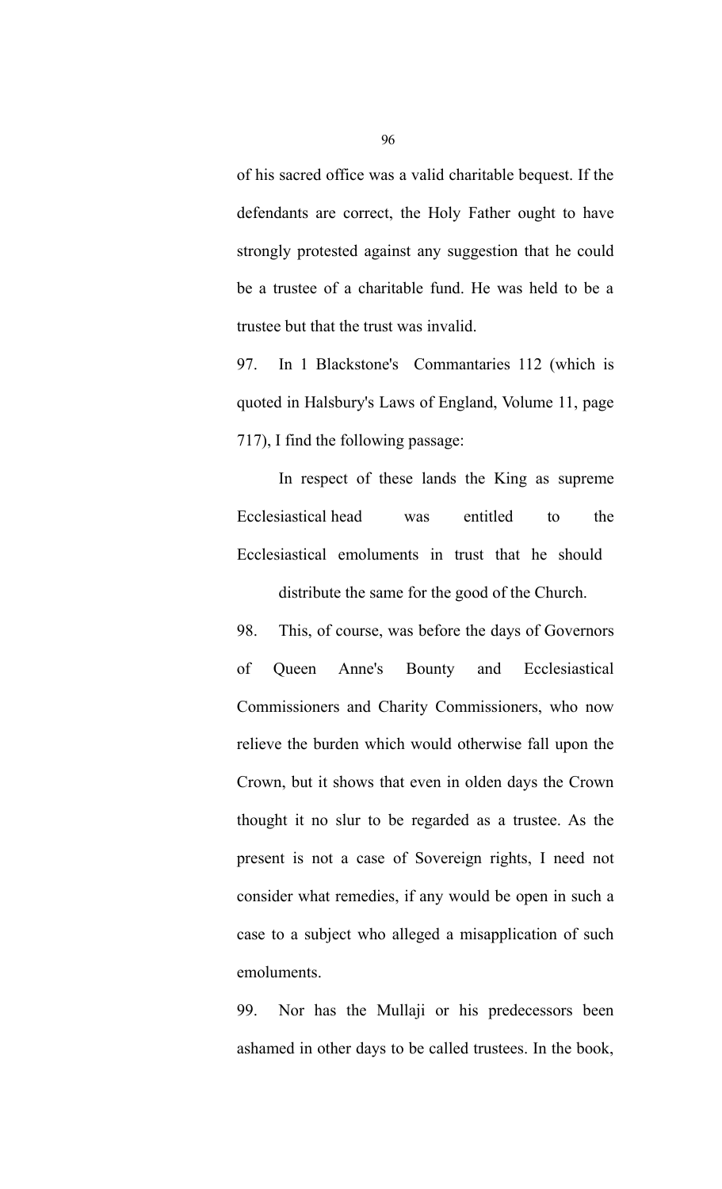of his sacred office was a valid charitable bequest. If the defendants are correct, the Holy Father ought to have strongly protested against any suggestion that he could be a trustee of a charitable fund. He was held to be a trustee but that the trust was invalid.

97. In 1 Blackstone's Commantaries 112 (which is quoted in Halsbury's Laws of England, Volume 11, page 717), I find the following passage:

> In respect of these lands the King as supreme Ecclesiastical head was entitled to the Ecclesiastical emoluments in trust that he should distribute the same for the good of the Church.

98. This, of course, was before the days of Governors of Queen Anne's Bounty and Ecclesiastical Commissioners and Charity Commissioners, who now relieve the burden which would otherwise fall upon the Crown, but it shows that even in olden days the Crown thought it no slur to be regarded as a trustee. As the present is not a case of Sovereign rights, I need not consider what remedies, if any would be open in such a case to a subject who alleged a misapplication of such emoluments.

99. Nor has the Mullaji or his predecessors been ashamed in other days to be called trustees. In the book,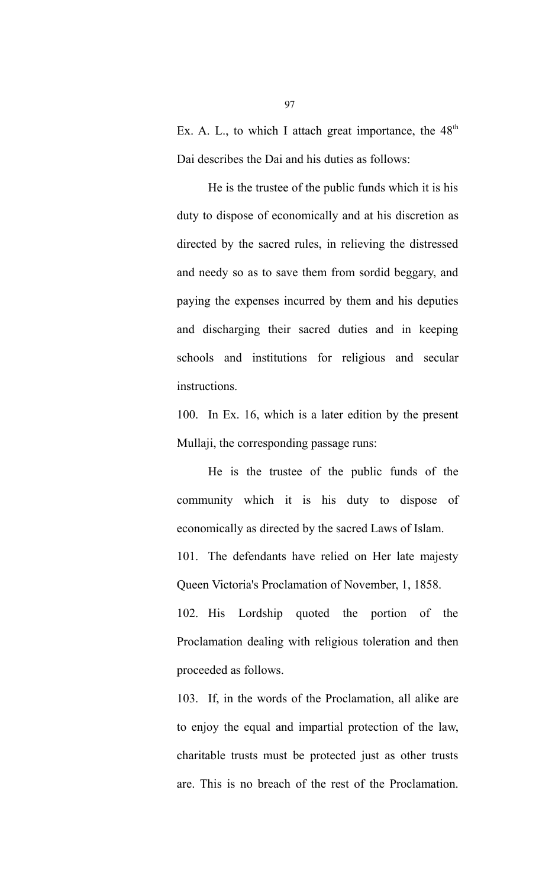Ex. A. L., to which I attach great importance, the 48th Dai describes the Dai and his duties as follows:

> He is the trustee of the public funds which it is his duty to dispose of economically and at his discretion as directed by the sacred rules, in relieving the distressed and needy so as to save them from sordid beggary, and paying the expenses incurred by them and his deputies and discharging their sacred duties and in keeping schools and institutions for religious and secular instructions.

100. In Ex. 16, which is a later edition by the present Mullaji, the corresponding passage runs:

> He is the trustee of the public funds of the community which it is his duty to dispose of economically as directed by the sacred Laws of Islam.

101. The defendants have relied on Her late majesty Queen Victoria's Proclamation of November, 1, 1858.

102. His Lordship quoted the portion of the Proclamation dealing with religious toleration and then proceeded as follows.

103. If, in the words of the Proclamation, all alike are to enjoy the equal and impartial protection of the law, charitable trusts must be protected just as other trusts are. This is no breach of the rest of the Proclamation.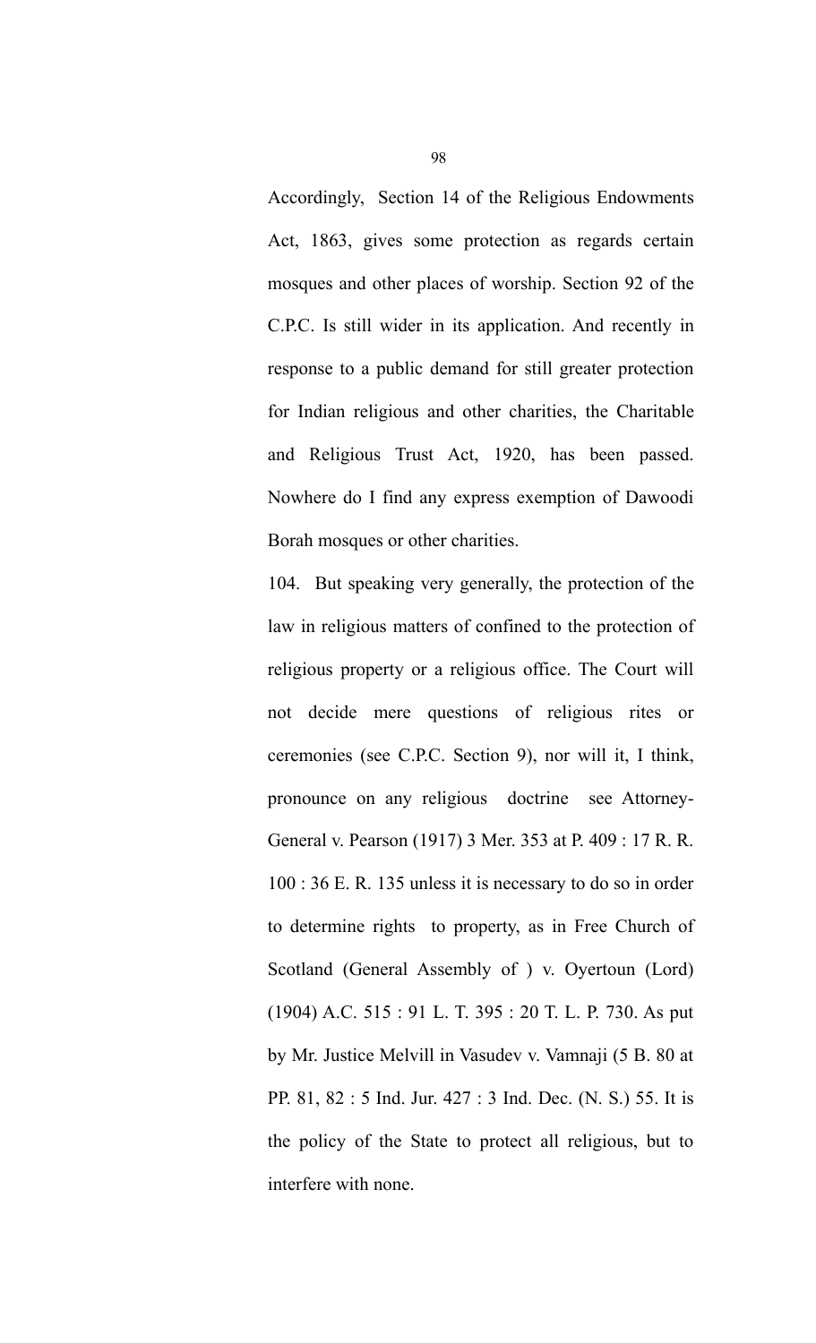Accordingly, Section 14 of the Religious Endowments Act, 1863, gives some protection as regards certain mosques and other places of worship. Section 92 of the C.P.C. Is still wider in its application. And recently in response to a public demand for still greater protection for Indian religious and other charities, the Charitable and Religious Trust Act, 1920, has been passed. Nowhere do I find any express exemption of Dawoodi Borah mosques or other charities.

104. But speaking very generally, the protection of the law in religious matters of confined to the protection of religious property or a religious office. The Court will not decide mere questions of religious rites or ceremonies (see C.P.C. Section 9), nor will it, I think, pronounce on any religious doctrine see Attorney-General v. Pearson (1917) 3 Mer. 353 at P. 409 : 17 R. R. 100 : 36 E. R. 135 unless it is necessary to do so in order to determine rights to property, as in Free Church of Scotland (General Assembly of ) v. Oyertoun (Lord) (1904) A.C. 515 : 91 L. T. 395 : 20 T. L. P. 730. As put by Mr. Justice Melvill in Vasudev v. Vamnaji (5 B. 80 at PP. 81, 82 : 5 Ind. Jur. 427 : 3 Ind. Dec. (N. S.) 55. It is the policy of the State to protect all religious, but to interfere with none.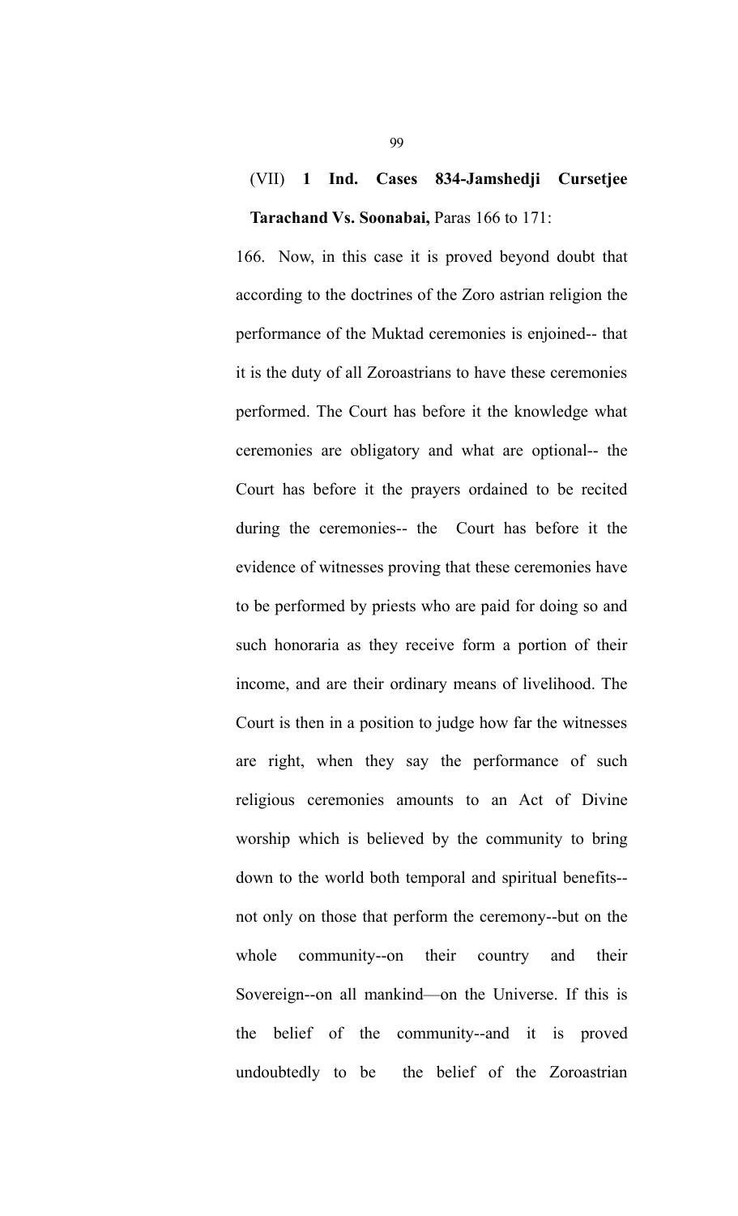(VII) **1 Ind. Cases 834-Jamshedji Cursetjee Tarachand Vs. Soonabai,** Paras 166 to 171:

166. Now, in this case it is proved beyond doubt that according to the doctrines of the Zoro astrian religion the performance of the Muktad ceremonies is enjoined-- that it is the duty of all Zoroastrians to have these ceremonies performed. The Court has before it the knowledge what ceremonies are obligatory and what are optional-- the Court has before it the prayers ordained to be recited during the ceremonies-- the Court has before it the evidence of witnesses proving that these ceremonies have to be performed by priests who are paid for doing so and such honoraria as they receive form a portion of their income, and are their ordinary means of livelihood. The Court is then in a position to judge how far the witnesses are right, when they say the performance of such religious ceremonies amounts to an Act of Divine worship which is believed by the community to bring down to the world both temporal and spiritual benefits--not only on those that perform the ceremony--but on the whole community--on their country and their Sovereign--on all mankind—on the Universe. If this is the belief of the community--and it is proved undoubtedly to be the belief of the Zoroastrian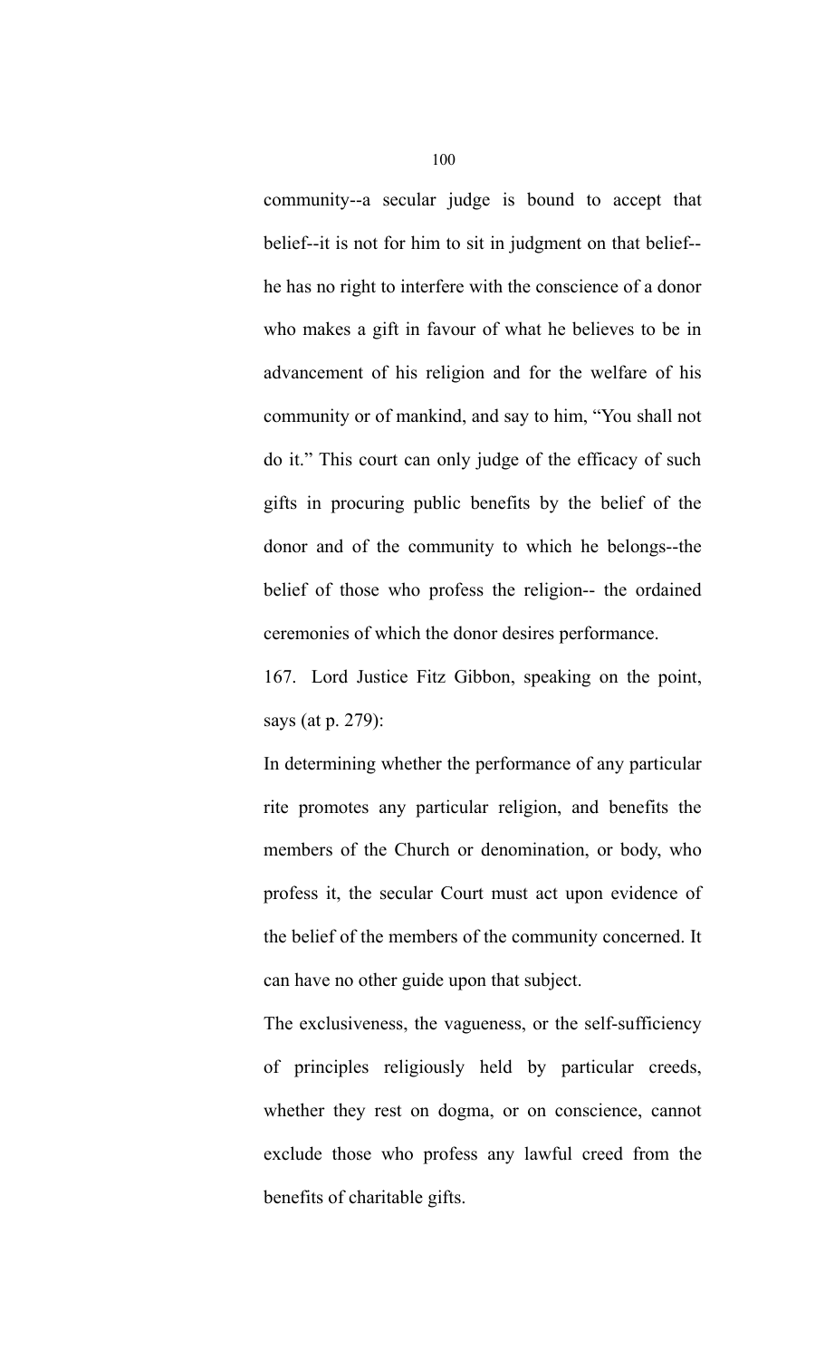community--a secular judge is bound to accept that belief--it is not for him to sit in judgment on that belief--he has no right to interfere with the conscience of a donor who makes a gift in favour of what he believes to be in advancement of his religion and for the welfare of his community or of mankind, and say to him, "You shall not do it." This court can only judge of the efficacy of such gifts in procuring public benefits by the belief of the donor and of the community to which he belongs--the belief of those who profess the religion-- the ordained ceremonies of which the donor desires performance.

167. Lord Justice Fitz Gibbon, speaking on the point, says (at p. 279):

In determining whether the performance of any particular rite promotes any particular religion, and benefits the members of the Church or denomination, or body, who profess it, the secular Court must act upon evidence of the belief of the members of the community concerned. It can have no other guide upon that subject.

The exclusiveness, the vagueness, or the self-sufficiency of principles religiously held by particular creeds, whether they rest on dogma, or on conscience, cannot exclude those who profess any lawful creed from the benefits of charitable gifts.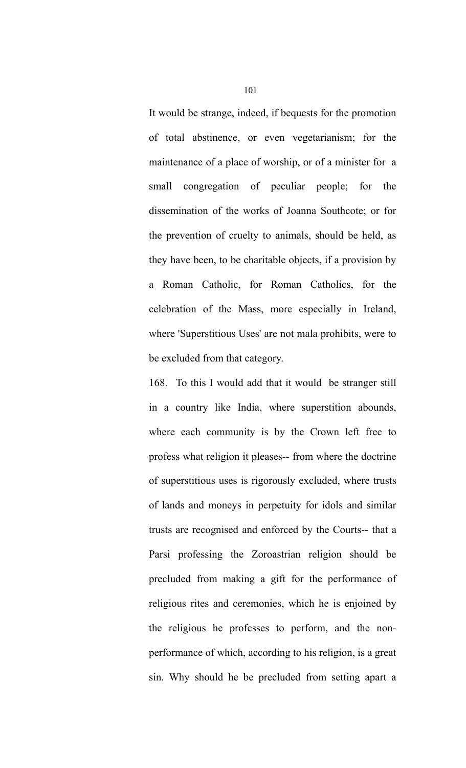It would be strange, indeed, if bequests for the promotion of total abstinence, or even vegetarianism; for the maintenance of a place of worship, or of a minister for a small congregation of peculiar people; for the dissemination of the works of Joanna Southcote; or for the prevention of cruelty to animals, should be held, as they have been, to be charitable objects, if a provision by a Roman Catholic, for Roman Catholics, for the celebration of the Mass, more especially in Ireland, where 'Superstitious Uses' are not mala prohibits, were to be excluded from that category.

168. To this I would add that it would be stranger still in a country like India, where superstition abounds, where each community is by the Crown left free to profess what religion it pleases-- from where the doctrine of superstitious uses is rigorously excluded, where trusts of lands and moneys in perpetuity for idols and similar trusts are recognised and enforced by the Courts-- that a Parsi professing the Zoroastrian religion should be precluded from making a gift for the performance of religious rites and ceremonies, which he is enjoined by the religious he professes to perform, and the non-performance of which, according to his religion, is a great sin. Why should he be precluded from setting apart a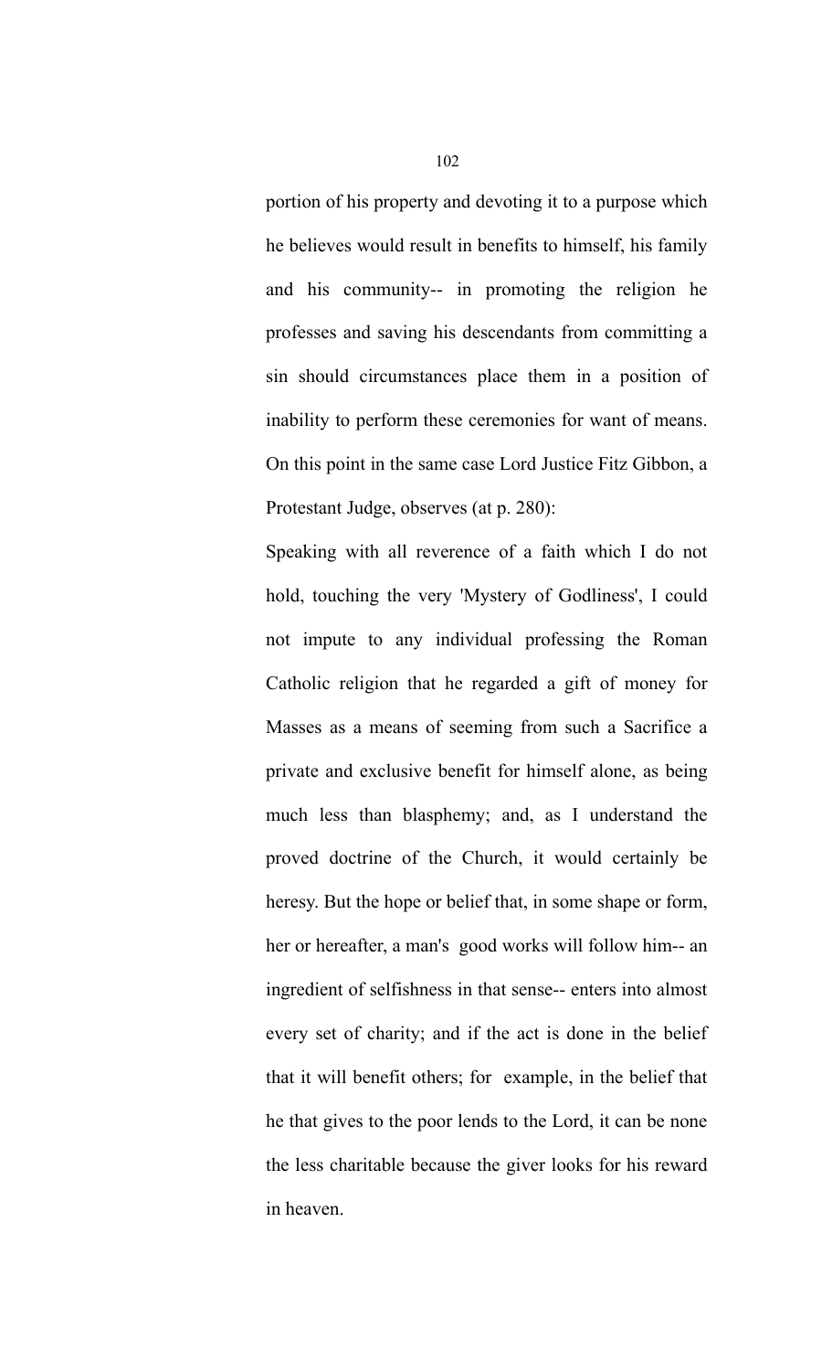portion of his property and devoting it to a purpose which he believes would result in benefits to himself, his family and his community-- in promoting the religion he professes and saving his descendants from committing a sin should circumstances place them in a position of inability to perform these ceremonies for want of means. On this point in the same case Lord Justice Fitz Gibbon, a Protestant Judge, observes (at p. 280):

Speaking with all reverence of a faith which I do not hold, touching the very 'Mystery of Godliness', I could not impute to any individual professing the Roman Catholic religion that he regarded a gift of money for Masses as a means of seeming from such a Sacrifice a private and exclusive benefit for himself alone, as being much less than blasphemy; and, as I understand the proved doctrine of the Church, it would certainly be heresy. But the hope or belief that, in some shape or form, her or hereafter, a man's good works will follow him-- an ingredient of selfishness in that sense-- enters into almost every set of charity; and if the act is done in the belief that it will benefit others; for example, in the belief that he that gives to the poor lends to the Lord, it can be none the less charitable because the giver looks for his reward in heaven.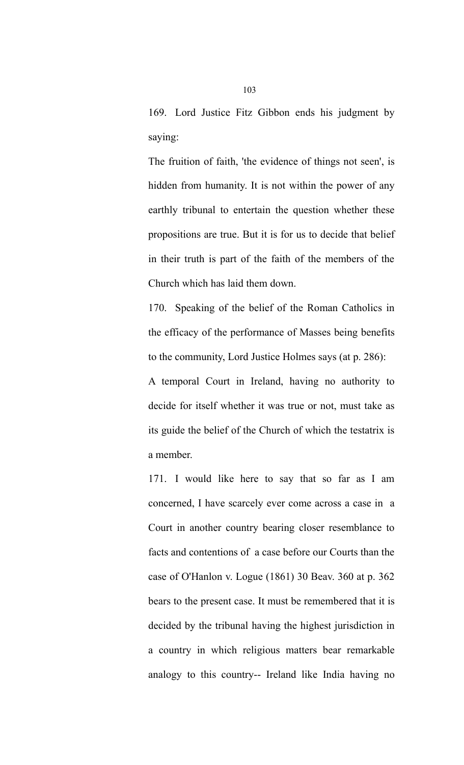169. Lord Justice Fitz Gibbon ends his judgment by saying:

The fruition of faith, 'the evidence of things not seen', is hidden from humanity. It is not within the power of any earthly tribunal to entertain the question whether these propositions are true. But it is for us to decide that belief in their truth is part of the faith of the members of the Church which has laid them down.

170. Speaking of the belief of the Roman Catholics in the efficacy of the performance of Masses being benefits to the community, Lord Justice Holmes says (at p. 286):

A temporal Court in Ireland, having no authority to decide for itself whether it was true or not, must take as its guide the belief of the Church of which the testatrix is a member.

171. I would like here to say that so far as I am concerned, I have scarcely ever come across a case in a Court in another country bearing closer resemblance to facts and contentions of a case before our Courts than the case of O'Hanlon v. Logue (1861) 30 Beav. 360 at p. 362 bears to the present case. It must be remembered that it is decided by the tribunal having the highest jurisdiction in a country in which religious matters bear remarkable analogy to this country-- Ireland like India having no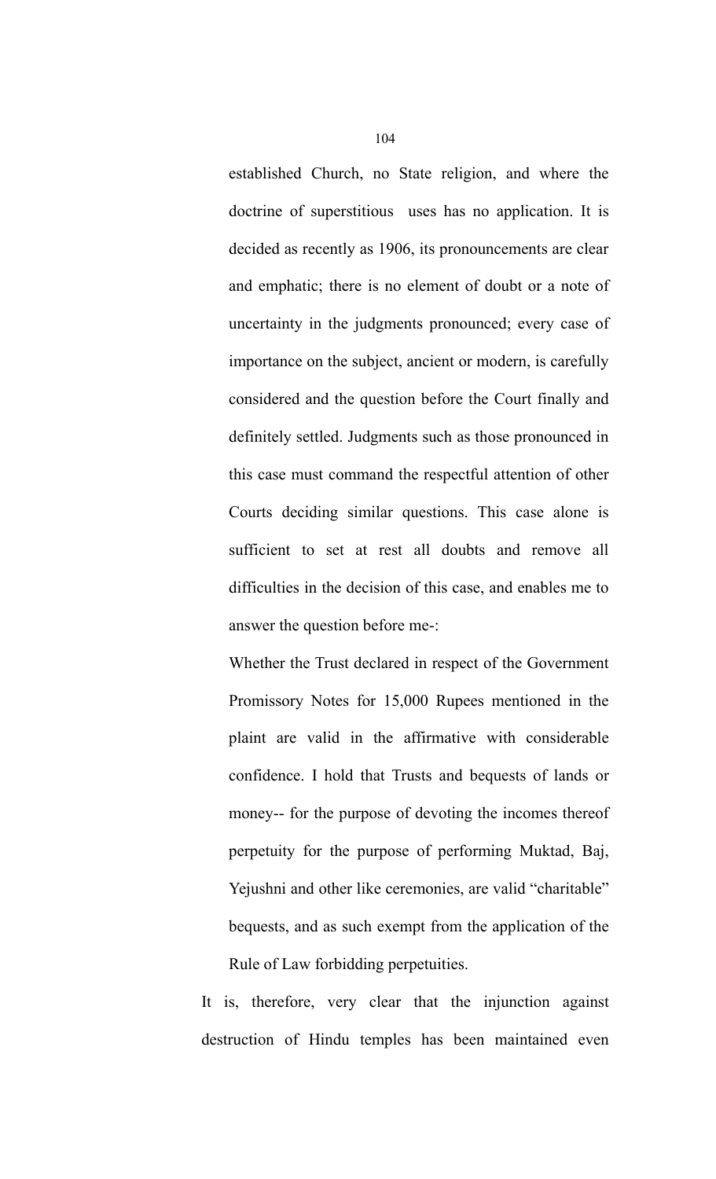established Church, no State religion, and where the doctrine of superstitious uses has no application. It is decided as recently as 1906, its pronouncements are clear and emphatic; there is no element of doubt or a note of uncertainty in the judgments pronounced; every case of importance on the subject, ancient or modern, is carefully considered and the question before the Court finally and definitely settled. Judgments such as those pronounced in this case must command the respectful attention of other Courts deciding similar questions. This case alone is sufficient to set at rest all doubts and remove all difficulties in the decision of this case, and enables me to answer the question before me-:

> Whether the Trust declared in respect of the Government Promissory Notes for 15,000 Rupees mentioned in the plaint are valid in the affirmative with considerable confidence. I hold that Trusts and bequests of lands or money-- for the purpose of devoting the incomes thereof perpetuity for the purpose of performing Muktad, Baj, Yejushni and other like ceremonies, are valid "charitable" bequests, and as such exempt from the application of the Rule of Law forbidding perpetuities.

It is, therefore, very clear that the injunction against destruction of Hindu temples has been maintained even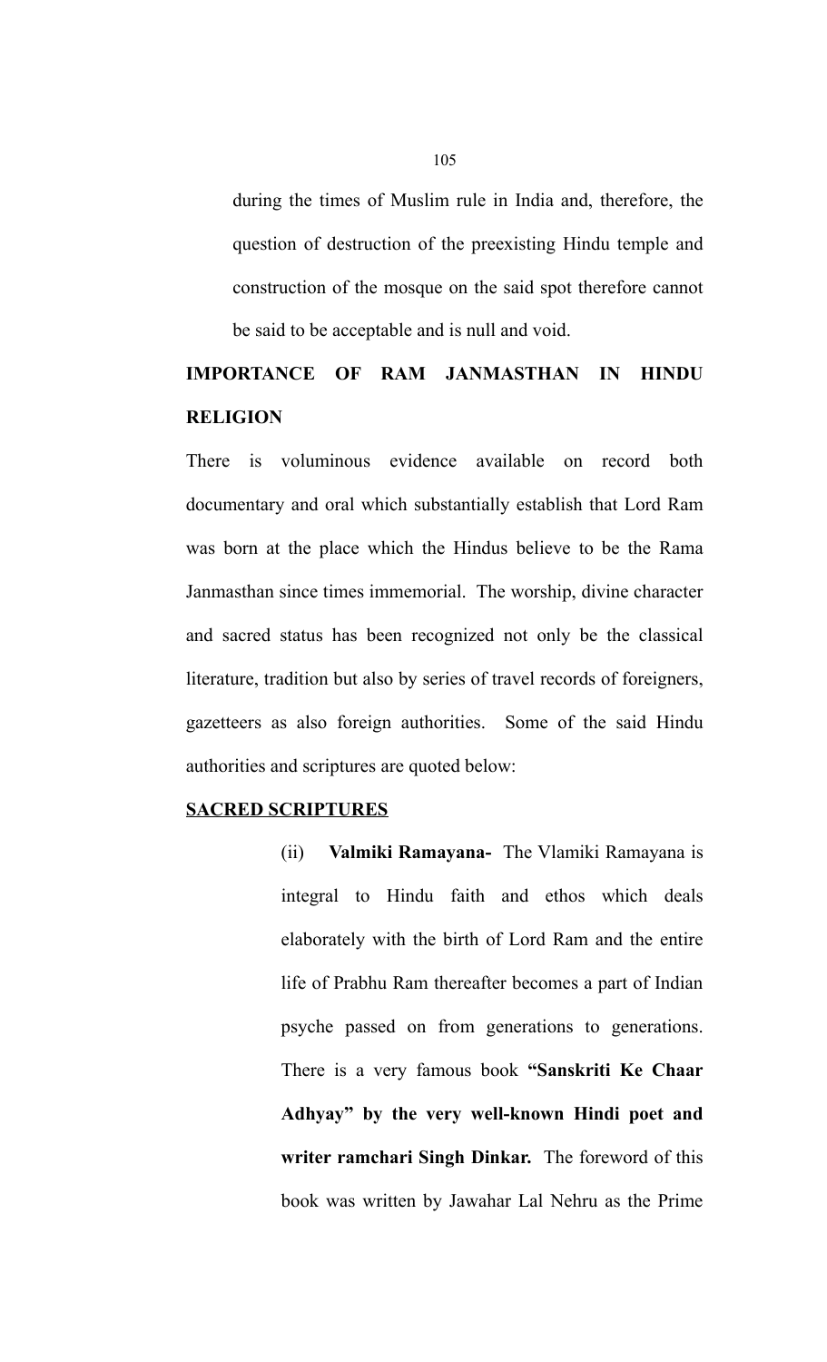during the times of Muslim rule in India and, therefore, the question of destruction of the preexisting Hindu temple and construction of the mosque on the said spot therefore cannot be said to be acceptable and is null and void.

**IMPORTANCE OF RAM JANMASTHAN IN HINDU RELIGION**

There is voluminous evidence available on record both documentary and oral which substantially establish that Lord Ram was born at the place which the Hindus believe to be the Rama Janmasthan since times immemorial. The worship, divine character and sacred status has been recognized not only be the classical literature, tradition but also by series of travel records of foreigners, gazetteers as also foreign authorities. Some of the said Hindu authorities and scriptures are quoted below:

**<u>SACRED SCRIPTURES</u>**

(ii) **Valmiki Ramayana-** The Vlamiki Ramayana is integral to Hindu faith and ethos which deals elaborately with the birth of Lord Ram and the entire life of Prabhu Ram thereafter becomes a part of Indian psyche passed on from generations to generations. There is a very famous book **"Sanskriti Ke Chaar Adhyay" by the very well-known Hindi poet and writer ramchari Singh Dinkar.** The foreword of this book was written by Jawahar Lal Nehru as the Prime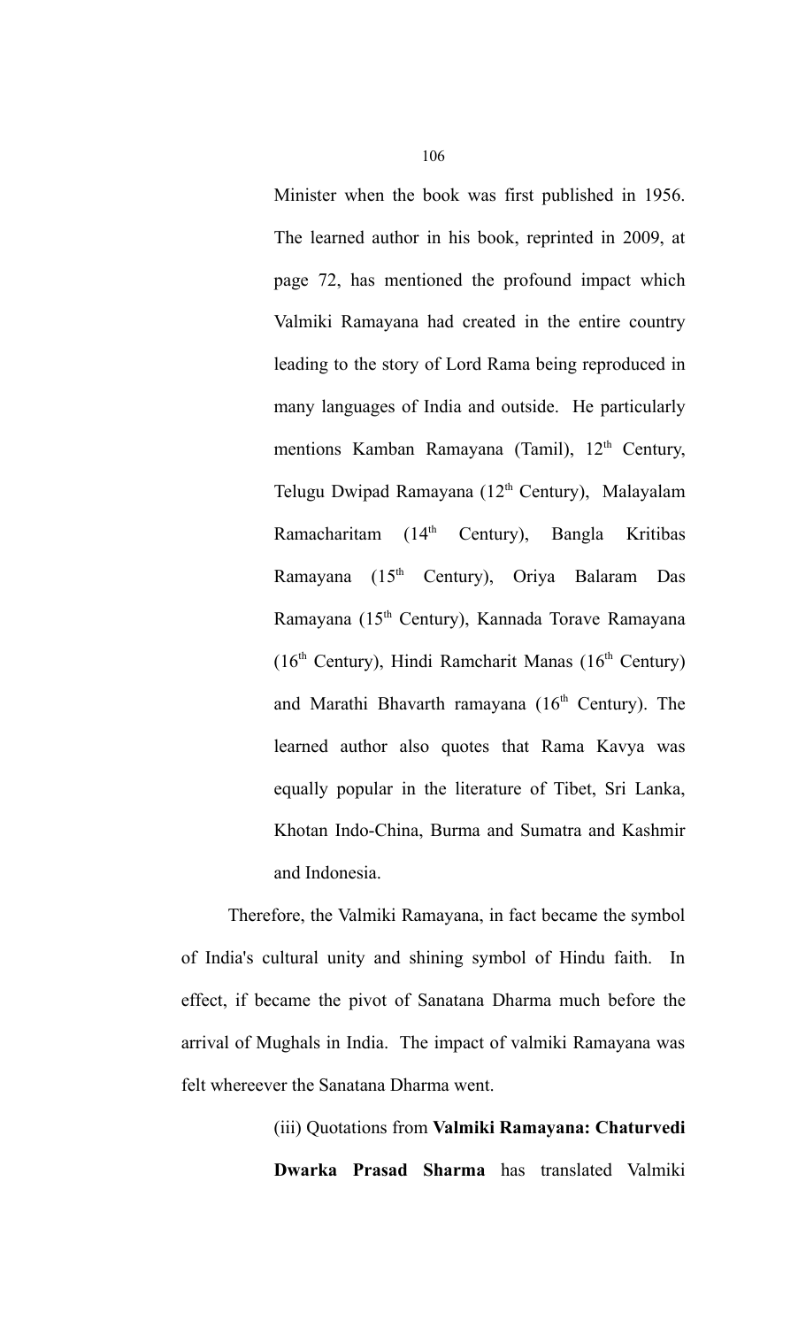Minister when the book was first published in 1956. The learned author in his book, reprinted in 2009, at page 72, has mentioned the profound impact which Valmiki Ramayana had created in the entire country leading to the story of Lord Rama being reproduced in many languages of India and outside. He particularly mentions Kamban Ramayana (Tamil), 12th Century, Telugu Dwipad Ramayana (12th Century), Malayalam Ramacharitam (14th Century), Bangla Kritibas Ramayana (15th Century), Oriya Balaram Das Ramayana (15th Century), Kannada Torave Ramayana (16th Century), Hindi Ramcharit Manas (16th Century) and Marathi Bhavarth ramayana (16th Century). The learned author also quotes that Rama Kavya was equally popular in the literature of Tibet, Sri Lanka, Khotan Indo-China, Burma and Sumatra and Kashmir and Indonesia.

Therefore, the Valmiki Ramayana, in fact became the symbol of India's cultural unity and shining symbol of Hindu faith. In effect, if became the pivot of Sanatana Dharma much before the arrival of Mughals in India. The impact of valmiki Ramayana was felt whereever the Sanatana Dharma went.

(iii) Quotations from **Valmiki Ramayana: Chaturvedi Dwarka Prasad Sharma** has translated Valmiki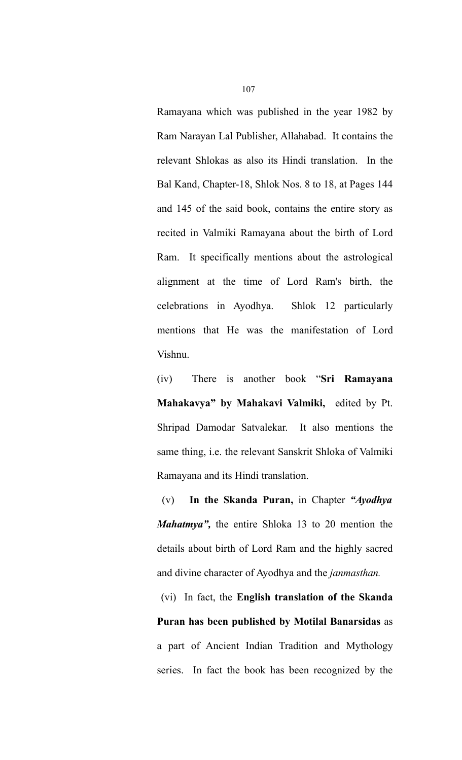Ramayana which was published in the year 1982 by Ram Narayan Lal Publisher, Allahabad. It contains the relevant Shlokas as also its Hindi translation. In the Bal Kand, Chapter-18, Shlok Nos. 8 to 18, at Pages 144 and 145 of the said book, contains the entire story as recited in Valmiki Ramayana about the birth of Lord Ram. It specifically mentions about the astrological alignment at the time of Lord Ram's birth, the celebrations in Ayodhya. Shlok 12 particularly mentions that He was the manifestation of Lord Vishnu.

(iv) There is another book "**Sri Ramayana Mahakavya" by Mahakavi Valmiki,** edited by Pt. Shripad Damodar Satvalekar. It also mentions the same thing, i.e. the relevant Sanskrit Shloka of Valmiki Ramayana and its Hindi translation.

(v) **In the Skanda Puran,** in Chapter ***"Ayodhya Mahatmya",*** the entire Shloka 13 to 20 mention the details about birth of Lord Ram and the highly sacred and divine character of Ayodhya and the *janmasthan.*

(vi) In fact, the **English translation of the Skanda Puran has been published by Motilal Banarsidas** as a part of Ancient Indian Tradition and Mythology series. In fact the book has been recognized by the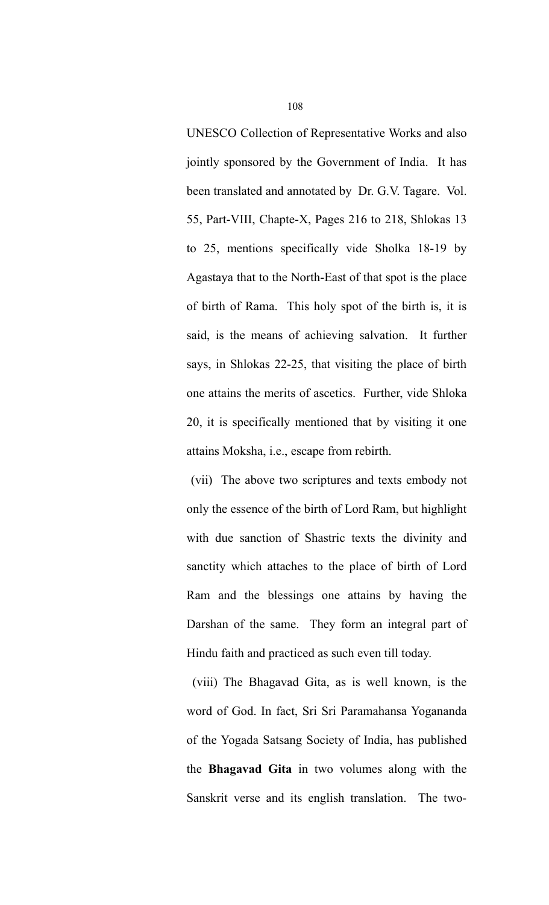UNESCO Collection of Representative Works and also jointly sponsored by the Government of India. It has been translated and annotated by Dr. G.V. Tagare. Vol. 55, Part-VIII, Chapte-X, Pages 216 to 218, Shlokas 13 to 25, mentions specifically vide Sholka 18-19 by Agastaya that to the North-East of that spot is the place of birth of Rama. This holy spot of the birth is, it is said, is the means of achieving salvation. It further says, in Shlokas 22-25, that visiting the place of birth one attains the merits of ascetics. Further, vide Shloka 20, it is specifically mentioned that by visiting it one attains Moksha, i.e., escape from rebirth.

(vii) The above two scriptures and texts embody not only the essence of the birth of Lord Ram, but highlight with due sanction of Shastric texts the divinity and sanctity which attaches to the place of birth of Lord Ram and the blessings one attains by having the Darshan of the same. They form an integral part of Hindu faith and practiced as such even till today.

(viii) The Bhagavad Gita, as is well known, is the word of God. In fact, Sri Sri Paramahansa Yogananda of the Yogada Satsang Society of India, has published the **Bhagavad Gita** in two volumes along with the Sanskrit verse and its english translation. The two-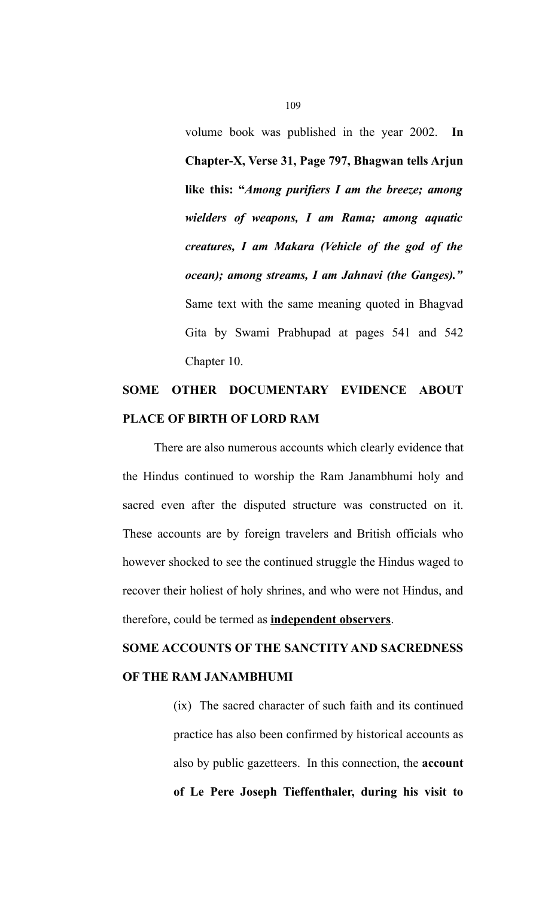volume book was published in the year 2002. **In Chapter-X, Verse 31, Page 797, Bhagwan tells Arjun like this: "*Among purifiers I am the breeze; among wielders of weapons, I am Rama; among aquatic creatures, I am Makara (Vehicle of the god of the ocean); among streams, I am Jahnavi (the Ganges).*"** Same text with the same meaning quoted in Bhagvad Gita by Swami Prabhupad at pages 541 and 542 Chapter 10.

**SOME OTHER DOCUMENTARY EVIDENCE ABOUT PLACE OF BIRTH OF LORD RAM**

There are also numerous accounts which clearly evidence that the Hindus continued to worship the Ram Janambhumi holy and sacred even after the disputed structure was constructed on it. These accounts are by foreign travelers and British officials who however shocked to see the continued struggle the Hindus waged to recover their holiest of holy shrines, and who were not Hindus, and therefore, could be termed as **<u>independent observers</u>**.

**SOME ACCOUNTS OF THE SANCTITY AND SACREDNESS OF THE RAM JANAMBHUMI**

(ix) The sacred character of such faith and its continued practice has also been confirmed by historical accounts as also by public gazetteers. In this connection, the **account of Le Pere Joseph Tieffenthaler, during his visit to**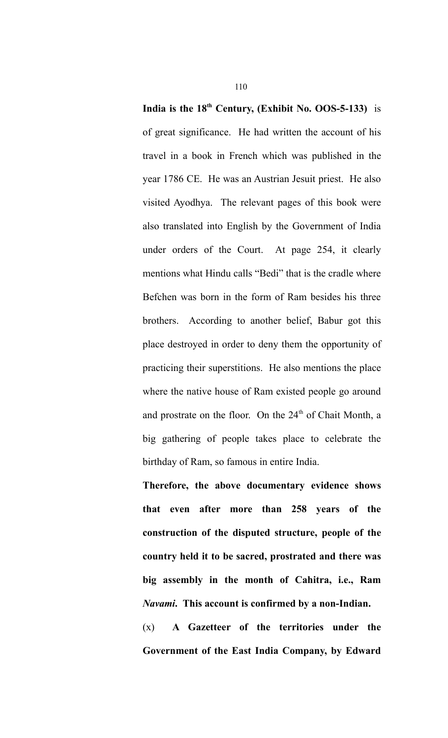**India is the 18th Century, (Exhibit No. OOS-5-133)** is of great significance. He had written the account of his travel in a book in French which was published in the year 1786 CE. He was an Austrian Jesuit priest. He also visited Ayodhya. The relevant pages of this book were also translated into English by the Government of India under orders of the Court. At page 254, it clearly mentions what Hindu calls "Bedi" that is the cradle where Befchen was born in the form of Ram besides his three brothers. According to another belief, Babur got this place destroyed in order to deny them the opportunity of practicing their superstitions. He also mentions the place where the native house of Ram existed people go around and prostrate on the floor. On the 24th of Chait Month, a big gathering of people takes place to celebrate the birthday of Ram, so famous in entire India.

**Therefore, the above documentary evidence shows that even after more than 258 years of the construction of the disputed structure, people of the country held it to be sacred, prostrated and there was big assembly in the month of Cahitra, i.e., Ram *Navami*. This account is confirmed by a non-Indian.**

(x) **A Gazetteer of the territories under the Government of the East India Company, by Edward**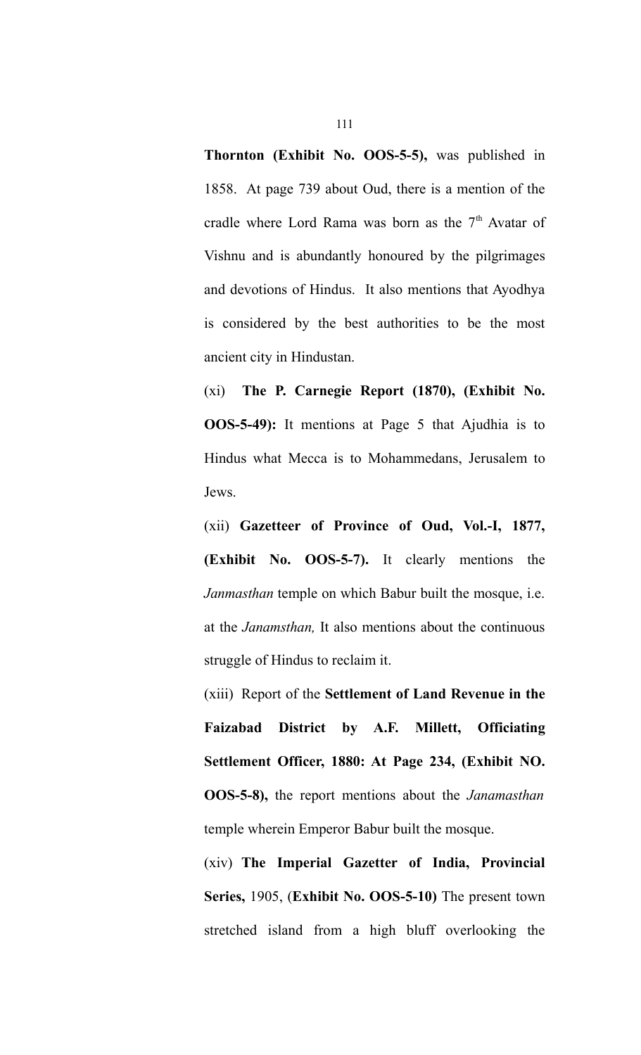**Thornton (Exhibit No. OOS-5-5),** was published in 1858. At page 739 about Oud, there is a mention of the cradle where Lord Rama was born as the 7th Avatar of Vishnu and is abundantly honoured by the pilgrimages and devotions of Hindus. It also mentions that Ayodhya is considered by the best authorities to be the most ancient city in Hindustan.

(xi) **The P. Carnegie Report (1870), (Exhibit No. OOS-5-49):** It mentions at Page 5 that Ajudhia is to Hindus what Mecca is to Mohammedans, Jerusalem to Jews.

(xii) **Gazetteer of Province of Oud, Vol.-I, 1877, (Exhibit No. OOS-5-7).** It clearly mentions the *Janmasthan* temple on which Babur built the mosque, i.e. at the *Janamsthan,* It also mentions about the continuous struggle of Hindus to reclaim it.

(xiii) Report of the **Settlement of Land Revenue in the Faizabad District by A.F. Millett, Officiating Settlement Officer, 1880: At Page 234, (Exhibit NO. OOS-5-8),** the report mentions about the *Janamasthan* temple wherein Emperor Babur built the mosque.

(xiv) **The Imperial Gazetter of India, Provincial Series,** 1905, (**Exhibit No. OOS-5-10)** The present town stretched island from a high bluff overlooking the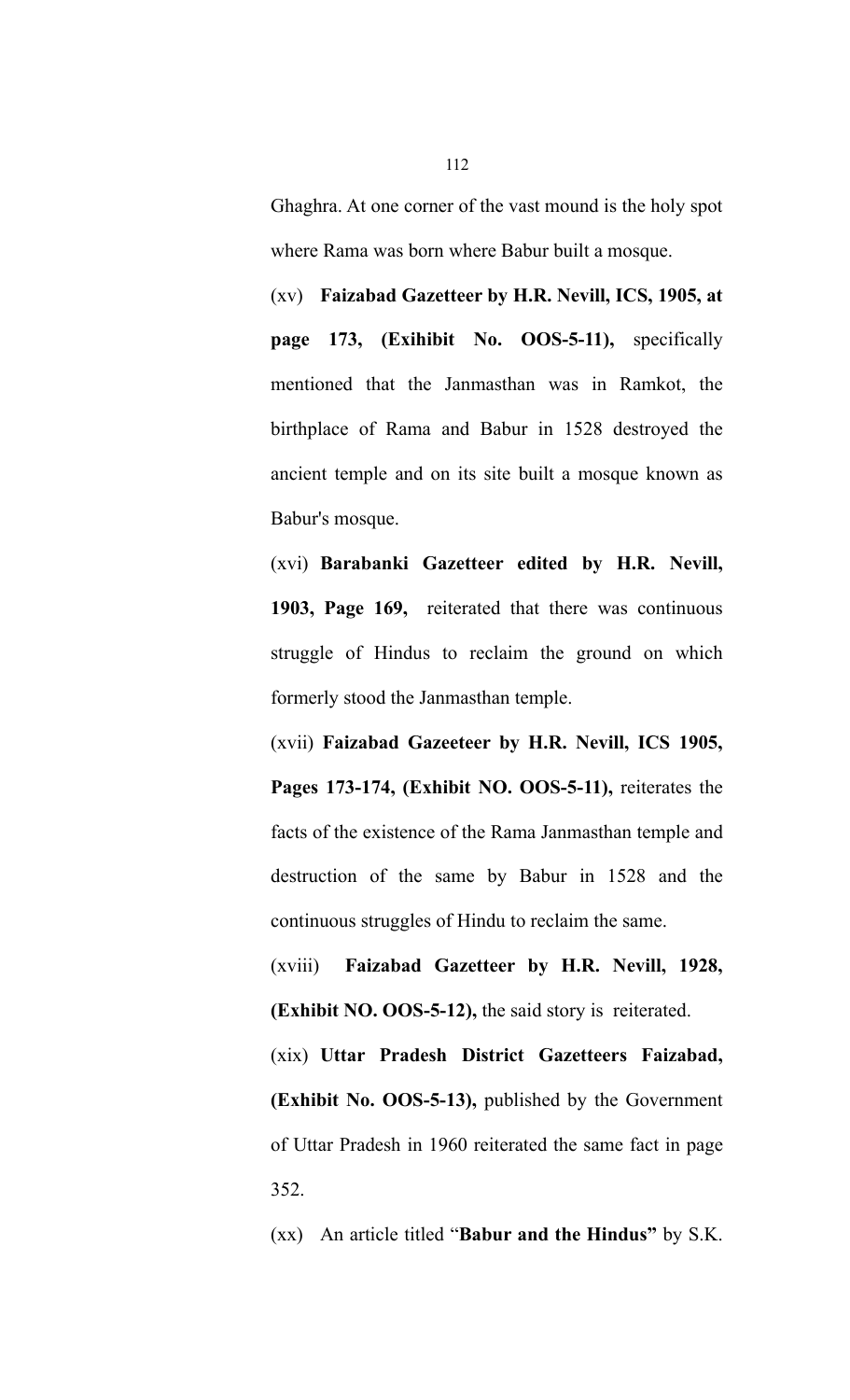Ghaghra. At one corner of the vast mound is the holy spot where Rama was born where Babur built a mosque.

(xv) **Faizabad Gazetteer by H.R. Nevill, ICS, 1905, at page 173, (Exihibit No. OOS-5-11),** specifically mentioned that the Janmasthan was in Ramkot, the birthplace of Rama and Babur in 1528 destroyed the ancient temple and on its site built a mosque known as Babur's mosque.

(xvi) **Barabanki Gazetteer edited by H.R. Nevill, 1903, Page 169,** reiterated that there was continuous struggle of Hindus to reclaim the ground on which formerly stood the Janmasthan temple.

(xvii) **Faizabad Gazeeteer by H.R. Nevill, ICS 1905, Pages 173-174, (Exhibit NO. OOS-5-11),** reiterates the facts of the existence of the Rama Janmasthan temple and destruction of the same by Babur in 1528 and the continuous struggles of Hindu to reclaim the same.

(xviii) **Faizabad Gazetteer by H.R. Nevill, 1928, (Exhibit NO. OOS-5-12),** the said story is reiterated.

(xix) **Uttar Pradesh District Gazetteers Faizabad, (Exhibit No. OOS-5-13),** published by the Government of Uttar Pradesh in 1960 reiterated the same fact in page 352.

(xx) An article titled "**Babur and the Hindus"** by S.K.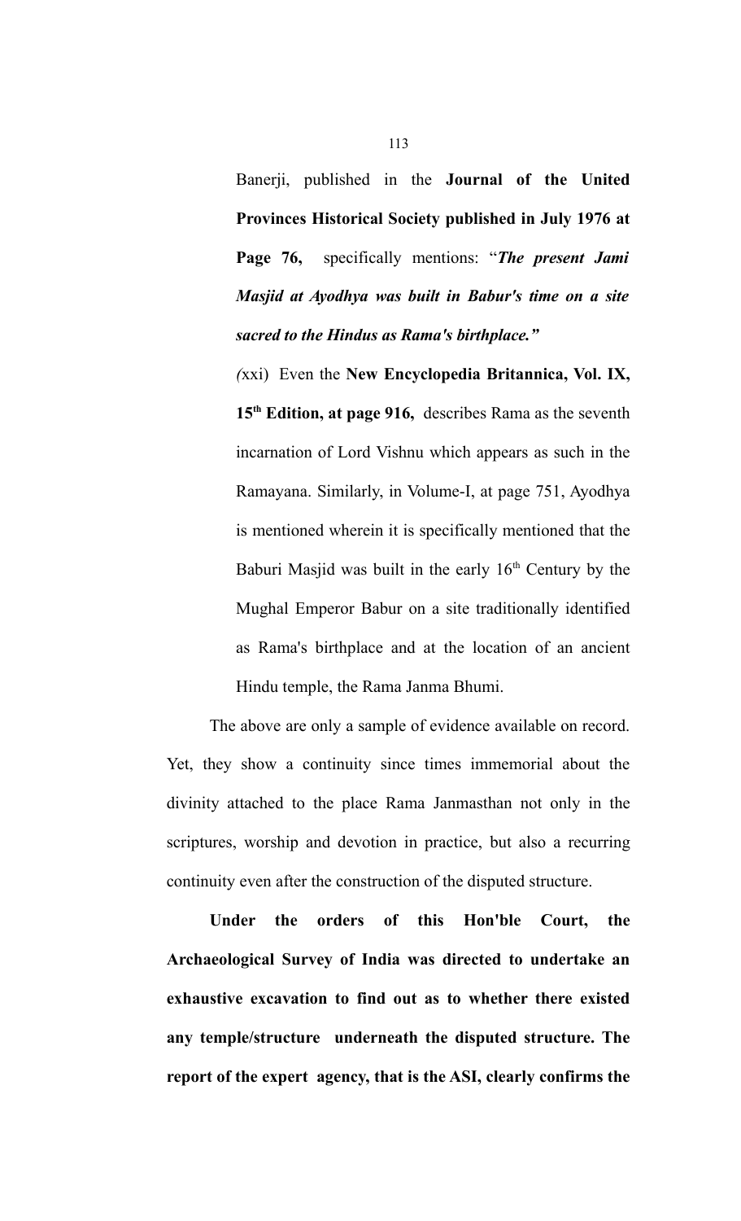Banerji, published in the **Journal of the United Provinces Historical Society published in July 1976 at Page 76,** specifically mentions: "***The present Jami Masjid at Ayodhya was built in Babur's time on a site sacred to the Hindus as Rama's birthplace."***

*(*xxi) Even the **New Encyclopedia Britannica, Vol. IX, 15th Edition, at page 916,** describes Rama as the seventh incarnation of Lord Vishnu which appears as such in the Ramayana. Similarly, in Volume-I, at page 751, Ayodhya is mentioned wherein it is specifically mentioned that the Baburi Masjid was built in the early 16th Century by the Mughal Emperor Babur on a site traditionally identified as Rama's birthplace and at the location of an ancient Hindu temple, the Rama Janma Bhumi.

The above are only a sample of evidence available on record. Yet, they show a continuity since times immemorial about the divinity attached to the place Rama Janmasthan not only in the scriptures, worship and devotion in practice, but also a recurring continuity even after the construction of the disputed structure.

**Under the orders of this Hon'ble Court, the Archaeological Survey of India was directed to undertake an exhaustive excavation to find out as to whether there existed any temple/structure underneath the disputed structure. The report of the expert agency, that is the ASI, clearly confirms the**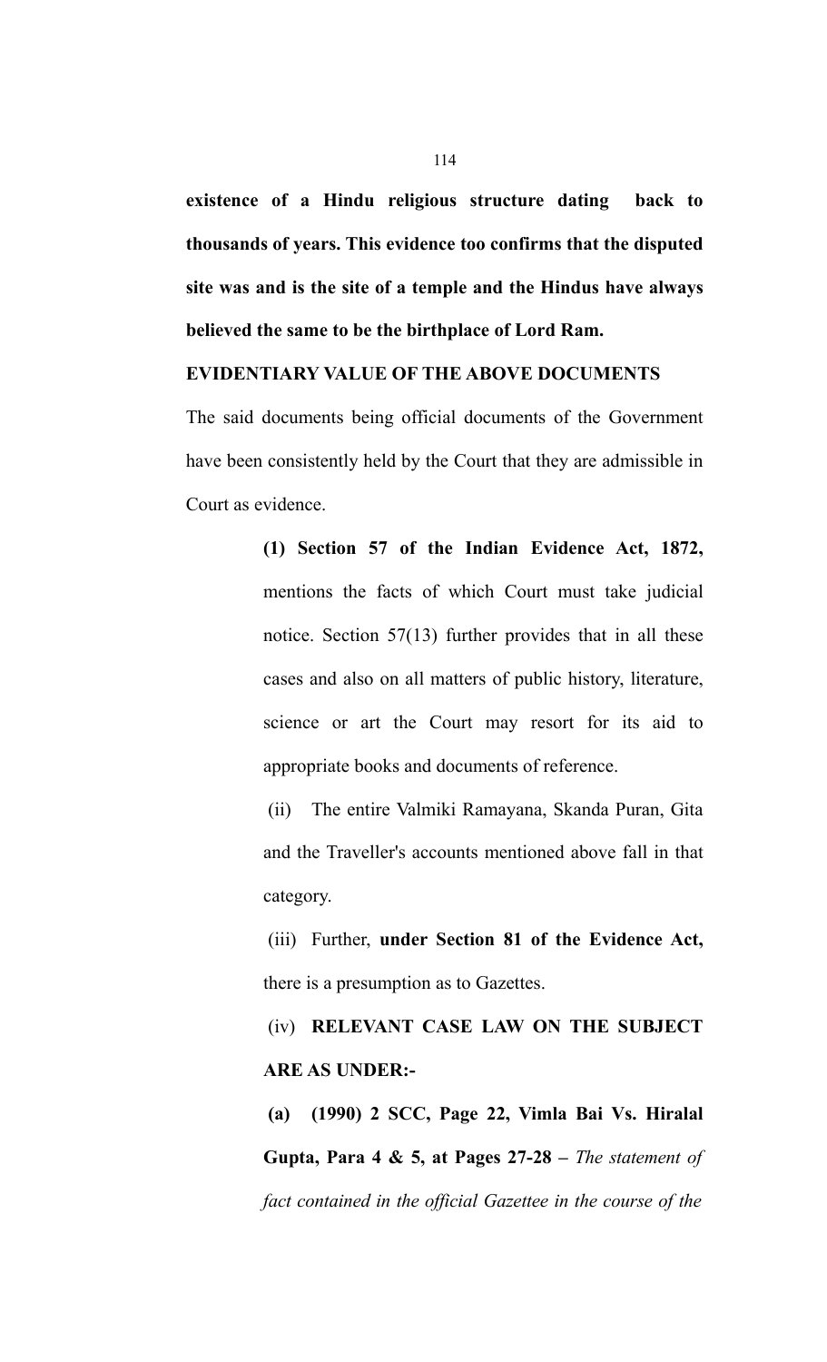**existence of a Hindu religious structure dating back to thousands of years. This evidence too confirms that the disputed site was and is the site of a temple and the Hindus have always believed the same to be the birthplace of Lord Ram.**

**EVIDENTIARY VALUE OF THE ABOVE DOCUMENTS**

The said documents being official documents of the Government have been consistently held by the Court that they are admissible in Court as evidence.

> **(1) Section 57 of the Indian Evidence Act, 1872,** mentions the facts of which Court must take judicial notice. Section 57(13) further provides that in all these cases and also on all matters of public history, literature, science or art the Court may resort for its aid to appropriate books and documents of reference.
>
> (ii) The entire Valmiki Ramayana, Skanda Puran, Gita and the Traveller's accounts mentioned above fall in that category.
>
> (iii) Further, **under Section 81 of the Evidence Act,** there is a presumption as to Gazettes.
>
> (iv) **RELEVANT CASE LAW ON THE SUBJECT ARE AS UNDER:-**
>
> **(a) (1990) 2 SCC, Page 22, Vimla Bai Vs. Hiralal Gupta, Para 4 & 5, at Pages 27-28 –** *The statement of fact contained in the official Gazettee in the course of the*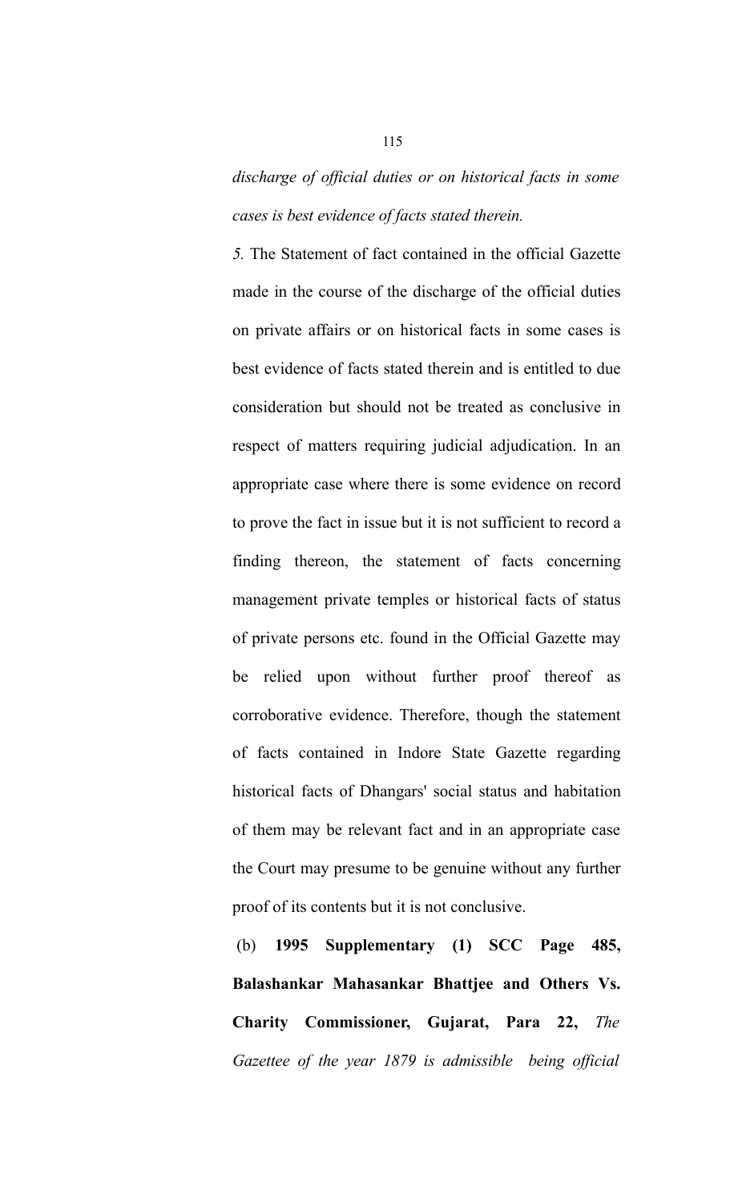*discharge of official duties or on historical facts in some cases is best evidence of facts stated therein.*

*5.* The Statement of fact contained in the official Gazette made in the course of the discharge of the official duties on private affairs or on historical facts in some cases is best evidence of facts stated therein and is entitled to due consideration but should not be treated as conclusive in respect of matters requiring judicial adjudication. In an appropriate case where there is some evidence on record to prove the fact in issue but it is not sufficient to record a finding thereon, the statement of facts concerning management private temples or historical facts of status of private persons etc. found in the Official Gazette may be relied upon without further proof thereof as corroborative evidence. Therefore, though the statement of facts contained in Indore State Gazette regarding historical facts of Dhangars' social status and habitation of them may be relevant fact and in an appropriate case the Court may presume to be genuine without any further proof of its contents but it is not conclusive.

(b) **1995 Supplementary (1) SCC Page 485, Balashankar Mahasankar Bhattjee and Others Vs. Charity Commissioner, Gujarat, Para 22,** *The Gazettee of the year 1879 is admissible being official*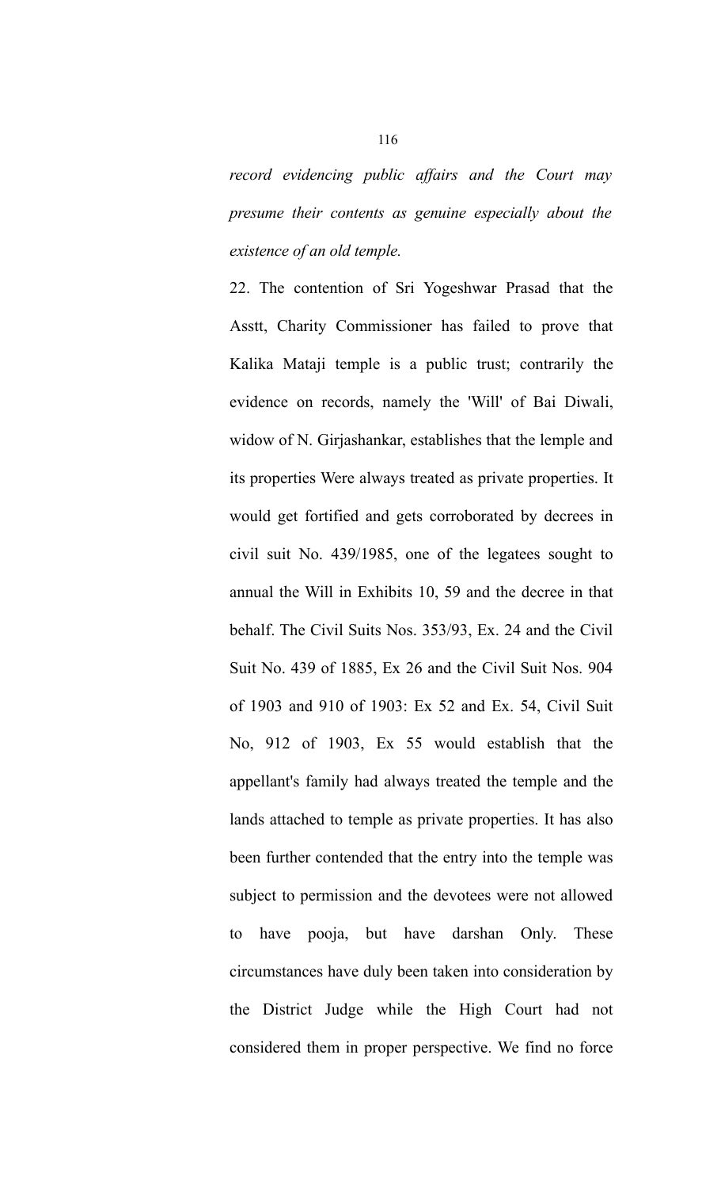*record evidencing public affairs and the Court may presume their contents as genuine especially about the existence of an old temple.*

22. The contention of Sri Yogeshwar Prasad that the Asstt, Charity Commissioner has failed to prove that Kalika Mataji temple is a public trust; contrarily the evidence on records, namely the 'Will' of Bai Diwali, widow of N. Girjashankar, establishes that the lemple and its properties Were always treated as private properties. It would get fortified and gets corroborated by decrees in civil suit No. 439/1985, one of the legatees sought to annual the Will in Exhibits 10, 59 and the decree in that behalf. The Civil Suits Nos. 353/93, Ex. 24 and the Civil Suit No. 439 of 1885, Ex 26 and the Civil Suit Nos. 904 of 1903 and 910 of 1903: Ex 52 and Ex. 54, Civil Suit No, 912 of 1903, Ex 55 would establish that the appellant's family had always treated the temple and the lands attached to temple as private properties. It has also been further contended that the entry into the temple was subject to permission and the devotees were not allowed to have pooja, but have darshan Only. These circumstances have duly been taken into consideration by the District Judge while the High Court had not considered them in proper perspective. We find no force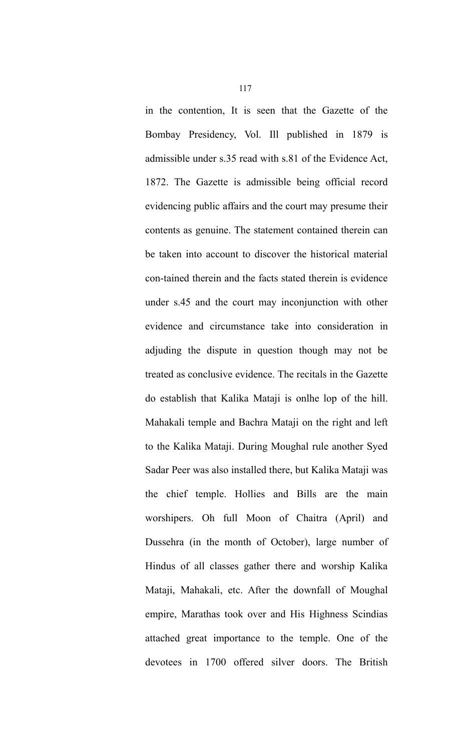in the contention, It is seen that the Gazette of the Bombay Presidency, Vol. Ill published in 1879 is admissible under s.35 read with s.81 of the Evidence Act, 1872. The Gazette is admissible being official record evidencing public affairs and the court may presume their contents as genuine. The statement contained therein can be taken into account to discover the historical material con-tained therein and the facts stated therein is evidence under s.45 and the court may inconjunction with other evidence and circumstance take into consideration in adjuding the dispute in question though may not be treated as conclusive evidence. The recitals in the Gazette do establish that Kalika Mataji is onlhe lop of the hill. Mahakali temple and Bachra Mataji on the right and left to the Kalika Mataji. During Moughal rule another Syed Sadar Peer was also installed there, but Kalika Mataji was the chief temple. Hollies and Bills are the main worshipers. Oh full Moon of Chaitra (April) and Dussehra (in the month of October), large number of Hindus of all classes gather there and worship Kalika Mataji, Mahakali, etc. After the downfall of Moughal empire, Marathas took over and His Highness Scindias attached great importance to the temple. One of the devotees in 1700 offered silver doors. The British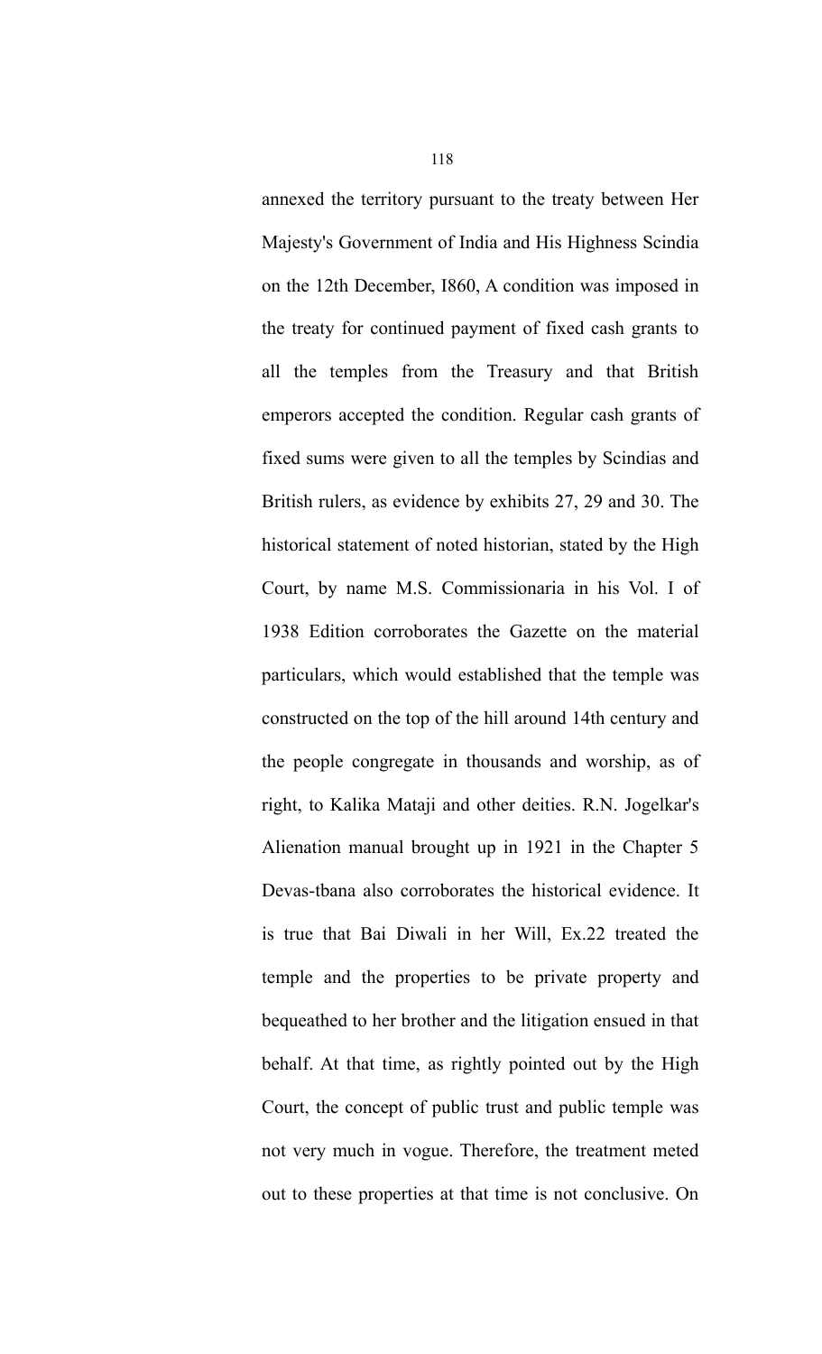annexed the territory pursuant to the treaty between Her Majesty's Government of India and His Highness Scindia on the 12th December, I860, A condition was imposed in the treaty for continued payment of fixed cash grants to all the temples from the Treasury and that British emperors accepted the condition. Regular cash grants of fixed sums were given to all the temples by Scindias and British rulers, as evidence by exhibits 27, 29 and 30. The historical statement of noted historian, stated by the High Court, by name M.S. Commissionaria in his Vol. I of 1938 Edition corroborates the Gazette on the material particulars, which would established that the temple was constructed on the top of the hill around 14th century and the people congregate in thousands and worship, as of right, to Kalika Mataji and other deities. R.N. Jogelkar's Alienation manual brought up in 1921 in the Chapter 5 Devas-tbana also corroborates the historical evidence. It is true that Bai Diwali in her Will, Ex.22 treated the temple and the properties to be private property and bequeathed to her brother and the litigation ensued in that behalf. At that time, as rightly pointed out by the High Court, the concept of public trust and public temple was not very much in vogue. Therefore, the treatment meted out to these properties at that time is not conclusive. On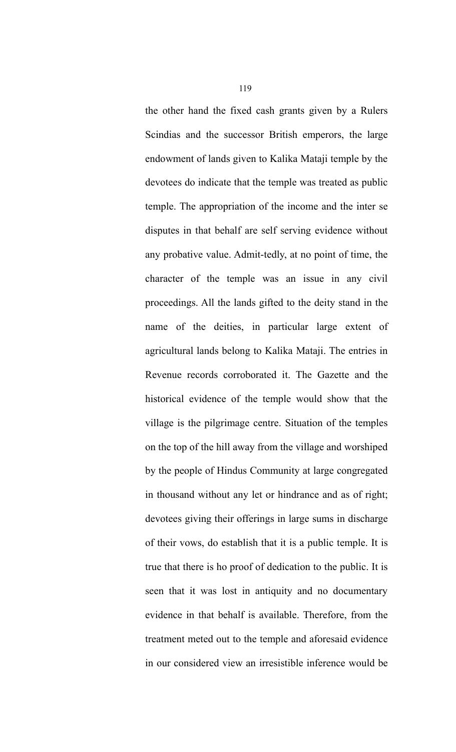the other hand the fixed cash grants given by a Rulers Scindias and the successor British emperors, the large endowment of lands given to Kalika Mataji temple by the devotees do indicate that the temple was treated as public temple. The appropriation of the income and the inter se disputes in that behalf are self serving evidence without any probative value. Admit-tedly, at no point of time, the character of the temple was an issue in any civil proceedings. All the lands gifted to the deity stand in the name of the deities, in particular large extent of agricultural lands belong to Kalika Mataji. The entries in Revenue records corroborated it. The Gazette and the historical evidence of the temple would show that the village is the pilgrimage centre. Situation of the temples on the top of the hill away from the village and worshiped by the people of Hindus Community at large congregated in thousand without any let or hindrance and as of right; devotees giving their offerings in large sums in discharge of their vows, do establish that it is a public temple. It is true that there is ho proof of dedication to the public. It is seen that it was lost in antiquity and no documentary evidence in that behalf is available. Therefore, from the treatment meted out to the temple and aforesaid evidence in our considered view an irresistible inference would be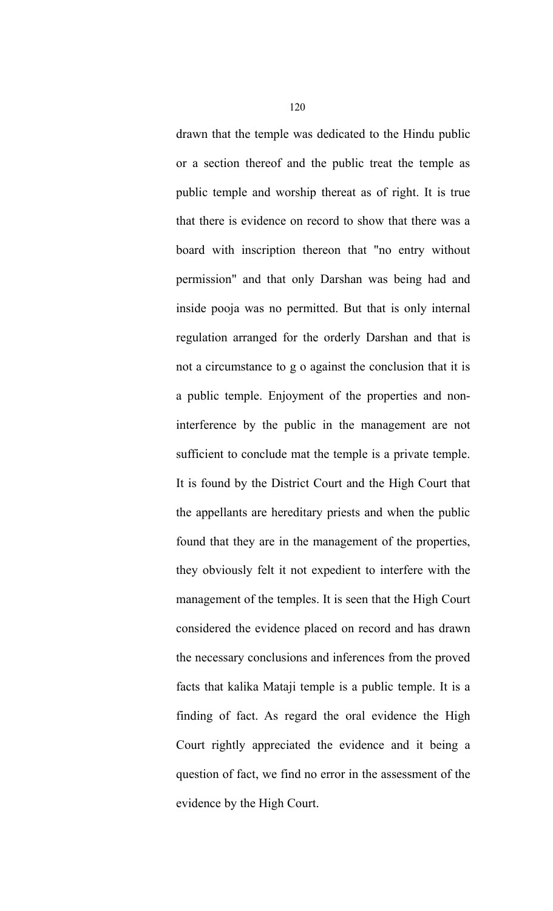drawn that the temple was dedicated to the Hindu public or a section thereof and the public treat the temple as public temple and worship thereat as of right. It is true that there is evidence on record to show that there was a board with inscription thereon that "no entry without permission" and that only Darshan was being had and inside pooja was no permitted. But that is only internal regulation arranged for the orderly Darshan and that is not a circumstance to g o against the conclusion that it is a public temple. Enjoyment of the properties and non-interference by the public in the management are not sufficient to conclude mat the temple is a private temple. It is found by the District Court and the High Court that the appellants are hereditary priests and when the public found that they are in the management of the properties, they obviously felt it not expedient to interfere with the management of the temples. It is seen that the High Court considered the evidence placed on record and has drawn the necessary conclusions and inferences from the proved facts that kalika Mataji temple is a public temple. It is a finding of fact. As regard the oral evidence the High Court rightly appreciated the evidence and it being a question of fact, we find no error in the assessment of the evidence by the High Court.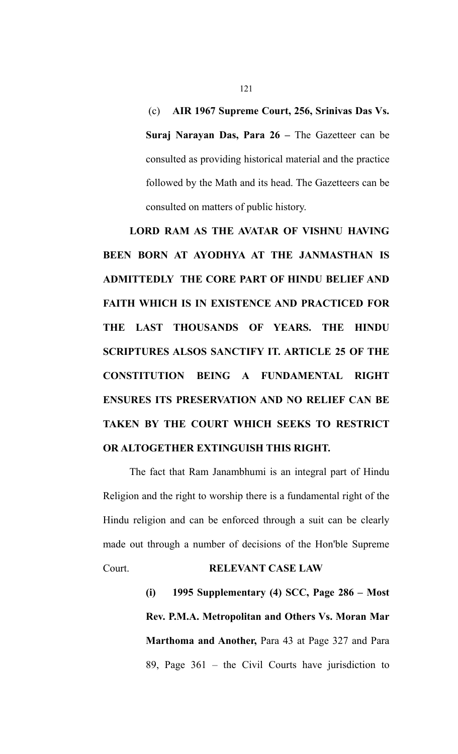(c) **AIR 1967 Supreme Court, 256, Srinivas Das Vs. Suraj Narayan Das, Para 26 –** The Gazetteer can be consulted as providing historical material and the practice followed by the Math and its head. The Gazetteers can be consulted on matters of public history.

**LORD RAM AS THE AVATAR OF VISHNU HAVING BEEN BORN AT AYODHYA AT THE JANMASTHAN IS ADMITTEDLY THE CORE PART OF HINDU BELIEF AND FAITH WHICH IS IN EXISTENCE AND PRACTICED FOR THE LAST THOUSANDS OF YEARS. THE HINDU SCRIPTURES ALSOS SANCTIFY IT. ARTICLE 25 OF THE CONSTITUTION BEING A FUNDAMENTAL RIGHT ENSURES ITS PRESERVATION AND NO RELIEF CAN BE TAKEN BY THE COURT WHICH SEEKS TO RESTRICT OR ALTOGETHER EXTINGUISH THIS RIGHT.**

The fact that Ram Janambhumi is an integral part of Hindu Religion and the right to worship there is a fundamental right of the Hindu religion and can be enforced through a suit can be clearly made out through a number of decisions of the Hon'ble Supreme Court.

**RELEVANT CASE LAW**

**(i) 1995 Supplementary (4) SCC, Page 286 – Most Rev. P.M.A. Metropolitan and Others Vs. Moran Mar Marthoma and Another,** Para 43 at Page 327 and Para 89, Page 361 – the Civil Courts have jurisdiction to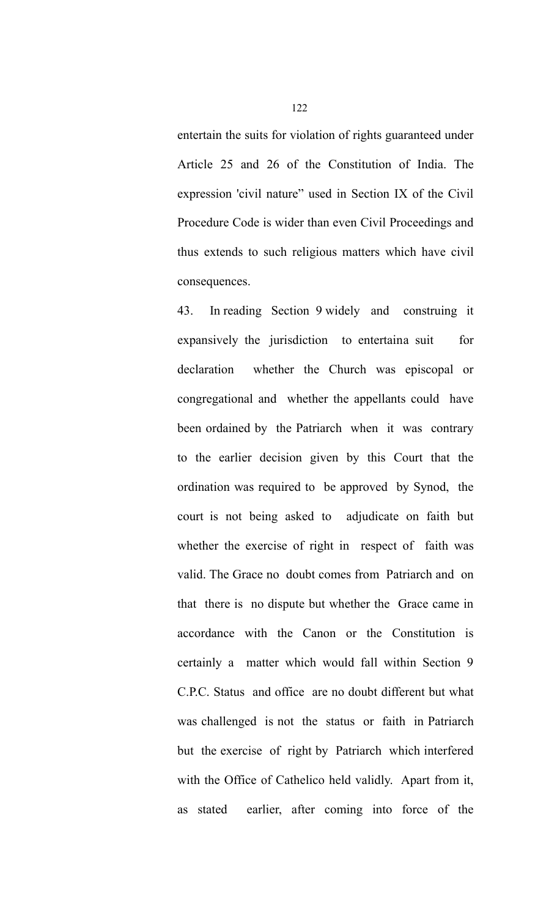entertain the suits for violation of rights guaranteed under Article 25 and 26 of the Constitution of India. The expression 'civil nature" used in Section IX of the Civil Procedure Code is wider than even Civil Proceedings and thus extends to such religious matters which have civil consequences.

43. In reading Section 9 widely and construing it expansively the jurisdiction to entertaina suit for declaration whether the Church was episcopal or congregational and whether the appellants could have been ordained by the Patriarch when it was contrary to the earlier decision given by this Court that the ordination was required to be approved by Synod, the court is not being asked to adjudicate on faith but whether the exercise of right in respect of faith was valid. The Grace no doubt comes from Patriarch and on that there is no dispute but whether the Grace came in accordance with the Canon or the Constitution is certainly a matter which would fall within Section 9 C.P.C. Status and office are no doubt different but what was challenged is not the status or faith in Patriarch but the exercise of right by Patriarch which interfered with the Office of Cathelico held validly. Apart from it, as stated earlier, after coming into force of the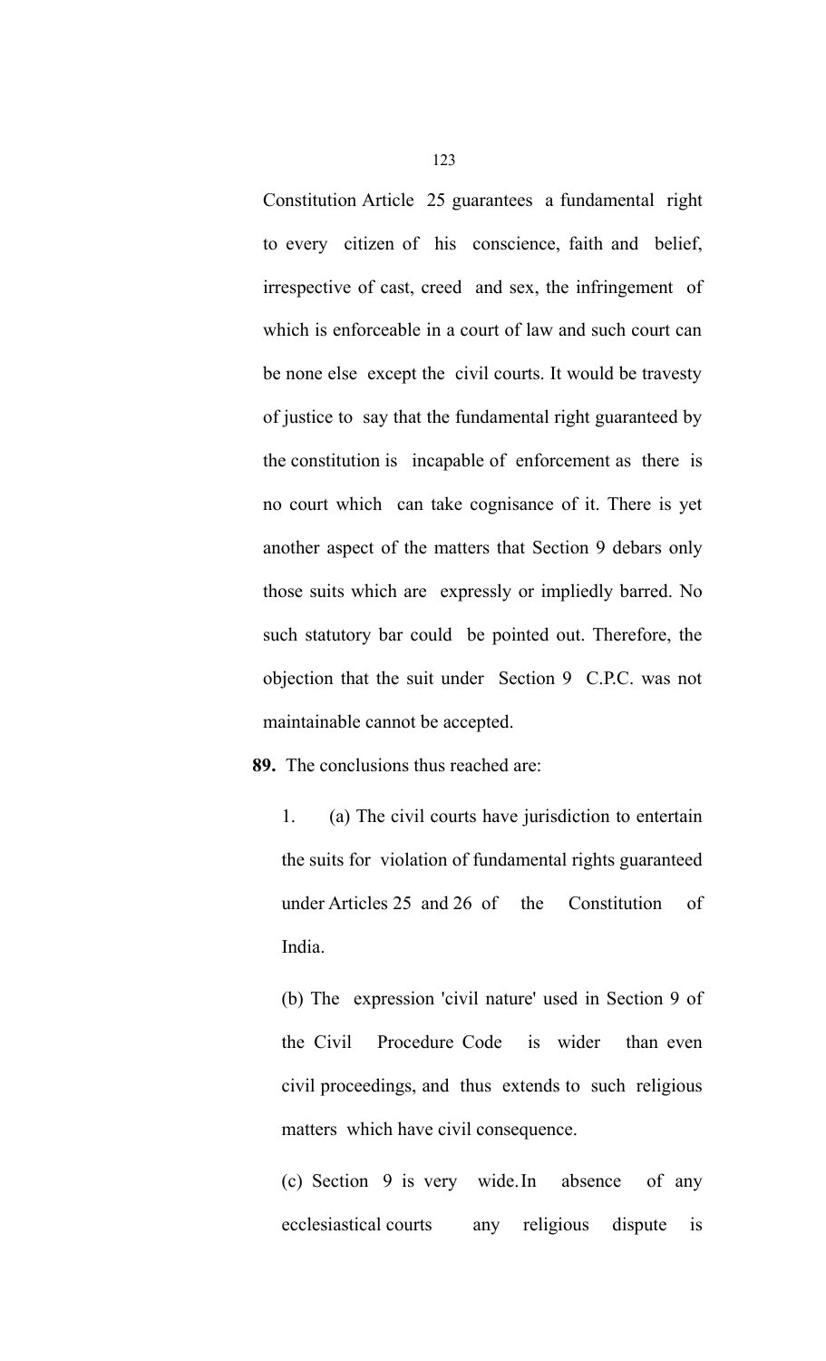Constitution Article 25 guarantees a fundamental right to every citizen of his conscience, faith and belief, irrespective of cast, creed and sex, the infringement of which is enforceable in a court of law and such court can be none else except the civil courts. It would be travesty of justice to say that the fundamental right guaranteed by the constitution is incapable of enforcement as there is no court which can take cognisance of it. There is yet another aspect of the matters that Section 9 debars only those suits which are expressly or impliedly barred. No such statutory bar could be pointed out. Therefore, the objection that the suit under Section 9 C.P.C. was not maintainable cannot be accepted.

**89.** The conclusions thus reached are:

1. (a) The civil courts have jurisdiction to entertain the suits for violation of fundamental rights guaranteed under Articles 25 and 26 of the Constitution of India.

(b) The expression 'civil nature' used in Section 9 of the Civil Procedure Code is wider than even civil proceedings, and thus extends to such religious matters which have civil consequence.

(c) Section 9 is very wide. In absence of any ecclesiastical courts any religious dispute is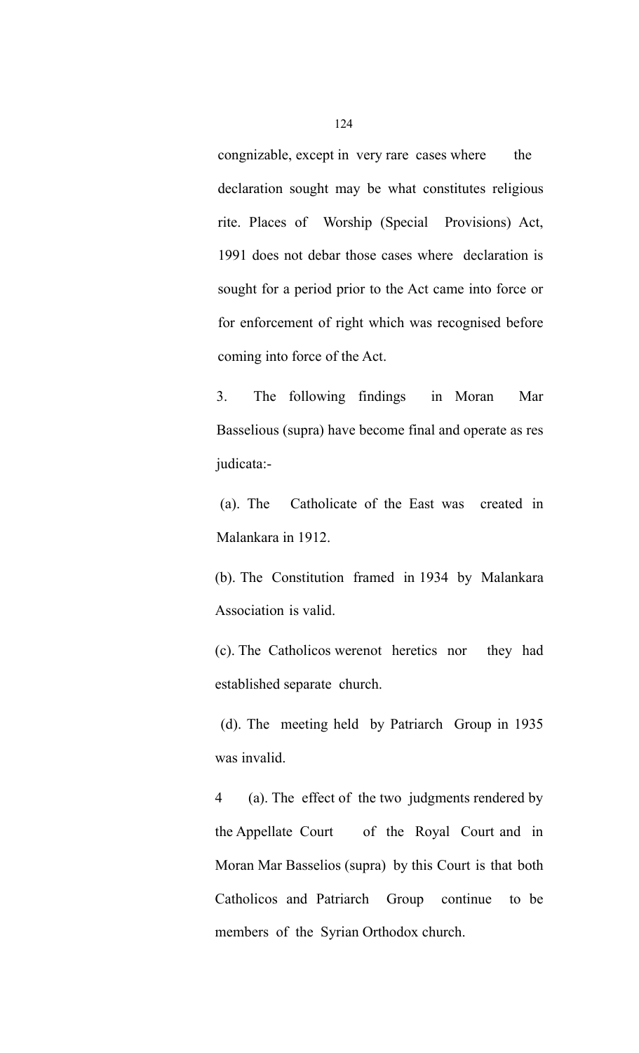congnizable, except in very rare cases where the declaration sought may be what constitutes religious rite. Places of Worship (Special Provisions) Act, 1991 does not debar those cases where declaration is sought for a period prior to the Act came into force or for enforcement of right which was recognised before coming into force of the Act.

3. The following findings in Moran Mar Basselious (supra) have become final and operate as res judicata:-

(a). The Catholicate of the East was created in Malankara in 1912.

(b). The Constitution framed in 1934 by Malankara Association is valid.

(c). The Catholicos werenot heretics nor they had established separate church.

(d). The meeting held by Patriarch Group in 1935 was invalid.

4 (a). The effect of the two judgments rendered by the Appellate Court of the Royal Court and in Moran Mar Basselios (supra) by this Court is that both Catholicos and Patriarch Group continue to be members of the Syrian Orthodox church.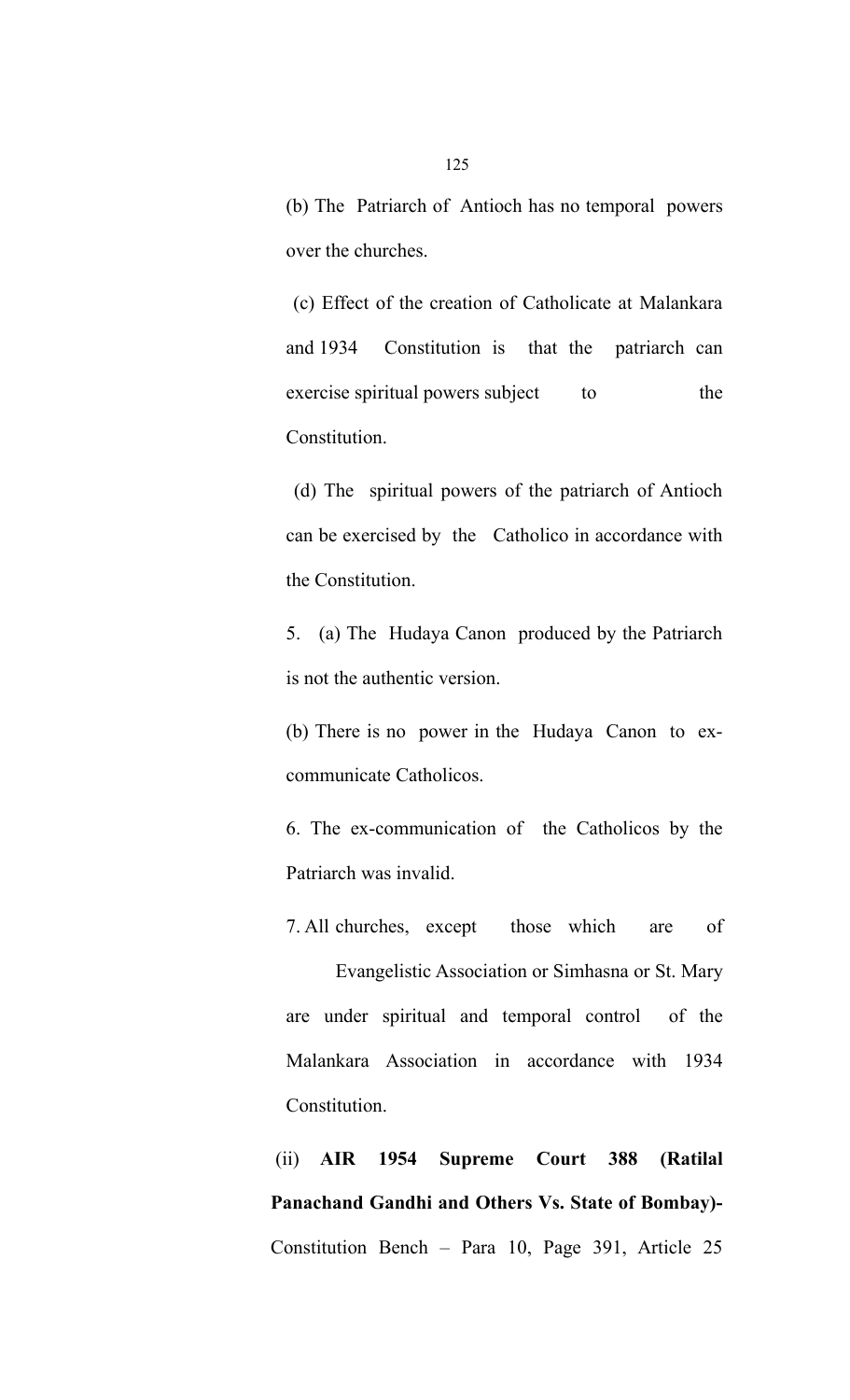(b) The Patriarch of Antioch has no temporal powers over the churches.

(c) Effect of the creation of Catholicate at Malankara and 1934 Constitution is that the patriarch can exercise spiritual powers subject to the Constitution.

(d) The spiritual powers of the patriarch of Antioch can be exercised by the Catholico in accordance with the Constitution.

5. (a) The Hudaya Canon produced by the Patriarch is not the authentic version.

(b) There is no power in the Hudaya Canon to ex-communicate Catholicos.

6. The ex-communication of the Catholicos by the Patriarch was invalid.

7. All churches, except those which are of Evangelistic Association or Simhasna or St. Mary are under spiritual and temporal control of the Malankara Association in accordance with 1934 Constitution.

(ii) **AIR 1954 Supreme Court 388 (Ratilal Panachand Gandhi and Others Vs. State of Bombay)-** Constitution Bench – Para 10, Page 391, Article 25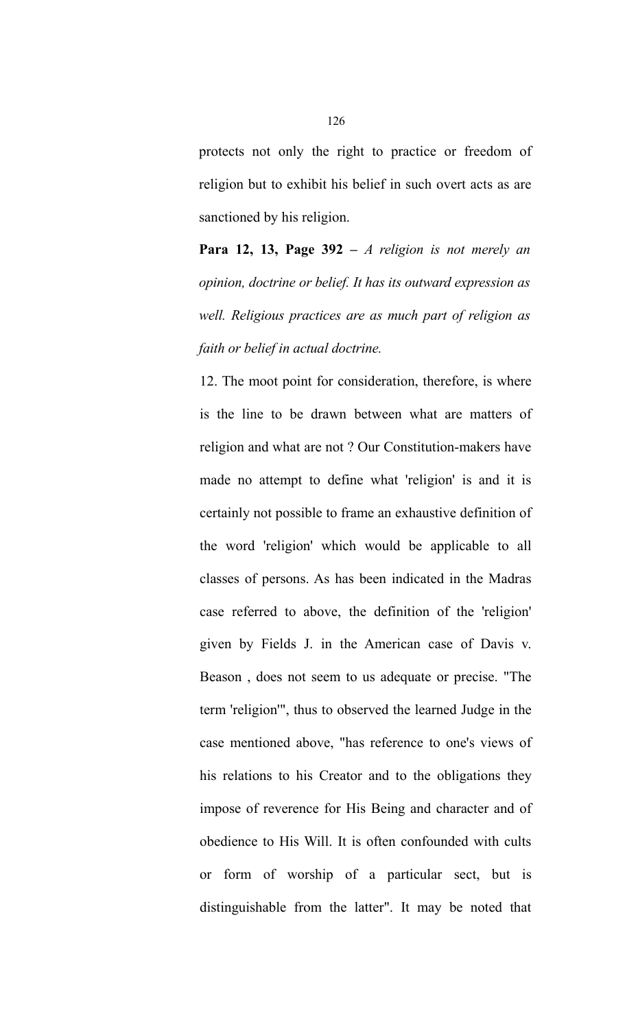protects not only the right to practice or freedom of religion but to exhibit his belief in such overt acts as are sanctioned by his religion.

**Para 12, 13, Page 392 –** *A religion is not merely an opinion, doctrine or belief. It has its outward expression as well. Religious practices are as much part of religion as faith or belief in actual doctrine.*

12. The moot point for consideration, therefore, is where is the line to be drawn between what are matters of religion and what are not ? Our Constitution-makers have made no attempt to define what 'religion' is and it is certainly not possible to frame an exhaustive definition of the word 'religion' which would be applicable to all classes of persons. As has been indicated in the Madras case referred to above, the definition of the 'religion' given by Fields J. in the American case of Davis v. Beason , does not seem to us adequate or precise. "The term 'religion'", thus to observed the learned Judge in the case mentioned above, "has reference to one's views of his relations to his Creator and to the obligations they impose of reverence for His Being and character and of obedience to His Will. It is often confounded with cults or form of worship of a particular sect, but is distinguishable from the latter". It may be noted that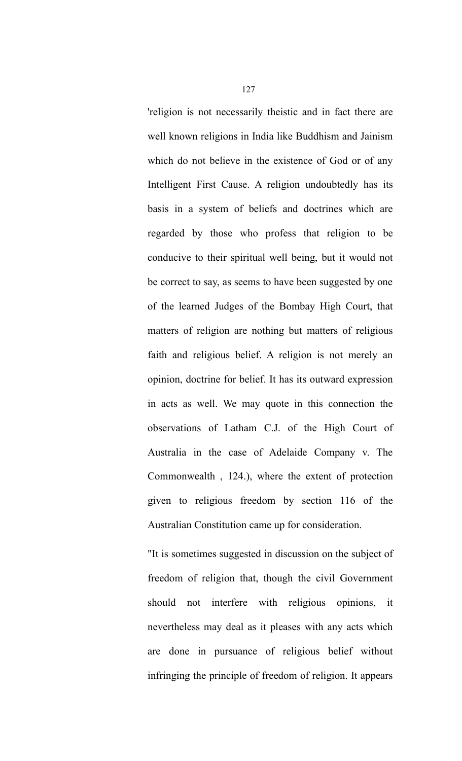'religion is not necessarily theistic and in fact there are well known religions in India like Buddhism and Jainism which do not believe in the existence of God or of any Intelligent First Cause. A religion undoubtedly has its basis in a system of beliefs and doctrines which are regarded by those who profess that religion to be conducive to their spiritual well being, but it would not be correct to say, as seems to have been suggested by one of the learned Judges of the Bombay High Court, that matters of religion are nothing but matters of religious faith and religious belief. A religion is not merely an opinion, doctrine for belief. It has its outward expression in acts as well. We may quote in this connection the observations of Latham C.J. of the High Court of Australia in the case of Adelaide Company v. The Commonwealth , 124.), where the extent of protection given to religious freedom by section 116 of the Australian Constitution came up for consideration.

"It is sometimes suggested in discussion on the subject of freedom of religion that, though the civil Government should not interfere with religious opinions, it nevertheless may deal as it pleases with any acts which are done in pursuance of religious belief without infringing the principle of freedom of religion. It appears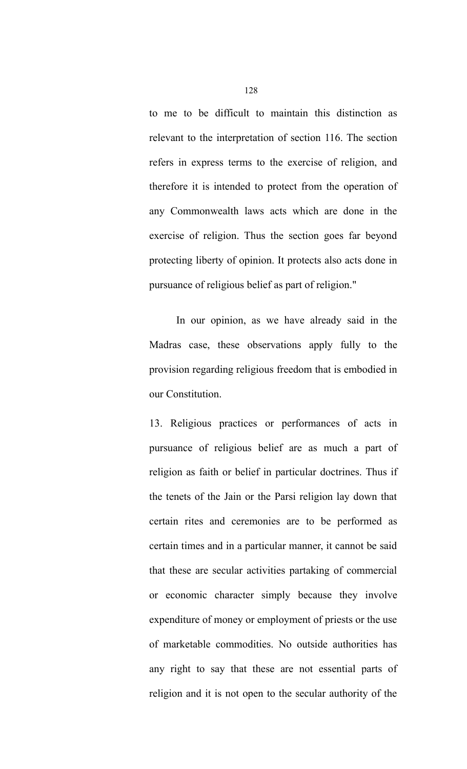to me to be difficult to maintain this distinction as relevant to the interpretation of section 116. The section refers in express terms to the exercise of religion, and therefore it is intended to protect from the operation of any Commonwealth laws acts which are done in the exercise of religion. Thus the section goes far beyond protecting liberty of opinion. It protects also acts done in pursuance of religious belief as part of religion."

In our opinion, as we have already said in the Madras case, these observations apply fully to the provision regarding religious freedom that is embodied in our Constitution.

13. Religious practices or performances of acts in pursuance of religious belief are as much a part of religion as faith or belief in particular doctrines. Thus if the tenets of the Jain or the Parsi religion lay down that certain rites and ceremonies are to be performed as certain times and in a particular manner, it cannot be said that these are secular activities partaking of commercial or economic character simply because they involve expenditure of money or employment of priests or the use of marketable commodities. No outside authorities has any right to say that these are not essential parts of religion and it is not open to the secular authority of the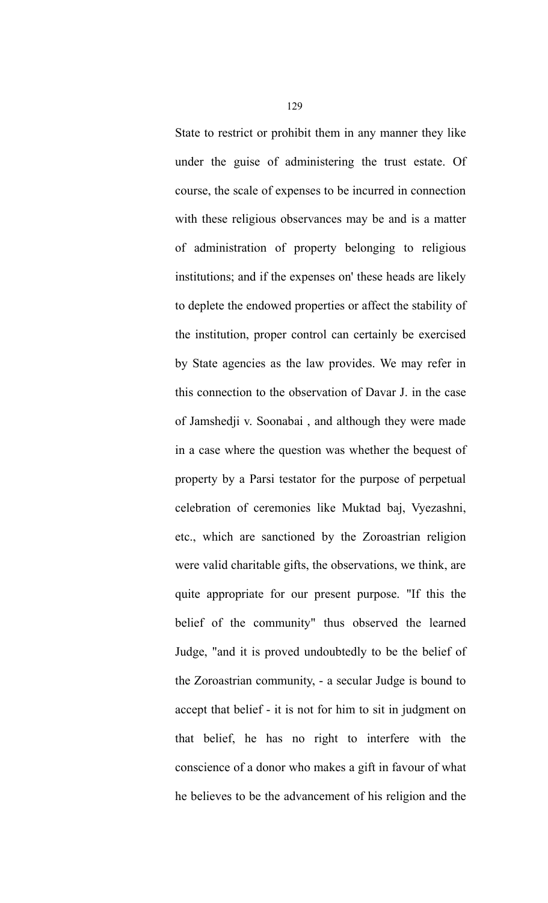State to restrict or prohibit them in any manner they like under the guise of administering the trust estate. Of course, the scale of expenses to be incurred in connection with these religious observances may be and is a matter of administration of property belonging to religious institutions; and if the expenses on' these heads are likely to deplete the endowed properties or affect the stability of the institution, proper control can certainly be exercised by State agencies as the law provides. We may refer in this connection to the observation of Davar J. in the case of Jamshedji v. Soonabai , and although they were made in a case where the question was whether the bequest of property by a Parsi testator for the purpose of perpetual celebration of ceremonies like Muktad baj, Vyezashni, etc., which are sanctioned by the Zoroastrian religion were valid charitable gifts, the observations, we think, are quite appropriate for our present purpose. "If this the belief of the community" thus observed the learned Judge, "and it is proved undoubtedly to be the belief of the Zoroastrian community, - a secular Judge is bound to accept that belief - it is not for him to sit in judgment on that belief, he has no right to interfere with the conscience of a donor who makes a gift in favour of what he believes to be the advancement of his religion and the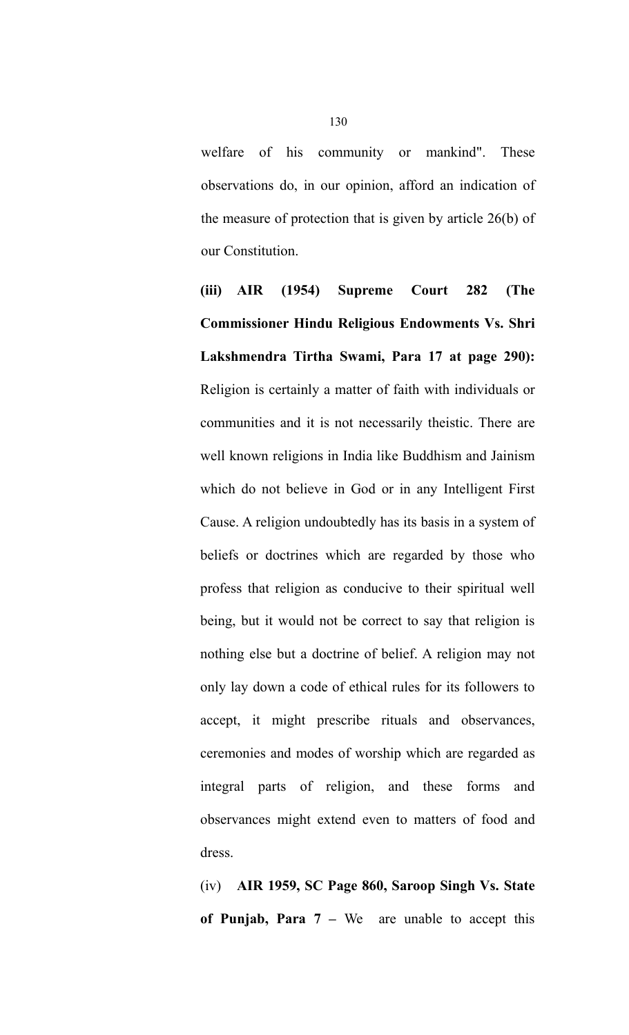welfare of his community or mankind". These observations do, in our opinion, afford an indication of the measure of protection that is given by article 26(b) of our Constitution.

**(iii) AIR (1954) Supreme Court 282 (The Commissioner Hindu Religious Endowments Vs. Shri Lakshmendra Tirtha Swami, Para 17 at page 290):** Religion is certainly a matter of faith with individuals or communities and it is not necessarily theistic. There are well known religions in India like Buddhism and Jainism which do not believe in God or in any Intelligent First Cause. A religion undoubtedly has its basis in a system of beliefs or doctrines which are regarded by those who profess that religion as conducive to their spiritual well being, but it would not be correct to say that religion is nothing else but a doctrine of belief. A religion may not only lay down a code of ethical rules for its followers to accept, it might prescribe rituals and observances, ceremonies and modes of worship which are regarded as integral parts of religion, and these forms and observances might extend even to matters of food and dress.

(iv) **AIR 1959, SC Page 860, Saroop Singh Vs. State of Punjab, Para 7 –** We are unable to accept this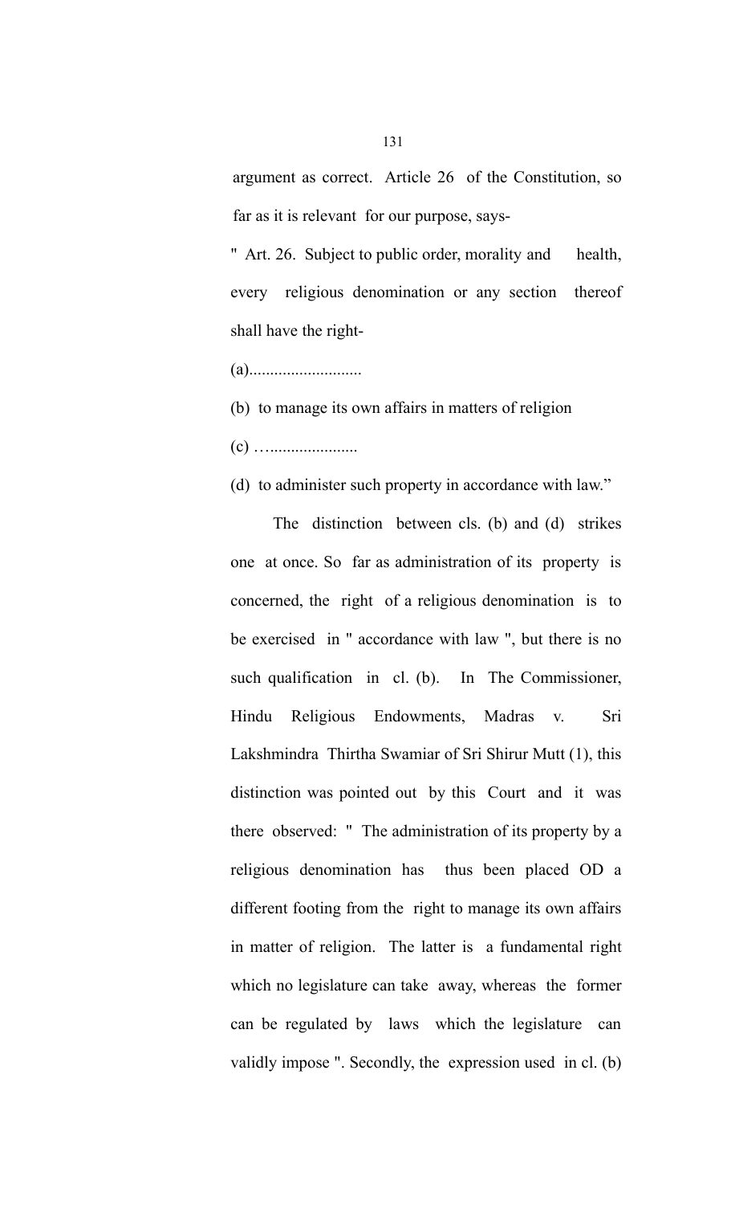argument as correct. Article 26 of the Constitution, so far as it is relevant for our purpose, says-

" Art. 26. Subject to public order, morality and health, every religious denomination or any section thereof shall have the right-

(a)...........................

(b) to manage its own affairs in matters of religion

(c) …....................

(d) to administer such property in accordance with law."

The distinction between cls. (b) and (d) strikes one at once. So far as administration of its property is concerned, the right of a religious denomination is to be exercised in " accordance with law ", but there is no such qualification in cl. (b). In The Commissioner, Hindu Religious Endowments, Madras v. Sri Lakshmindra Thirtha Swamiar of Sri Shirur Mutt (1), this distinction was pointed out by this Court and it was there observed: " The administration of its property by a religious denomination has thus been placed OD a different footing from the right to manage its own affairs in matter of religion. The latter is a fundamental right which no legislature can take away, whereas the former can be regulated by laws which the legislature can validly impose ". Secondly, the expression used in cl. (b)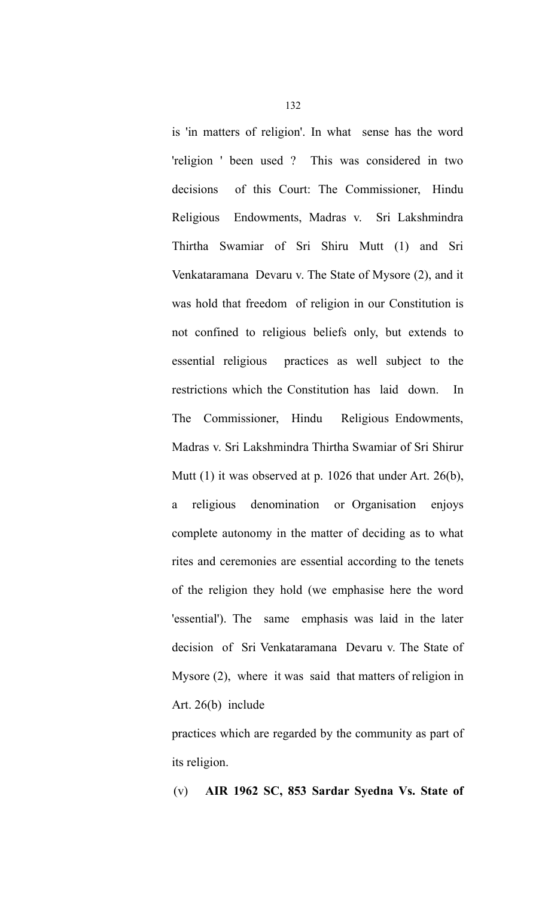is 'in matters of religion'. In what sense has the word 'religion ' been used ? This was considered in two decisions of this Court: The Commissioner, Hindu Religious Endowments, Madras v. Sri Lakshmindra Thirtha Swamiar of Sri Shiru Mutt (1) and Sri Venkataramana Devaru v. The State of Mysore (2), and it was hold that freedom of religion in our Constitution is not confined to religious beliefs only, but extends to essential religious practices as well subject to the restrictions which the Constitution has laid down. In The Commissioner, Hindu Religious Endowments, Madras v. Sri Lakshmindra Thirtha Swamiar of Sri Shirur Mutt (1) it was observed at p. 1026 that under Art. 26(b), a religious denomination or Organisation enjoys complete autonomy in the matter of deciding as to what rites and ceremonies are essential according to the tenets of the religion they hold (we emphasise here the word 'essential'). The same emphasis was laid in the later decision of Sri Venkataramana Devaru v. The State of Mysore (2), where it was said that matters of religion in Art. 26(b) include

practices which are regarded by the community as part of its religion.

(v) **AIR 1962 SC, 853 Sardar Syedna Vs. State of**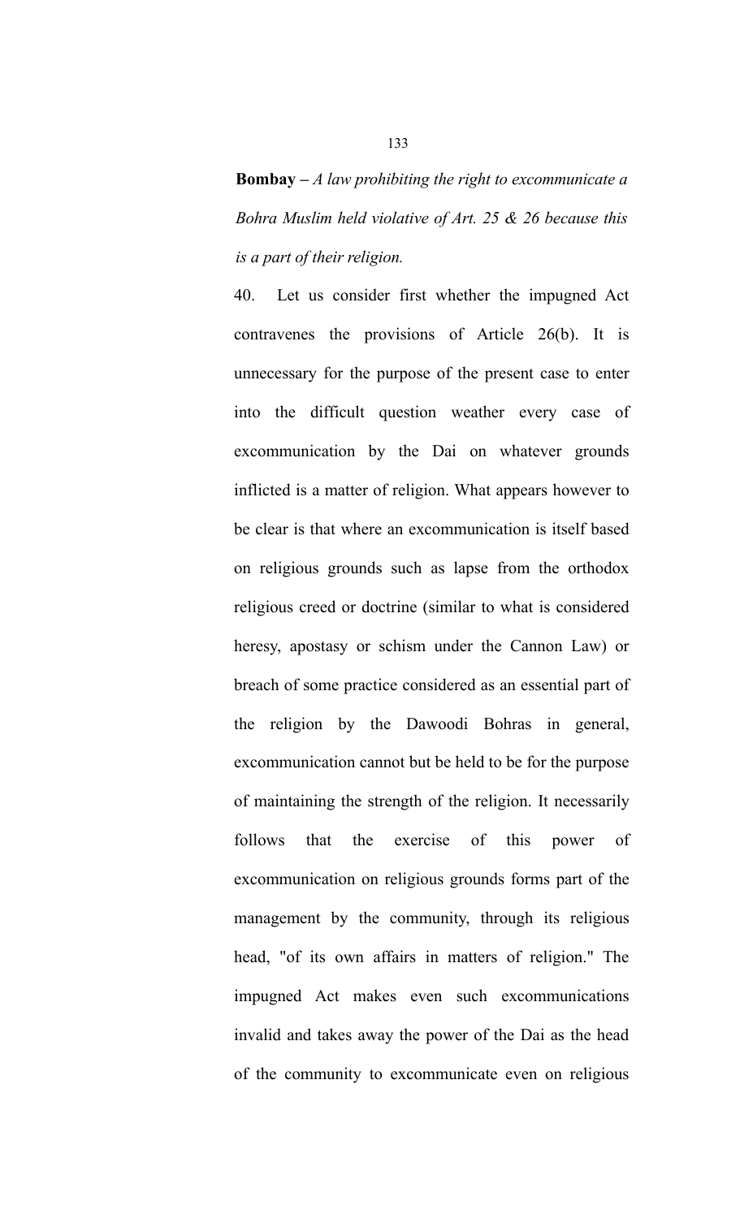**Bombay –** *A law prohibiting the right to excommunicate a Bohra Muslim held violative of Art. 25 & 26 because this is a part of their religion.*

40. Let us consider first whether the impugned Act contravenes the provisions of Article 26(b). It is unnecessary for the purpose of the present case to enter into the difficult question weather every case of excommunication by the Dai on whatever grounds inflicted is a matter of religion. What appears however to be clear is that where an excommunication is itself based on religious grounds such as lapse from the orthodox religious creed or doctrine (similar to what is considered heresy, apostasy or schism under the Cannon Law) or breach of some practice considered as an essential part of the religion by the Dawoodi Bohras in general, excommunication cannot but be held to be for the purpose of maintaining the strength of the religion. It necessarily follows that the exercise of this power of excommunication on religious grounds forms part of the management by the community, through its religious head, "of its own affairs in matters of religion." The impugned Act makes even such excommunications invalid and takes away the power of the Dai as the head of the community to excommunicate even on religious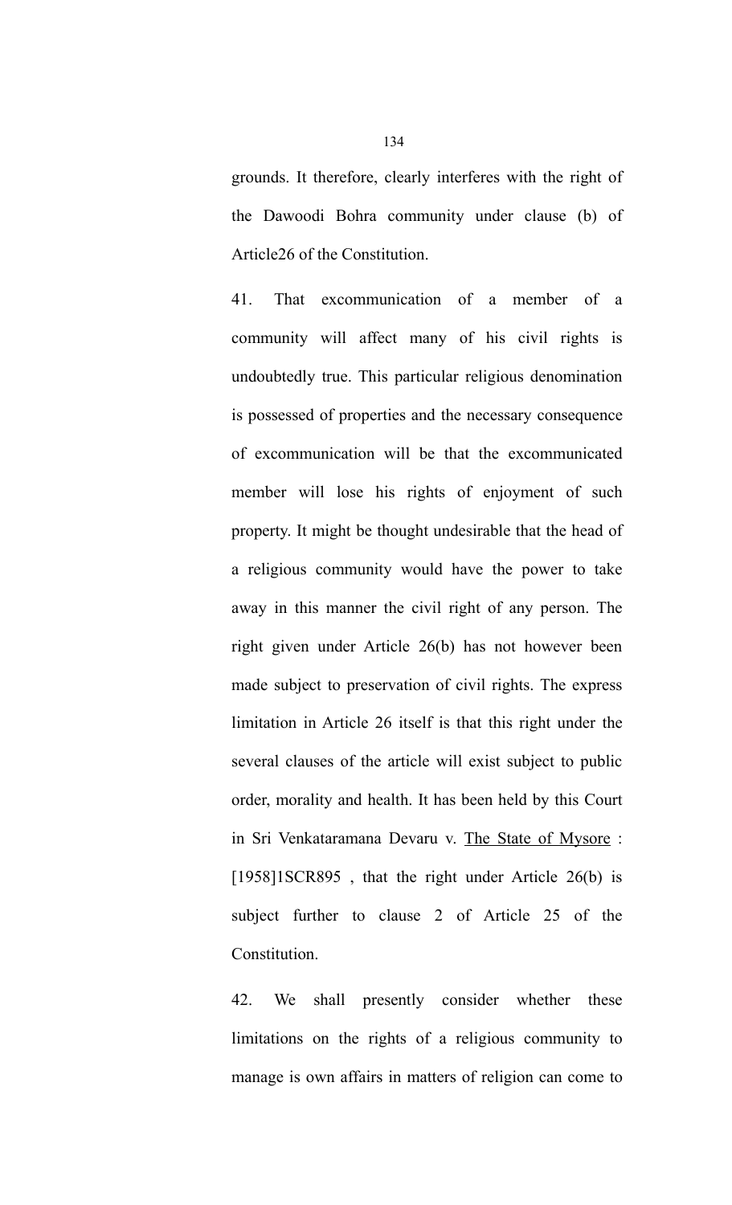grounds. It therefore, clearly interferes with the right of the Dawoodi Bohra community under clause (b) of Article26 of the Constitution.

41. That excommunication of a member of a community will affect many of his civil rights is undoubtedly true. This particular religious denomination is possessed of properties and the necessary consequence of excommunication will be that the excommunicated member will lose his rights of enjoyment of such property. It might be thought undesirable that the head of a religious community would have the power to take away in this manner the civil right of any person. The right given under Article 26(b) has not however been made subject to preservation of civil rights. The express limitation in Article 26 itself is that this right under the several clauses of the article will exist subject to public order, morality and health. It has been held by this Court in Sri Venkataramana Devaru v. The State of Mysore : [1958]1SCR895 , that the right under Article 26(b) is subject further to clause 2 of Article 25 of the Constitution.

42. We shall presently consider whether these limitations on the rights of a religious community to manage is own affairs in matters of religion can come to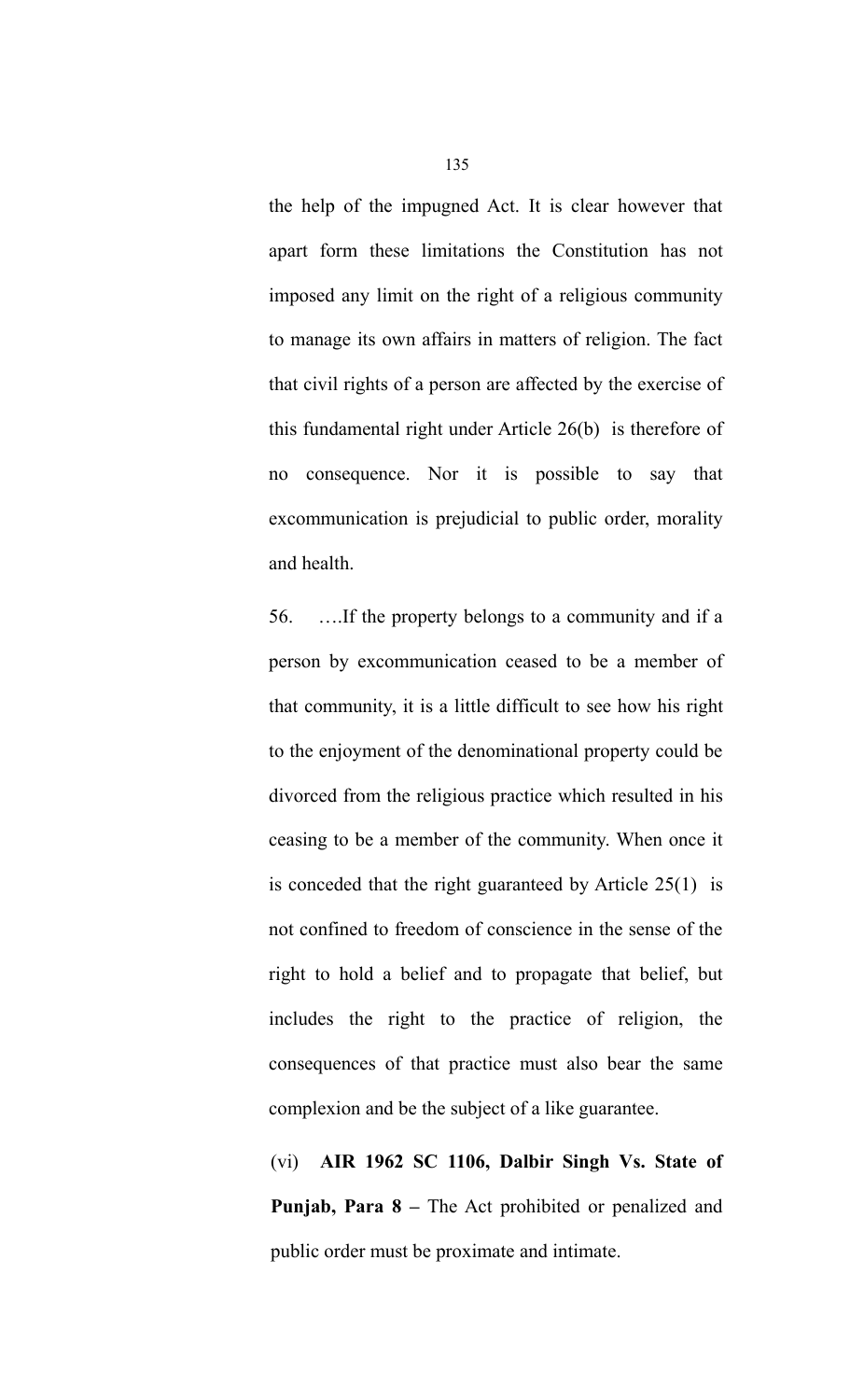the help of the impugned Act. It is clear however that apart form these limitations the Constitution has not imposed any limit on the right of a religious community to manage its own affairs in matters of religion. The fact that civil rights of a person are affected by the exercise of this fundamental right under Article 26(b) is therefore of no consequence. Nor it is possible to say that excommunication is prejudicial to public order, morality and health.

56. ….If the property belongs to a community and if a person by excommunication ceased to be a member of that community, it is a little difficult to see how his right to the enjoyment of the denominational property could be divorced from the religious practice which resulted in his ceasing to be a member of the community. When once it is conceded that the right guaranteed by Article 25(1) is not confined to freedom of conscience in the sense of the right to hold a belief and to propagate that belief, but includes the right to the practice of religion, the consequences of that practice must also bear the same complexion and be the subject of a like guarantee.

(vi) **AIR 1962 SC 1106, Dalbir Singh Vs. State of Punjab, Para 8 –** The Act prohibited or penalized and public order must be proximate and intimate.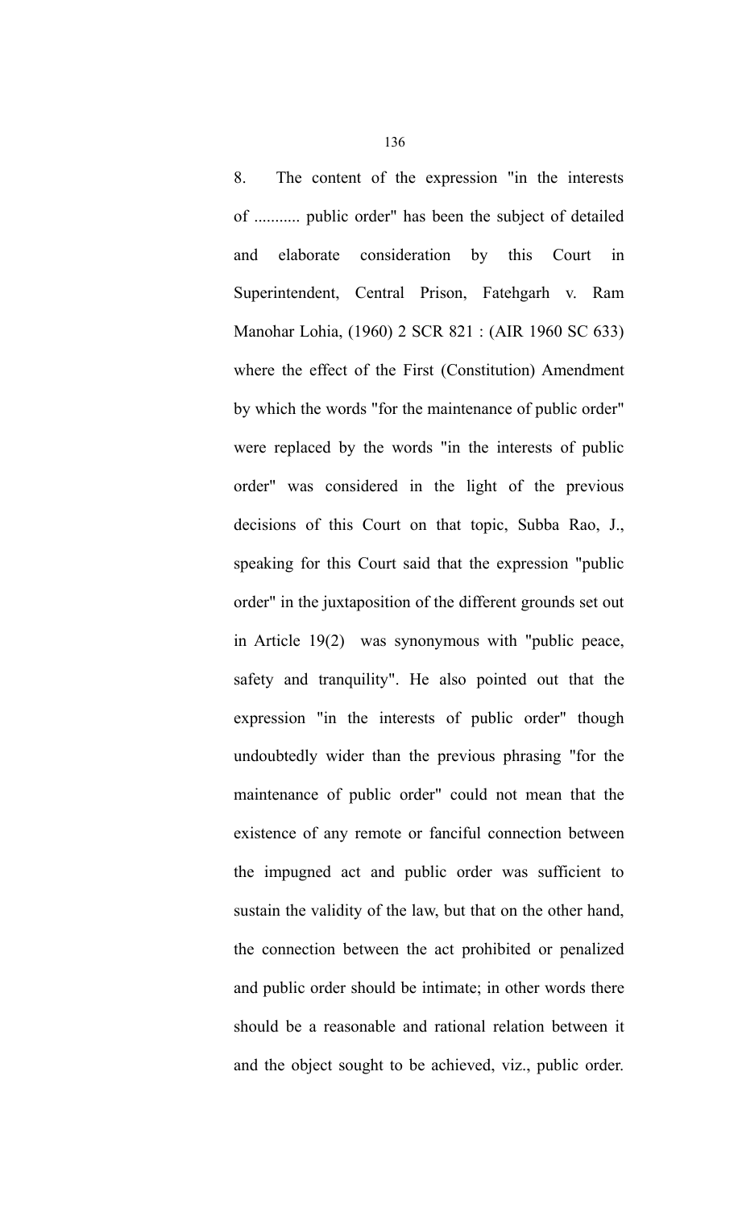8. The content of the expression "in the interests of ........... public order" has been the subject of detailed and elaborate consideration by this Court in Superintendent, Central Prison, Fatehgarh v. Ram Manohar Lohia, (1960) 2 SCR 821 : (AIR 1960 SC 633) where the effect of the First (Constitution) Amendment by which the words "for the maintenance of public order" were replaced by the words "in the interests of public order" was considered in the light of the previous decisions of this Court on that topic, Subba Rao, J., speaking for this Court said that the expression "public order" in the juxtaposition of the different grounds set out in Article 19(2) was synonymous with "public peace, safety and tranquility". He also pointed out that the expression "in the interests of public order" though undoubtedly wider than the previous phrasing "for the maintenance of public order" could not mean that the existence of any remote or fanciful connection between the impugned act and public order was sufficient to sustain the validity of the law, but that on the other hand, the connection between the act prohibited or penalized and public order should be intimate; in other words there should be a reasonable and rational relation between it and the object sought to be achieved, viz., public order.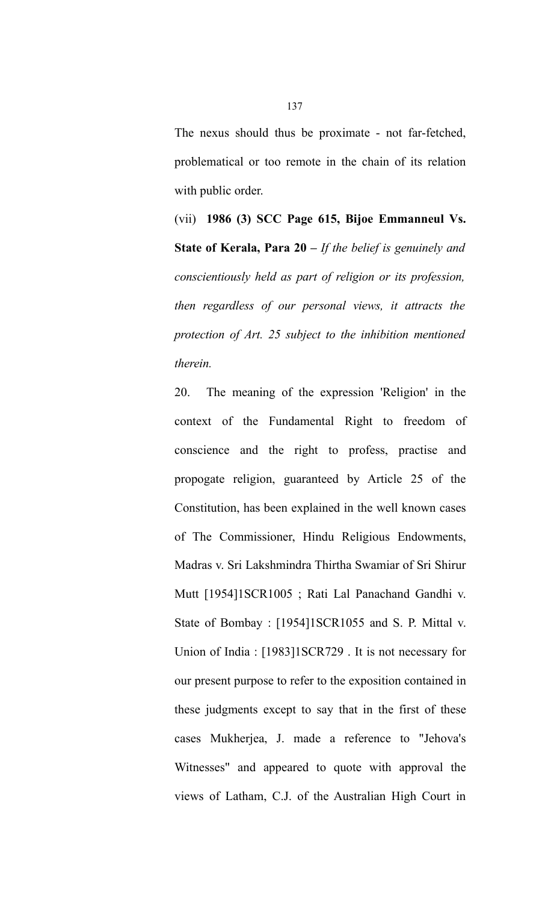The nexus should thus be proximate - not far-fetched, problematical or too remote in the chain of its relation with public order.

(vii) **1986 (3) SCC Page 615, Bijoe Emmanneul Vs. State of Kerala, Para 20 –** *If the belief is genuinely and conscientiously held as part of religion or its profession, then regardless of our personal views, it attracts the protection of Art. 25 subject to the inhibition mentioned therein.*

20. The meaning of the expression 'Religion' in the context of the Fundamental Right to freedom of conscience and the right to profess, practise and propogate religion, guaranteed by Article 25 of the Constitution, has been explained in the well known cases of The Commissioner, Hindu Religious Endowments, Madras v. Sri Lakshmindra Thirtha Swamiar of Sri Shirur Mutt [1954]1SCR1005 ; Rati Lal Panachand Gandhi v. State of Bombay : [1954]1SCR1055 and S. P. Mittal v. Union of India : [1983]1SCR729 . It is not necessary for our present purpose to refer to the exposition contained in these judgments except to say that in the first of these cases Mukherjea, J. made a reference to "Jehova's Witnesses" and appeared to quote with approval the views of Latham, C.J. of the Australian High Court in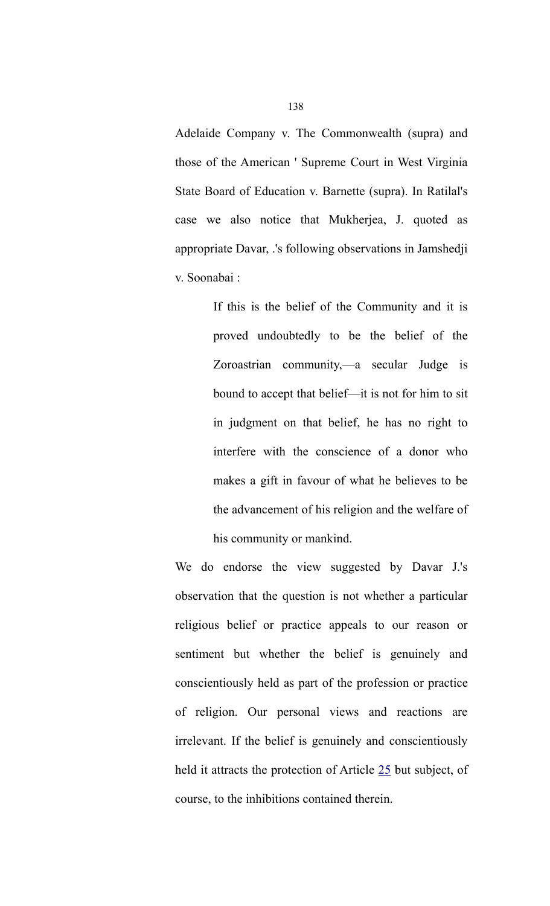Adelaide Company v. The Commonwealth (supra) and those of the American ' Supreme Court in West Virginia State Board of Education v. Barnette (supra). In Ratilal's case we also notice that Mukherjea, J. quoted as appropriate Davar, .'s following observations in Jamshedji v. Soonabai :

> If this is the belief of the Community and it is proved undoubtedly to be the belief of the Zoroastrian community,—a secular Judge is bound to accept that belief—it is not for him to sit in judgment on that belief, he has no right to interfere with the conscience of a donor who makes a gift in favour of what he believes to be the advancement of his religion and the welfare of his community or mankind.

We do endorse the view suggested by Davar J.'s observation that the question is not whether a particular religious belief or practice appeals to our reason or sentiment but whether the belief is genuinely and conscientiously held as part of the profession or practice of religion. Our personal views and reactions are irrelevant. If the belief is genuinely and conscientiously held it attracts the protection of Article 25 but subject, of course, to the inhibitions contained therein.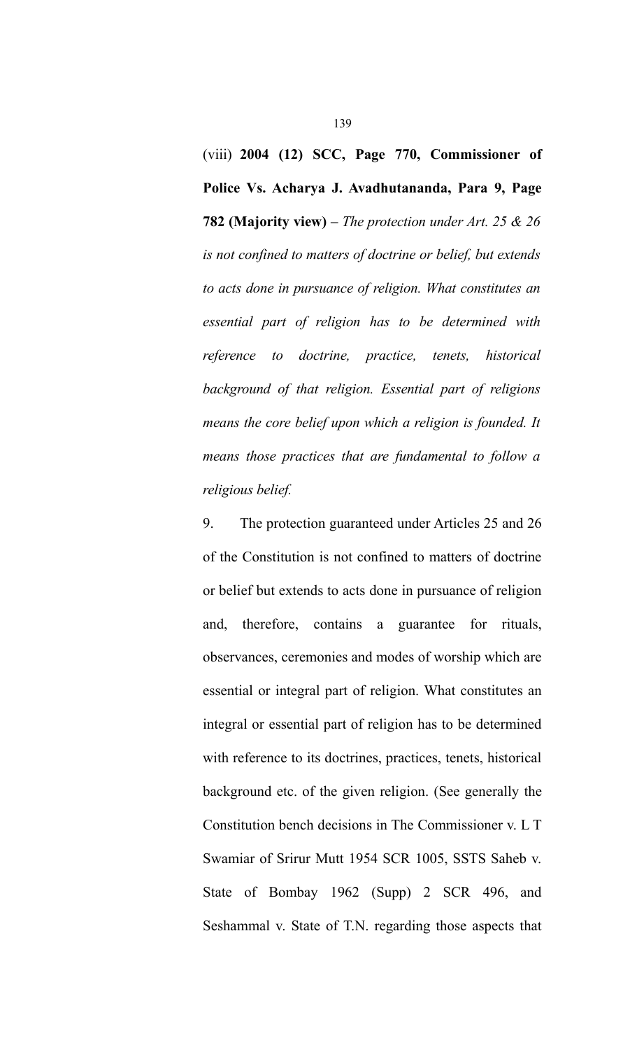(viii) **2004 (12) SCC, Page 770, Commissioner of Police Vs. Acharya J. Avadhutananda, Para 9, Page 782 (Majority view) –** *The protection under Art. 25 & 26 is not confined to matters of doctrine or belief, but extends to acts done in pursuance of religion. What constitutes an essential part of religion has to be determined with reference to doctrine, practice, tenets, historical background of that religion. Essential part of religions means the core belief upon which a religion is founded. It means those practices that are fundamental to follow a religious belief.*

9. The protection guaranteed under Articles 25 and 26 of the Constitution is not confined to matters of doctrine or belief but extends to acts done in pursuance of religion and, therefore, contains a guarantee for rituals, observances, ceremonies and modes of worship which are essential or integral part of religion. What constitutes an integral or essential part of religion has to be determined with reference to its doctrines, practices, tenets, historical background etc. of the given religion. (See generally the Constitution bench decisions in The Commissioner v. L T Swamiar of Srirur Mutt 1954 SCR 1005, SSTS Saheb v. State of Bombay 1962 (Supp) 2 SCR 496, and Seshammal v. State of T.N. regarding those aspects that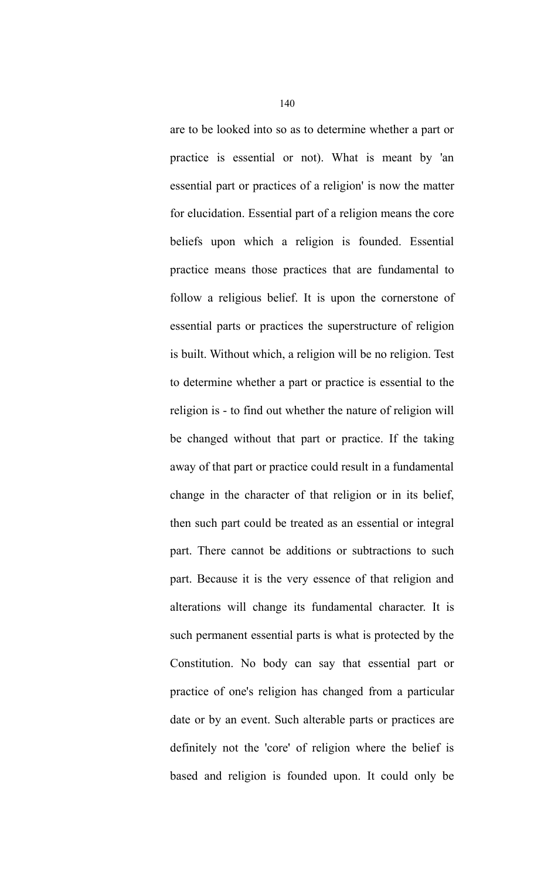are to be looked into so as to determine whether a part or practice is essential or not). What is meant by 'an essential part or practices of a religion' is now the matter for elucidation. Essential part of a religion means the core beliefs upon which a religion is founded. Essential practice means those practices that are fundamental to follow a religious belief. It is upon the cornerstone of essential parts or practices the superstructure of religion is built. Without which, a religion will be no religion. Test to determine whether a part or practice is essential to the religion is - to find out whether the nature of religion will be changed without that part or practice. If the taking away of that part or practice could result in a fundamental change in the character of that religion or in its belief, then such part could be treated as an essential or integral part. There cannot be additions or subtractions to such part. Because it is the very essence of that religion and alterations will change its fundamental character. It is such permanent essential parts is what is protected by the Constitution. No body can say that essential part or practice of one's religion has changed from a particular date or by an event. Such alterable parts or practices are definitely not the 'core' of religion where the belief is based and religion is founded upon. It could only be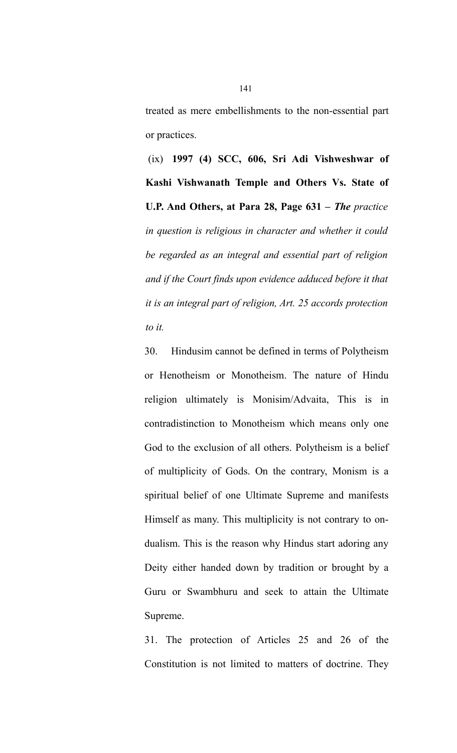treated as mere embellishments to the non-essential part or practices.

(ix) **1997 (4) SCC, 606, Sri Adi Vishweshwar of Kashi Vishwanath Temple and Others Vs. State of U.P. And Others, at Para 28, Page 631 –** ***The*** *practice in question is religious in character and whether it could be regarded as an integral and essential part of religion and if the Court finds upon evidence adduced before it that it is an integral part of religion, Art. 25 accords protection to it.*

30. Hindusim cannot be defined in terms of Polytheism or Henotheism or Monotheism. The nature of Hindu religion ultimately is Monisim/Advaita, This is in contradistinction to Monotheism which means only one God to the exclusion of all others. Polytheism is a belief of multiplicity of Gods. On the contrary, Monism is a spiritual belief of one Ultimate Supreme and manifests Himself as many. This multiplicity is not contrary to on-dualism. This is the reason why Hindus start adoring any Deity either handed down by tradition or brought by a Guru or Swambhuru and seek to attain the Ultimate Supreme.

31. The protection of Articles 25 and 26 of the Constitution is not limited to matters of doctrine. They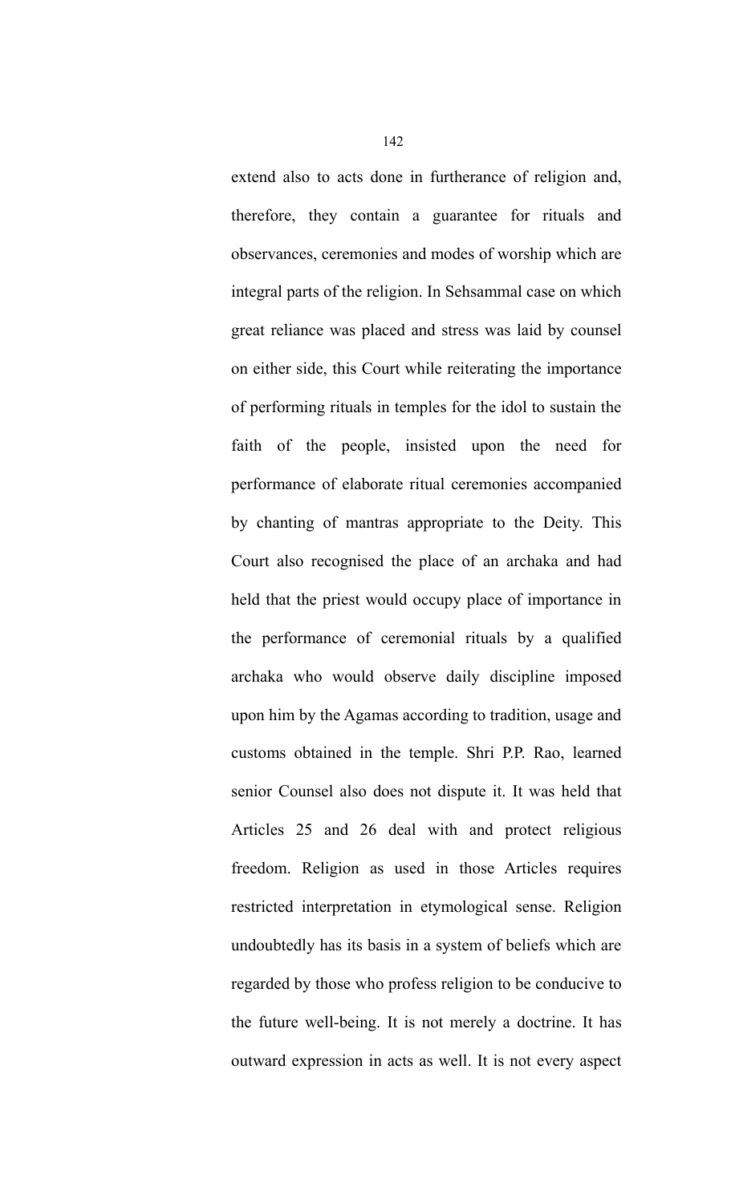extend also to acts done in furtherance of religion and, therefore, they contain a guarantee for rituals and observances, ceremonies and modes of worship which are integral parts of the religion. In Sehsammal case on which great reliance was placed and stress was laid by counsel on either side, this Court while reiterating the importance of performing rituals in temples for the idol to sustain the faith of the people, insisted upon the need for performance of elaborate ritual ceremonies accompanied by chanting of mantras appropriate to the Deity. This Court also recognised the place of an archaka and had held that the priest would occupy place of importance in the performance of ceremonial rituals by a qualified archaka who would observe daily discipline imposed upon him by the Agamas according to tradition, usage and customs obtained in the temple. Shri P.P. Rao, learned senior Counsel also does not dispute it. It was held that Articles 25 and 26 deal with and protect religious freedom. Religion as used in those Articles requires restricted interpretation in etymological sense. Religion undoubtedly has its basis in a system of beliefs which are regarded by those who profess religion to be conducive to the future well-being. It is not merely a doctrine. It has outward expression in acts as well. It is not every aspect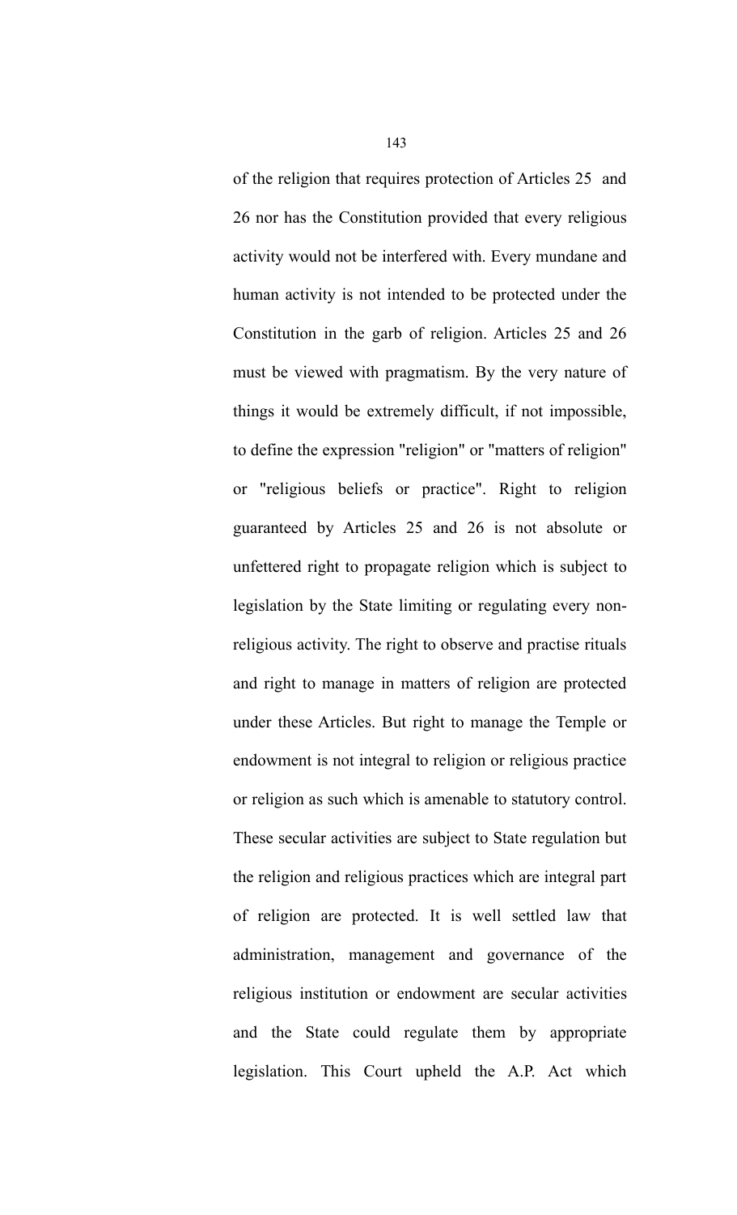of the religion that requires protection of Articles 25 and 26 nor has the Constitution provided that every religious activity would not be interfered with. Every mundane and human activity is not intended to be protected under the Constitution in the garb of religion. Articles 25 and 26 must be viewed with pragmatism. By the very nature of things it would be extremely difficult, if not impossible, to define the expression "religion" or "matters of religion" or "religious beliefs or practice". Right to religion guaranteed by Articles 25 and 26 is not absolute or unfettered right to propagate religion which is subject to legislation by the State limiting or regulating every non-religious activity. The right to observe and practise rituals and right to manage in matters of religion are protected under these Articles. But right to manage the Temple or endowment is not integral to religion or religious practice or religion as such which is amenable to statutory control. These secular activities are subject to State regulation but the religion and religious practices which are integral part of religion are protected. It is well settled law that administration, management and governance of the religious institution or endowment are secular activities and the State could regulate them by appropriate legislation. This Court upheld the A.P. Act which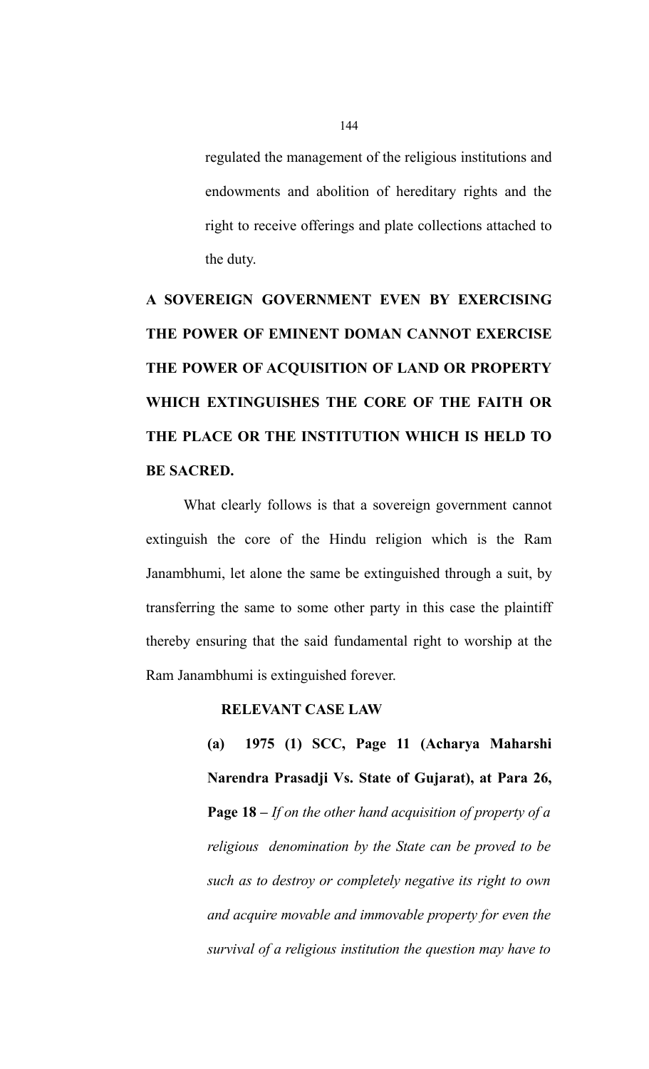regulated the management of the religious institutions and endowments and abolition of hereditary rights and the right to receive offerings and plate collections attached to the duty.

**A SOVEREIGN GOVERNMENT EVEN BY EXERCISING THE POWER OF EMINENT DOMAN CANNOT EXERCISE THE POWER OF ACQUISITION OF LAND OR PROPERTY WHICH EXTINGUISHES THE CORE OF THE FAITH OR THE PLACE OR THE INSTITUTION WHICH IS HELD TO BE SACRED.**

What clearly follows is that a sovereign government cannot extinguish the core of the Hindu religion which is the Ram Janambhumi, let alone the same be extinguished through a suit, by transferring the same to some other party in this case the plaintiff thereby ensuring that the said fundamental right to worship at the Ram Janambhumi is extinguished forever.

**RELEVANT CASE LAW**

**(a) 1975 (1) SCC, Page 11 (Acharya Maharshi Narendra Prasadji Vs. State of Gujarat), at Para 26, Page 18 –** *If on the other hand acquisition of property of a religious denomination by the State can be proved to be such as to destroy or completely negative its right to own and acquire movable and immovable property for even the survival of a religious institution the question may have to*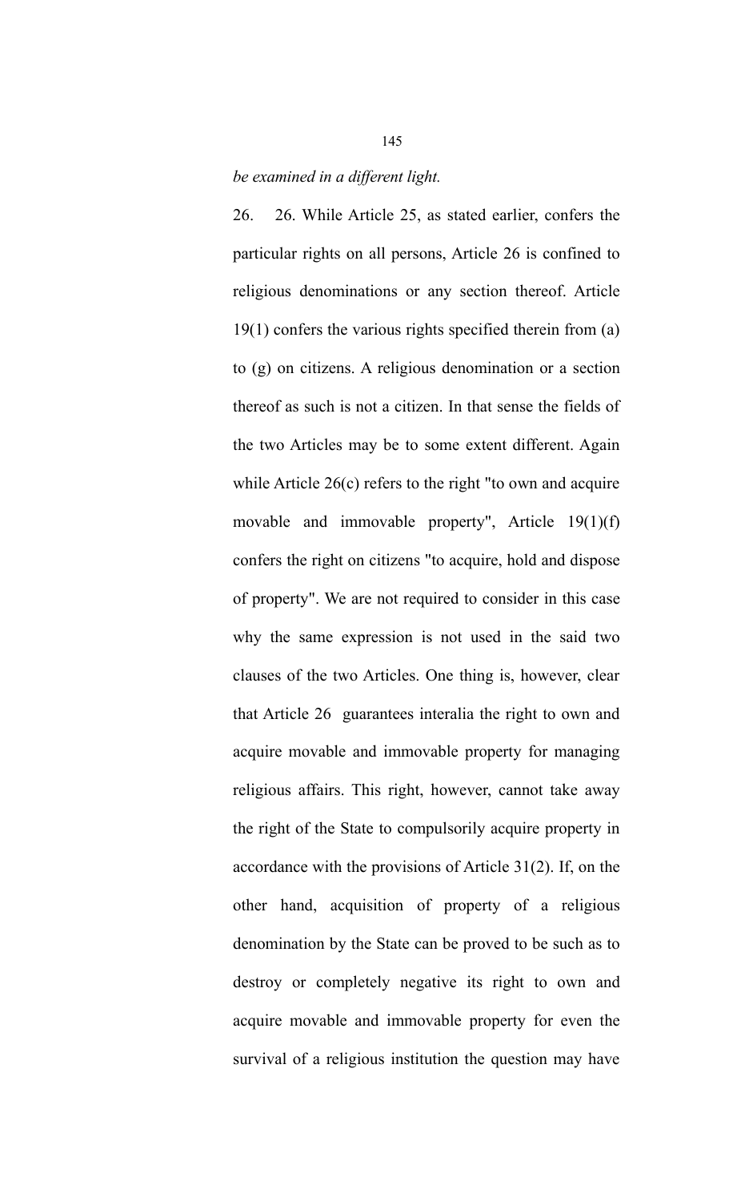*be examined in a different light.*

26. 26. While Article 25, as stated earlier, confers the particular rights on all persons, Article 26 is confined to religious denominations or any section thereof. Article 19(1) confers the various rights specified therein from (a) to (g) on citizens. A religious denomination or a section thereof as such is not a citizen. In that sense the fields of the two Articles may be to some extent different. Again while Article 26(c) refers to the right "to own and acquire movable and immovable property", Article 19(1)(f) confers the right on citizens "to acquire, hold and dispose of property". We are not required to consider in this case why the same expression is not used in the said two clauses of the two Articles. One thing is, however, clear that Article 26 guarantees interalia the right to own and acquire movable and immovable property for managing religious affairs. This right, however, cannot take away the right of the State to compulsorily acquire property in accordance with the provisions of Article 31(2). If, on the other hand, acquisition of property of a religious denomination by the State can be proved to be such as to destroy or completely negative its right to own and acquire movable and immovable property for even the survival of a religious institution the question may have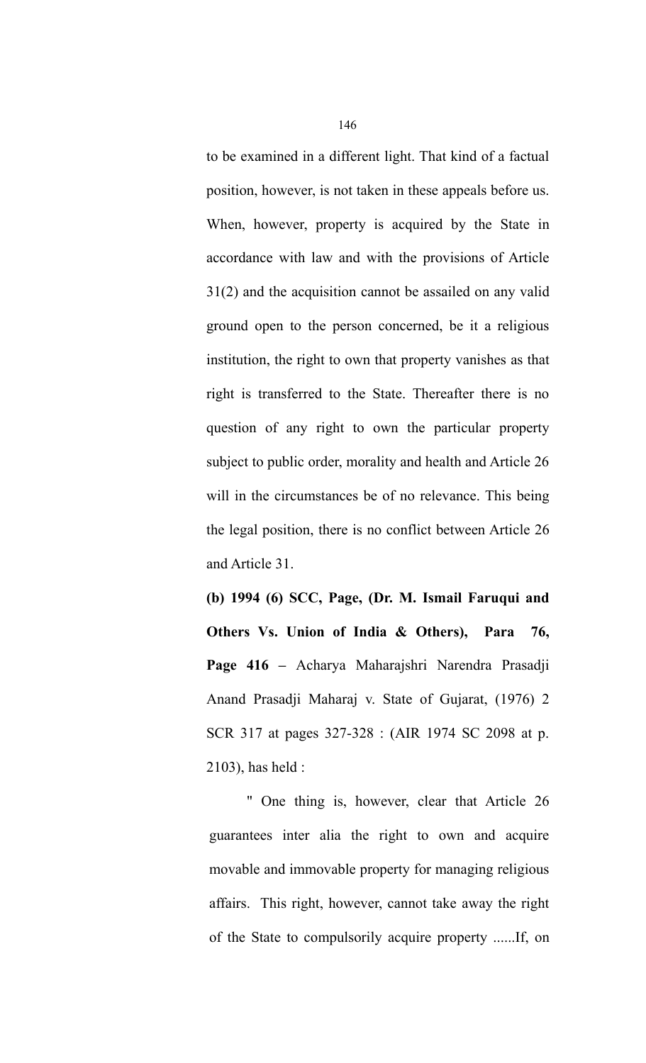to be examined in a different light. That kind of a factual position, however, is not taken in these appeals before us. When, however, property is acquired by the State in accordance with law and with the provisions of Article 31(2) and the acquisition cannot be assailed on any valid ground open to the person concerned, be it a religious institution, the right to own that property vanishes as that right is transferred to the State. Thereafter there is no question of any right to own the particular property subject to public order, morality and health and Article 26 will in the circumstances be of no relevance. This being the legal position, there is no conflict between Article 26 and Article 31.

**(b) 1994 (6) SCC, Page, (Dr. M. Ismail Faruqui and Others Vs. Union of India & Others), Para 76, Page 416 –** Acharya Maharajshri Narendra Prasadji Anand Prasadji Maharaj v. State of Gujarat, (1976) 2 SCR 317 at pages 327-328 : (AIR 1974 SC 2098 at p. 2103), has held :

" One thing is, however, clear that Article 26 guarantees inter alia the right to own and acquire movable and immovable property for managing religious affairs. This right, however, cannot take away the right of the State to compulsorily acquire property ......If, on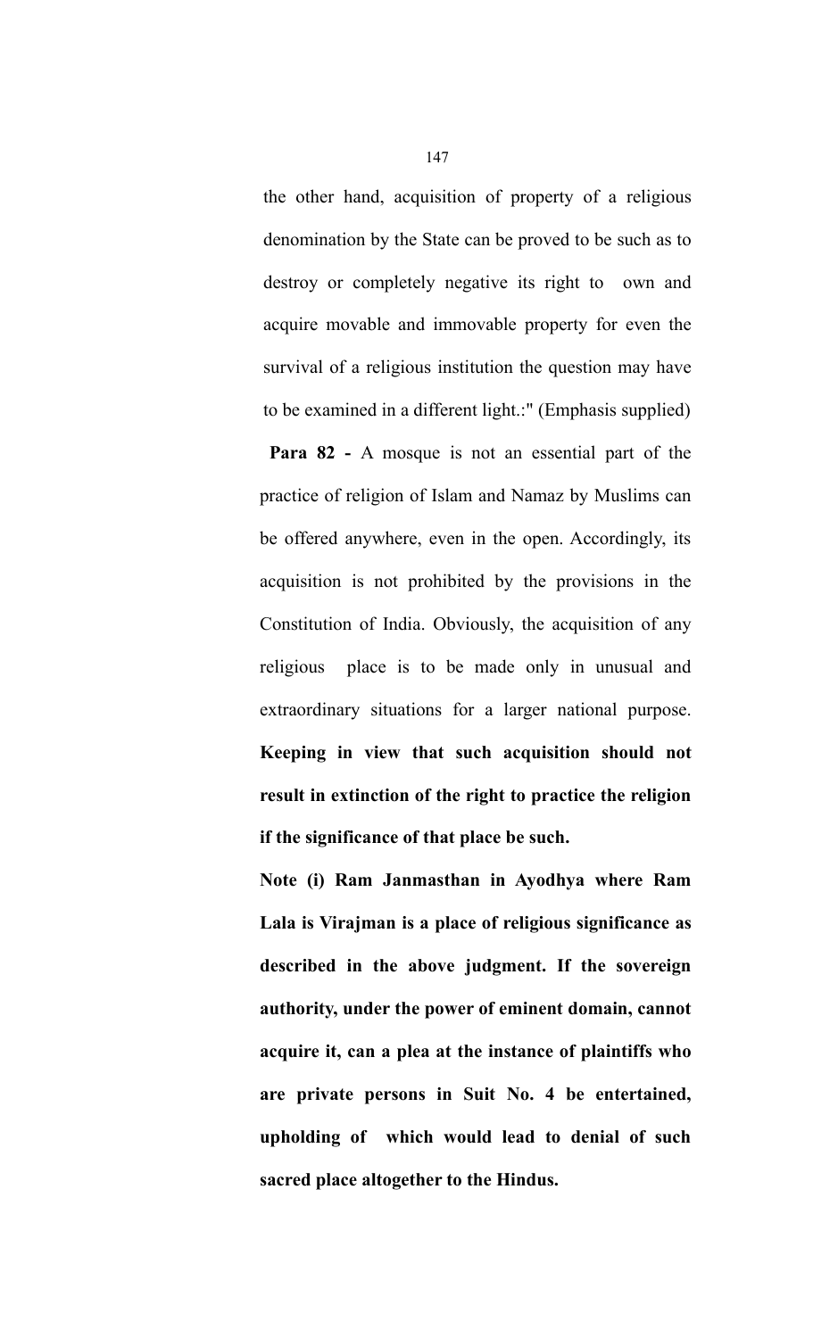the other hand, acquisition of property of a religious denomination by the State can be proved to be such as to destroy or completely negative its right to own and acquire movable and immovable property for even the survival of a religious institution the question may have to be examined in a different light.:" (Emphasis supplied)

**Para 82 -** A mosque is not an essential part of the practice of religion of Islam and Namaz by Muslims can be offered anywhere, even in the open. Accordingly, its acquisition is not prohibited by the provisions in the Constitution of India. Obviously, the acquisition of any religious place is to be made only in unusual and extraordinary situations for a larger national purpose. **Keeping in view that such acquisition should not result in extinction of the right to practice the religion if the significance of that place be such.**

**Note (i) Ram Janmasthan in Ayodhya where Ram Lala is Virajman is a place of religious significance as described in the above judgment. If the sovereign authority, under the power of eminent domain, cannot acquire it, can a plea at the instance of plaintiffs who are private persons in Suit No. 4 be entertained, upholding of which would lead to denial of such sacred place altogether to the Hindus.**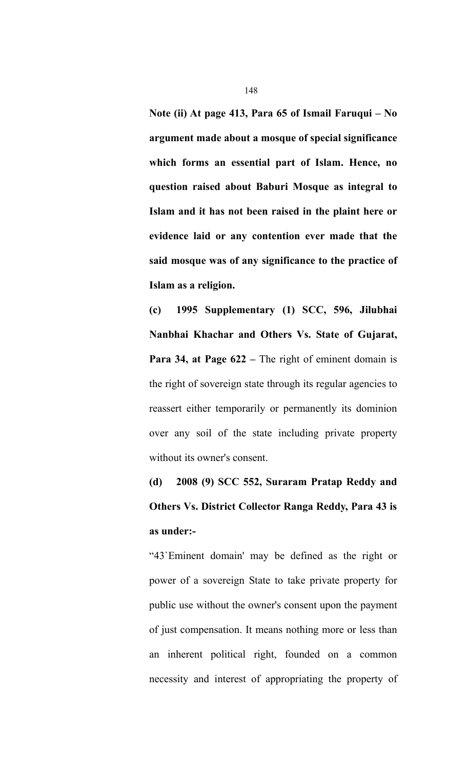**Note (ii) At page 413, Para 65 of Ismail Faruqui – No argument made about a mosque of special significance which forms an essential part of Islam. Hence, no question raised about Baburi Mosque as integral to Islam and it has not been raised in the plaint here or evidence laid or any contention ever made that the said mosque was of any significance to the practice of Islam as a religion.**

**(c) 1995 Supplementary (1) SCC, 596, Jilubhai Nanbhai Khachar and Others Vs. State of Gujarat, Para 34, at Page 622 –** The right of eminent domain is the right of sovereign state through its regular agencies to reassert either temporarily or permanently its dominion over any soil of the state including private property without its owner's consent.

**(d) 2008 (9) SCC 552, Suraram Pratap Reddy and Others Vs. District Collector Ranga Reddy, Para 43 is as under:-**

"43`Eminent domain' may be defined as the right or power of a sovereign State to take private property for public use without the owner's consent upon the payment of just compensation. It means nothing more or less than an inherent political right, founded on a common necessity and interest of appropriating the property of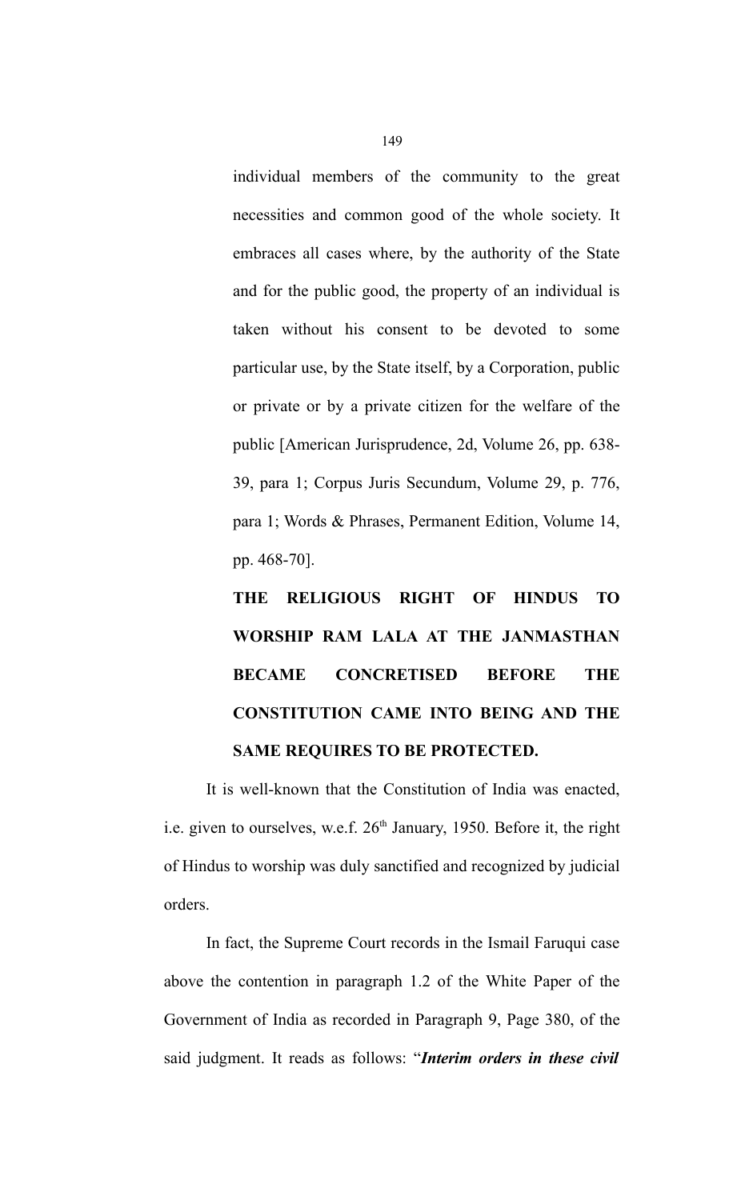individual members of the community to the great necessities and common good of the whole society. It embraces all cases where, by the authority of the State and for the public good, the property of an individual is taken without his consent to be devoted to some particular use, by the State itself, by a Corporation, public or private or by a private citizen for the welfare of the public [American Jurisprudence, 2d, Volume 26, pp. 638-39, para 1; Corpus Juris Secundum, Volume 29, p. 776, para 1; Words & Phrases, Permanent Edition, Volume 14, pp. 468-70].

**THE RELIGIOUS RIGHT OF HINDUS TO WORSHIP RAM LALA AT THE JANMASTHAN BECAME CONCRETISED BEFORE THE CONSTITUTION CAME INTO BEING AND THE SAME REQUIRES TO BE PROTECTED.**

It is well-known that the Constitution of India was enacted, i.e. given to ourselves, w.e.f. 26th January, 1950. Before it, the right of Hindus to worship was duly sanctified and recognized by judicial orders.

In fact, the Supreme Court records in the Ismail Faruqui case above the contention in paragraph 1.2 of the White Paper of the Government of India as recorded in Paragraph 9, Page 380, of the said judgment. It reads as follows: "***Interim orders in these civil***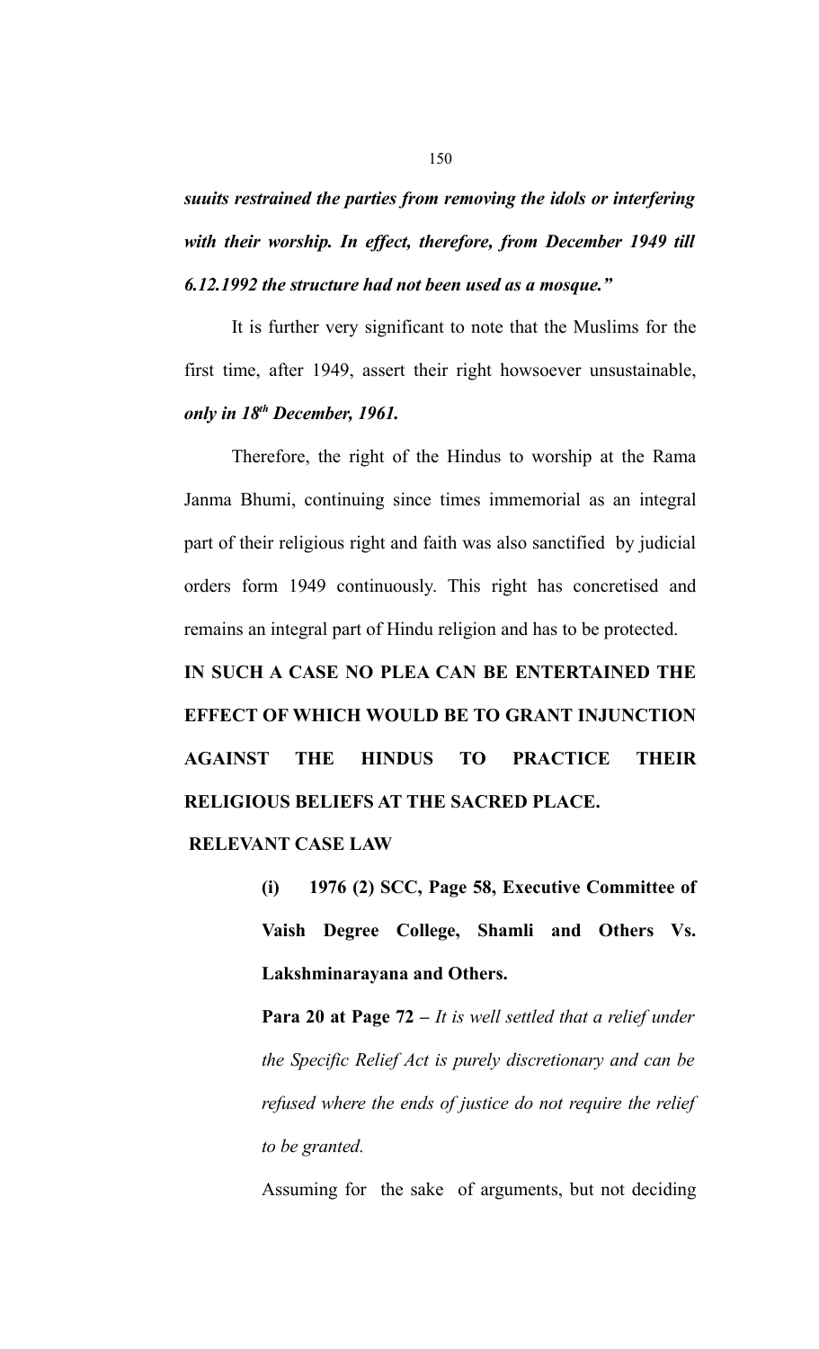***suuits restrained the parties from removing the idols or interfering with their worship. In effect, therefore, from December 1949 till 6.12.1992 the structure had not been used as a mosque."***

It is further very significant to note that the Muslims for the first time, after 1949, assert their right howsoever unsustainable, ***only in 18th December, 1961.***

Therefore, the right of the Hindus to worship at the Rama Janma Bhumi, continuing since times immemorial as an integral part of their religious right and faith was also sanctified by judicial orders form 1949 continuously. This right has concretised and remains an integral part of Hindu religion and has to be protected.

**IN SUCH A CASE NO PLEA CAN BE ENTERTAINED THE EFFECT OF WHICH WOULD BE TO GRANT INJUNCTION AGAINST THE HINDUS TO PRACTICE THEIR RELIGIOUS BELIEFS AT THE SACRED PLACE.**

**RELEVANT CASE LAW**

> **(i) 1976 (2) SCC, Page 58, Executive Committee of Vaish Degree College, Shamli and Others Vs. Lakshminarayana and Others.**
>
> **Para 20 at Page 72 –** *It is well settled that a relief under the Specific Relief Act is purely discretionary and can be refused where the ends of justice do not require the relief to be granted.*
>
> Assuming for the sake of arguments, but not deciding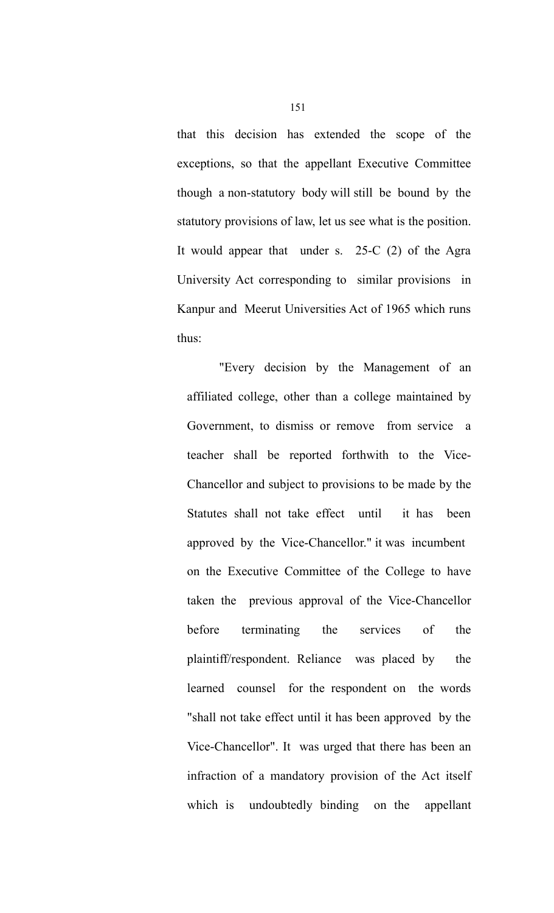that this decision has extended the scope of the exceptions, so that the appellant Executive Committee though a non-statutory body will still be bound by the statutory provisions of law, let us see what is the position. It would appear that under s. 25-C (2) of the Agra University Act corresponding to similar provisions in Kanpur and Meerut Universities Act of 1965 which runs thus:

> "Every decision by the Management of an affiliated college, other than a college maintained by Government, to dismiss or remove from service a teacher shall be reported forthwith to the Vice-Chancellor and subject to provisions to be made by the Statutes shall not take effect until it has been approved by the Vice-Chancellor." it was incumbent on the Executive Committee of the College to have taken the previous approval of the Vice-Chancellor before terminating the services of the plaintiff/respondent. Reliance was placed by the learned counsel for the respondent on the words "shall not take effect until it has been approved by the Vice-Chancellor". It was urged that there has been an infraction of a mandatory provision of the Act itself which is undoubtedly binding on the appellant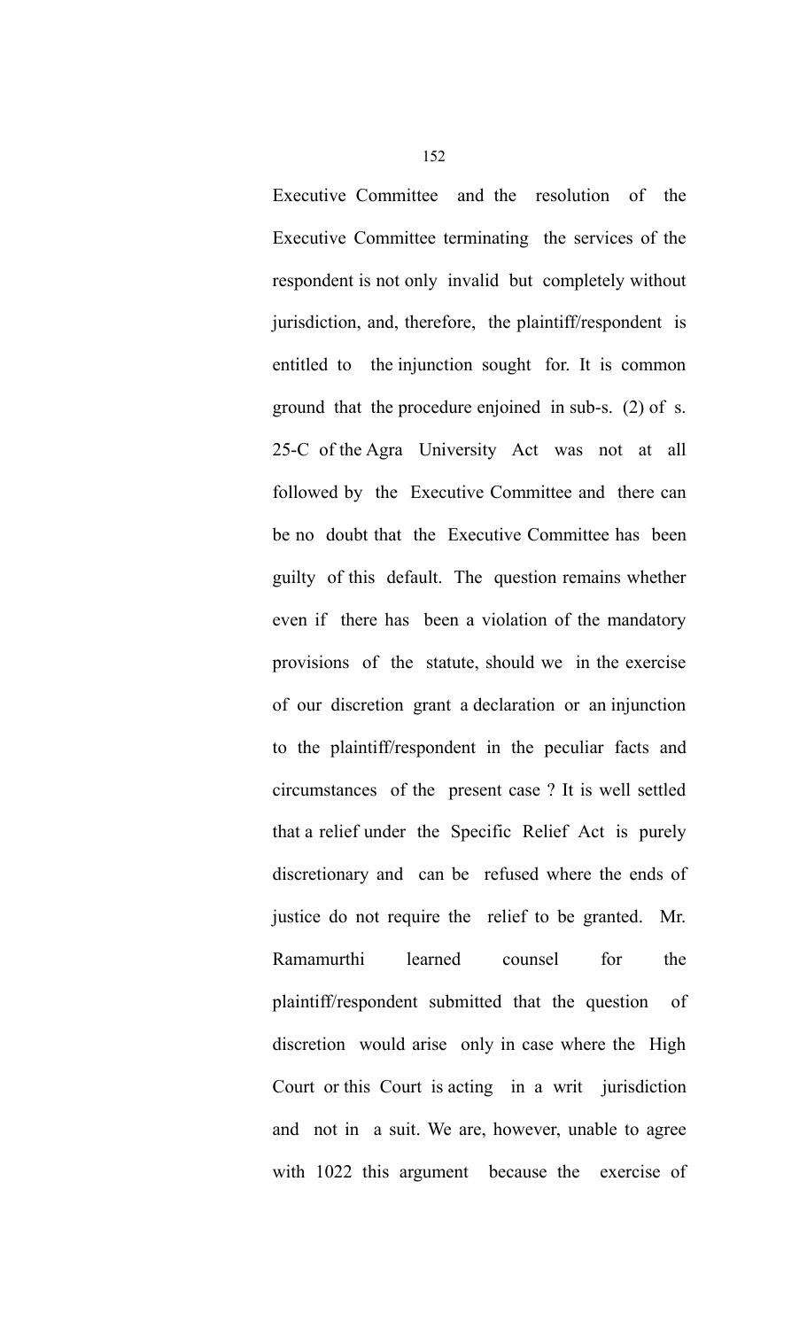Executive Committee and the resolution of the Executive Committee terminating the services of the respondent is not only invalid but completely without jurisdiction, and, therefore, the plaintiff/respondent is entitled to the injunction sought for. It is common ground that the procedure enjoined in sub-s. (2) of s. 25-C of the Agra University Act was not at all followed by the Executive Committee and there can be no doubt that the Executive Committee has been guilty of this default. The question remains whether even if there has been a violation of the mandatory provisions of the statute, should we in the exercise of our discretion grant a declaration or an injunction to the plaintiff/respondent in the peculiar facts and circumstances of the present case ? It is well settled that a relief under the Specific Relief Act is purely discretionary and can be refused where the ends of justice do not require the relief to be granted. Mr. Ramamurthi learned counsel for the plaintiff/respondent submitted that the question of discretion would arise only in case where the High Court or this Court is acting in a writ jurisdiction and not in a suit. We are, however, unable to agree with 1022 this argument because the exercise of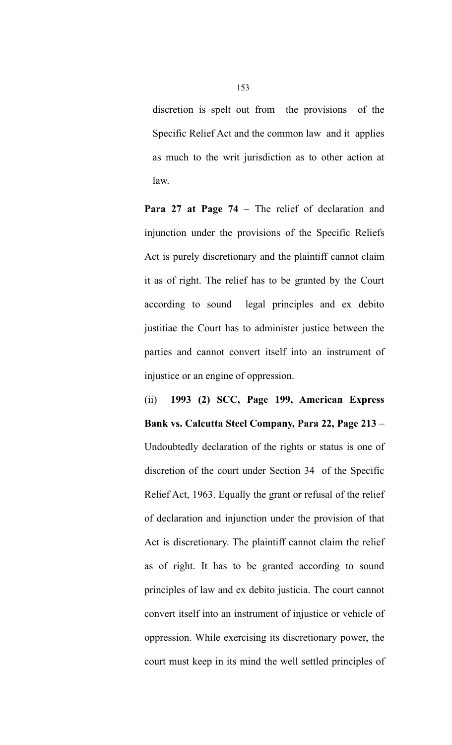discretion is spelt out from the provisions of the Specific Relief Act and the common law and it applies as much to the writ jurisdiction as to other action at law.

**Para 27 at Page 74 –** The relief of declaration and injunction under the provisions of the Specific Reliefs Act is purely discretionary and the plaintiff cannot claim it as of right. The relief has to be granted by the Court according to sound legal principles and ex debito justitiae the Court has to administer justice between the parties and cannot convert itself into an instrument of injustice or an engine of oppression.

(ii) **1993 (2) SCC, Page 199, American Express Bank vs. Calcutta Steel Company, Para 22, Page 213** – Undoubtedly declaration of the rights or status is one of discretion of the court under Section 34 of the Specific Relief Act, 1963. Equally the grant or refusal of the relief of declaration and injunction under the provision of that Act is discretionary. The plaintiff cannot claim the relief as of right. It has to be granted according to sound principles of law and ex debito justicia. The court cannot convert itself into an instrument of injustice or vehicle of oppression. While exercising its discretionary power, the court must keep in its mind the well settled principles of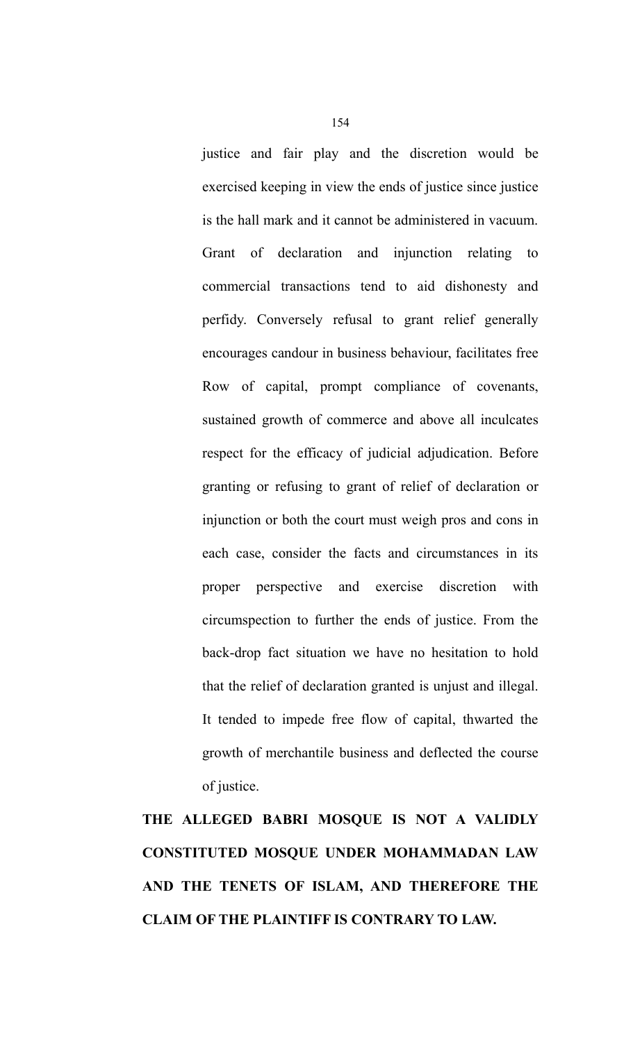justice and fair play and the discretion would be exercised keeping in view the ends of justice since justice is the hall mark and it cannot be administered in vacuum. Grant of declaration and injunction relating to commercial transactions tend to aid dishonesty and perfidy. Conversely refusal to grant relief generally encourages candour in business behaviour, facilitates free Row of capital, prompt compliance of covenants, sustained growth of commerce and above all inculcates respect for the efficacy of judicial adjudication. Before granting or refusing to grant of relief of declaration or injunction or both the court must weigh pros and cons in each case, consider the facts and circumstances in its proper perspective and exercise discretion with circumspection to further the ends of justice. From the back-drop fact situation we have no hesitation to hold that the relief of declaration granted is unjust and illegal. It tended to impede free flow of capital, thwarted the growth of merchantile business and deflected the course of justice.

**THE ALLEGED BABRI MOSQUE IS NOT A VALIDLY CONSTITUTED MOSQUE UNDER MOHAMMADAN LAW AND THE TENETS OF ISLAM, AND THEREFORE THE CLAIM OF THE PLAINTIFF IS CONTRARY TO LAW.**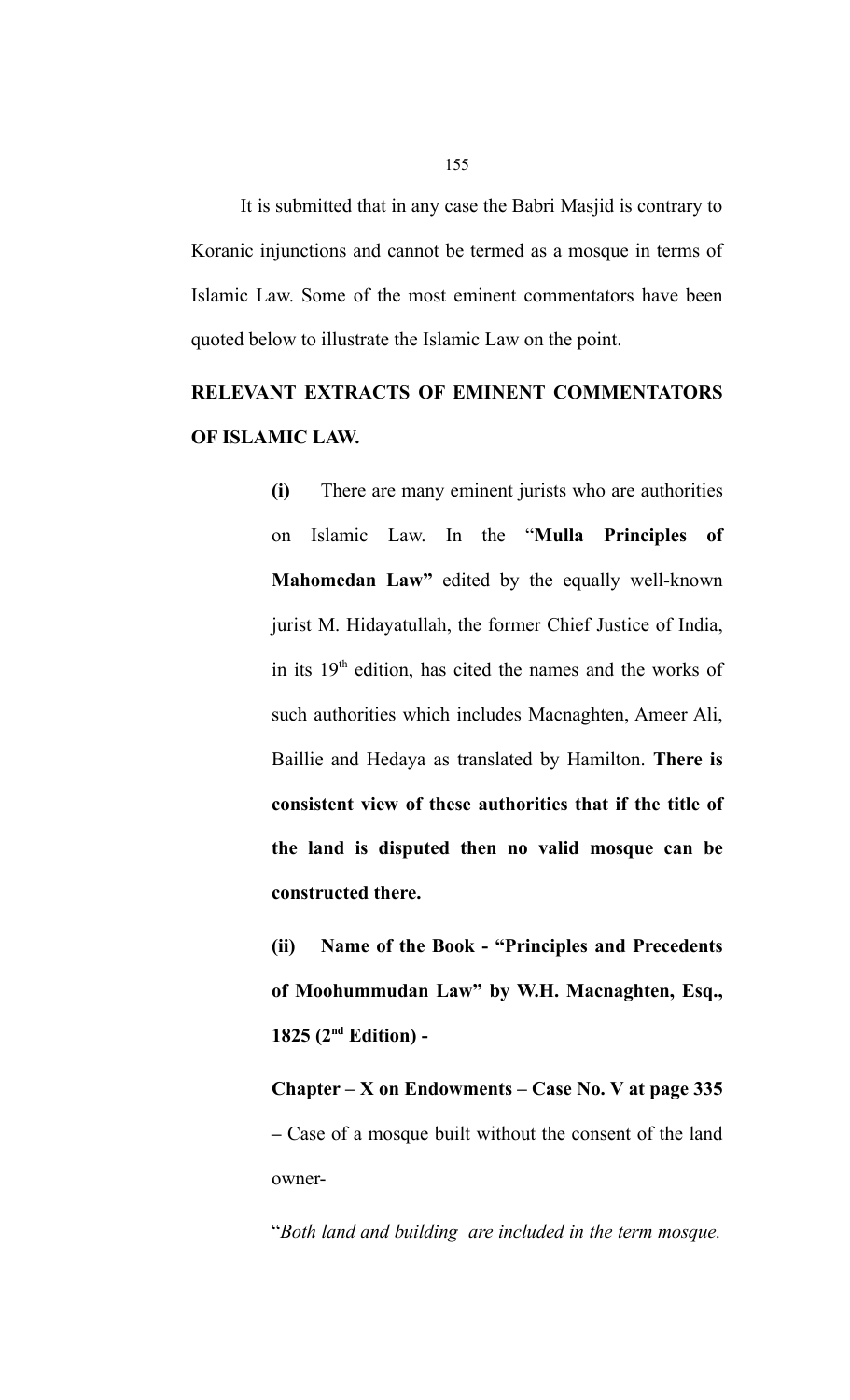It is submitted that in any case the Babri Masjid is contrary to Koranic injunctions and cannot be termed as a mosque in terms of Islamic Law. Some of the most eminent commentators have been quoted below to illustrate the Islamic Law on the point.

**RELEVANT EXTRACTS OF EMINENT COMMENTATORS OF ISLAMIC LAW.**

> **(i)** There are many eminent jurists who are authorities on Islamic Law. In the "**Mulla Principles of Mahomedan Law"** edited by the equally well-known jurist M. Hidayatullah, the former Chief Justice of India, in its 19th edition, has cited the names and the works of such authorities which includes Macnaghten, Ameer Ali, Baillie and Hedaya as translated by Hamilton. **There is consistent view of these authorities that if the title of the land is disputed then no valid mosque can be constructed there.**
>
> **(ii) Name of the Book - "Principles and Precedents of Moohummudan Law" by W.H. Macnaghten, Esq., 1825 (2nd Edition) -**
>
> **Chapter – X on Endowments – Case No. V at page 335** – Case of a mosque built without the consent of the land owner-
>
> "*Both land and building are included in the term mosque.*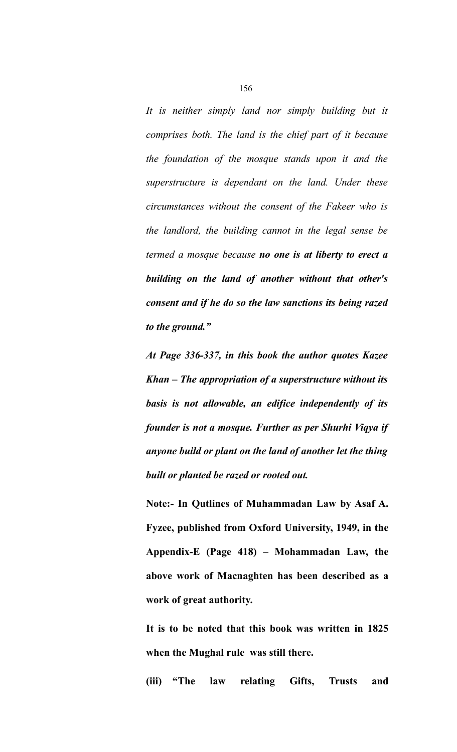*It is neither simply land nor simply building but it comprises both. The land is the chief part of it because the foundation of the mosque stands upon it and the superstructure is dependant on the land. Under these circumstances without the consent of the Fakeer who is the landlord, the building cannot in the legal sense be termed a mosque because* ***no one is at liberty to erect a building on the land of another without that other's consent and if he do so the law sanctions its being razed to the ground."***

***At Page 336-337, in this book the author quotes Kazee Khan – The appropriation of a superstructure without its basis is not allowable, an edifice independently of its founder is not a mosque. Further as per Shurhi Viqya if anyone build or plant on the land of another let the thing built or planted be razed or rooted out.***

**Note:- In Qutlines of Muhammadan Law by Asaf A. Fyzee, published from Oxford University, 1949, in the Appendix-E (Page 418) – Mohammadan Law, the above work of Macnaghten has been described as a work of great authority.**

**It is to be noted that this book was written in 1825 when the Mughal rule was still there.**

**(iii) "The law relating Gifts, Trusts and**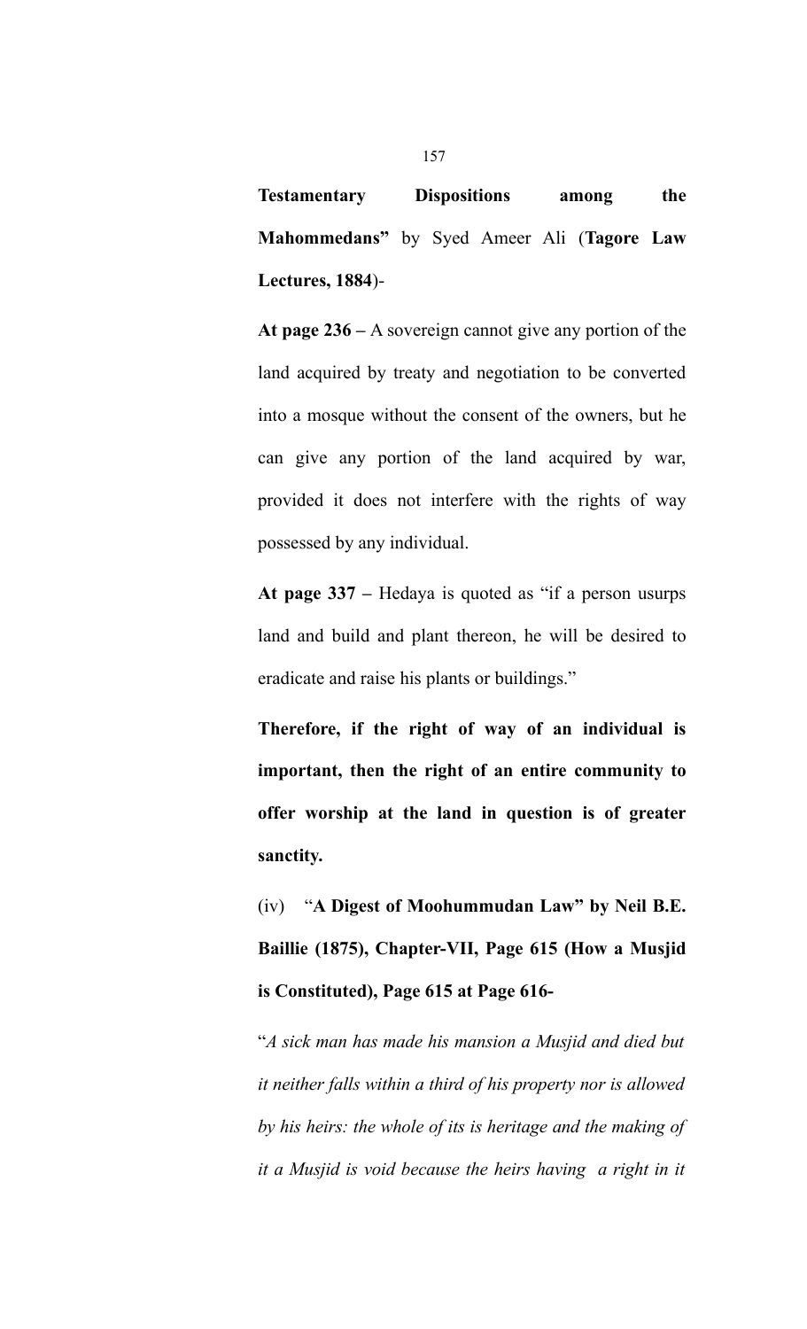**Testamentary Dispositions among the Mahommedans"** by Syed Ameer Ali (**Tagore Law Lectures, 1884**)-

**At page 236 –** A sovereign cannot give any portion of the land acquired by treaty and negotiation to be converted into a mosque without the consent of the owners, but he can give any portion of the land acquired by war, provided it does not interfere with the rights of way possessed by any individual.

**At page 337 –** Hedaya is quoted as "if a person usurps land and build and plant thereon, he will be desired to eradicate and raise his plants or buildings."

**Therefore, if the right of way of an individual is important, then the right of an entire community to offer worship at the land in question is of greater sanctity.**

(iv) "**A Digest of Moohummudan Law" by Neil B.E. Baillie (1875), Chapter-VII, Page 615 (How a Musjid is Constituted), Page 615 at Page 616-**

"*A sick man has made his mansion a Musjid and died but it neither falls within a third of his property nor is allowed by his heirs: the whole of its is heritage and the making of it a Musjid is void because the heirs having a right in it*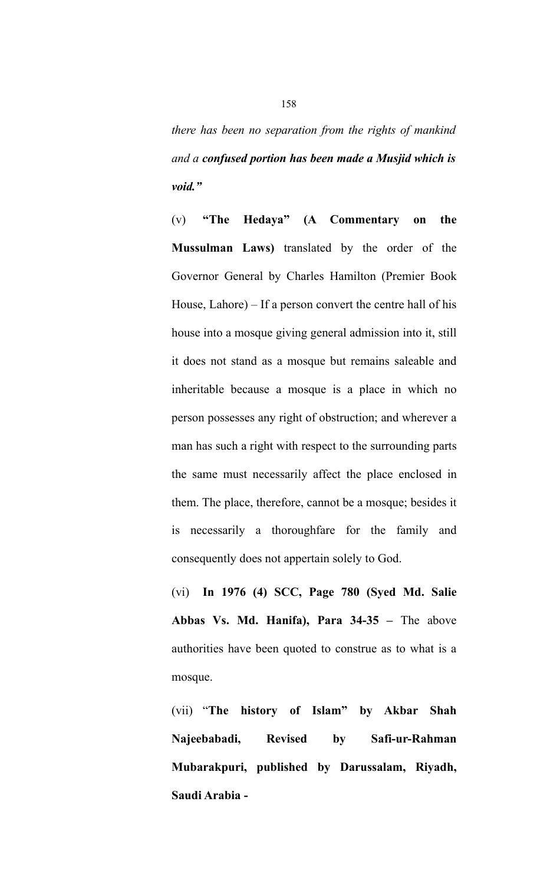*there has been no separation from the rights of mankind and a* ***confused portion has been made a Musjid which is void."***

(v) **"The Hedaya" (A Commentary on the Mussulman Laws)** translated by the order of the Governor General by Charles Hamilton (Premier Book House, Lahore) – If a person convert the centre hall of his house into a mosque giving general admission into it, still it does not stand as a mosque but remains saleable and inheritable because a mosque is a place in which no person possesses any right of obstruction; and wherever a man has such a right with respect to the surrounding parts the same must necessarily affect the place enclosed in them. The place, therefore, cannot be a mosque; besides it is necessarily a thoroughfare for the family and consequently does not appertain solely to God.

(vi) **In 1976 (4) SCC, Page 780 (Syed Md. Salie Abbas Vs. Md. Hanifa), Para 34-35 –** The above authorities have been quoted to construe as to what is a mosque.

(vii) "**The history of Islam" by Akbar Shah Najeebabadi, Revised by Safi-ur-Rahman Mubarakpuri, published by Darussalam, Riyadh, Saudi Arabia -**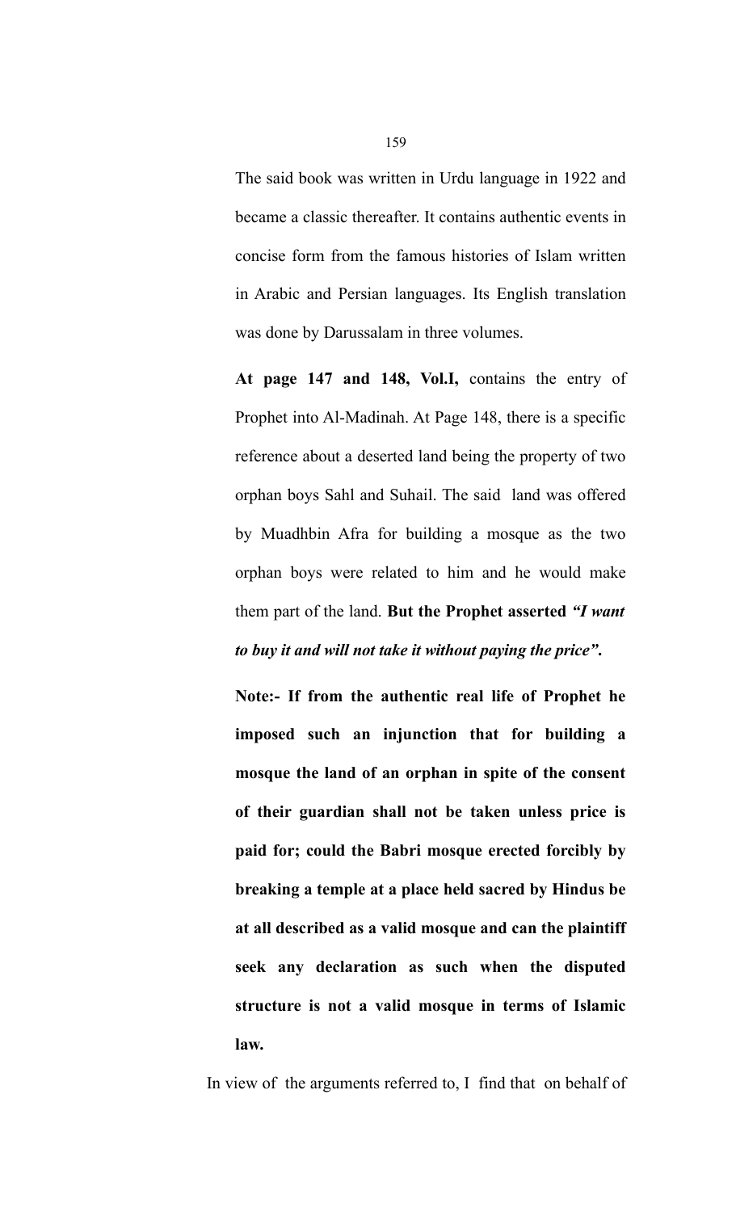The said book was written in Urdu language in 1922 and became a classic thereafter. It contains authentic events in concise form from the famous histories of Islam written in Arabic and Persian languages. Its English translation was done by Darussalam in three volumes.

**At page 147 and 148, Vol.I,** contains the entry of Prophet into Al-Madinah. At Page 148, there is a specific reference about a deserted land being the property of two orphan boys Sahl and Suhail. The said land was offered by Muadhbin Afra for building a mosque as the two orphan boys were related to him and he would make them part of the land. **But the Prophet asserted *"I want to buy it and will not take it without paying the price".***

**Note:- If from the authentic real life of Prophet he imposed such an injunction that for building a mosque the land of an orphan in spite of the consent of their guardian shall not be taken unless price is paid for; could the Babri mosque erected forcibly by breaking a temple at a place held sacred by Hindus be at all described as a valid mosque and can the plaintiff seek any declaration as such when the disputed structure is not a valid mosque in terms of Islamic law.**

In view of the arguments referred to, I find that on behalf of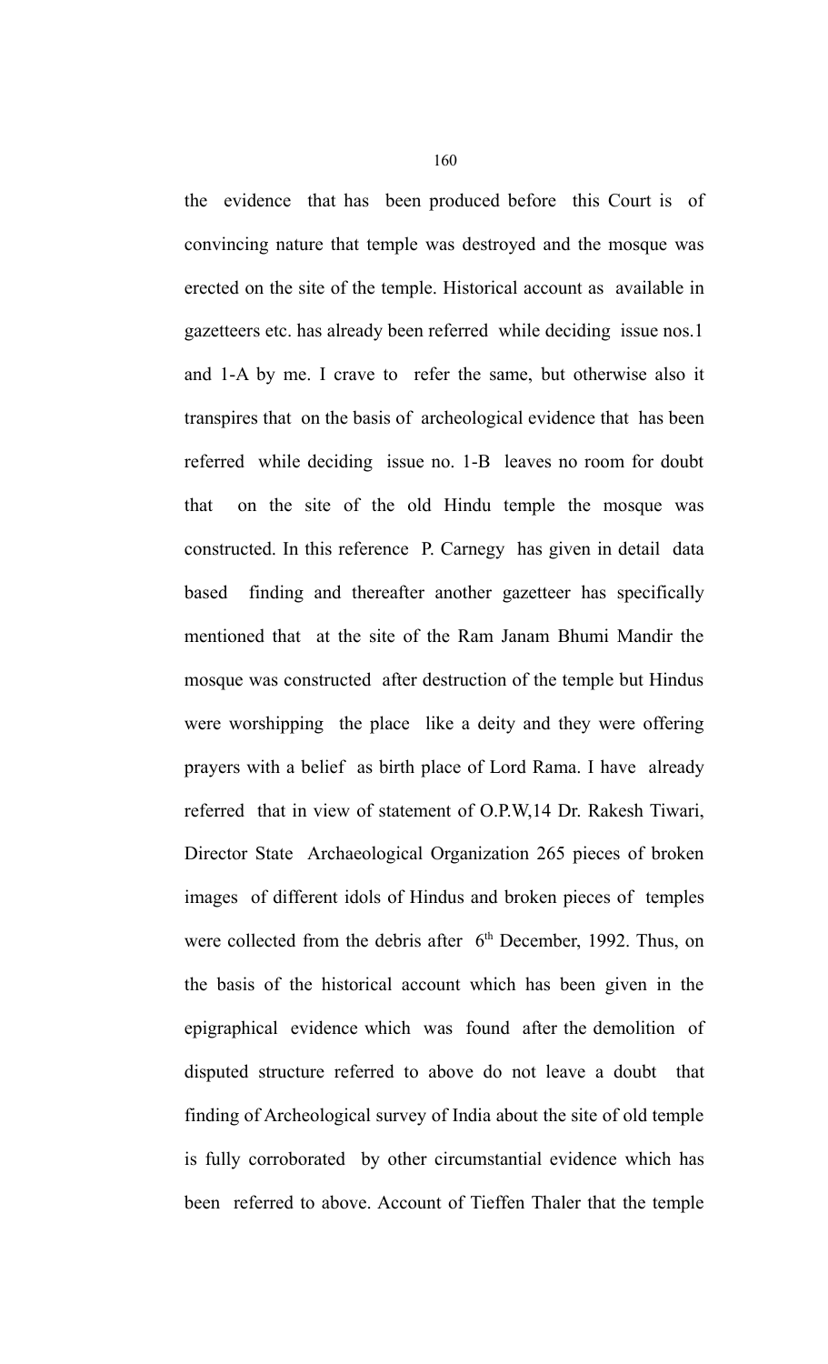the evidence that has been produced before this Court is of convincing nature that temple was destroyed and the mosque was erected on the site of the temple. Historical account as available in gazetteers etc. has already been referred while deciding issue nos.1 and 1-A by me. I crave to refer the same, but otherwise also it transpires that on the basis of archeological evidence that has been referred while deciding issue no. 1-B leaves no room for doubt that on the site of the old Hindu temple the mosque was constructed. In this reference P. Carnegy has given in detail data based finding and thereafter another gazetteer has specifically mentioned that at the site of the Ram Janam Bhumi Mandir the mosque was constructed after destruction of the temple but Hindus were worshipping the place like a deity and they were offering prayers with a belief as birth place of Lord Rama. I have already referred that in view of statement of O.P.W,14 Dr. Rakesh Tiwari, Director State Archaeological Organization 265 pieces of broken images of different idols of Hindus and broken pieces of temples were collected from the debris after 6th December, 1992. Thus, on the basis of the historical account which has been given in the epigraphical evidence which was found after the demolition of disputed structure referred to above do not leave a doubt that finding of Archeological survey of India about the site of old temple is fully corroborated by other circumstantial evidence which has been referred to above. Account of Tieffen Thaler that the temple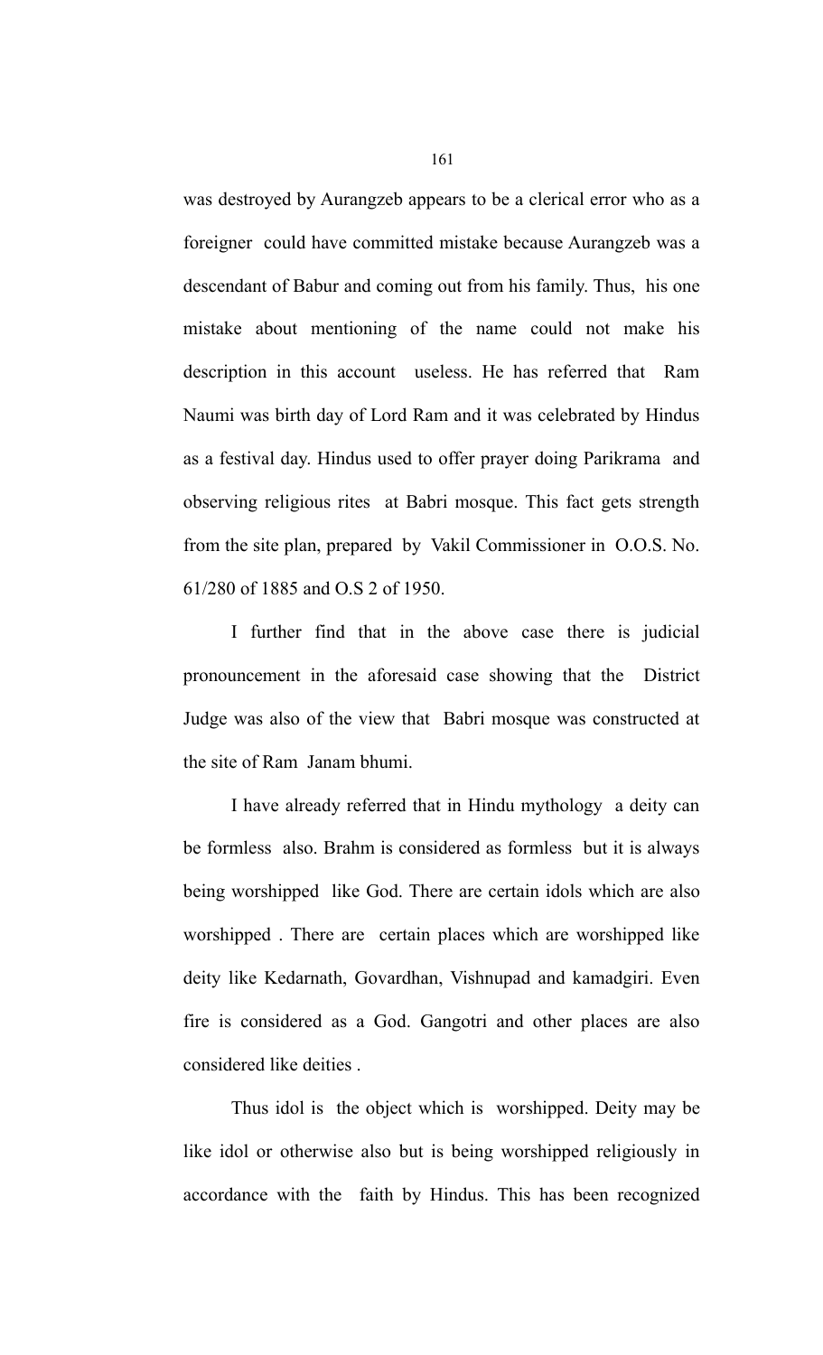was destroyed by Aurangzeb appears to be a clerical error who as a foreigner could have committed mistake because Aurangzeb was a descendant of Babur and coming out from his family. Thus, his one mistake about mentioning of the name could not make his description in this account useless. He has referred that Ram Naumi was birth day of Lord Ram and it was celebrated by Hindus as a festival day. Hindus used to offer prayer doing Parikrama and observing religious rites at Babri mosque. This fact gets strength from the site plan, prepared by Vakil Commissioner in O.O.S. No. 61/280 of 1885 and O.S 2 of 1950.

I further find that in the above case there is judicial pronouncement in the aforesaid case showing that the District Judge was also of the view that Babri mosque was constructed at the site of Ram Janam bhumi.

I have already referred that in Hindu mythology a deity can be formless also. Brahm is considered as formless but it is always being worshipped like God. There are certain idols which are also worshipped . There are certain places which are worshipped like deity like Kedarnath, Govardhan, Vishnupad and kamadgiri. Even fire is considered as a God. Gangotri and other places are also considered like deities .

Thus idol is the object which is worshipped. Deity may be like idol or otherwise also but is being worshipped religiously in accordance with the faith by Hindus. This has been recognized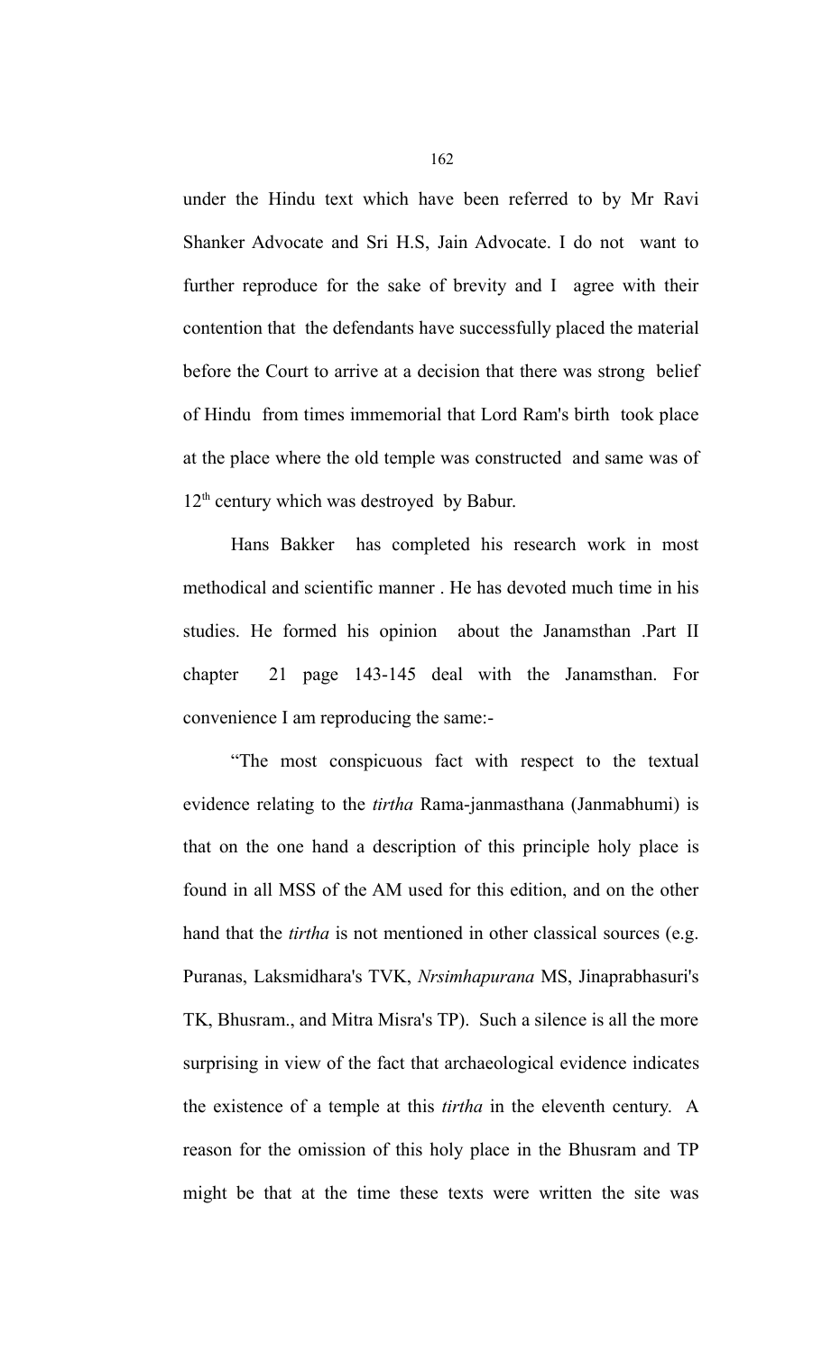under the Hindu text which have been referred to by Mr Ravi Shanker Advocate and Sri H.S, Jain Advocate. I do not want to further reproduce for the sake of brevity and I agree with their contention that the defendants have successfully placed the material before the Court to arrive at a decision that there was strong belief of Hindu from times immemorial that Lord Ram's birth took place at the place where the old temple was constructed and same was of 12th century which was destroyed by Babur.

Hans Bakker has completed his research work in most methodical and scientific manner . He has devoted much time in his studies. He formed his opinion about the Janamsthan .Part II chapter 21 page 143-145 deal with the Janamsthan. For convenience I am reproducing the same:-

"The most conspicuous fact with respect to the textual evidence relating to the *tirtha* Rama-janmasthana (Janmabhumi) is that on the one hand a description of this principle holy place is found in all MSS of the AM used for this edition, and on the other hand that the *tirtha* is not mentioned in other classical sources (e.g. Puranas, Laksmidhara's TVK, *Nrsimhapurana* MS, Jinaprabhasuri's TK, Bhusram., and Mitra Misra's TP). Such a silence is all the more surprising in view of the fact that archaeological evidence indicates the existence of a temple at this *tirtha* in the eleventh century. A reason for the omission of this holy place in the Bhusram and TP might be that at the time these texts were written the site was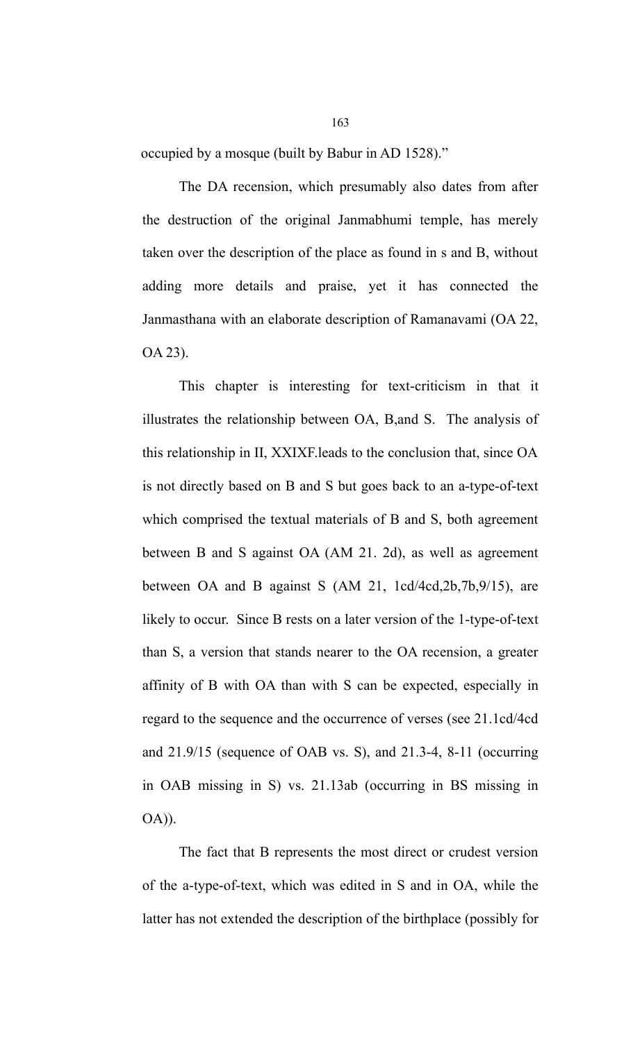occupied by a mosque (built by Babur in AD 1528)."

The DA recension, which presumably also dates from after the destruction of the original Janmabhumi temple, has merely taken over the description of the place as found in s and B, without adding more details and praise, yet it has connected the Janmasthana with an elaborate description of Ramanavami (OA 22, OA 23).

This chapter is interesting for text-criticism in that it illustrates the relationship between OA, B,and S. The analysis of this relationship in II, XXIXF.leads to the conclusion that, since OA is not directly based on B and S but goes back to an a-type-of-text which comprised the textual materials of B and S, both agreement between B and S against OA (AM 21. 2d), as well as agreement between OA and B against S (AM 21, 1cd/4cd,2b,7b,9/15), are likely to occur. Since B rests on a later version of the 1-type-of-text than S, a version that stands nearer to the OA recension, a greater affinity of B with OA than with S can be expected, especially in regard to the sequence and the occurrence of verses (see 21.1cd/4cd and 21.9/15 (sequence of OAB vs. S), and 21.3-4, 8-11 (occurring in OAB missing in S) vs. 21.13ab (occurring in BS missing in OA)).

The fact that B represents the most direct or crudest version of the a-type-of-text, which was edited in S and in OA, while the latter has not extended the description of the birthplace (possibly for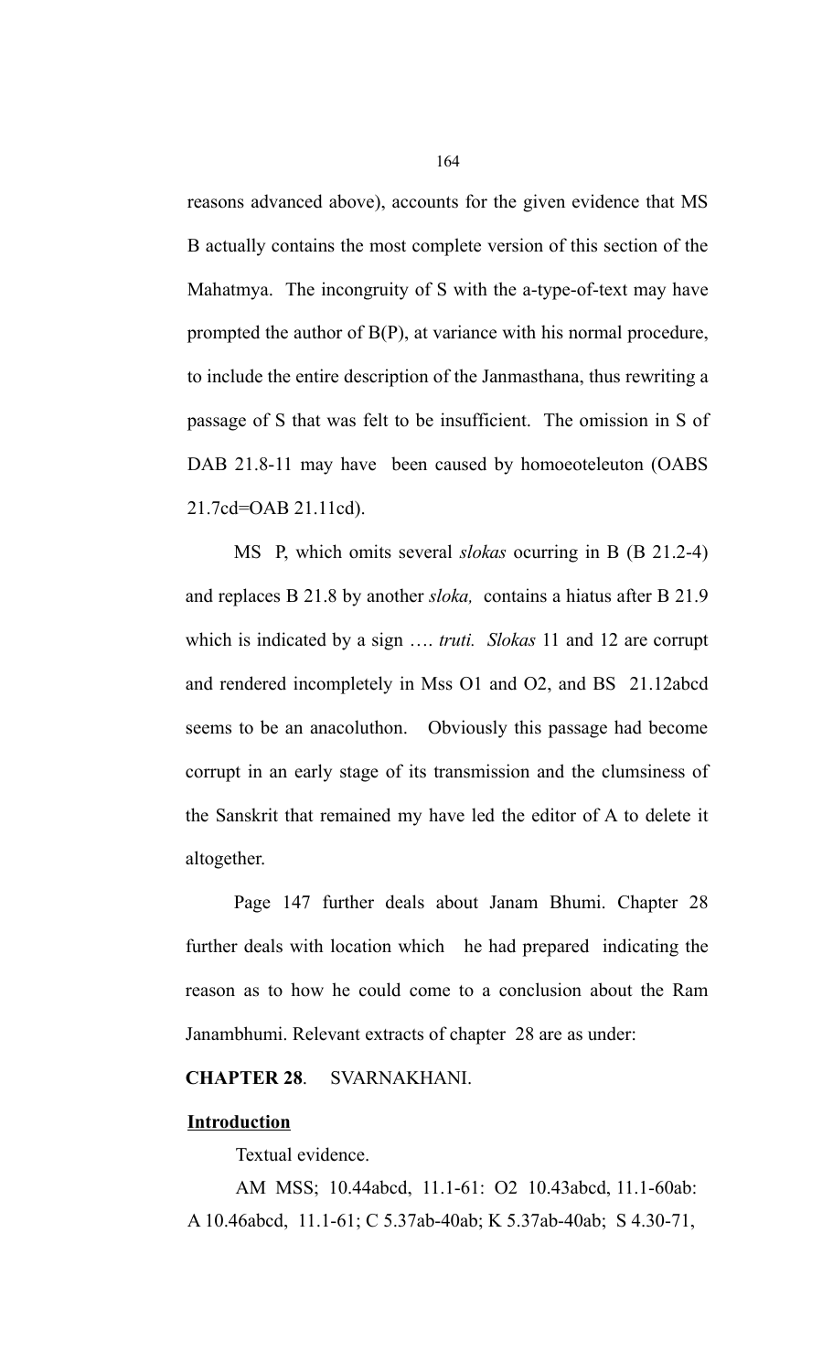reasons advanced above), accounts for the given evidence that MS B actually contains the most complete version of this section of the Mahatmya. The incongruity of S with the a-type-of-text may have prompted the author of B(P), at variance with his normal procedure, to include the entire description of the Janmasthana, thus rewriting a passage of S that was felt to be insufficient. The omission in S of DAB 21.8-11 may have been caused by homoeoteleuton (OABS 21.7cd=OAB 21.11cd).

MS P, which omits several *slokas* ocurring in B (B 21.2-4) and replaces B 21.8 by another *sloka,* contains a hiatus after B 21.9 which is indicated by a sign …. *truti. Slokas* 11 and 12 are corrupt and rendered incompletely in Mss O1 and O2, and BS 21.12abcd seems to be an anacoluthon. Obviously this passage had become corrupt in an early stage of its transmission and the clumsiness of the Sanskrit that remained my have led the editor of A to delete it altogether.

Page 147 further deals about Janam Bhumi. Chapter 28 further deals with location which he had prepared indicating the reason as to how he could come to a conclusion about the Ram Janambhumi. Relevant extracts of chapter 28 are as under:

**CHAPTER 28**. SVARNAKHANI.

**Introduction**

Textual evidence.

AM MSS; 10.44abcd, 11.1-61: O2 10.43abcd, 11.1-60ab: A 10.46abcd, 11.1-61; C 5.37ab-40ab; K 5.37ab-40ab; S 4.30-71,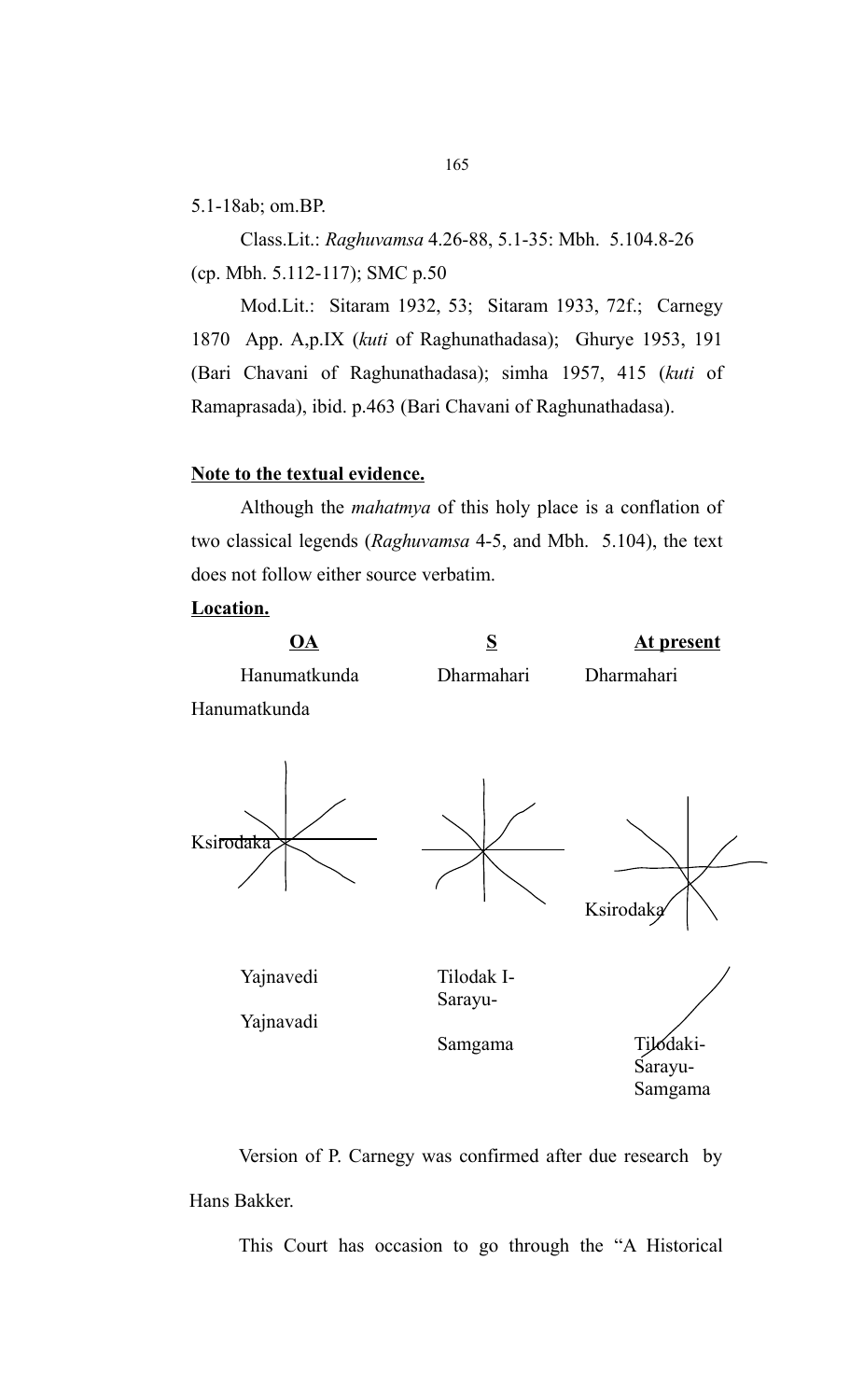5.1-18ab; om.BP.

Class.Lit.: *Raghuvamsa* 4.26-88, 5.1-35: Mbh. 5.104.8-26 (cp. Mbh. 5.112-117); SMC p.50

Mod.Lit.: Sitaram 1932, 53; Sitaram 1933, 72f.; Carnegy 1870 App. A,p.IX (*kuti* of Raghunathadasa); Ghurye 1953, 191 (Bari Chavani of Raghunathadasa); simha 1957, 415 (*kuti* of Ramaprasada), ibid. p.463 (Bari Chavani of Raghunathadasa).

**Note to the textual evidence.**

Although the *mahatmya* of this holy place is a conflation of two classical legends (*Raghuvamsa* 4-5, and Mbh. 5.104), the text does not follow either source verbatim.

**Location.**

| OA | S | At present |
|---|---|---|
| Hanumatkunda | Dharmahari | Dharmahari |
| Hanumatkunda | | |
| Ksirodaka | | Ksirodaka |
| Yajnavedi | Tilodak I-Sarayu-Samgama | Tilodaki-Sarayu-Samgama |
| Yajnavadi | | |

Version of P. Carnegy was confirmed after due research by Hans Bakker.

This Court has occasion to go through the "A Historical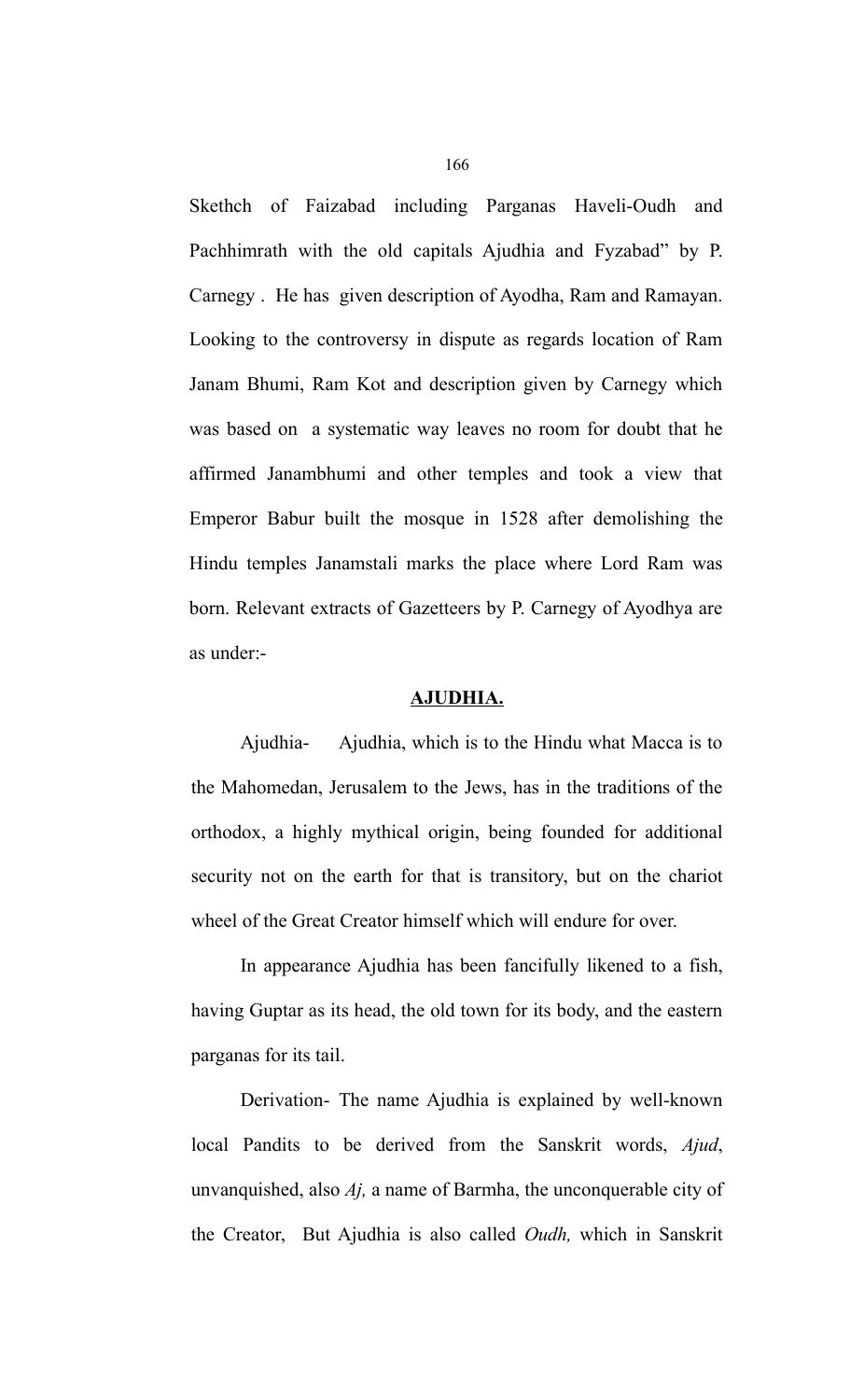Skethch of Faizabad including Parganas Haveli-Oudh and Pachhimrath with the old capitals Ajudhia and Fyzabad" by P. Carnegy . He has given description of Ayodha, Ram and Ramayan. Looking to the controversy in dispute as regards location of Ram Janam Bhumi, Ram Kot and description given by Carnegy which was based on a systematic way leaves no room for doubt that he affirmed Janambhumi and other temples and took a view that Emperor Babur built the mosque in 1528 after demolishing the Hindu temples Janamstali marks the place where Lord Ram was born. Relevant extracts of Gazetteers by P. Carnegy of Ayodhya are as under:-

**AJUDHIA.**

Ajudhia- Ajudhia, which is to the Hindu what Macca is to the Mahomedan, Jerusalem to the Jews, has in the traditions of the orthodox, a highly mythical origin, being founded for additional security not on the earth for that is transitory, but on the chariot wheel of the Great Creator himself which will endure for over.

In appearance Ajudhia has been fancifully likened to a fish, having Guptar as its head, the old town for its body, and the eastern parganas for its tail.

Derivation- The name Ajudhia is explained by well-known local Pandits to be derived from the Sanskrit words, *Ajud*, unvanquished, also *Aj,* a name of Barmha, the unconquerable city of the Creator, But Ajudhia is also called *Oudh,* which in Sanskrit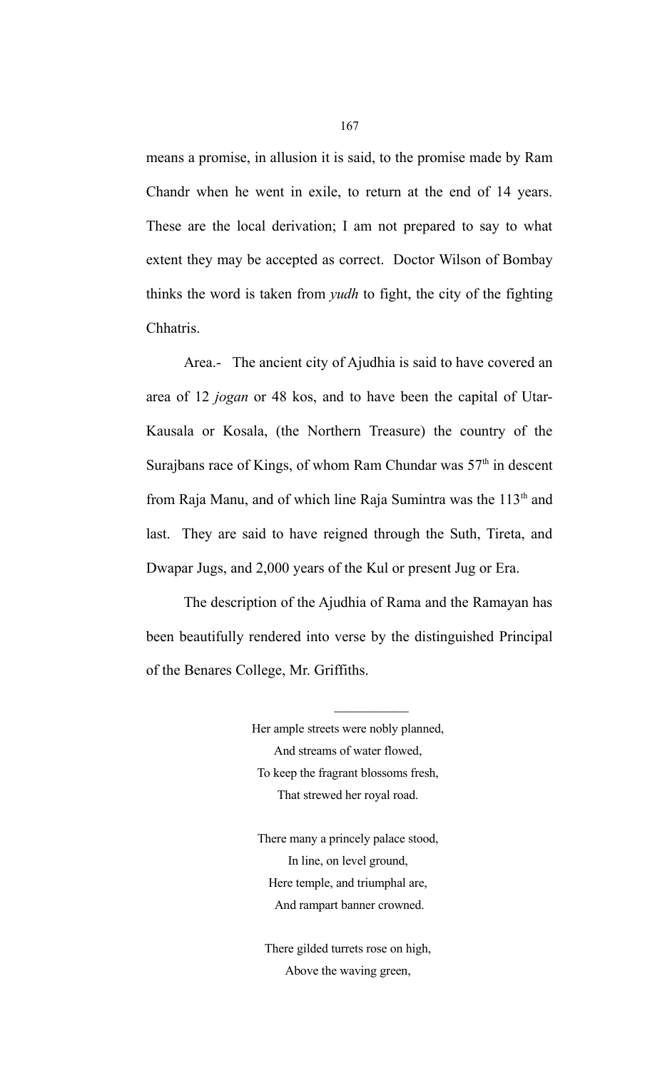means a promise, in allusion it is said, to the promise made by Ram Chandr when he went in exile, to return at the end of 14 years. These are the local derivation; I am not prepared to say to what extent they may be accepted as correct. Doctor Wilson of Bombay thinks the word is taken from *yudh* to fight, the city of the fighting Chhatris.

Area.- The ancient city of Ajudhia is said to have covered an area of 12 *jogan* or 48 kos, and to have been the capital of Utar-Kausala or Kosala, (the Northern Treasure) the country of the Surajbans race of Kings, of whom Ram Chundar was 57th in descent from Raja Manu, and of which line Raja Sumintra was the 113th and last. They are said to have reigned through the Suth, Tireta, and Dwapar Jugs, and 2,000 years of the Kul or present Jug or Era.

The description of the Ajudhia of Rama and the Ramayan has been beautifully rendered into verse by the distinguished Principal of the Benares College, Mr. Griffiths.

---

Her ample streets were nobly planned,  
And streams of water flowed,  
To keep the fragrant blossoms fresh,  
That strewed her royal road.

There many a princely palace stood,  
In line, on level ground,  
Here temple, and triumphal are,  
And rampart banner crowned.

There gilded turrets rose on high,  
Above the waving green,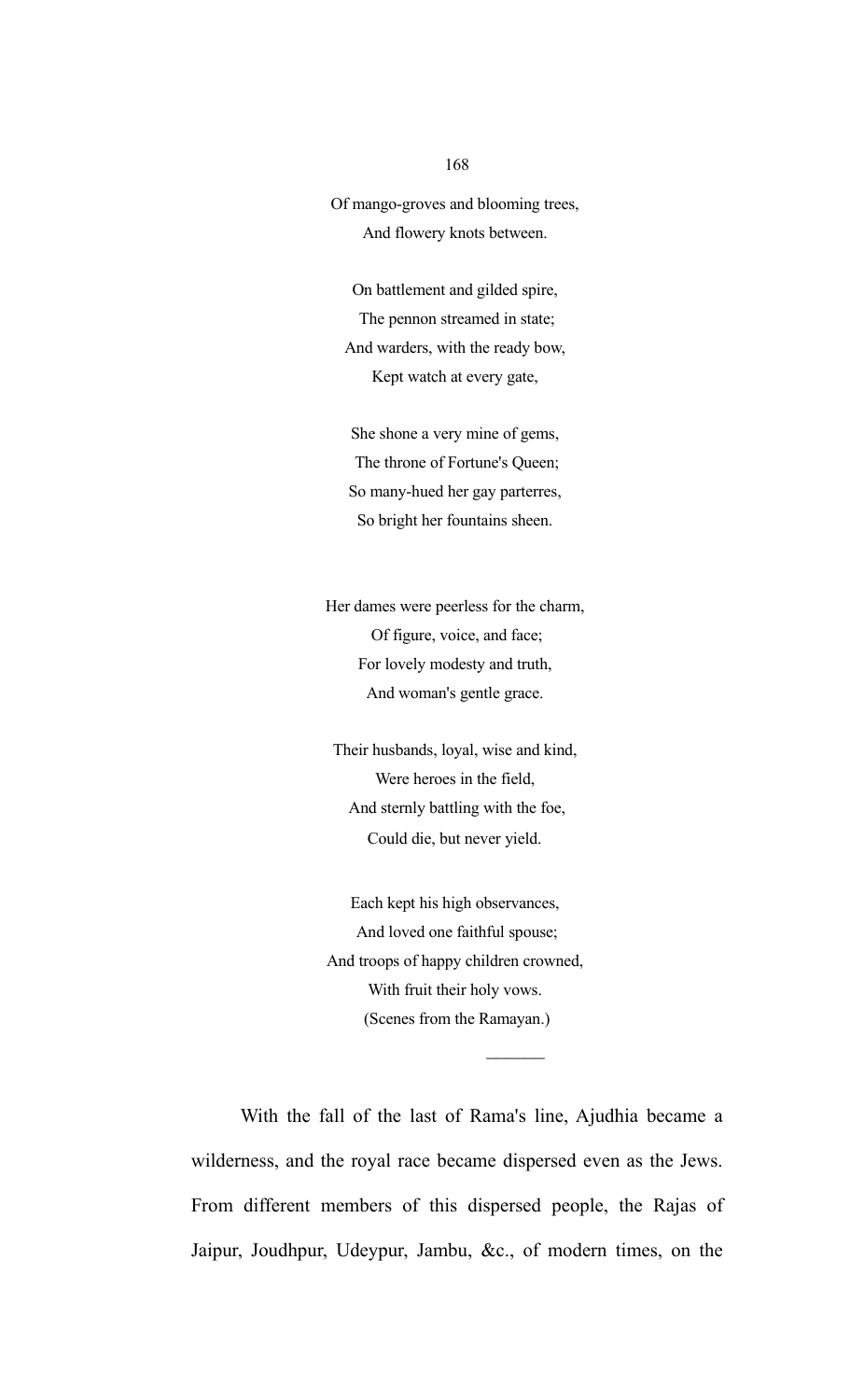Of mango-groves and blooming trees,  
And flowery knots between.

On battlement and gilded spire,  
The pennon streamed in state;  
And warders, with the ready bow,  
Kept watch at every gate,

She shone a very mine of gems,  
The throne of Fortune's Queen;  
So many-hued her gay parterres,  
So bright her fountains sheen.

Her dames were peerless for the charm,  
Of figure, voice, and face;  
For lovely modesty and truth,  
And woman's gentle grace.

Their husbands, loyal, wise and kind,  
Were heroes in the field,  
And sternly battling with the foe,  
Could die, but never yield.

Each kept his high observances,  
And loved one faithful spouse;  
And troops of happy children crowned,  
With fruit their holy vows.  
(Scenes from the Ramayan.)

---

With the fall of the last of Rama's line, Ajudhia became a wilderness, and the royal race became dispersed even as the Jews. From different members of this dispersed people, the Rajas of Jaipur, Joudhpur, Udeypur, Jambu, &c., of modern times, on the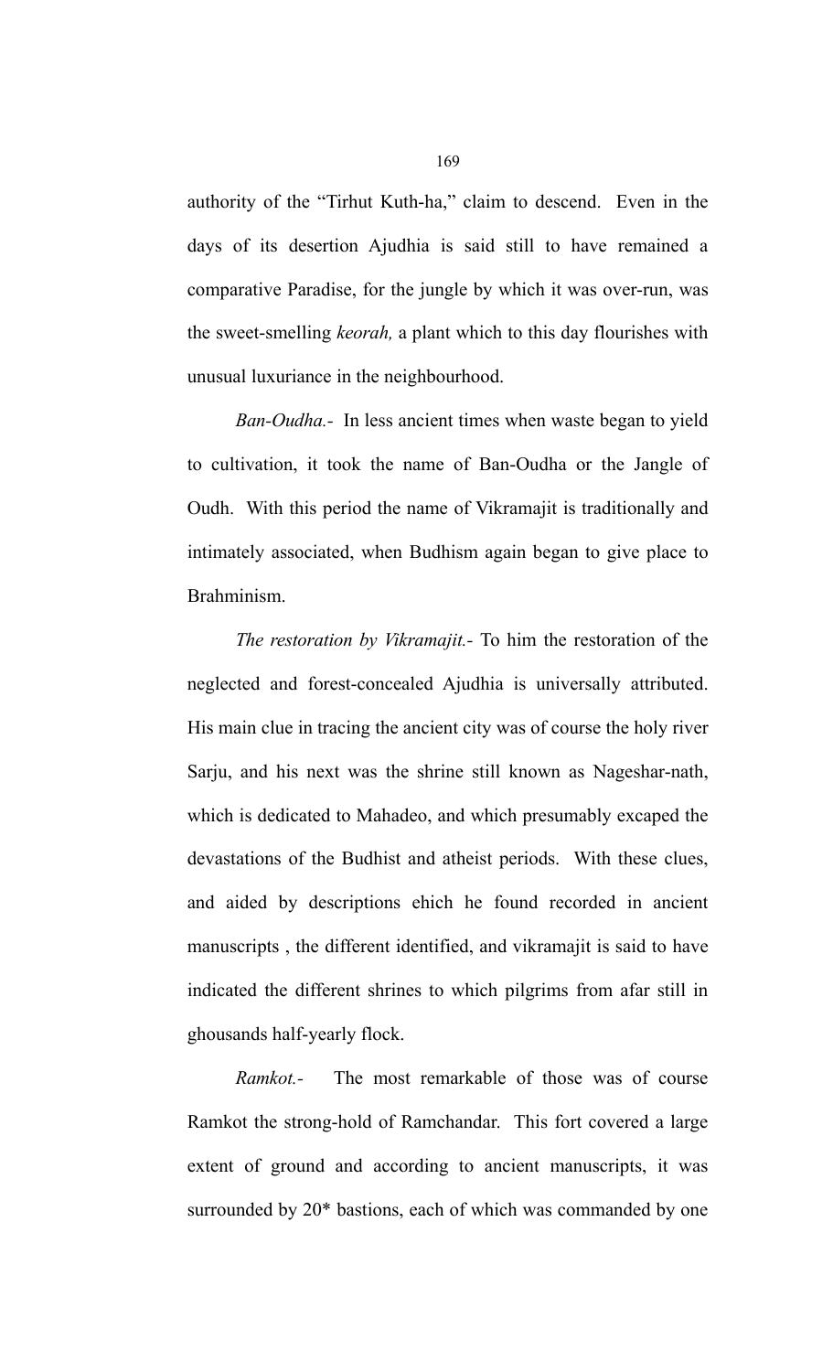authority of the "Tirhut Kuth-ha," claim to descend. Even in the days of its desertion Ajudhia is said still to have remained a comparative Paradise, for the jungle by which it was over-run, was the sweet-smelling *keorah,* a plant which to this day flourishes with unusual luxuriance in the neighbourhood.

*Ban-Oudha.-* In less ancient times when waste began to yield to cultivation, it took the name of Ban-Oudha or the Jangle of Oudh. With this period the name of Vikramajit is traditionally and intimately associated, when Budhism again began to give place to Brahminism.

*The restoration by Vikramajit.-* To him the restoration of the neglected and forest-concealed Ajudhia is universally attributed. His main clue in tracing the ancient city was of course the holy river Sarju, and his next was the shrine still known as Nageshar-nath, which is dedicated to Mahadeo, and which presumably excaped the devastations of the Budhist and atheist periods. With these clues, and aided by descriptions ehich he found recorded in ancient manuscripts , the different identified, and vikramajit is said to have indicated the different shrines to which pilgrims from afar still in ghousands half-yearly flock.

*Ramkot.-* The most remarkable of those was of course Ramkot the strong-hold of Ramchandar. This fort covered a large extent of ground and according to ancient manuscripts, it was surrounded by 20* bastions, each of which was commanded by one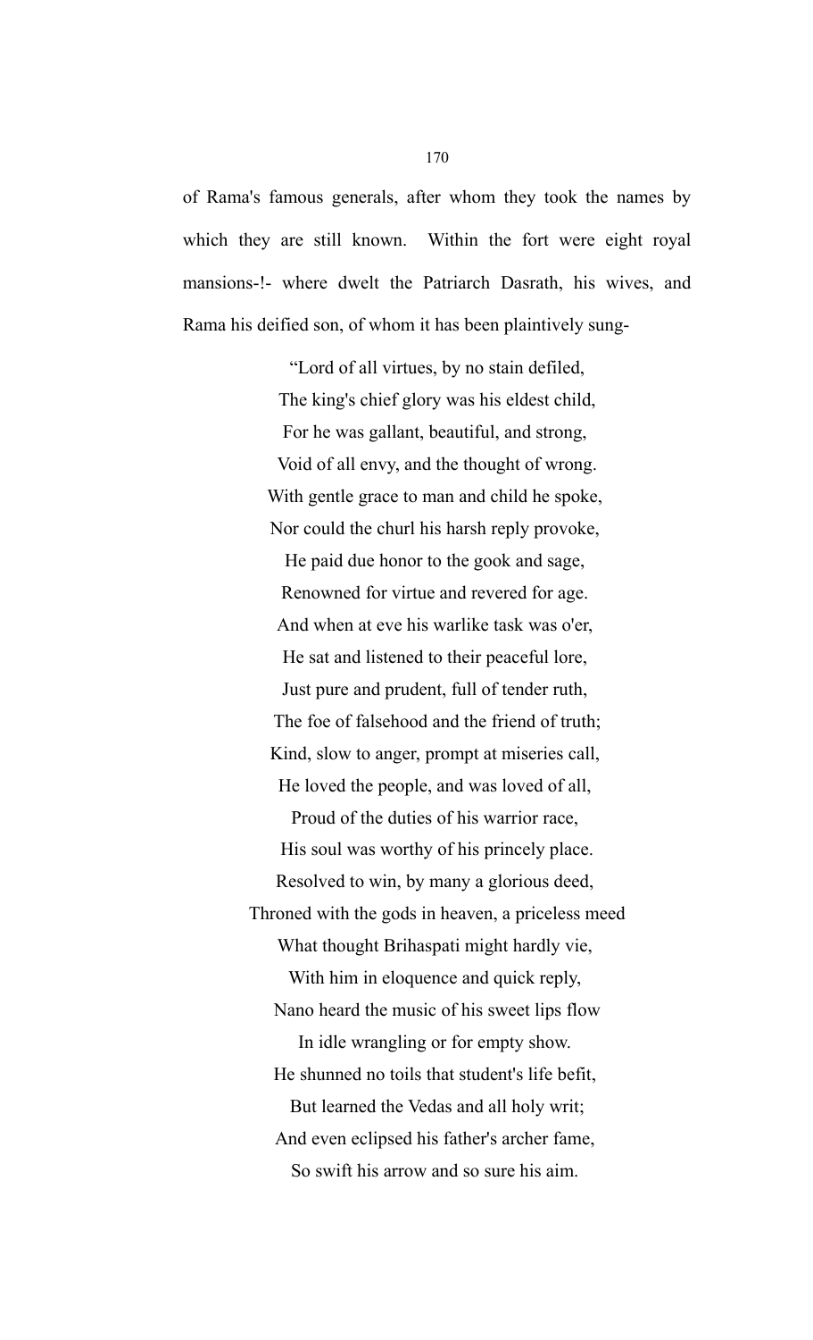of Rama's famous generals, after whom they took the names by which they are still known. Within the fort were eight royal mansions-!- where dwelt the Patriarch Dasrath, his wives, and Rama his deified son, of whom it has been plaintively sung-

"Lord of all virtues, by no stain defiled,  
The king's chief glory was his eldest child,  
For he was gallant, beautiful, and strong,  
Void of all envy, and the thought of wrong.  
With gentle grace to man and child he spoke,  
Nor could the churl his harsh reply provoke,  
He paid due honor to the gook and sage,  
Renowned for virtue and revered for age.  
And when at eve his warlike task was o'er,  
He sat and listened to their peaceful lore,  
Just pure and prudent, full of tender ruth,  
The foe of falsehood and the friend of truth;  
Kind, slow to anger, prompt at miseries call,  
He loved the people, and was loved of all,  
Proud of the duties of his warrior race,  
His soul was worthy of his princely place.  
Resolved to win, by many a glorious deed,  
Throned with the gods in heaven, a priceless meed  
What thought Brihaspati might hardly vie,  
With him in eloquence and quick reply,  
Nano heard the music of his sweet lips flow  
In idle wrangling or for empty show.  
He shunned no toils that student's life befit,  
But learned the Vedas and all holy writ;  
And even eclipsed his father's archer fame,  
So swift his arrow and so sure his aim.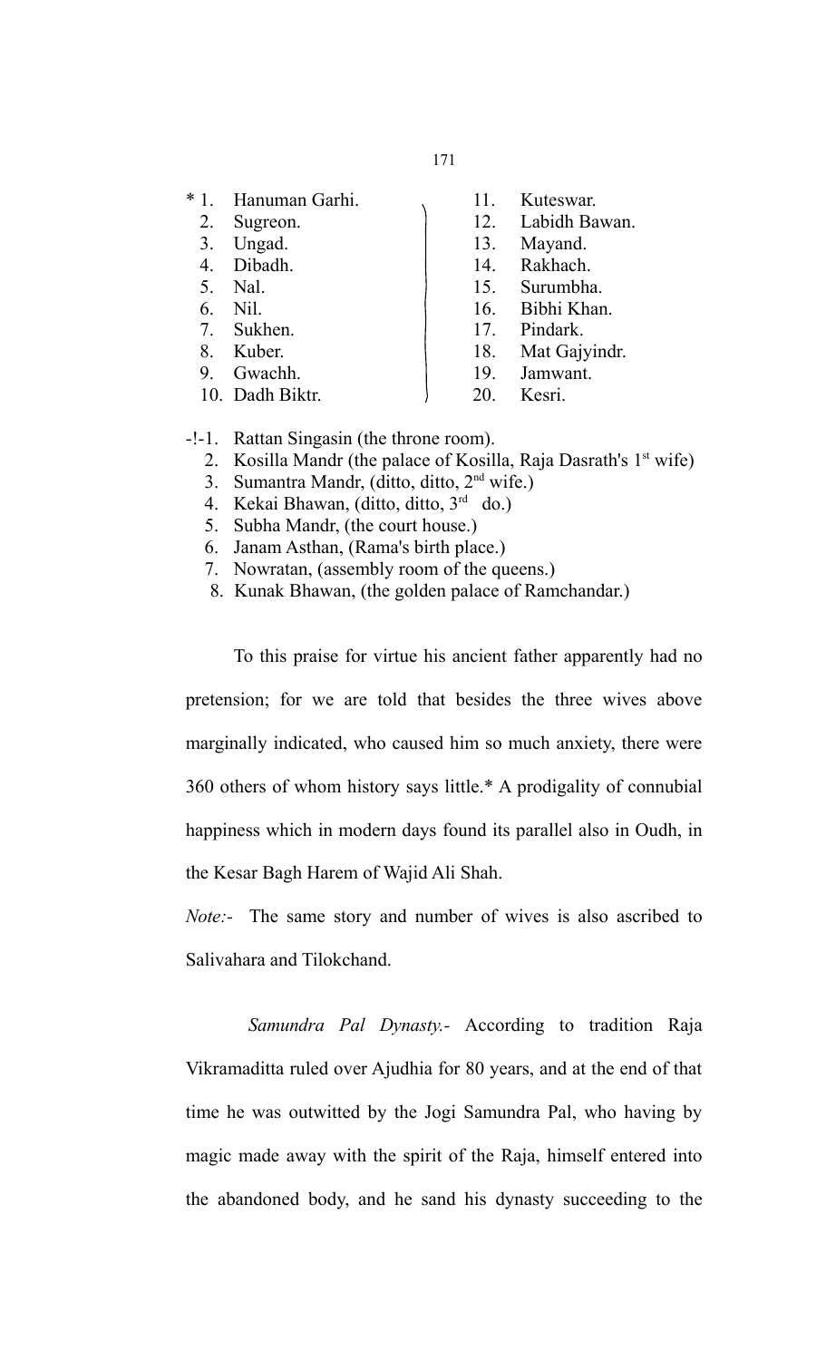| | | | |
|---|---|---|---|
| * 1. | Hanuman Garhi. | 11. | Kuteswar. |
| 2. | Sugreon. | 12. | Labidh Bawan. |
| 3. | Ungad. | 13. | Mayand. |
| 4. | Dibadh. | 14. | Rakhach. |
| 5. | Nal. | 15. | Surumbha. |
| 6. | Nil. | 16. | Bibhi Khan. |
| 7. | Sukhen. | 17. | Pindark. |
| 8. | Kuber. | 18. | Mat Gajyindr. |
| 9. | Gwachh. | 19. | Jamwant. |
| 10. | Dadh Biktr. | 20. | Kesri. |

-!-1. Rattan Singasin (the throne room).
2. Kosilla Mandr (the palace of Kosilla, Raja Dasrath's 1st wife)
3. Sumantra Mandr, (ditto, ditto, 2nd wife.)
4. Kekai Bhawan, (ditto, ditto, 3rd do.)
5. Subha Mandr, (the court house.)
6. Janam Asthan, (Rama's birth place.)
7. Nowratan, (assembly room of the queens.)
8. Kunak Bhawan, (the golden palace of Ramchandar.)

To this praise for virtue his ancient father apparently had no pretension; for we are told that besides the three wives above marginally indicated, who caused him so much anxiety, there were 360 others of whom history says little.* A prodigality of connubial happiness which in modern days found its parallel also in Oudh, in the Kesar Bagh Harem of Wajid Ali Shah.

*Note:-* The same story and number of wives is also ascribed to Salivahara and Tilokchand.

*Samundra Pal Dynasty.-* According to tradition Raja Vikramaditta ruled over Ajudhia for 80 years, and at the end of that time he was outwitted by the Jogi Samundra Pal, who having by magic made away with the spirit of the Raja, himself entered into the abandoned body, and he sand his dynasty succeeding to the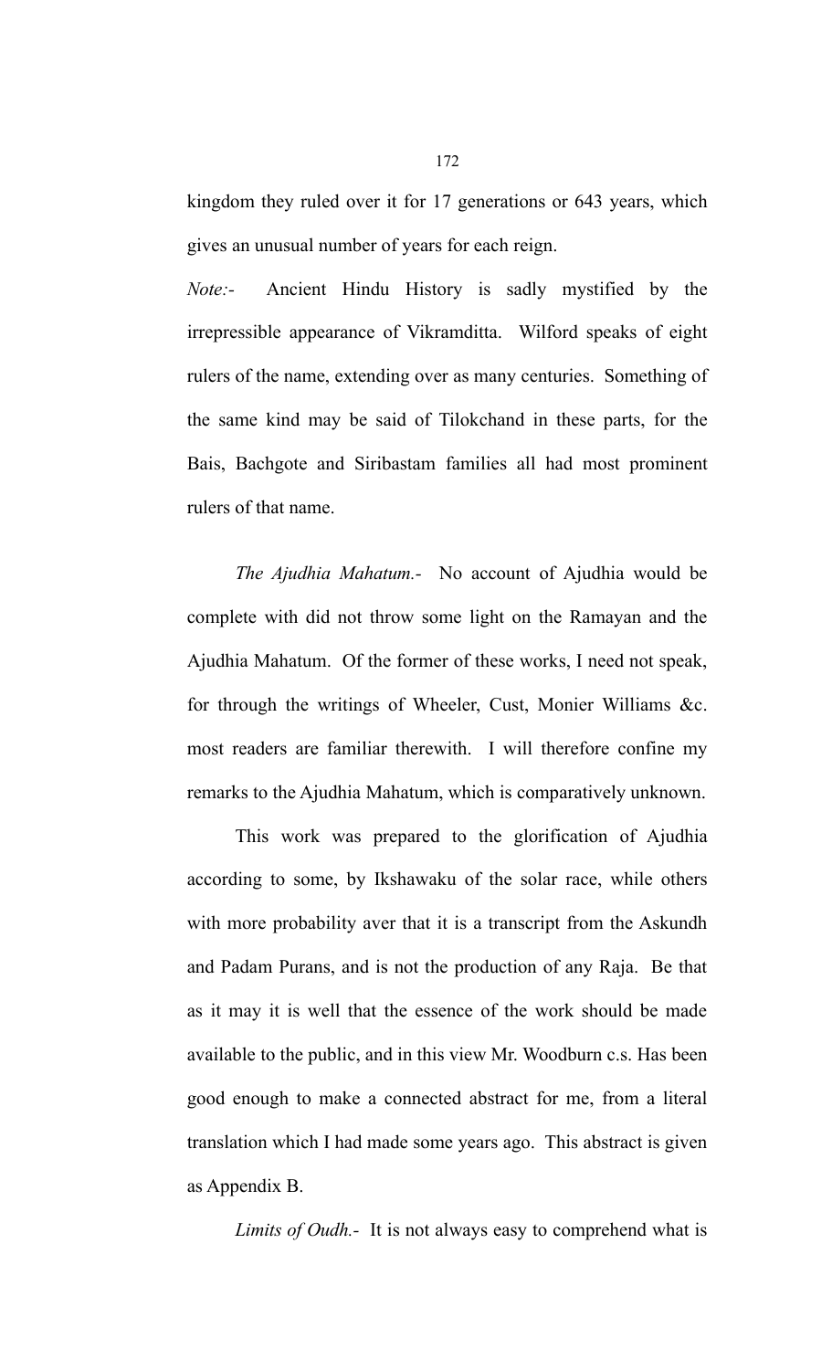kingdom they ruled over it for 17 generations or 643 years, which gives an unusual number of years for each reign.

*Note:-* Ancient Hindu History is sadly mystified by the irrepressible appearance of Vikramditta. Wilford speaks of eight rulers of the name, extending over as many centuries. Something of the same kind may be said of Tilokchand in these parts, for the Bais, Bachgote and Siribastam families all had most prominent rulers of that name.

*The Ajudhia Mahatum.-* No account of Ajudhia would be complete with did not throw some light on the Ramayan and the Ajudhia Mahatum. Of the former of these works, I need not speak, for through the writings of Wheeler, Cust, Monier Williams &c. most readers are familiar therewith. I will therefore confine my remarks to the Ajudhia Mahatum, which is comparatively unknown.

This work was prepared to the glorification of Ajudhia according to some, by Ikshawaku of the solar race, while others with more probability aver that it is a transcript from the Askundh and Padam Purans, and is not the production of any Raja. Be that as it may it is well that the essence of the work should be made available to the public, and in this view Mr. Woodburn c.s. Has been good enough to make a connected abstract for me, from a literal translation which I had made some years ago. This abstract is given as Appendix B.

*Limits of Oudh.-* It is not always easy to comprehend what is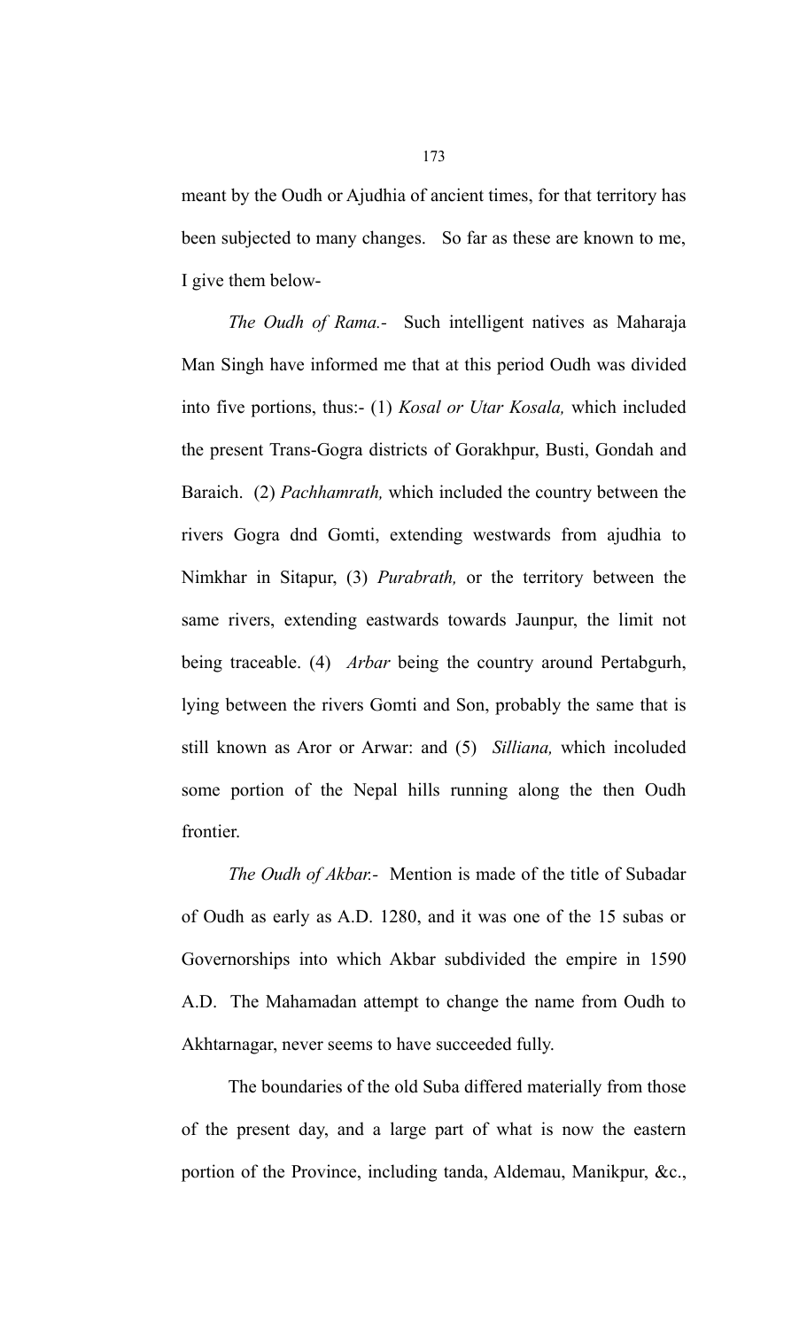meant by the Oudh or Ajudhia of ancient times, for that territory has been subjected to many changes. So far as these are known to me, I give them below-

*The Oudh of Rama.-* Such intelligent natives as Maharaja Man Singh have informed me that at this period Oudh was divided into five portions, thus:- (1) *Kosal or Utar Kosala,* which included the present Trans-Gogra districts of Gorakhpur, Busti, Gondah and Baraich. (2) *Pachhamrath,* which included the country between the rivers Gogra dnd Gomti, extending westwards from ajudhia to Nimkhar in Sitapur, (3) *Purabrath,* or the territory between the same rivers, extending eastwards towards Jaunpur, the limit not being traceable. (4) *Arbar* being the country around Pertabgurh, lying between the rivers Gomti and Son, probably the same that is still known as Aror or Arwar: and (5) *Silliana,* which incoluded some portion of the Nepal hills running along the then Oudh frontier.

*The Oudh of Akbar.-* Mention is made of the title of Subadar of Oudh as early as A.D. 1280, and it was one of the 15 subas or Governorships into which Akbar subdivided the empire in 1590 A.D. The Mahamadan attempt to change the name from Oudh to Akhtarnagar, never seems to have succeeded fully.

The boundaries of the old Suba differed materially from those of the present day, and a large part of what is now the eastern portion of the Province, including tanda, Aldemau, Manikpur, &c.,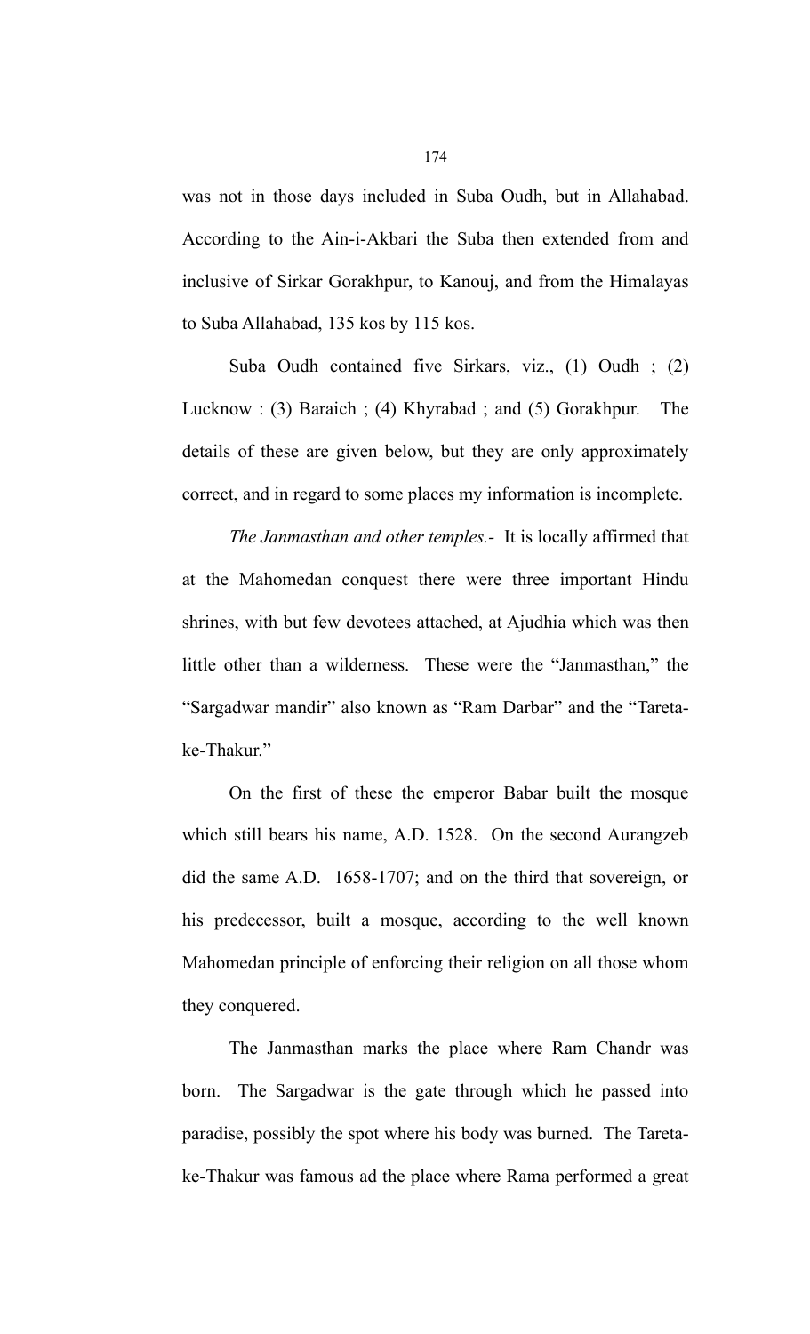was not in those days included in Suba Oudh, but in Allahabad. According to the Ain-i-Akbari the Suba then extended from and inclusive of Sirkar Gorakhpur, to Kanouj, and from the Himalayas to Suba Allahabad, 135 kos by 115 kos.

Suba Oudh contained five Sirkars, viz., (1) Oudh ; (2) Lucknow : (3) Baraich ; (4) Khyrabad ; and (5) Gorakhpur. The details of these are given below, but they are only approximately correct, and in regard to some places my information is incomplete.

*The Janmasthan and other temples.*- It is locally affirmed that at the Mahomedan conquest there were three important Hindu shrines, with but few devotees attached, at Ajudhia which was then little other than a wilderness. These were the "Janmasthan," the "Sargadwar mandir" also known as "Ram Darbar" and the "Tareta-ke-Thakur."

On the first of these the emperor Babar built the mosque which still bears his name, A.D. 1528. On the second Aurangzeb did the same A.D. 1658-1707; and on the third that sovereign, or his predecessor, built a mosque, according to the well known Mahomedan principle of enforcing their religion on all those whom they conquered.

The Janmasthan marks the place where Ram Chandr was born. The Sargadwar is the gate through which he passed into paradise, possibly the spot where his body was burned. The Tareta-ke-Thakur was famous ad the place where Rama performed a great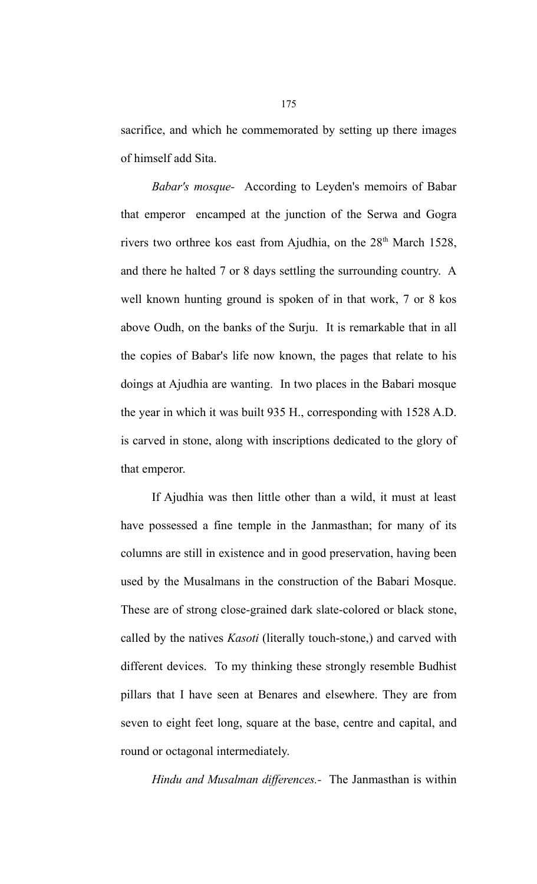sacrifice, and which he commemorated by setting up there images of himself add Sita.

*Babar's mosque-* According to Leyden's memoirs of Babar that emperor encamped at the junction of the Serwa and Gogra rivers two orthree kos east from Ajudhia, on the 28th March 1528, and there he halted 7 or 8 days settling the surrounding country. A well known hunting ground is spoken of in that work, 7 or 8 kos above Oudh, on the banks of the Surju. It is remarkable that in all the copies of Babar's life now known, the pages that relate to his doings at Ajudhia are wanting. In two places in the Babari mosque the year in which it was built 935 H., corresponding with 1528 A.D. is carved in stone, along with inscriptions dedicated to the glory of that emperor.

If Ajudhia was then little other than a wild, it must at least have possessed a fine temple in the Janmasthan; for many of its columns are still in existence and in good preservation, having been used by the Musalmans in the construction of the Babari Mosque. These are of strong close-grained dark slate-colored or black stone, called by the natives *Kasoti* (literally touch-stone,) and carved with different devices. To my thinking these strongly resemble Budhist pillars that I have seen at Benares and elsewhere. They are from seven to eight feet long, square at the base, centre and capital, and round or octagonal intermediately.

*Hindu and Musalman differences.-* The Janmasthan is within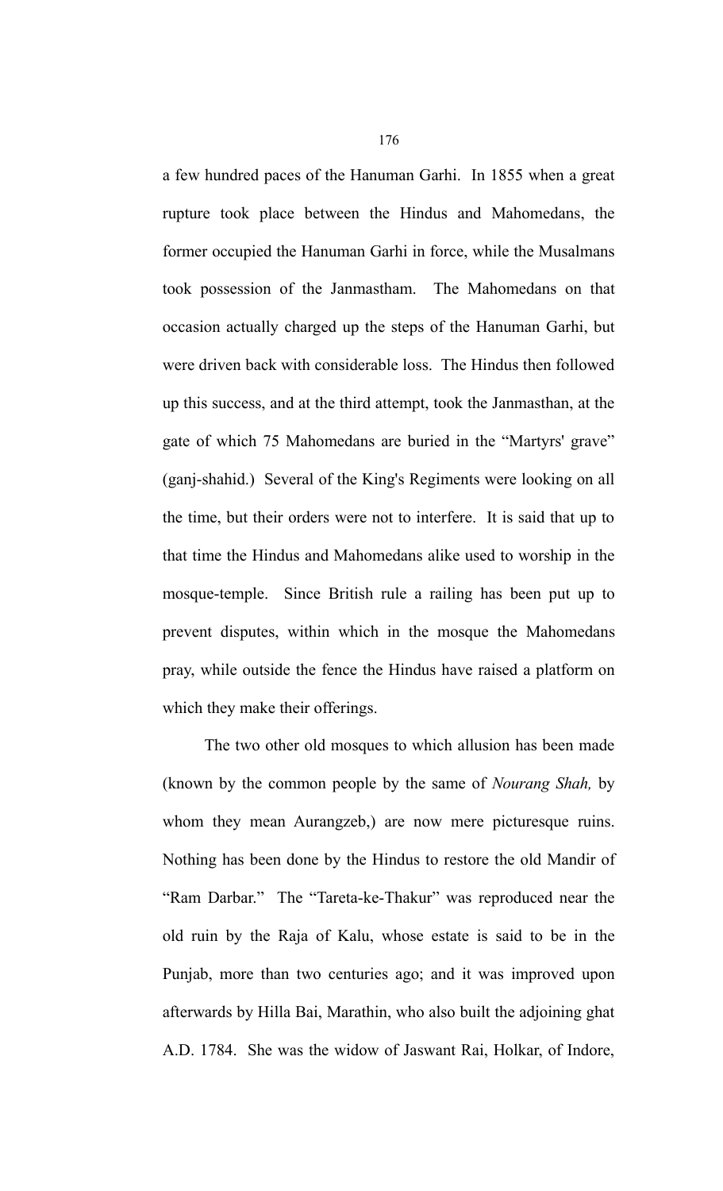a few hundred paces of the Hanuman Garhi. In 1855 when a great rupture took place between the Hindus and Mahomedans, the former occupied the Hanuman Garhi in force, while the Musalmans took possession of the Janmastham. The Mahomedans on that occasion actually charged up the steps of the Hanuman Garhi, but were driven back with considerable loss. The Hindus then followed up this success, and at the third attempt, took the Janmasthan, at the gate of which 75 Mahomedans are buried in the "Martyrs' grave" (ganj-shahid.) Several of the King's Regiments were looking on all the time, but their orders were not to interfere. It is said that up to that time the Hindus and Mahomedans alike used to worship in the mosque-temple. Since British rule a railing has been put up to prevent disputes, within which in the mosque the Mahomedans pray, while outside the fence the Hindus have raised a platform on which they make their offerings.

The two other old mosques to which allusion has been made (known by the common people by the same of *Nourang Shah,* by whom they mean Aurangzeb,) are now mere picturesque ruins. Nothing has been done by the Hindus to restore the old Mandir of "Ram Darbar." The "Tareta-ke-Thakur" was reproduced near the old ruin by the Raja of Kalu, whose estate is said to be in the Punjab, more than two centuries ago; and it was improved upon afterwards by Hilla Bai, Marathin, who also built the adjoining ghat A.D. 1784. She was the widow of Jaswant Rai, Holkar, of Indore,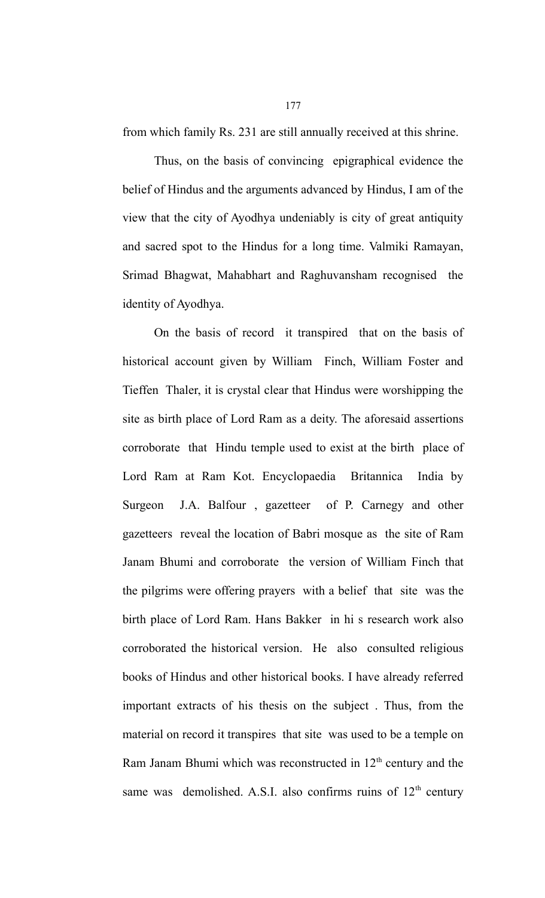from which family Rs. 231 are still annually received at this shrine.

Thus, on the basis of convincing epigraphical evidence the belief of Hindus and the arguments advanced by Hindus, I am of the view that the city of Ayodhya undeniably is city of great antiquity and sacred spot to the Hindus for a long time. Valmiki Ramayan, Srimad Bhagwat, Mahabhart and Raghuvansham recognised the identity of Ayodhya.

On the basis of record it transpired that on the basis of historical account given by William Finch, William Foster and Tieffen Thaler, it is crystal clear that Hindus were worshipping the site as birth place of Lord Ram as a deity. The aforesaid assertions corroborate that Hindu temple used to exist at the birth place of Lord Ram at Ram Kot. Encyclopaedia Britannica India by Surgeon J.A. Balfour , gazetteer of P. Carnegy and other gazetteers reveal the location of Babri mosque as the site of Ram Janam Bhumi and corroborate the version of William Finch that the pilgrims were offering prayers with a belief that site was the birth place of Lord Ram. Hans Bakker in hi s research work also corroborated the historical version. He also consulted religious books of Hindus and other historical books. I have already referred important extracts of his thesis on the subject . Thus, from the material on record it transpires that site was used to be a temple on Ram Janam Bhumi which was reconstructed in 12th century and the same was demolished. A.S.I. also confirms ruins of 12th century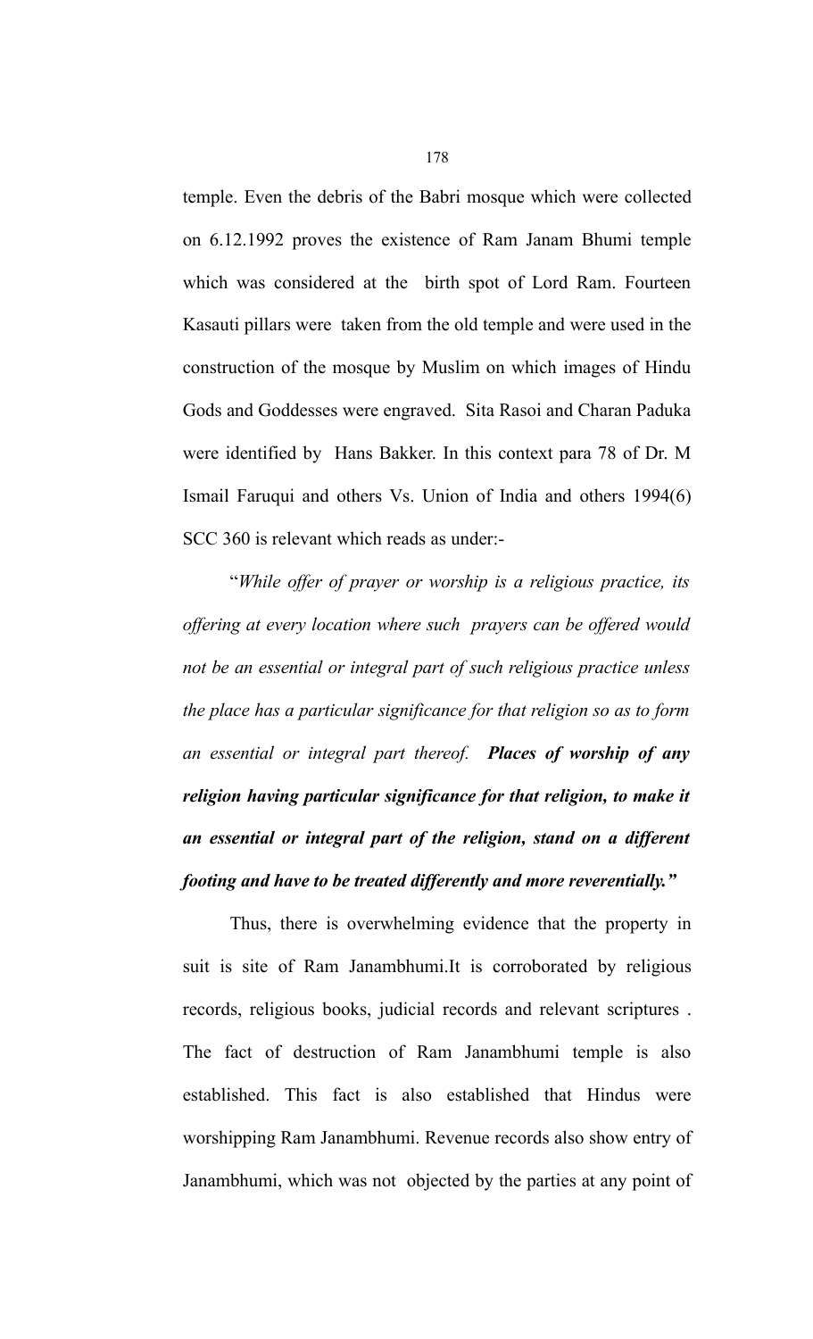temple. Even the debris of the Babri mosque which were collected on 6.12.1992 proves the existence of Ram Janam Bhumi temple which was considered at the birth spot of Lord Ram. Fourteen Kasauti pillars were taken from the old temple and were used in the construction of the mosque by Muslim on which images of Hindu Gods and Goddesses were engraved. Sita Rasoi and Charan Paduka were identified by Hans Bakker. In this context para 78 of Dr. M Ismail Faruqui and others Vs. Union of India and others 1994(6) SCC 360 is relevant which reads as under:-

"*While offer of prayer or worship is a religious practice, its offering at every location where such prayers can be offered would not be an essential or integral part of such religious practice unless the place has a particular significance for that religion so as to form an essential or integral part thereof.* ***Places of worship of any religion having particular significance for that religion, to make it an essential or integral part of the religion, stand on a different footing and have to be treated differently and more reverentially."***

Thus, there is overwhelming evidence that the property in suit is site of Ram Janambhumi.It is corroborated by religious records, religious books, judicial records and relevant scriptures . The fact of destruction of Ram Janambhumi temple is also established. This fact is also established that Hindus were worshipping Ram Janambhumi. Revenue records also show entry of Janambhumi, which was not objected by the parties at any point of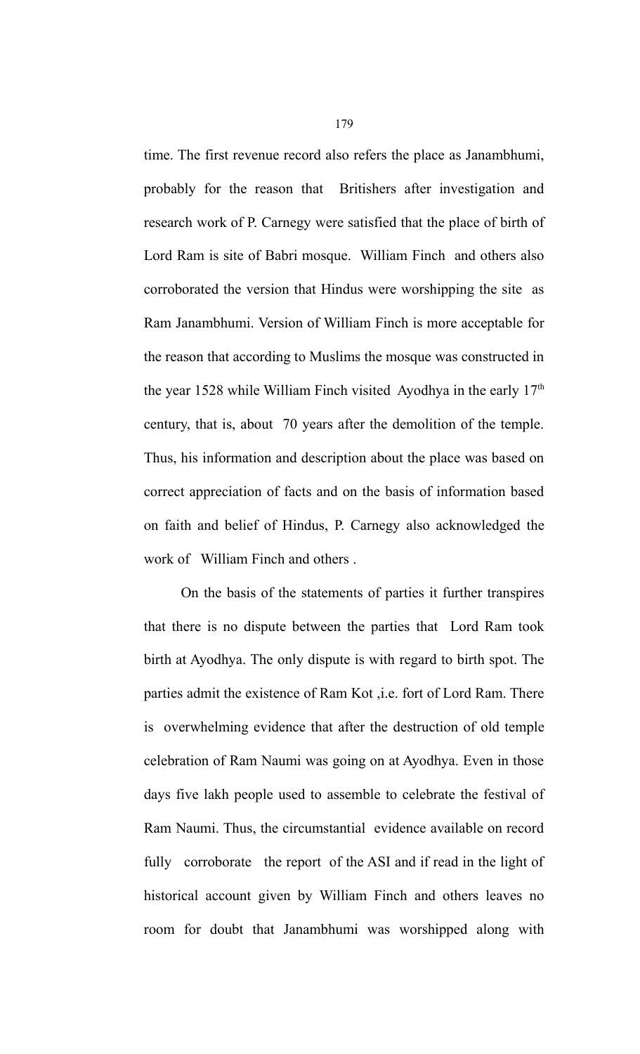time. The first revenue record also refers the place as Janambhumi, probably for the reason that Britishers after investigation and research work of P. Carnegy were satisfied that the place of birth of Lord Ram is site of Babri mosque. William Finch and others also corroborated the version that Hindus were worshipping the site as Ram Janambhumi. Version of William Finch is more acceptable for the reason that according to Muslims the mosque was constructed in the year 1528 while William Finch visited Ayodhya in the early 17th century, that is, about 70 years after the demolition of the temple. Thus, his information and description about the place was based on correct appreciation of facts and on the basis of information based on faith and belief of Hindus, P. Carnegy also acknowledged the work of William Finch and others .

On the basis of the statements of parties it further transpires that there is no dispute between the parties that Lord Ram took birth at Ayodhya. The only dispute is with regard to birth spot. The parties admit the existence of Ram Kot ,i.e. fort of Lord Ram. There is overwhelming evidence that after the destruction of old temple celebration of Ram Naumi was going on at Ayodhya. Even in those days five lakh people used to assemble to celebrate the festival of Ram Naumi. Thus, the circumstantial evidence available on record fully corroborate the report of the ASI and if read in the light of historical account given by William Finch and others leaves no room for doubt that Janambhumi was worshipped along with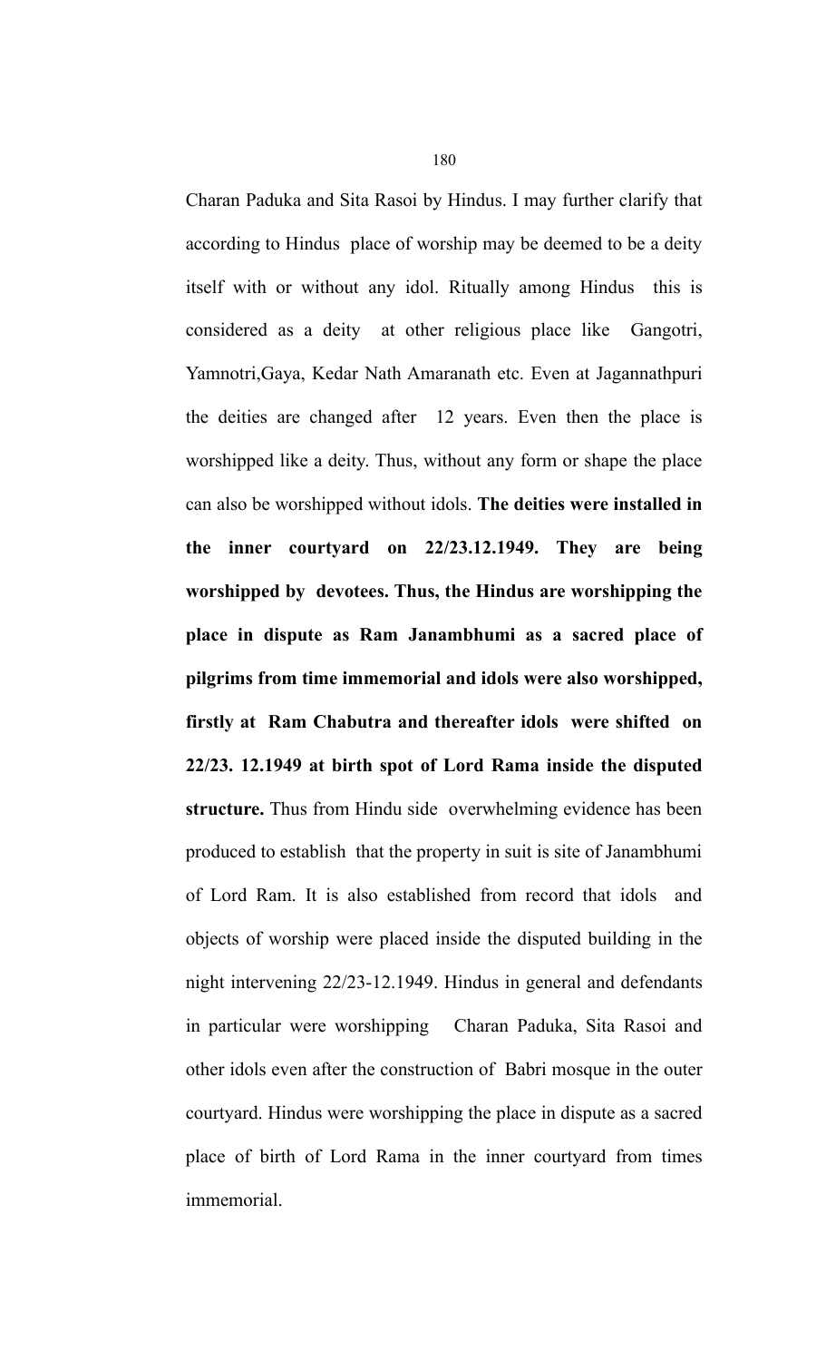Charan Paduka and Sita Rasoi by Hindus. I may further clarify that according to Hindus place of worship may be deemed to be a deity itself with or without any idol. Ritually among Hindus this is considered as a deity at other religious place like Gangotri, Yamnotri,Gaya, Kedar Nath Amaranath etc. Even at Jagannathpuri the deities are changed after 12 years. Even then the place is worshipped like a deity. Thus, without any form or shape the place can also be worshipped without idols. **The deities were installed in the inner courtyard on 22/23.12.1949. They are being worshipped by devotees. Thus, the Hindus are worshipping the place in dispute as Ram Janambhumi as a sacred place of pilgrims from time immemorial and idols were also worshipped, firstly at Ram Chabutra and thereafter idols were shifted on 22/23. 12.1949 at birth spot of Lord Rama inside the disputed structure.** Thus from Hindu side overwhelming evidence has been produced to establish that the property in suit is site of Janambhumi of Lord Ram. It is also established from record that idols and objects of worship were placed inside the disputed building in the night intervening 22/23-12.1949. Hindus in general and defendants in particular were worshipping Charan Paduka, Sita Rasoi and other idols even after the construction of Babri mosque in the outer courtyard. Hindus were worshipping the place in dispute as a sacred place of birth of Lord Rama in the inner courtyard from times immemorial.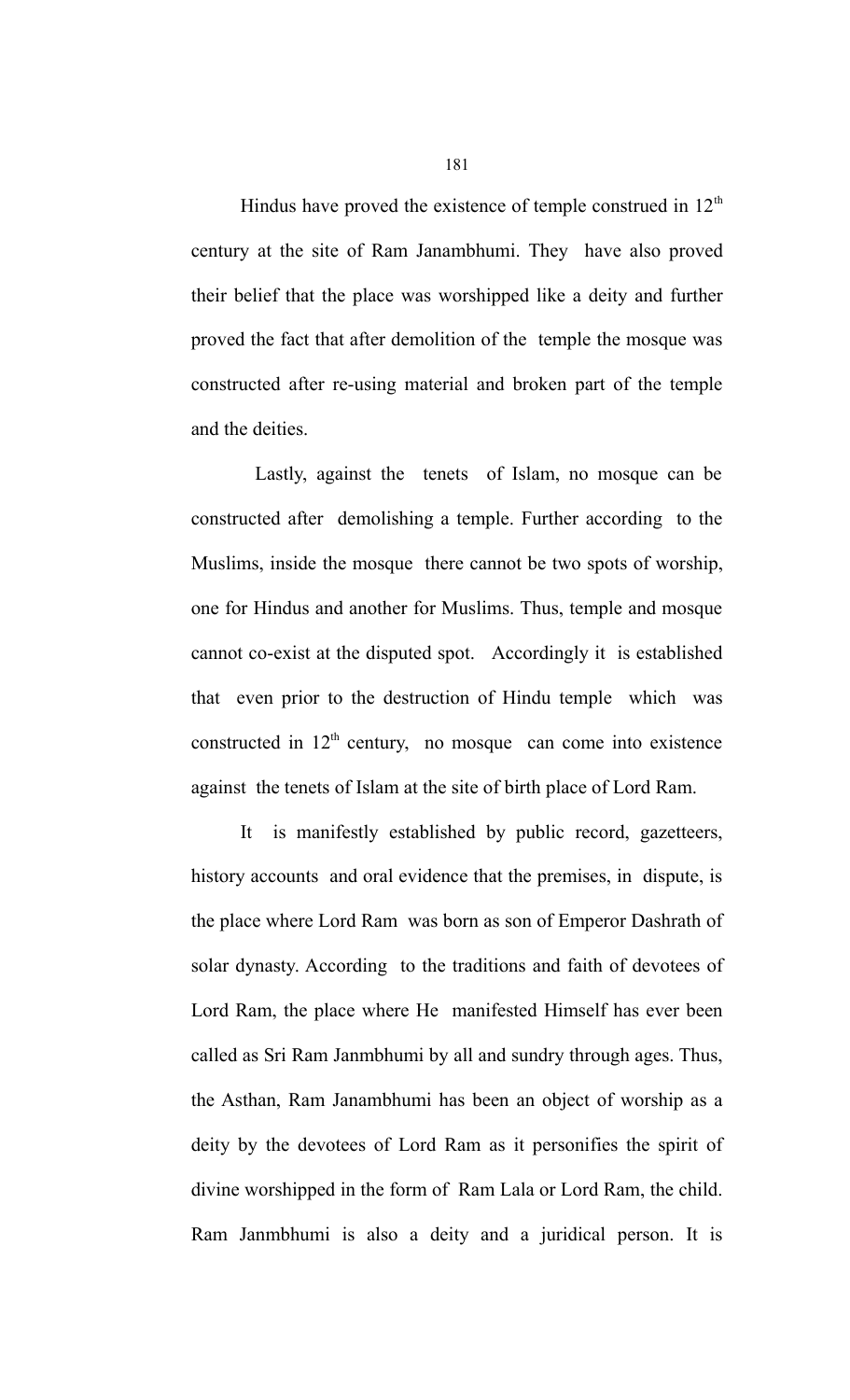Hindus have proved the existence of temple construed in $12^{th}$ century at the site of Ram Janambhumi. They have also proved their belief that the place was worshipped like a deity and further proved the fact that after demolition of the temple the mosque was constructed after re-using material and broken part of the temple and the deities.

Lastly, against the tenets of Islam, no mosque can be constructed after demolishing a temple. Further according to the Muslims, inside the mosque there cannot be two spots of worship, one for Hindus and another for Muslims. Thus, temple and mosque cannot co-exist at the disputed spot. Accordingly it is established that even prior to the destruction of Hindu temple which was constructed in $12^{th}$ century, no mosque can come into existence against the tenets of Islam at the site of birth place of Lord Ram.

It is manifestly established by public record, gazetteers, history accounts and oral evidence that the premises, in dispute, is the place where Lord Ram was born as son of Emperor Dashrath of solar dynasty. According to the traditions and faith of devotees of Lord Ram, the place where He manifested Himself has ever been called as Sri Ram Janmbhumi by all and sundry through ages. Thus, the Asthan, Ram Janambhumi has been an object of worship as a deity by the devotees of Lord Ram as it personifies the spirit of divine worshipped in the form of Ram Lala or Lord Ram, the child. Ram Janmbhumi is also a deity and a juridical person. It is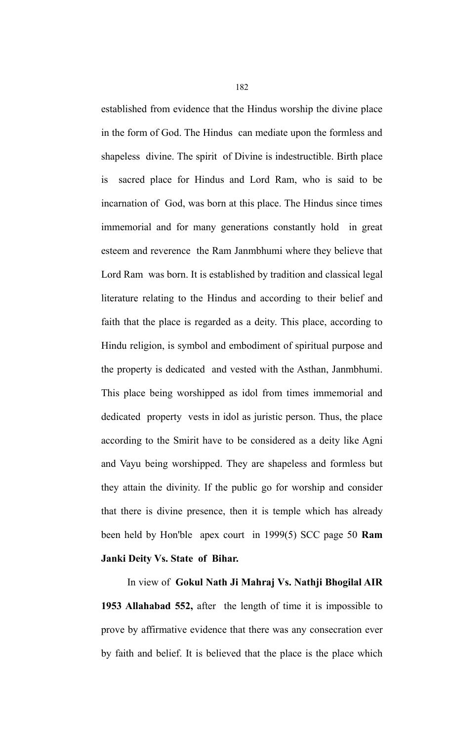established from evidence that the Hindus worship the divine place in the form of God. The Hindus can mediate upon the formless and shapeless divine. The spirit of Divine is indestructible. Birth place is sacred place for Hindus and Lord Ram, who is said to be incarnation of God, was born at this place. The Hindus since times immemorial and for many generations constantly hold in great esteem and reverence the Ram Janmbhumi where they believe that Lord Ram was born. It is established by tradition and classical legal literature relating to the Hindus and according to their belief and faith that the place is regarded as a deity. This place, according to Hindu religion, is symbol and embodiment of spiritual purpose and the property is dedicated and vested with the Asthan, Janmbhumi. This place being worshipped as idol from times immemorial and dedicated property vests in idol as juristic person. Thus, the place according to the Smirit have to be considered as a deity like Agni and Vayu being worshipped. They are shapeless and formless but they attain the divinity. If the public go for worship and consider that there is divine presence, then it is temple which has already been held by Hon'ble apex court in 1999(5) SCC page 50 **Ram Janki Deity Vs. State of Bihar.**

In view of **Gokul Nath Ji Mahraj Vs. Nathji Bhogilal AIR 1953 Allahabad 552,** after the length of time it is impossible to prove by affirmative evidence that there was any consecration ever by faith and belief. It is believed that the place is the place which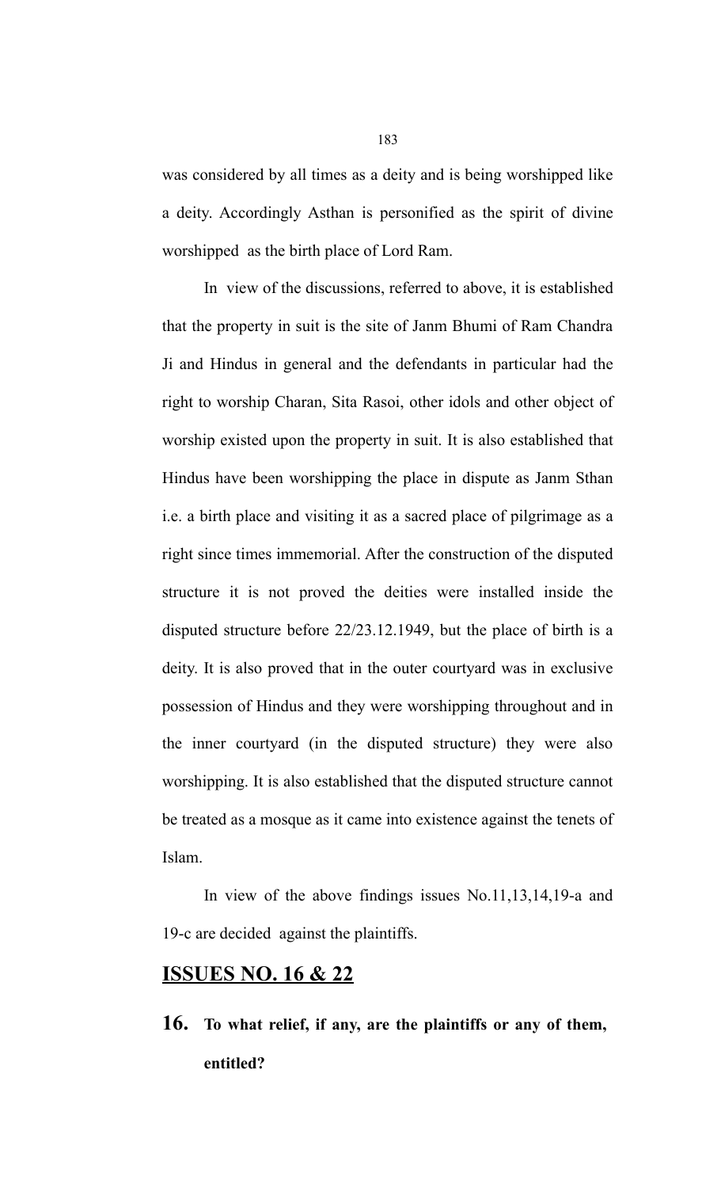was considered by all times as a deity and is being worshipped like a deity. Accordingly Asthan is personified as the spirit of divine worshipped as the birth place of Lord Ram.

In view of the discussions, referred to above, it is established that the property in suit is the site of Janm Bhumi of Ram Chandra Ji and Hindus in general and the defendants in particular had the right to worship Charan, Sita Rasoi, other idols and other object of worship existed upon the property in suit. It is also established that Hindus have been worshipping the place in dispute as Janm Sthan i.e. a birth place and visiting it as a sacred place of pilgrimage as a right since times immemorial. After the construction of the disputed structure it is not proved the deities were installed inside the disputed structure before 22/23.12.1949, but the place of birth is a deity. It is also proved that in the outer courtyard was in exclusive possession of Hindus and they were worshipping throughout and in the inner courtyard (in the disputed structure) they were also worshipping. It is also established that the disputed structure cannot be treated as a mosque as it came into existence against the tenets of Islam.

In view of the above findings issues No.11,13,14,19-a and 19-c are decided against the plaintiffs.

## <u>ISSUES NO. 16 & 22</u>

**16. To what relief, if any, are the plaintiffs or any of them, entitled?**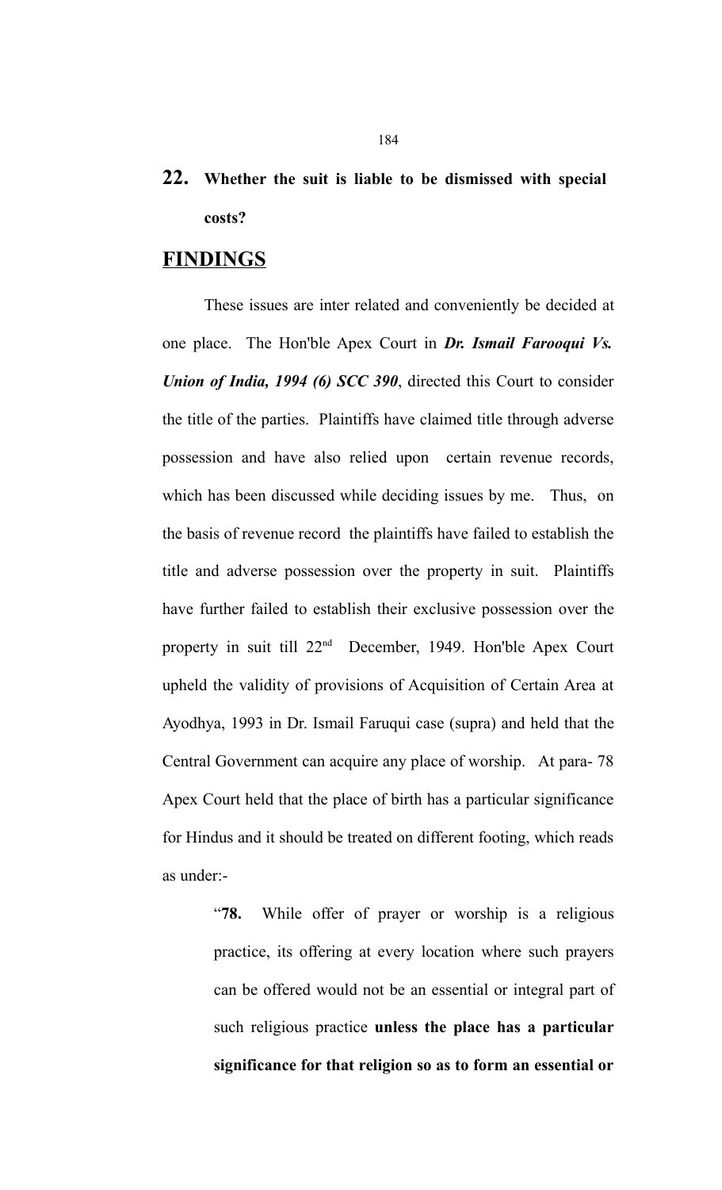**22. Whether the suit is liable to be dismissed with special costs?**

## FINDINGS

These issues are inter related and conveniently be decided at one place. The Hon'ble Apex Court in ***Dr. Ismail Farooqui Vs. Union of India, 1994 (6) SCC 390***, directed this Court to consider the title of the parties. Plaintiffs have claimed title through adverse possession and have also relied upon certain revenue records, which has been discussed while deciding issues by me. Thus, on the basis of revenue record the plaintiffs have failed to establish the title and adverse possession over the property in suit. Plaintiffs have further failed to establish their exclusive possession over the property in suit till 22nd December, 1949. Hon'ble Apex Court upheld the validity of provisions of Acquisition of Certain Area at Ayodhya, 1993 in Dr. Ismail Faruqui case (supra) and held that the Central Government can acquire any place of worship. At para- 78 Apex Court held that the place of birth has a particular significance for Hindus and it should be treated on different footing, which reads as under:-

> "**78.** While offer of prayer or worship is a religious practice, its offering at every location where such prayers can be offered would not be an essential or integral part of such religious practice **unless the place has a particular significance for that religion so as to form an essential or**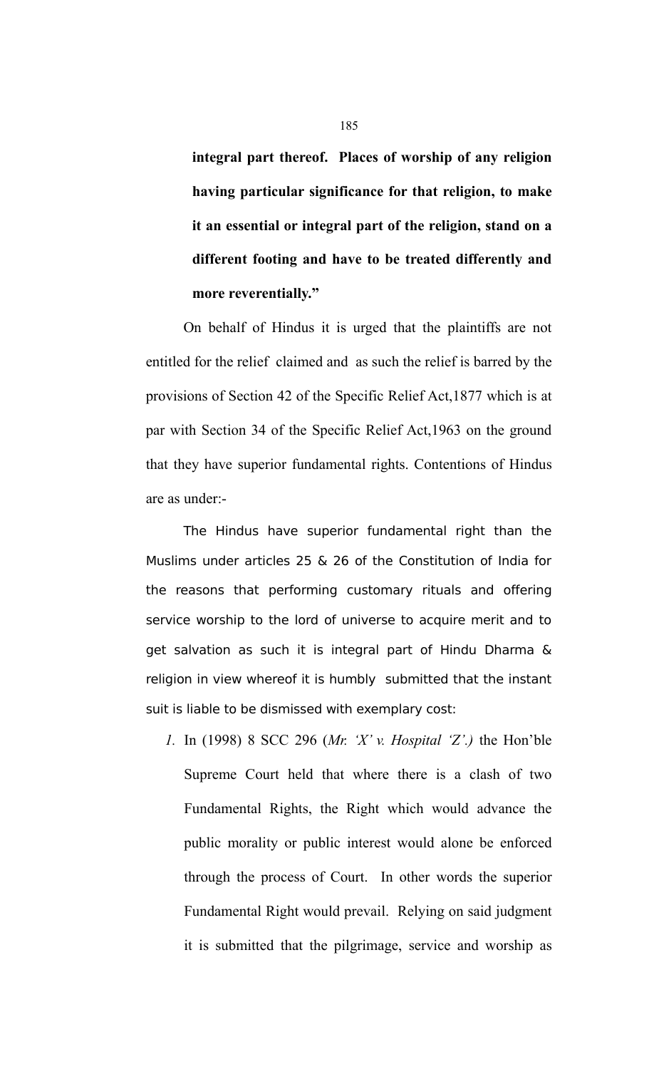**integral part thereof. Places of worship of any religion having particular significance for that religion, to make it an essential or integral part of the religion, stand on a different footing and have to be treated differently and more reverentially."**

On behalf of Hindus it is urged that the plaintiffs are not entitled for the relief claimed and as such the relief is barred by the provisions of Section 42 of the Specific Relief Act,1877 which is at par with Section 34 of the Specific Relief Act,1963 on the ground that they have superior fundamental rights. Contentions of Hindus are as under:-

The Hindus have superior fundamental right than the Muslims under articles 25 & 26 of the Constitution of India for the reasons that performing customary rituals and offering service worship to the lord of universe to acquire merit and to get salvation as such it is integral part of Hindu Dharma & religion in view whereof it is humbly submitted that the instant suit is liable to be dismissed with exemplary cost:

1. In (1998) 8 SCC 296 (*Mr. 'X' v. Hospital 'Z'.)* the Hon'ble Supreme Court held that where there is a clash of two Fundamental Rights, the Right which would advance the public morality or public interest would alone be enforced through the process of Court. In other words the superior Fundamental Right would prevail. Relying on said judgment it is submitted that the pilgrimage, service and worship as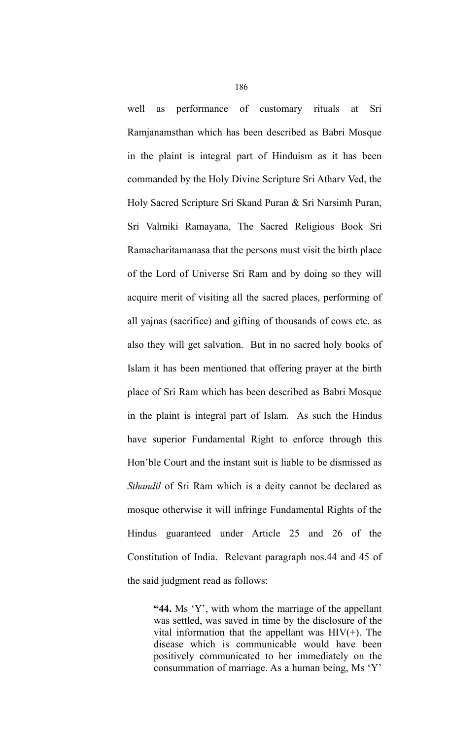well as performance of customary rituals at Sri Ramjanamsthan which has been described as Babri Mosque in the plaint is integral part of Hinduism as it has been commanded by the Holy Divine Scripture Sri Atharv Ved, the Holy Sacred Scripture Sri Skand Puran & Sri Narsimh Puran, Sri Valmiki Ramayana, The Sacred Religious Book Sri Ramacharitamanasa that the persons must visit the birth place of the Lord of Universe Sri Ram and by doing so they will acquire merit of visiting all the sacred places, performing of all yajnas (sacrifice) and gifting of thousands of cows etc. as also they will get salvation. But in no sacred holy books of Islam it has been mentioned that offering prayer at the birth place of Sri Ram which has been described as Babri Mosque in the plaint is integral part of Islam. As such the Hindus have superior Fundamental Right to enforce through this Hon'ble Court and the instant suit is liable to be dismissed as *Sthandil* of Sri Ram which is a deity cannot be declared as mosque otherwise it will infringe Fundamental Rights of the Hindus guaranteed under Article 25 and 26 of the Constitution of India. Relevant paragraph nos.44 and 45 of the said judgment read as follows:

> **"44.** Ms 'Y', with whom the marriage of the appellant was settled, was saved in time by the disclosure of the vital information that the appellant was HIV(+). The disease which is communicable would have been positively communicated to her immediately on the consummation of marriage. As a human being, Ms 'Y'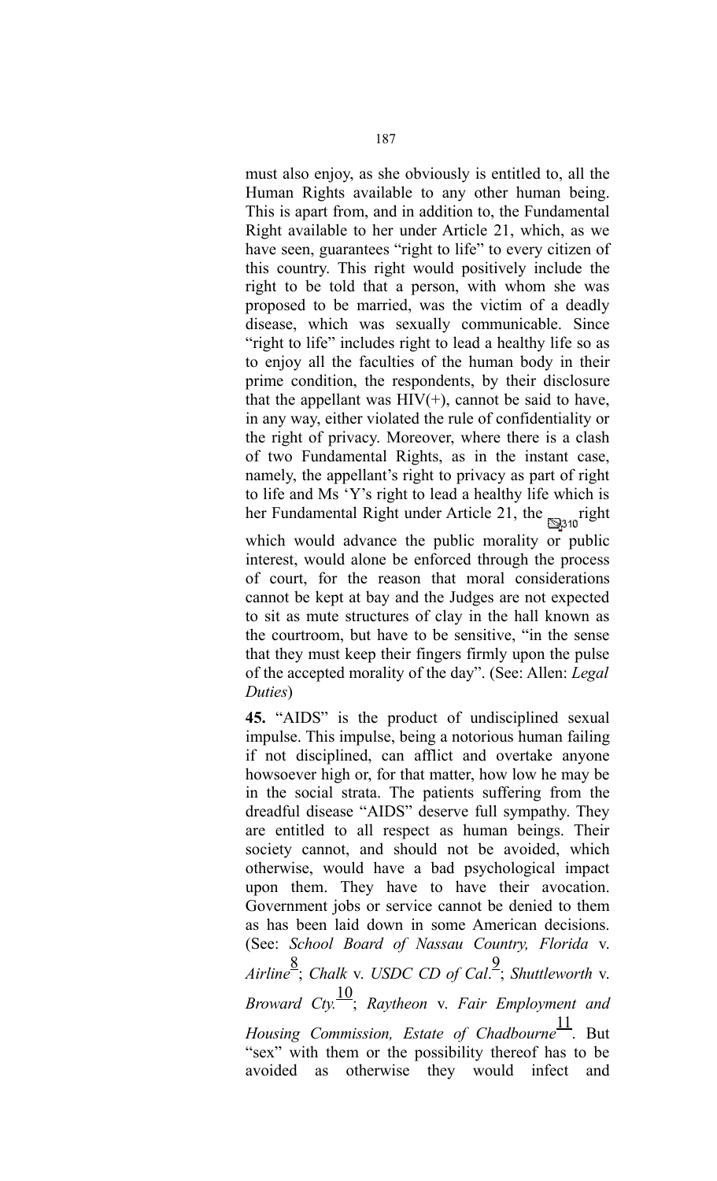must also enjoy, as she obviously is entitled to, all the Human Rights available to any other human being. This is apart from, and in addition to, the Fundamental Right available to her under Article 21, which, as we have seen, guarantees "right to life" to every citizen of this country. This right would positively include the right to be told that a person, with whom she was proposed to be married, was the victim of a deadly disease, which was sexually communicable. Since "right to life" includes right to lead a healthy life so as to enjoy all the faculties of the human body in their prime condition, the respondents, by their disclosure that the appellant was HIV(+), cannot be said to have, in any way, either violated the rule of confidentiality or the right of privacy. Moreover, where there is a clash of two Fundamental Rights, as in the instant case, namely, the appellant's right to privacy as part of right to life and Ms 'Y's right to lead a healthy life which is her Fundamental Right under Article 21, the 310 right which would advance the public morality or public interest, would alone be enforced through the process of court, for the reason that moral considerations cannot be kept at bay and the Judges are not expected to sit as mute structures of clay in the hall known as the courtroom, but have to be sensitive, "in the sense that they must keep their fingers firmly upon the pulse of the accepted morality of the day". (See: Allen: *Legal Duties*)

**45.** "AIDS" is the product of undisciplined sexual impulse. This impulse, being a notorious human failing if not disciplined, can afflict and overtake anyone howsoever high or, for that matter, how low he may be in the social strata. The patients suffering from the dreadful disease "AIDS" deserve full sympathy. They are entitled to all respect as human beings. Their society cannot, and should not be avoided, which otherwise, would have a bad psychological impact upon them. They have to have their avocation. Government jobs or service cannot be denied to them as has been laid down in some American decisions. (See: *School Board of Nassau Country, Florida* v. *Airline*[8]; *Chalk* v. *USDC CD of Cal.*[9]; *Shuttleworth* v. *Broward Cty.*[10]; *Raytheon* v. *Fair Employment and Housing Commission, Estate of Chadbourne*[11]. But "sex" with them or the possibility thereof has to be avoided as otherwise they would infect and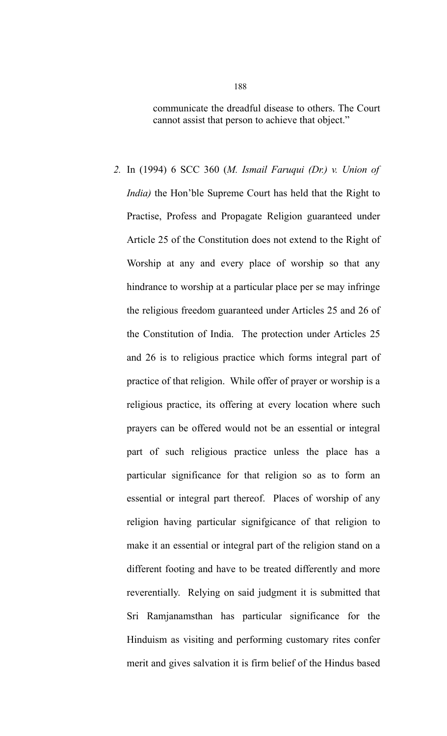communicate the dreadful disease to others. The Court cannot assist that person to achieve that object."

2. In (1994) 6 SCC 360 (*M. Ismail Faruqui (Dr.) v. Union of India)* the Hon'ble Supreme Court has held that the Right to Practise, Profess and Propagate Religion guaranteed under Article 25 of the Constitution does not extend to the Right of Worship at any and every place of worship so that any hindrance to worship at a particular place per se may infringe the religious freedom guaranteed under Articles 25 and 26 of the Constitution of India. The protection under Articles 25 and 26 is to religious practice which forms integral part of practice of that religion. While offer of prayer or worship is a religious practice, its offering at every location where such prayers can be offered would not be an essential or integral part of such religious practice unless the place has a particular significance for that religion so as to form an essential or integral part thereof. Places of worship of any religion having particular signifgicance of that religion to make it an essential or integral part of the religion stand on a different footing and have to be treated differently and more reverentially. Relying on said judgment it is submitted that Sri Ramjanamsthan has particular significance for the Hinduism as visiting and performing customary rites confer merit and gives salvation it is firm belief of the Hindus based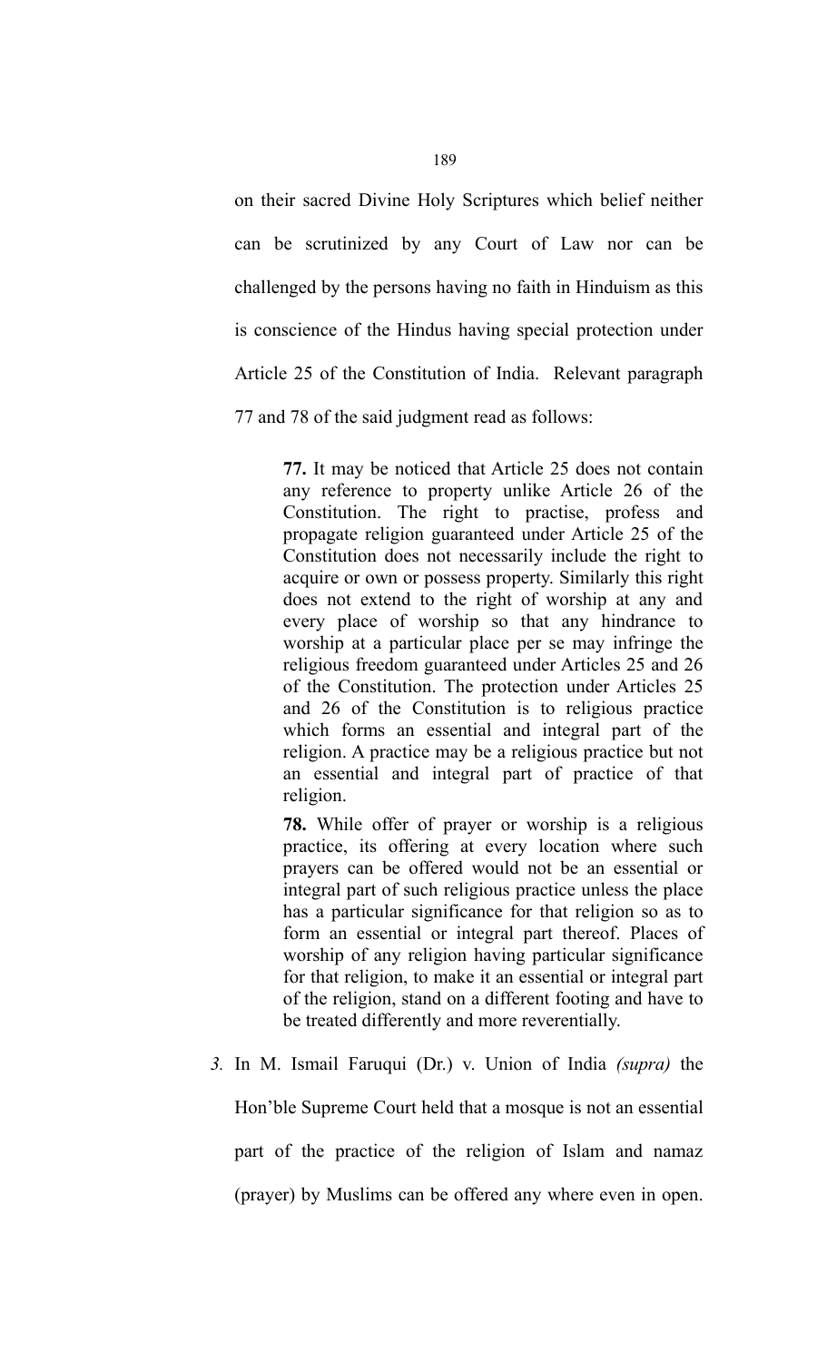on their sacred Divine Holy Scriptures which belief neither can be scrutinized by any Court of Law nor can be challenged by the persons having no faith in Hinduism as this is conscience of the Hindus having special protection under Article 25 of the Constitution of India. Relevant paragraph 77 and 78 of the said judgment read as follows:

> **77.** It may be noticed that Article 25 does not contain any reference to property unlike Article 26 of the Constitution. The right to practise, profess and propagate religion guaranteed under Article 25 of the Constitution does not necessarily include the right to acquire or own or possess property. Similarly this right does not extend to the right of worship at any and every place of worship so that any hindrance to worship at a particular place per se may infringe the religious freedom guaranteed under Articles 25 and 26 of the Constitution. The protection under Articles 25 and 26 of the Constitution is to religious practice which forms an essential and integral part of the religion. A practice may be a religious practice but not an essential and integral part of practice of that religion.
>
> **78.** While offer of prayer or worship is a religious practice, its offering at every location where such prayers can be offered would not be an essential or integral part of such religious practice unless the place has a particular significance for that religion so as to form an essential or integral part thereof. Places of worship of any religion having particular significance for that religion, to make it an essential or integral part of the religion, stand on a different footing and have to be treated differently and more reverentially.

*3.* In M. Ismail Faruqui (Dr.) v. Union of India *(supra)* the Hon'ble Supreme Court held that a mosque is not an essential part of the practice of the religion of Islam and namaz (prayer) by Muslims can be offered any where even in open.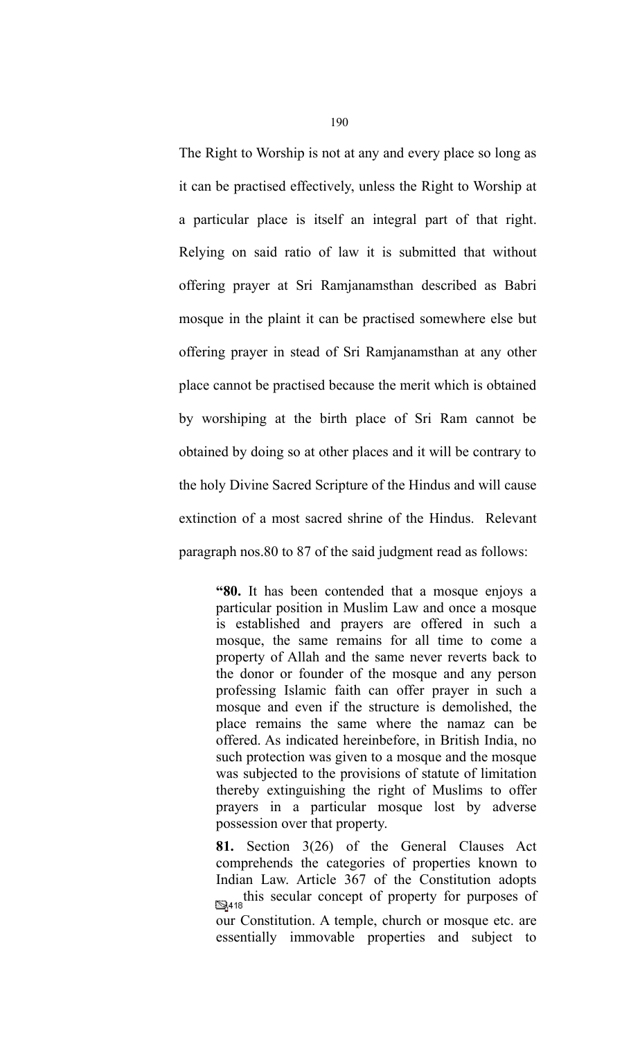The Right to Worship is not at any and every place so long as it can be practised effectively, unless the Right to Worship at a particular place is itself an integral part of that right. Relying on said ratio of law it is submitted that without offering prayer at Sri Ramjanamsthan described as Babri mosque in the plaint it can be practised somewhere else but offering prayer in stead of Sri Ramjanamsthan at any other place cannot be practised because the merit which is obtained by worshiping at the birth place of Sri Ram cannot be obtained by doing so at other places and it will be contrary to the holy Divine Sacred Scripture of the Hindus and will cause extinction of a most sacred shrine of the Hindus. Relevant paragraph nos.80 to 87 of the said judgment read as follows:

> **"80.** It has been contended that a mosque enjoys a particular position in Muslim Law and once a mosque is established and prayers are offered in such a mosque, the same remains for all time to come a property of Allah and the same never reverts back to the donor or founder of the mosque and any person professing Islamic faith can offer prayer in such a mosque and even if the structure is demolished, the place remains the same where the namaz can be offered. As indicated hereinbefore, in British India, no such protection was given to a mosque and the mosque was subjected to the provisions of statute of limitation thereby extinguishing the right of Muslims to offer prayers in a particular mosque lost by adverse possession over that property.
>
> **81.** Section 3(26) of the General Clauses Act comprehends the categories of properties known to Indian Law. Article 367 of the Constitution adopts 418 this secular concept of property for purposes of our Constitution. A temple, church or mosque etc. are essentially immovable properties and subject to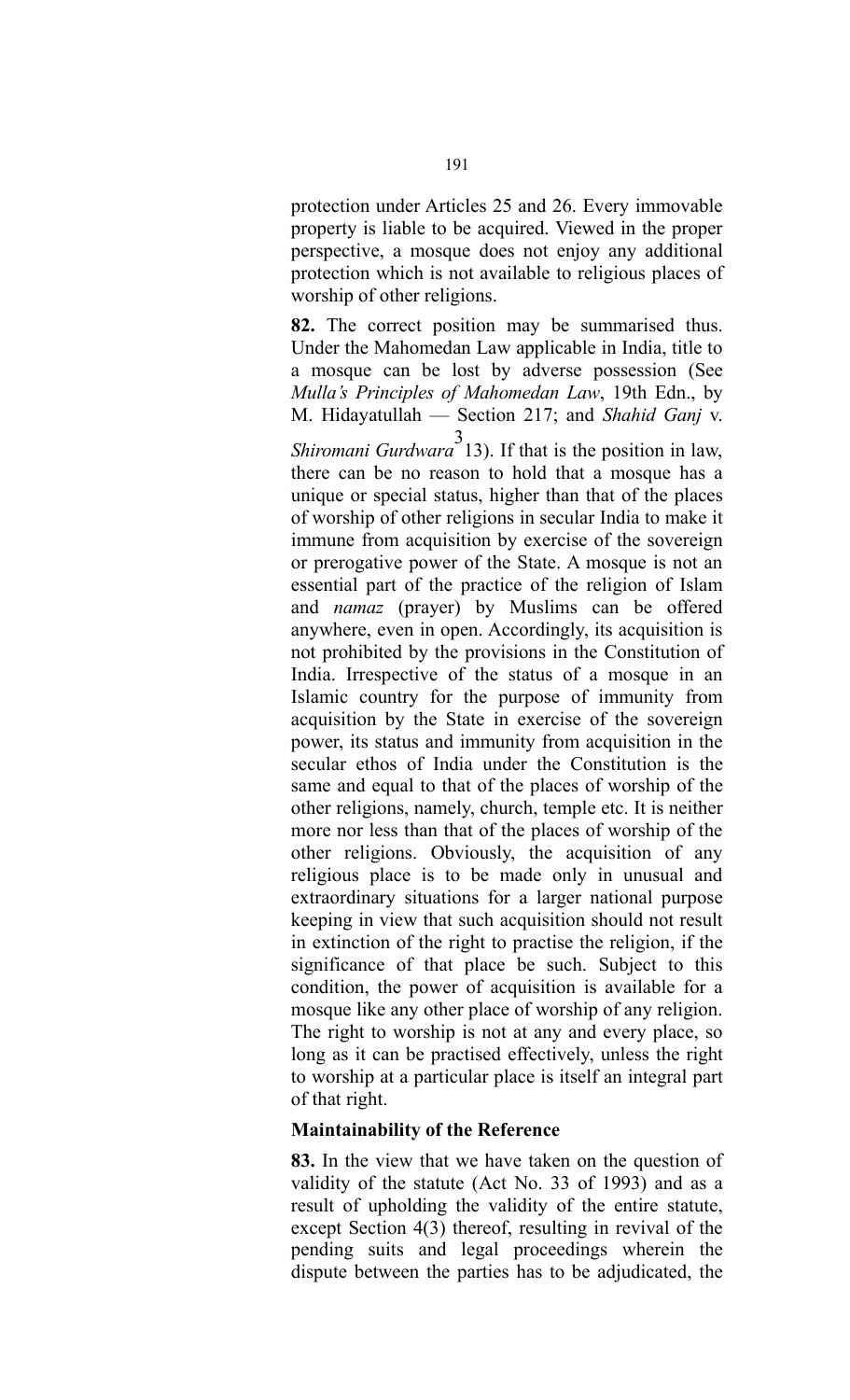protection under Articles 25 and 26. Every immovable property is liable to be acquired. Viewed in the proper perspective, a mosque does not enjoy any additional protection which is not available to religious places of worship of other religions.

**82.** The correct position may be summarised thus. Under the Mahomedan Law applicable in India, title to a mosque can be lost by adverse possession (See *Mulla's Principles of Mahomedan Law*, 19th Edn., by M. Hidayatullah — Section 217; and *Shahid Ganj* v. *Shiromani Gurdwara*[3] 13). If that is the position in law, there can be no reason to hold that a mosque has a unique or special status, higher than that of the places of worship of other religions in secular India to make it immune from acquisition by exercise of the sovereign or prerogative power of the State. A mosque is not an essential part of the practice of the religion of Islam and *namaz* (prayer) by Muslims can be offered anywhere, even in open. Accordingly, its acquisition is not prohibited by the provisions in the Constitution of India. Irrespective of the status of a mosque in an Islamic country for the purpose of immunity from acquisition by the State in exercise of the sovereign power, its status and immunity from acquisition in the secular ethos of India under the Constitution is the same and equal to that of the places of worship of the other religions, namely, church, temple etc. It is neither more nor less than that of the places of worship of the other religions. Obviously, the acquisition of any religious place is to be made only in unusual and extraordinary situations for a larger national purpose keeping in view that such acquisition should not result in extinction of the right to practise the religion, if the significance of that place be such. Subject to this condition, the power of acquisition is available for a mosque like any other place of worship of any religion. The right to worship is not at any and every place, so long as it can be practised effectively, unless the right to worship at a particular place is itself an integral part of that right.

### Maintainability of the Reference

**83.** In the view that we have taken on the question of validity of the statute (Act No. 33 of 1993) and as a result of upholding the validity of the entire statute, except Section 4(3) thereof, resulting in revival of the pending suits and legal proceedings wherein the dispute between the parties has to be adjudicated, the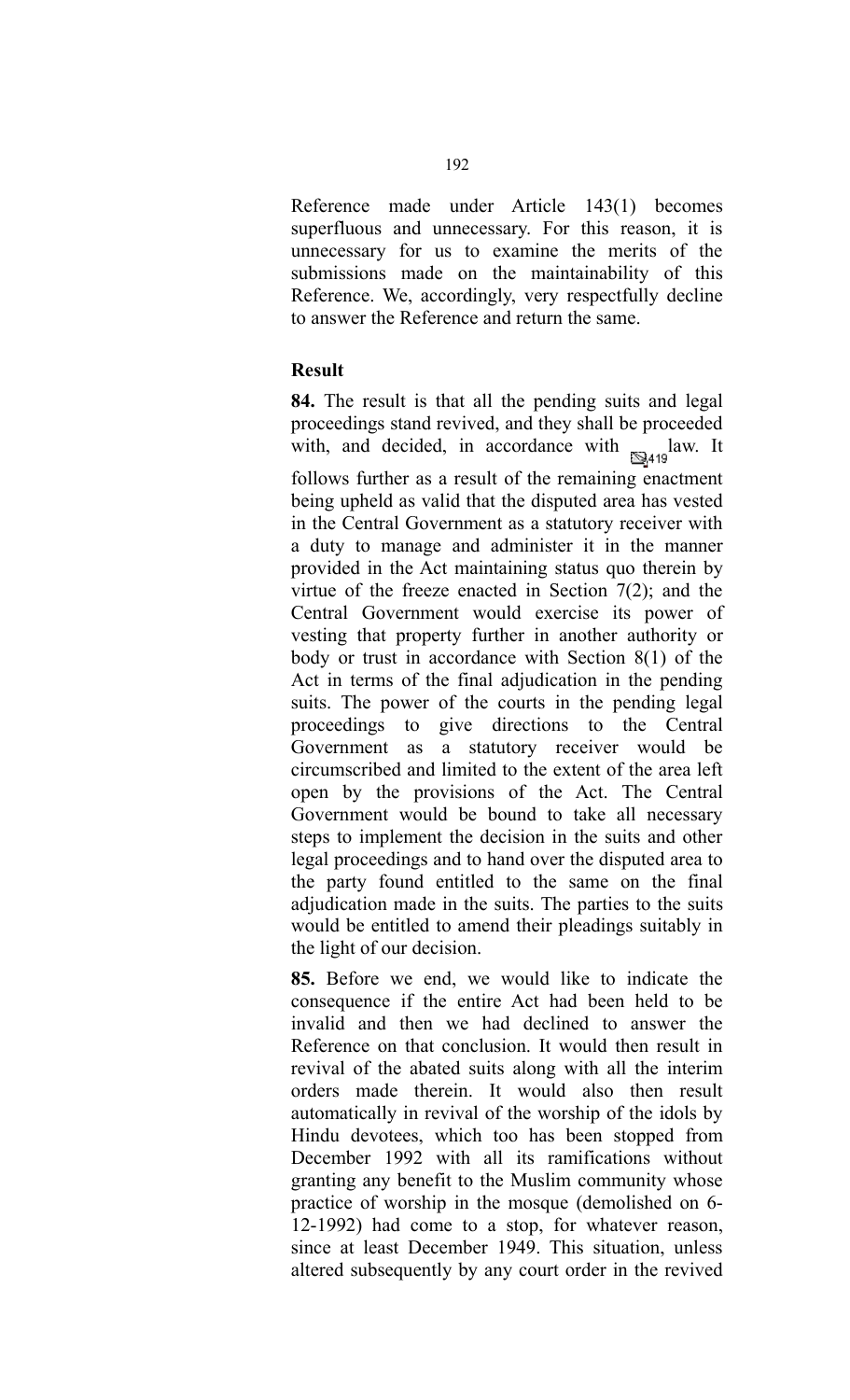Reference made under Article 143(1) becomes superfluous and unnecessary. For this reason, it is unnecessary for us to examine the merits of the submissions made on the maintainability of this Reference. We, accordingly, very respectfully decline to answer the Reference and return the same.

**Result**

**84.** The result is that all the pending suits and legal proceedings stand revived, and they shall be proceeded with, and decided, in accordance with law. It follows further as a result of the remaining enactment being upheld as valid that the disputed area has vested in the Central Government as a statutory receiver with a duty to manage and administer it in the manner provided in the Act maintaining status quo therein by virtue of the freeze enacted in Section 7(2); and the Central Government would exercise its power of vesting that property further in another authority or body or trust in accordance with Section 8(1) of the Act in terms of the final adjudication in the pending suits. The power of the courts in the pending legal proceedings to give directions to the Central Government as a statutory receiver would be circumscribed and limited to the extent of the area left open by the provisions of the Act. The Central Government would be bound to take all necessary steps to implement the decision in the suits and other legal proceedings and to hand over the disputed area to the party found entitled to the same on the final adjudication made in the suits. The parties to the suits would be entitled to amend their pleadings suitably in the light of our decision.

**85.** Before we end, we would like to indicate the consequence if the entire Act had been held to be invalid and then we had declined to answer the Reference on that conclusion. It would then result in revival of the abated suits along with all the interim orders made therein. It would also then result automatically in revival of the worship of the idols by Hindu devotees, which too has been stopped from December 1992 with all its ramifications without granting any benefit to the Muslim community whose practice of worship in the mosque (demolished on 6-12-1992) had come to a stop, for whatever reason, since at least December 1949. This situation, unless altered subsequently by any court order in the revived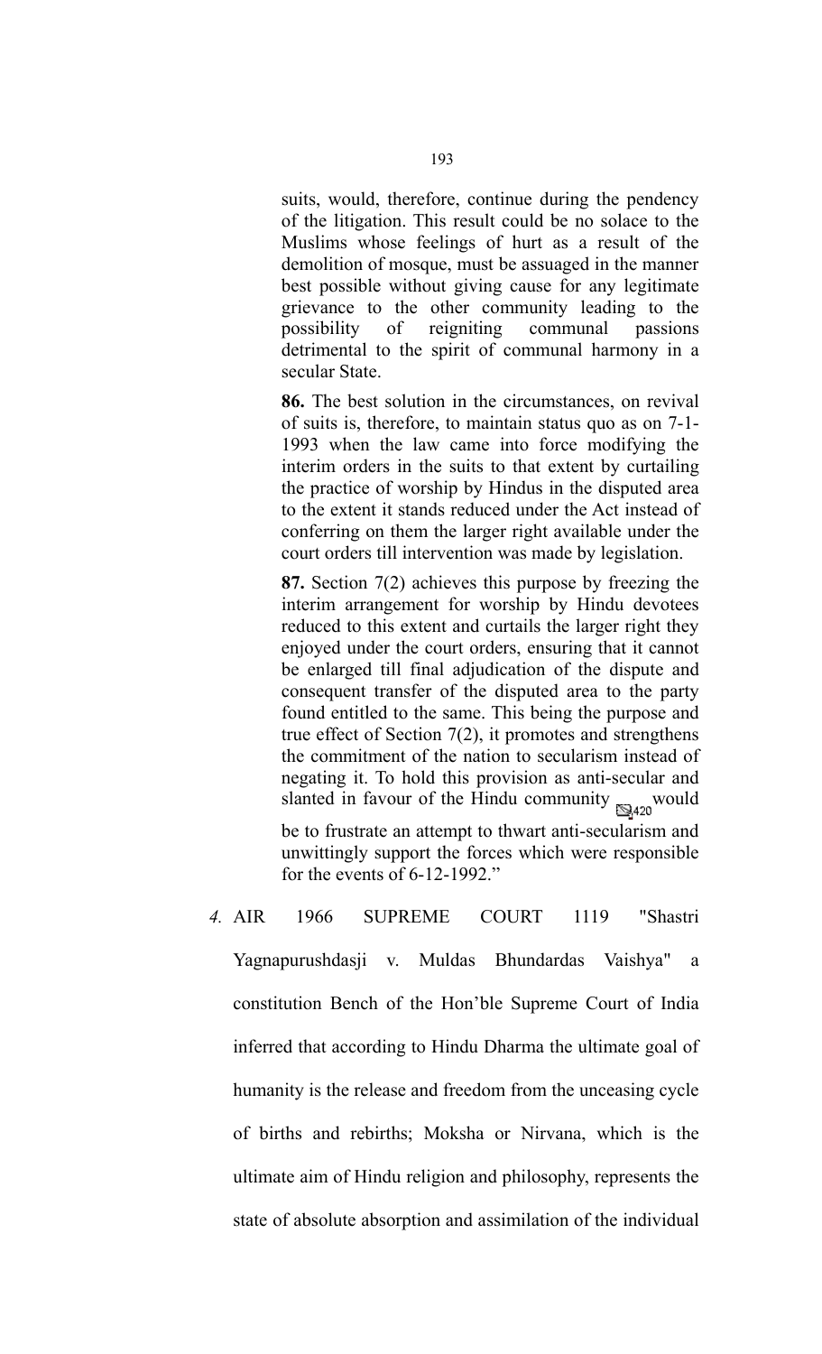suits, would, therefore, continue during the pendency of the litigation. This result could be no solace to the Muslims whose feelings of hurt as a result of the demolition of mosque, must be assuaged in the manner best possible without giving cause for any legitimate grievance to the other community leading to the possibility of reigniting communal passions detrimental to the spirit of communal harmony in a secular State.

**86.** The best solution in the circumstances, on revival of suits is, therefore, to maintain status quo as on 7-1-1993 when the law came into force modifying the interim orders in the suits to that extent by curtailing the practice of worship by Hindus in the disputed area to the extent it stands reduced under the Act instead of conferring on them the larger right available under the court orders till intervention was made by legislation.

**87.** Section 7(2) achieves this purpose by freezing the interim arrangement for worship by Hindu devotees reduced to this extent and curtails the larger right they enjoyed under the court orders, ensuring that it cannot be enlarged till final adjudication of the dispute and consequent transfer of the disputed area to the party found entitled to the same. This being the purpose and true effect of Section 7(2), it promotes and strengthens the commitment of the nation to secularism instead of negating it. To hold this provision as anti-secular and slanted in favour of the Hindu community 420 would be to frustrate an attempt to thwart anti-secularism and unwittingly support the forces which were responsible for the events of 6-12-1992."

4. AIR 1966 SUPREME COURT 1119 "Shastri Yagnapurushdasji v. Muldas Bhundardas Vaishya" a constitution Bench of the Hon'ble Supreme Court of India inferred that according to Hindu Dharma the ultimate goal of humanity is the release and freedom from the unceasing cycle of births and rebirths; Moksha or Nirvana, which is the ultimate aim of Hindu religion and philosophy, represents the state of absolute absorption and assimilation of the individual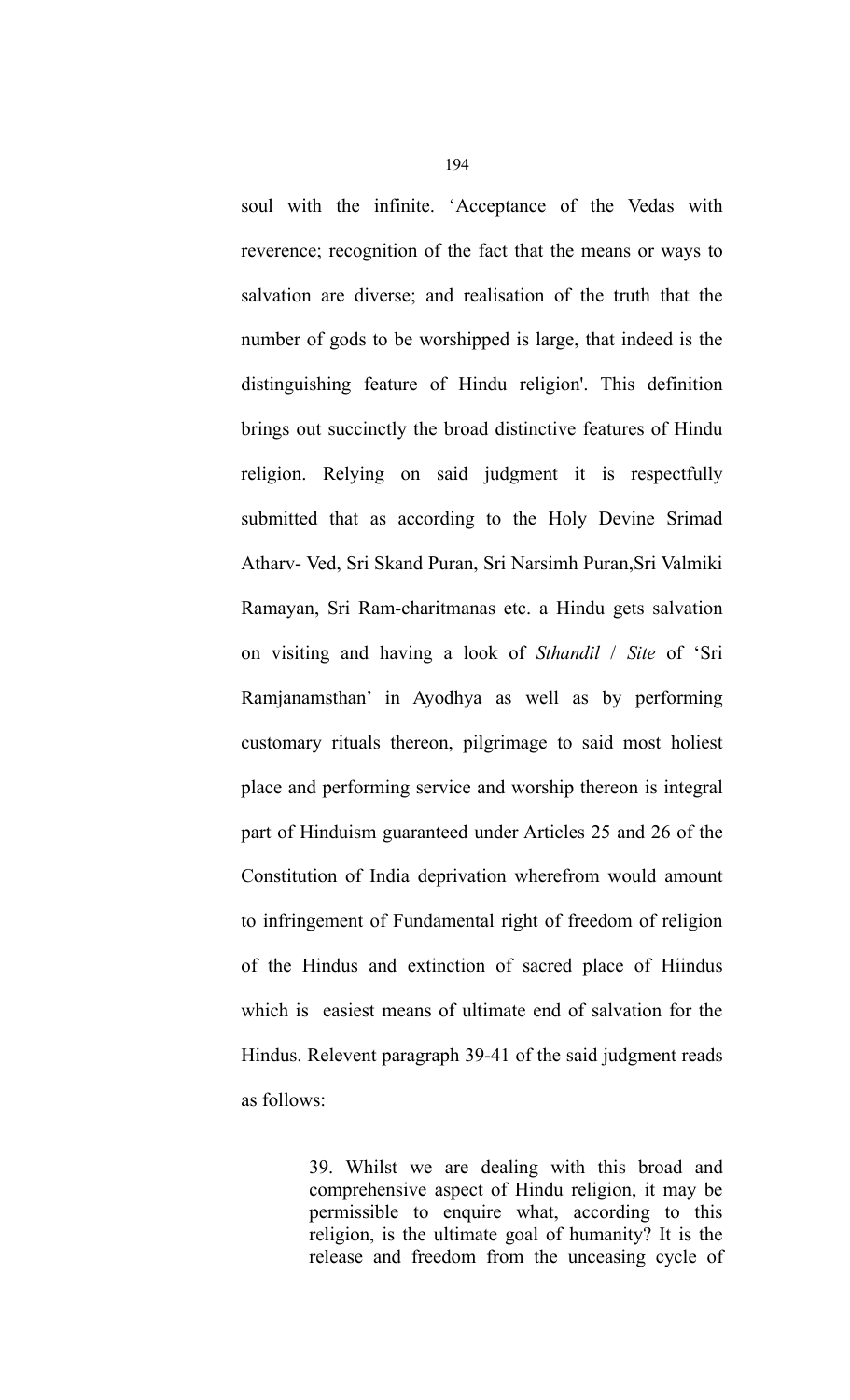soul with the infinite. 'Acceptance of the Vedas with reverence; recognition of the fact that the means or ways to salvation are diverse; and realisation of the truth that the number of gods to be worshipped is large, that indeed is the distinguishing feature of Hindu religion'. This definition brings out succinctly the broad distinctive features of Hindu religion. Relying on said judgment it is respectfully submitted that as according to the Holy Devine Srimad Atharv- Ved, Sri Skand Puran, Sri Narsimh Puran,Sri Valmiki Ramayan, Sri Ram-charitmanas etc. a Hindu gets salvation on visiting and having a look of *Sthandil* / *Site* of 'Sri Ramjanamsthan' in Ayodhya as well as by performing customary rituals thereon, pilgrimage to said most holiest place and performing service and worship thereon is integral part of Hinduism guaranteed under Articles 25 and 26 of the Constitution of India deprivation wherefrom would amount to infringement of Fundamental right of freedom of religion of the Hindus and extinction of sacred place of Hiindus which is easiest means of ultimate end of salvation for the Hindus. Relevent paragraph 39-41 of the said judgment reads as follows:

> 39. Whilst we are dealing with this broad and comprehensive aspect of Hindu religion, it may be permissible to enquire what, according to this religion, is the ultimate goal of humanity? It is the release and freedom from the unceasing cycle of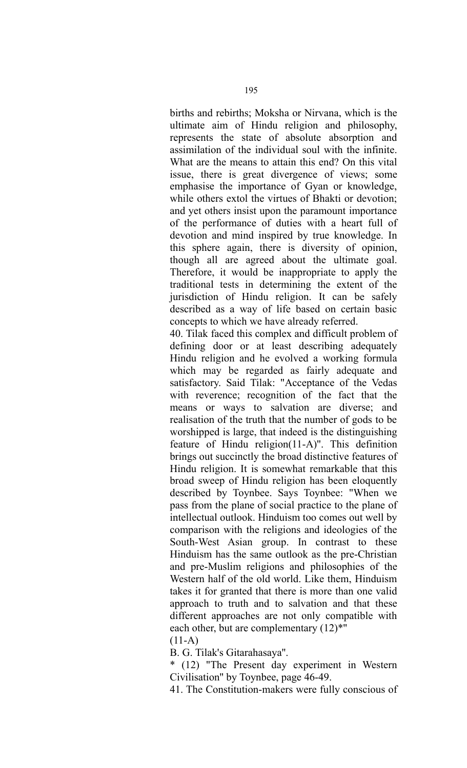births and rebirths; Moksha or Nirvana, which is the ultimate aim of Hindu religion and philosophy, represents the state of absolute absorption and assimilation of the individual soul with the infinite. What are the means to attain this end? On this vital issue, there is great divergence of views; some emphasise the importance of Gyan or knowledge, while others extol the virtues of Bhakti or devotion; and yet others insist upon the paramount importance of the performance of duties with a heart full of devotion and mind inspired by true knowledge. In this sphere again, there is diversity of opinion, though all are agreed about the ultimate goal. Therefore, it would be inappropriate to apply the traditional tests in determining the extent of the jurisdiction of Hindu religion. It can be safely described as a way of life based on certain basic concepts to which we have already referred.

40. Tilak faced this complex and difficult problem of defining door or at least describing adequately Hindu religion and he evolved a working formula which may be regarded as fairly adequate and satisfactory. Said Tilak: "Acceptance of the Vedas with reverence; recognition of the fact that the means or ways to salvation are diverse; and realisation of the truth that the number of gods to be worshipped is large, that indeed is the distinguishing feature of Hindu religion(11-A)". This definition brings out succinctly the broad distinctive features of Hindu religion. It is somewhat remarkable that this broad sweep of Hindu religion has been eloquently described by Toynbee. Says Toynbee: "When we pass from the plane of social practice to the plane of intellectual outlook. Hinduism too comes out well by comparison with the religions and ideologies of the South-West Asian group. In contrast to these Hinduism has the same outlook as the pre-Christian and pre-Muslim religions and philosophies of the Western half of the old world. Like them, Hinduism takes it for granted that there is more than one valid approach to truth and to salvation and that these different approaches are not only compatible with each other, but are complementary (12)*"

(11-A)

B. G. Tilak's Gitarahasaya".

* (12) "The Present day experiment in Western Civilisation" by Toynbee, page 46-49.

41. The Constitution-makers were fully conscious of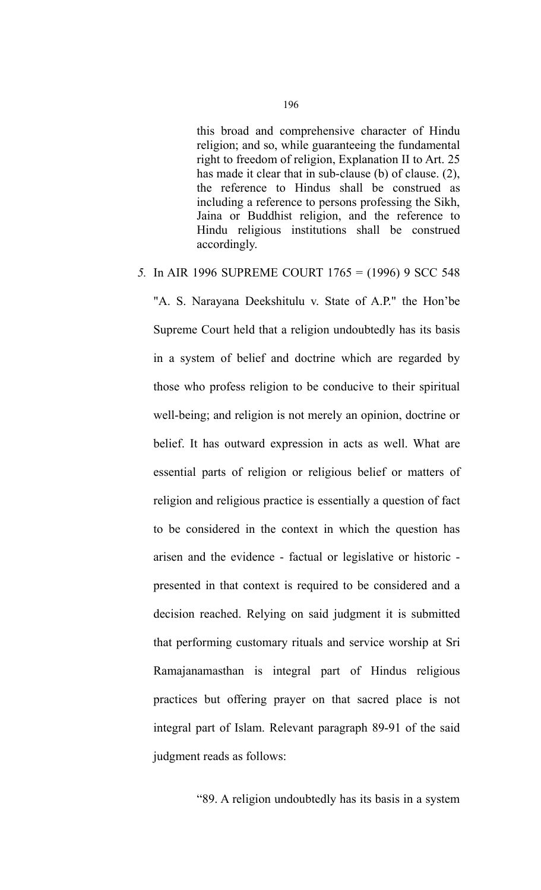> this broad and comprehensive character of Hindu religion; and so, while guaranteeing the fundamental right to freedom of religion, Explanation II to Art. 25 has made it clear that in sub-clause (b) of clause. (2), the reference to Hindus shall be construed as including a reference to persons professing the Sikh, Jaina or Buddhist religion, and the reference to Hindu religious institutions shall be construed accordingly.

*5.* In AIR 1996 SUPREME COURT 1765 = (1996) 9 SCC 548 "A. S. Narayana Deekshitulu v. State of A.P." the Hon'be Supreme Court held that a religion undoubtedly has its basis in a system of belief and doctrine which are regarded by those who profess religion to be conducive to their spiritual well-being; and religion is not merely an opinion, doctrine or belief. It has outward expression in acts as well. What are essential parts of religion or religious belief or matters of religion and religious practice is essentially a question of fact to be considered in the context in which the question has arisen and the evidence - factual or legislative or historic - presented in that context is required to be considered and a decision reached. Relying on said judgment it is submitted that performing customary rituals and service worship at Sri Ramajanamasthan is integral part of Hindus religious practices but offering prayer on that sacred place is not integral part of Islam. Relevant paragraph 89-91 of the said judgment reads as follows:

> "89. A religion undoubtedly has its basis in a system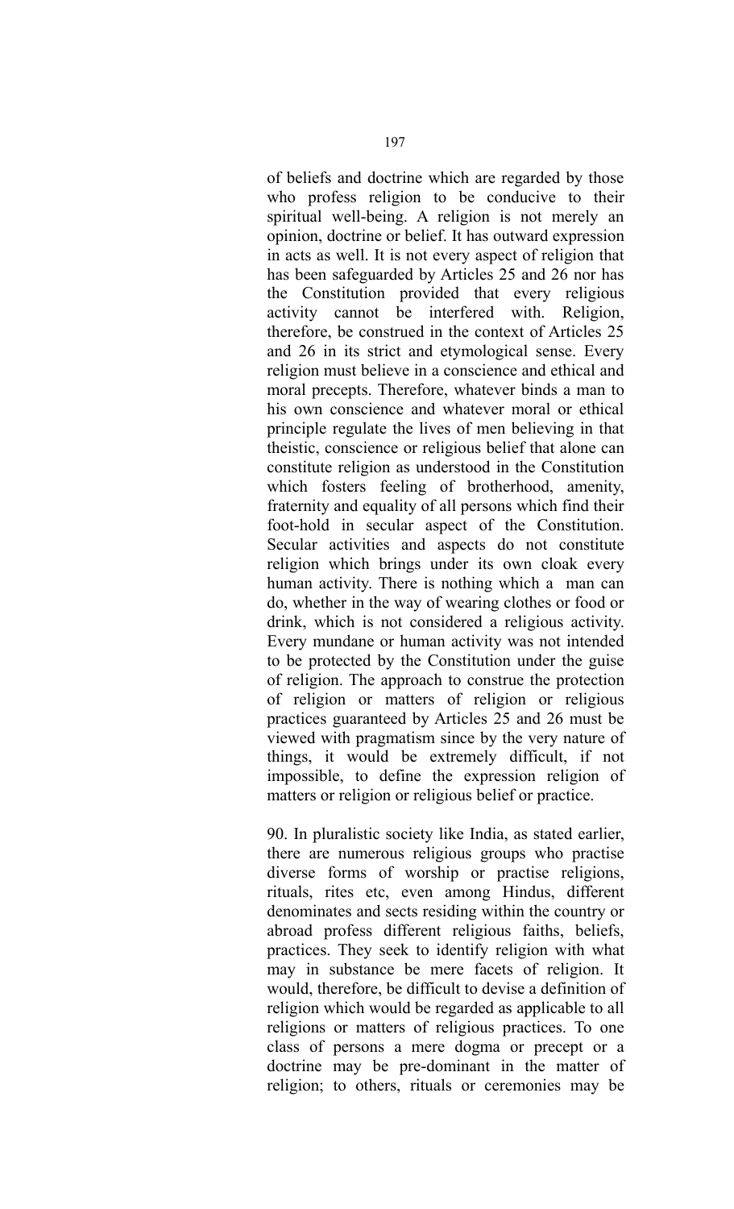of beliefs and doctrine which are regarded by those who profess religion to be conducive to their spiritual well-being. A religion is not merely an opinion, doctrine or belief. It has outward expression in acts as well. It is not every aspect of religion that has been safeguarded by Articles 25 and 26 nor has the Constitution provided that every religious activity cannot be interfered with. Religion, therefore, be construed in the context of Articles 25 and 26 in its strict and etymological sense. Every religion must believe in a conscience and ethical and moral precepts. Therefore, whatever binds a man to his own conscience and whatever moral or ethical principle regulate the lives of men believing in that theistic, conscience or religious belief that alone can constitute religion as understood in the Constitution which fosters feeling of brotherhood, amenity, fraternity and equality of all persons which find their foot-hold in secular aspect of the Constitution. Secular activities and aspects do not constitute religion which brings under its own cloak every human activity. There is nothing which a man can do, whether in the way of wearing clothes or food or drink, which is not considered a religious activity. Every mundane or human activity was not intended to be protected by the Constitution under the guise of religion. The approach to construe the protection of religion or matters of religion or religious practices guaranteed by Articles 25 and 26 must be viewed with pragmatism since by the very nature of things, it would be extremely difficult, if not impossible, to define the expression religion of matters or religion or religious belief or practice.

90. In pluralistic society like India, as stated earlier, there are numerous religious groups who practise diverse forms of worship or practise religions, rituals, rites etc, even among Hindus, different denominates and sects residing within the country or abroad profess different religious faiths, beliefs, practices. They seek to identify religion with what may in substance be mere facets of religion. It would, therefore, be difficult to devise a definition of religion which would be regarded as applicable to all religions or matters of religious practices. To one class of persons a mere dogma or precept or a doctrine may be pre-dominant in the matter of religion; to others, rituals or ceremonies may be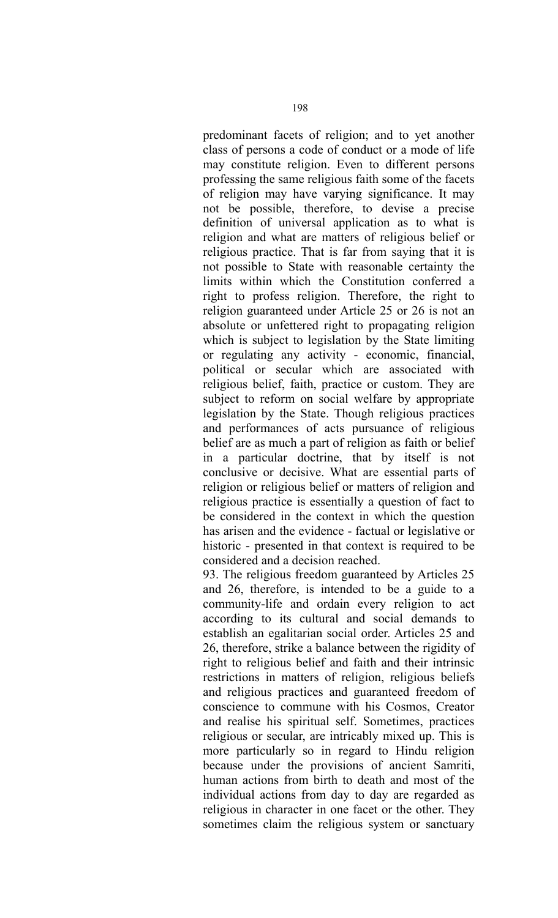predominant facets of religion; and to yet another class of persons a code of conduct or a mode of life may constitute religion. Even to different persons professing the same religious faith some of the facets of religion may have varying significance. It may not be possible, therefore, to devise a precise definition of universal application as to what is religion and what are matters of religious belief or religious practice. That is far from saying that it is not possible to State with reasonable certainty the limits within which the Constitution conferred a right to profess religion. Therefore, the right to religion guaranteed under Article 25 or 26 is not an absolute or unfettered right to propagating religion which is subject to legislation by the State limiting or regulating any activity - economic, financial, political or secular which are associated with religious belief, faith, practice or custom. They are subject to reform on social welfare by appropriate legislation by the State. Though religious practices and performances of acts pursuance of religious belief are as much a part of religion as faith or belief in a particular doctrine, that by itself is not conclusive or decisive. What are essential parts of religion or religious belief or matters of religion and religious practice is essentially a question of fact to be considered in the context in which the question has arisen and the evidence - factual or legislative or historic - presented in that context is required to be considered and a decision reached.

93. The religious freedom guaranteed by Articles 25 and 26, therefore, is intended to be a guide to a community-life and ordain every religion to act according to its cultural and social demands to establish an egalitarian social order. Articles 25 and 26, therefore, strike a balance between the rigidity of right to religious belief and faith and their intrinsic restrictions in matters of religion, religious beliefs and religious practices and guaranteed freedom of conscience to commune with his Cosmos, Creator and realise his spiritual self. Sometimes, practices religious or secular, are intricably mixed up. This is more particularly so in regard to Hindu religion because under the provisions of ancient Samriti, human actions from birth to death and most of the individual actions from day to day are regarded as religious in character in one facet or the other. They sometimes claim the religious system or sanctuary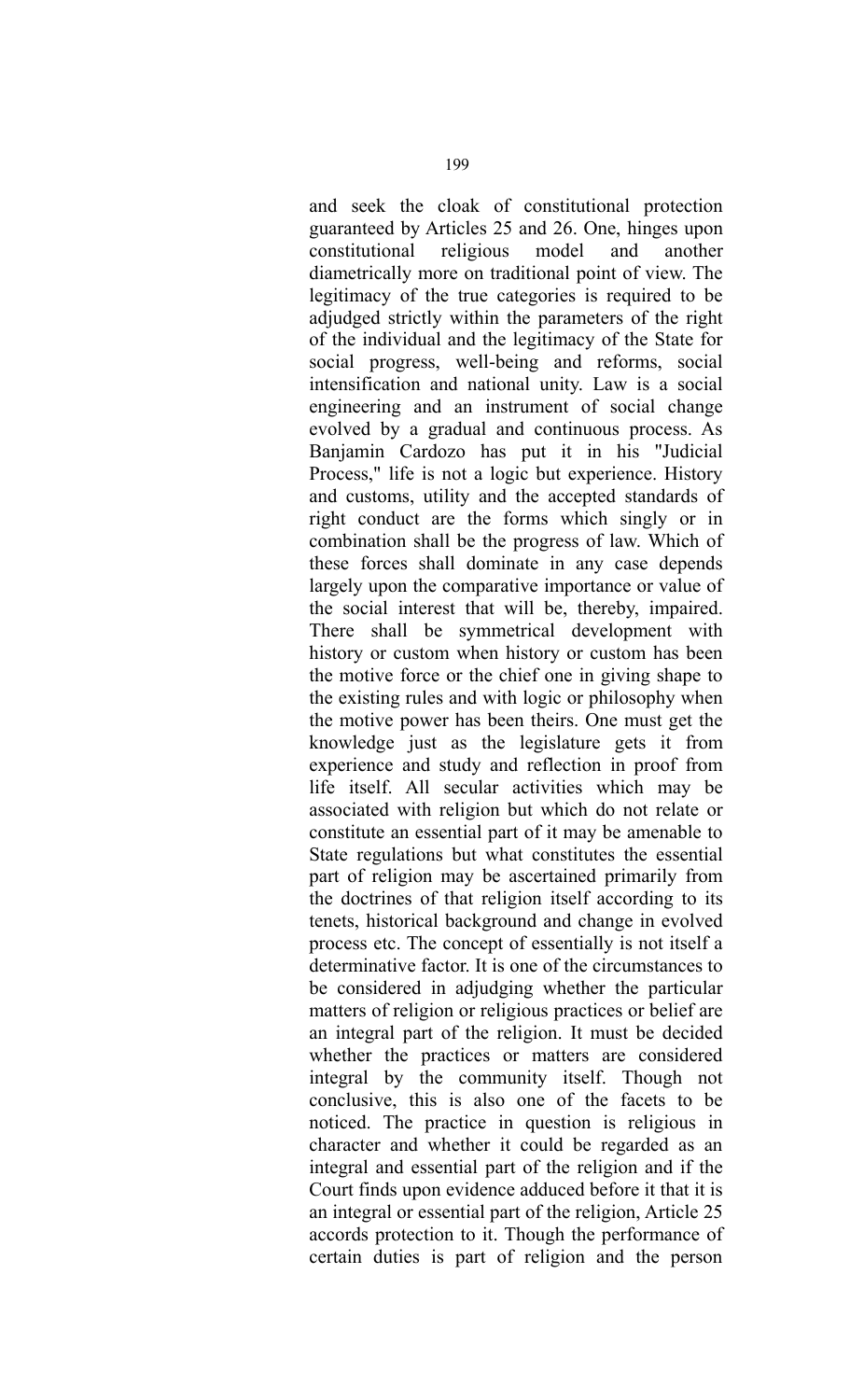and seek the cloak of constitutional protection guaranteed by Articles 25 and 26. One, hinges upon constitutional religious model and another diametrically more on traditional point of view. The legitimacy of the true categories is required to be adjudged strictly within the parameters of the right of the individual and the legitimacy of the State for social progress, well-being and reforms, social intensification and national unity. Law is a social engineering and an instrument of social change evolved by a gradual and continuous process. As Banjamin Cardozo has put it in his "Judicial Process," life is not a logic but experience. History and customs, utility and the accepted standards of right conduct are the forms which singly or in combination shall be the progress of law. Which of these forces shall dominate in any case depends largely upon the comparative importance or value of the social interest that will be, thereby, impaired. There shall be symmetrical development with history or custom when history or custom has been the motive force or the chief one in giving shape to the existing rules and with logic or philosophy when the motive power has been theirs. One must get the knowledge just as the legislature gets it from experience and study and reflection in proof from life itself. All secular activities which may be associated with religion but which do not relate or constitute an essential part of it may be amenable to State regulations but what constitutes the essential part of religion may be ascertained primarily from the doctrines of that religion itself according to its tenets, historical background and change in evolved process etc. The concept of essentially is not itself a determinative factor. It is one of the circumstances to be considered in adjudging whether the particular matters of religion or religious practices or belief are an integral part of the religion. It must be decided whether the practices or matters are considered integral by the community itself. Though not conclusive, this is also one of the facets to be noticed. The practice in question is religious in character and whether it could be regarded as an integral and essential part of the religion and if the Court finds upon evidence adduced before it that it is an integral or essential part of the religion, Article 25 accords protection to it. Though the performance of certain duties is part of religion and the person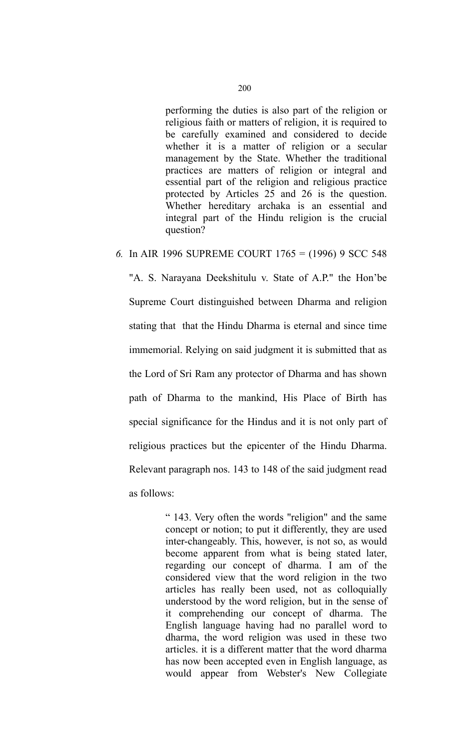> performing the duties is also part of the religion or religious faith or matters of religion, it is required to be carefully examined and considered to decide whether it is a matter of religion or a secular management by the State. Whether the traditional practices are matters of religion or integral and essential part of the religion and religious practice protected by Articles 25 and 26 is the question. Whether hereditary archaka is an essential and integral part of the Hindu religion is the crucial question?

6. In AIR 1996 SUPREME COURT 1765 = (1996) 9 SCC 548 "A. S. Narayana Deekshitulu v. State of A.P." the Hon'be Supreme Court distinguished between Dharma and religion stating that that the Hindu Dharma is eternal and since time immemorial. Relying on said judgment it is submitted that as the Lord of Sri Ram any protector of Dharma and has shown path of Dharma to the mankind, His Place of Birth has special significance for the Hindus and it is not only part of religious practices but the epicenter of the Hindu Dharma. Relevant paragraph nos. 143 to 148 of the said judgment read as follows:

> " 143. Very often the words "religion" and the same concept or notion; to put it differently, they are used inter-changeably. This, however, is not so, as would become apparent from what is being stated later, regarding our concept of dharma. I am of the considered view that the word religion in the two articles has really been used, not as colloquially understood by the word religion, but in the sense of it comprehending our concept of dharma. The English language having had no parallel word to dharma, the word religion was used in these two articles. it is a different matter that the word dharma has now been accepted even in English language, as would appear from Webster's New Collegiate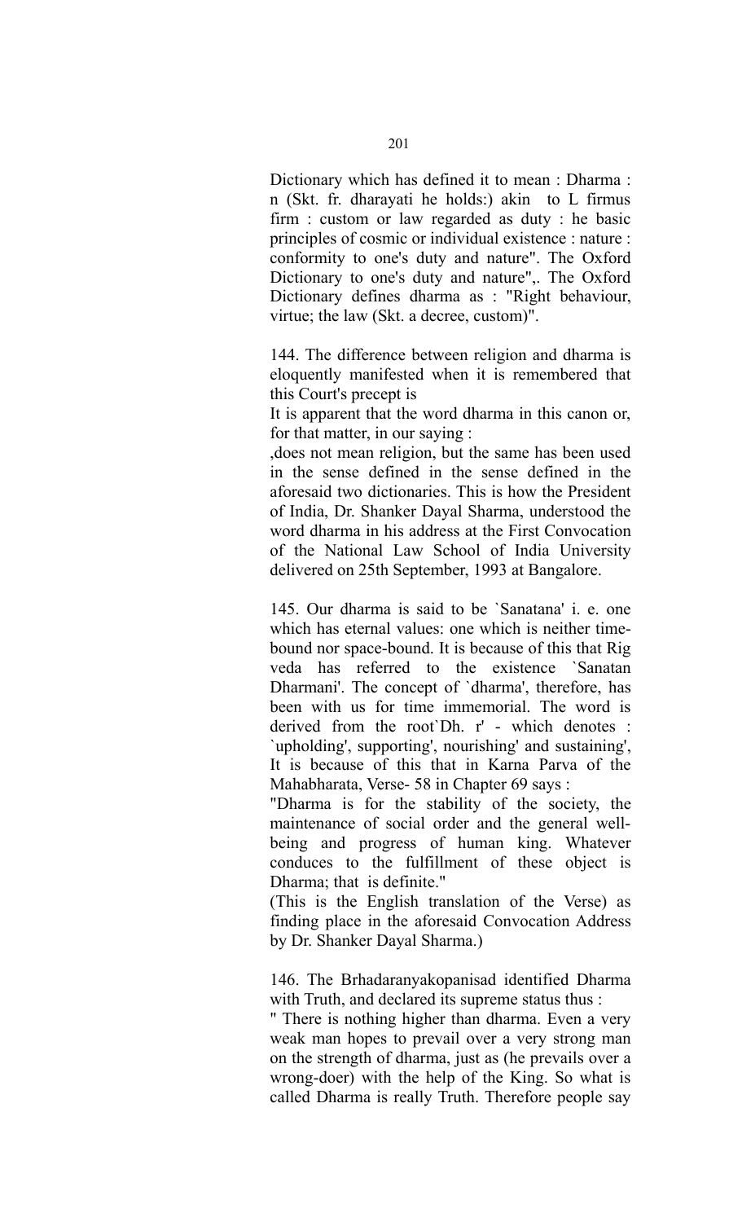Dictionary which has defined it to mean : Dharma : n (Skt. fr. dharayati he holds:) akin to L firmus firm : custom or law regarded as duty : he basic principles of cosmic or individual existence : nature : conformity to one's duty and nature". The Oxford Dictionary to one's duty and nature",. The Oxford Dictionary defines dharma as : "Right behaviour, virtue; the law (Skt. a decree, custom)".

144. The difference between religion and dharma is eloquently manifested when it is remembered that this Court's precept is

It is apparent that the word dharma in this canon or, for that matter, in our saying :

,does not mean religion, but the same has been used in the sense defined in the sense defined in the aforesaid two dictionaries. This is how the President of India, Dr. Shanker Dayal Sharma, understood the word dharma in his address at the First Convocation of the National Law School of India University delivered on 25th September, 1993 at Bangalore.

145. Our dharma is said to be `Sanatana' i. e. one which has eternal values: one which is neither time-bound nor space-bound. It is because of this that Rig veda has referred to the existence `Sanatan Dharmani'. The concept of `dharma', therefore, has been with us for time immemorial. The word is derived from the root`Dh. r' - which denotes : `upholding', supporting', nourishing' and sustaining', It is because of this that in Karna Parva of the Mahabharata, Verse- 58 in Chapter 69 says :

"Dharma is for the stability of the society, the maintenance of social order and the general well-being and progress of human king. Whatever conduces to the fulfillment of these object is Dharma; that is definite."

(This is the English translation of the Verse) as finding place in the aforesaid Convocation Address by Dr. Shanker Dayal Sharma.)

146. The Brhadaranyakopanisad identified Dharma with Truth, and declared its supreme status thus :

" There is nothing higher than dharma. Even a very weak man hopes to prevail over a very strong man on the strength of dharma, just as (he prevails over a wrong-doer) with the help of the King. So what is called Dharma is really Truth. Therefore people say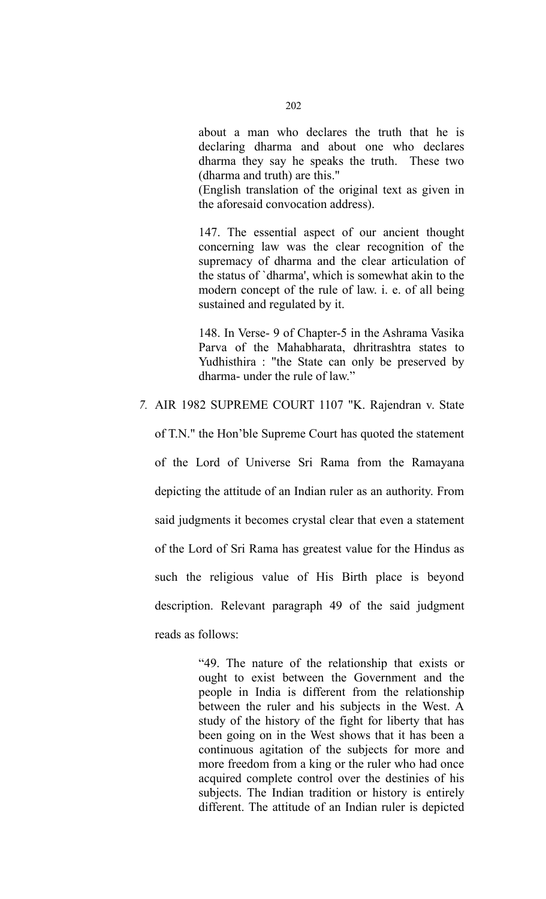> about a man who declares the truth that he is declaring dharma and about one who declares dharma they say he speaks the truth. These two (dharma and truth) are this."
> (English translation of the original text as given in the aforesaid convocation address).
>
> 147. The essential aspect of our ancient thought concerning law was the clear recognition of the supremacy of dharma and the clear articulation of the status of `dharma', which is somewhat akin to the modern concept of the rule of law. i. e. of all being sustained and regulated by it.
>
> 148. In Verse- 9 of Chapter-5 in the Ashrama Vasika Parva of the Mahabharata, dhritrashtra states to Yudhisthira : "the State can only be preserved by dharma- under the rule of law."

7. AIR 1982 SUPREME COURT 1107 "K. Rajendran v. State of T.N." the Hon'ble Supreme Court has quoted the statement of the Lord of Universe Sri Rama from the Ramayana depicting the attitude of an Indian ruler as an authority. From said judgments it becomes crystal clear that even a statement of the Lord of Sri Rama has greatest value for the Hindus as such the religious value of His Birth place is beyond description. Relevant paragraph 49 of the said judgment reads as follows:

> "49. The nature of the relationship that exists or ought to exist between the Government and the people in India is different from the relationship between the ruler and his subjects in the West. A study of the history of the fight for liberty that has been going on in the West shows that it has been a continuous agitation of the subjects for more and more freedom from a king or the ruler who had once acquired complete control over the destinies of his subjects. The Indian tradition or history is entirely different. The attitude of an Indian ruler is depicted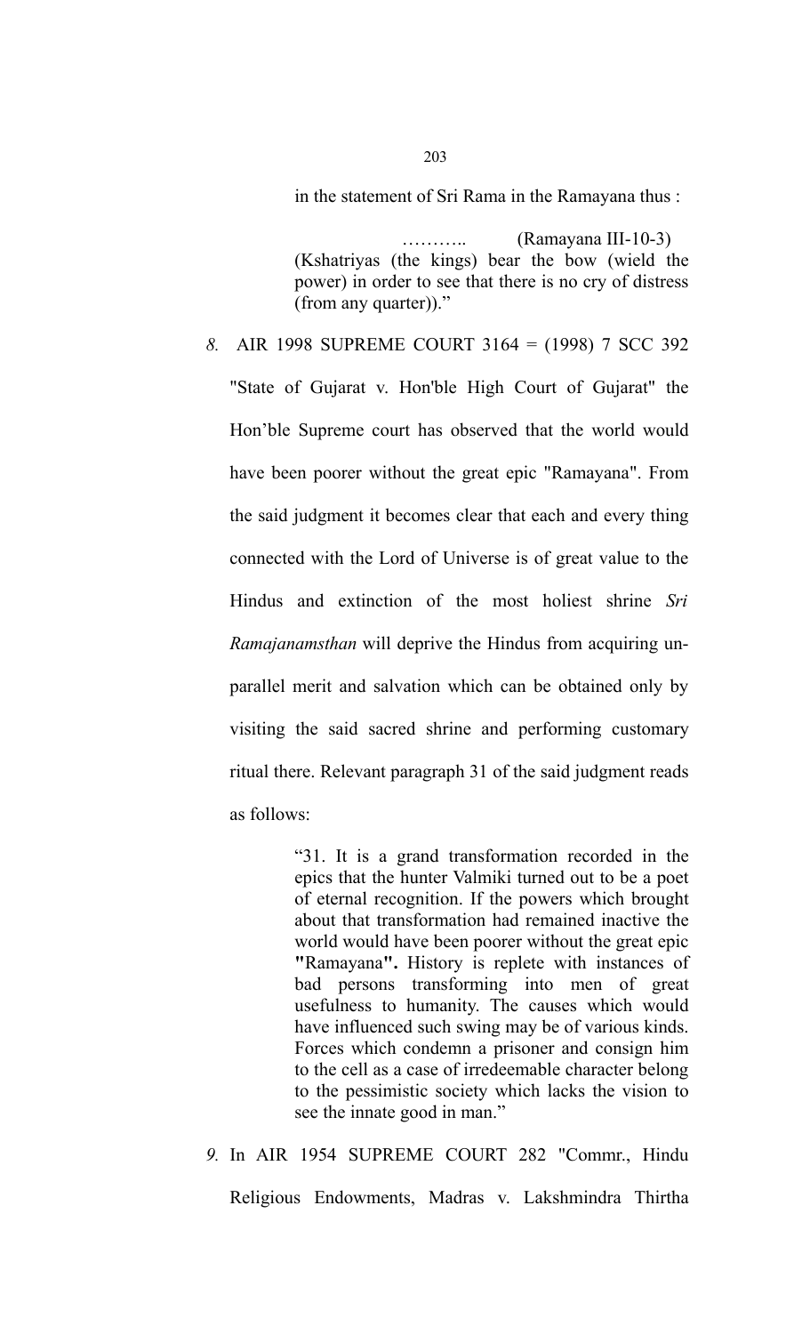in the statement of Sri Rama in the Ramayana thus :

> ……….. (Ramayana III-10-3)
> (Kshatriyas (the kings) bear the bow (wield the power) in order to see that there is no cry of distress (from any quarter))."

*8.* AIR 1998 SUPREME COURT 3164 = (1998) 7 SCC 392 "State of Gujarat v. Hon'ble High Court of Gujarat" the Hon'ble Supreme court has observed that the world would have been poorer without the great epic "Ramayana". From the said judgment it becomes clear that each and every thing connected with the Lord of Universe is of great value to the Hindus and extinction of the most holiest shrine *Sri Ramajanamsthan* will deprive the Hindus from acquiring un-parallel merit and salvation which can be obtained only by visiting the said sacred shrine and performing customary ritual there. Relevant paragraph 31 of the said judgment reads as follows:

> "31. It is a grand transformation recorded in the epics that the hunter Valmiki turned out to be a poet of eternal recognition. If the powers which brought about that transformation had remained inactive the world would have been poorer without the great epic **"**Ramayana**".** History is replete with instances of bad persons transforming into men of great usefulness to humanity. The causes which would have influenced such swing may be of various kinds. Forces which condemn a prisoner and consign him to the cell as a case of irredeemable character belong to the pessimistic society which lacks the vision to see the innate good in man."

*9.* In AIR 1954 SUPREME COURT 282 "Commr., Hindu Religious Endowments, Madras v. Lakshmindra Thirtha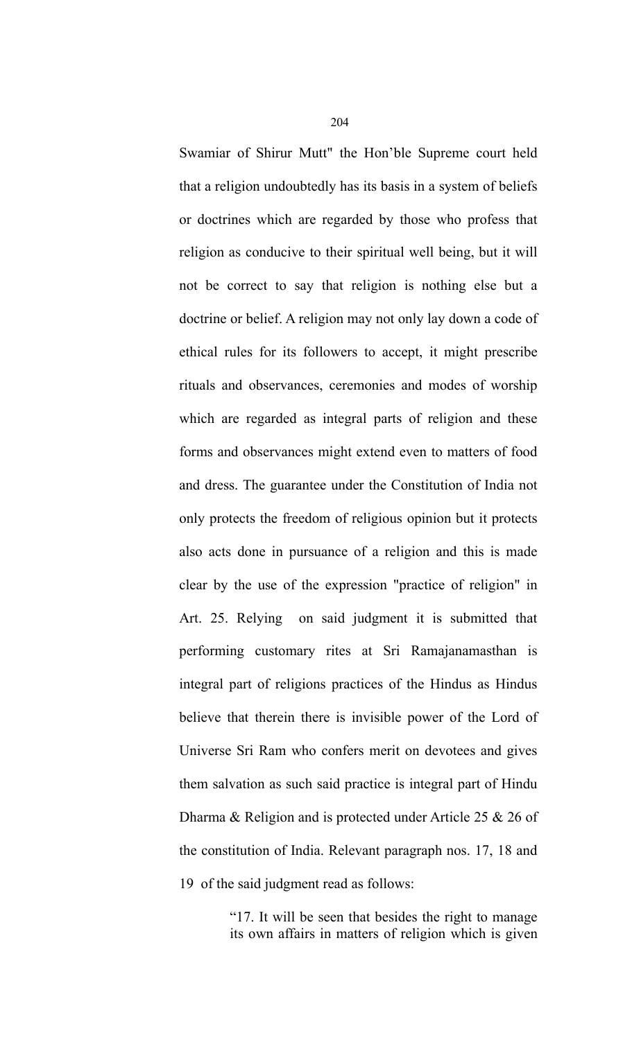Swamiar of Shirur Mutt" the Hon'ble Supreme court held that a religion undoubtedly has its basis in a system of beliefs or doctrines which are regarded by those who profess that religion as conducive to their spiritual well being, but it will not be correct to say that religion is nothing else but a doctrine or belief. A religion may not only lay down a code of ethical rules for its followers to accept, it might prescribe rituals and observances, ceremonies and modes of worship which are regarded as integral parts of religion and these forms and observances might extend even to matters of food and dress. The guarantee under the Constitution of India not only protects the freedom of religious opinion but it protects also acts done in pursuance of a religion and this is made clear by the use of the expression "practice of religion" in Art. 25. Relying on said judgment it is submitted that performing customary rites at Sri Ramajanamasthan is integral part of religions practices of the Hindus as Hindus believe that therein there is invisible power of the Lord of Universe Sri Ram who confers merit on devotees and gives them salvation as such said practice is integral part of Hindu Dharma & Religion and is protected under Article 25 & 26 of the constitution of India. Relevant paragraph nos. 17, 18 and 19 of the said judgment read as follows:

> "17. It will be seen that besides the right to manage its own affairs in matters of religion which is given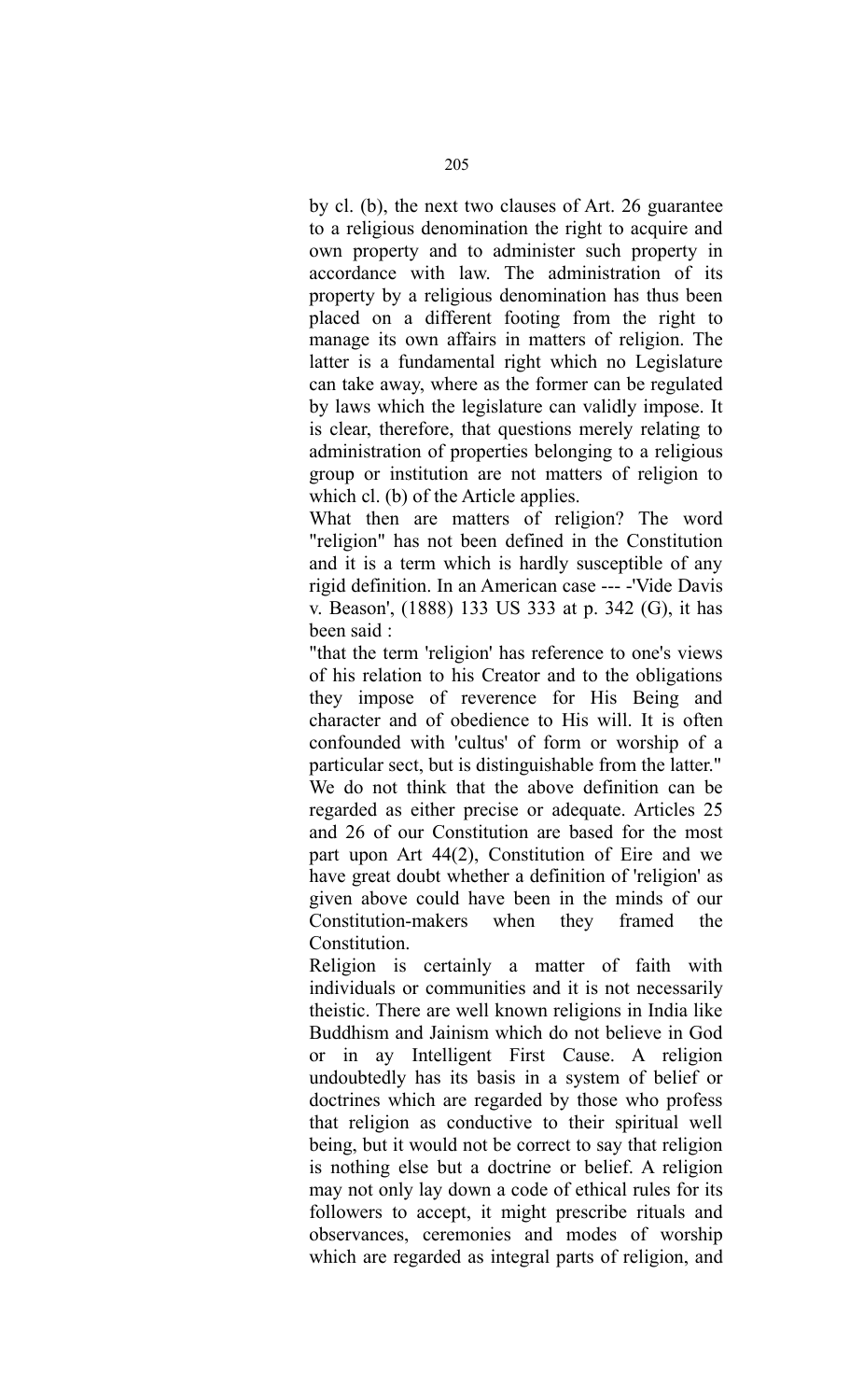by cl. (b), the next two clauses of Art. 26 guarantee to a religious denomination the right to acquire and own property and to administer such property in accordance with law. The administration of its property by a religious denomination has thus been placed on a different footing from the right to manage its own affairs in matters of religion. The latter is a fundamental right which no Legislature can take away, where as the former can be regulated by laws which the legislature can validly impose. It is clear, therefore, that questions merely relating to administration of properties belonging to a religious group or institution are not matters of religion to which cl. (b) of the Article applies.

What then are matters of religion? The word "religion" has not been defined in the Constitution and it is a term which is hardly susceptible of any rigid definition. In an American case --- -'Vide Davis v. Beason', (1888) 133 US 333 at p. 342 (G), it has been said :

"that the term 'religion' has reference to one's views of his relation to his Creator and to the obligations they impose of reverence for His Being and character and of obedience to His will. It is often confounded with 'cultus' of form or worship of a particular sect, but is distinguishable from the latter."

We do not think that the above definition can be regarded as either precise or adequate. Articles 25 and 26 of our Constitution are based for the most part upon Art 44(2), Constitution of Eire and we have great doubt whether a definition of 'religion' as given above could have been in the minds of our Constitution-makers when they framed the Constitution.

Religion is certainly a matter of faith with individuals or communities and it is not necessarily theistic. There are well known religions in India like Buddhism and Jainism which do not believe in God or in ay Intelligent First Cause. A religion undoubtedly has its basis in a system of belief or doctrines which are regarded by those who profess that religion as conductive to their spiritual well being, but it would not be correct to say that religion is nothing else but a doctrine or belief. A religion may not only lay down a code of ethical rules for its followers to accept, it might prescribe rituals and observances, ceremonies and modes of worship which are regarded as integral parts of religion, and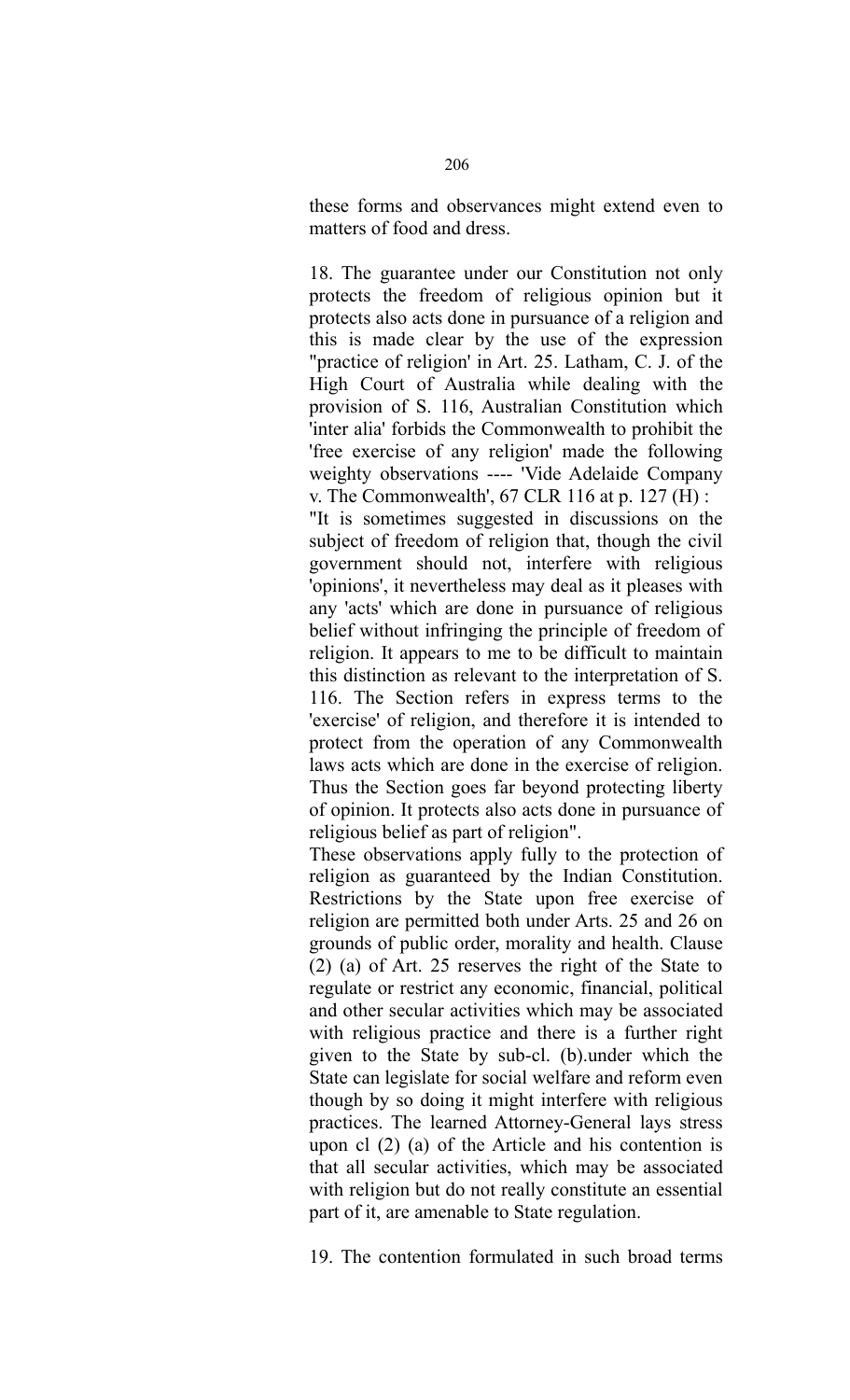these forms and observances might extend even to matters of food and dress.

18. The guarantee under our Constitution not only protects the freedom of religious opinion but it protects also acts done in pursuance of a religion and this is made clear by the use of the expression "practice of religion' in Art. 25. Latham, C. J. of the High Court of Australia while dealing with the provision of S. 116, Australian Constitution which 'inter alia' forbids the Commonwealth to prohibit the 'free exercise of any religion' made the following weighty observations ---- 'Vide Adelaide Company v. The Commonwealth', 67 CLR 116 at p. 127 (H) :

"It is sometimes suggested in discussions on the subject of freedom of religion that, though the civil government should not, interfere with religious 'opinions', it nevertheless may deal as it pleases with any 'acts' which are done in pursuance of religious belief without infringing the principle of freedom of religion. It appears to me to be difficult to maintain this distinction as relevant to the interpretation of S. 116. The Section refers in express terms to the 'exercise' of religion, and therefore it is intended to protect from the operation of any Commonwealth laws acts which are done in the exercise of religion. Thus the Section goes far beyond protecting liberty of opinion. It protects also acts done in pursuance of religious belief as part of religion".

These observations apply fully to the protection of religion as guaranteed by the Indian Constitution. Restrictions by the State upon free exercise of religion are permitted both under Arts. 25 and 26 on grounds of public order, morality and health. Clause (2) (a) of Art. 25 reserves the right of the State to regulate or restrict any economic, financial, political and other secular activities which may be associated with religious practice and there is a further right given to the State by sub-cl. (b).under which the State can legislate for social welfare and reform even though by so doing it might interfere with religious practices. The learned Attorney-General lays stress upon cl (2) (a) of the Article and his contention is that all secular activities, which may be associated with religion but do not really constitute an essential part of it, are amenable to State regulation.

19. The contention formulated in such broad terms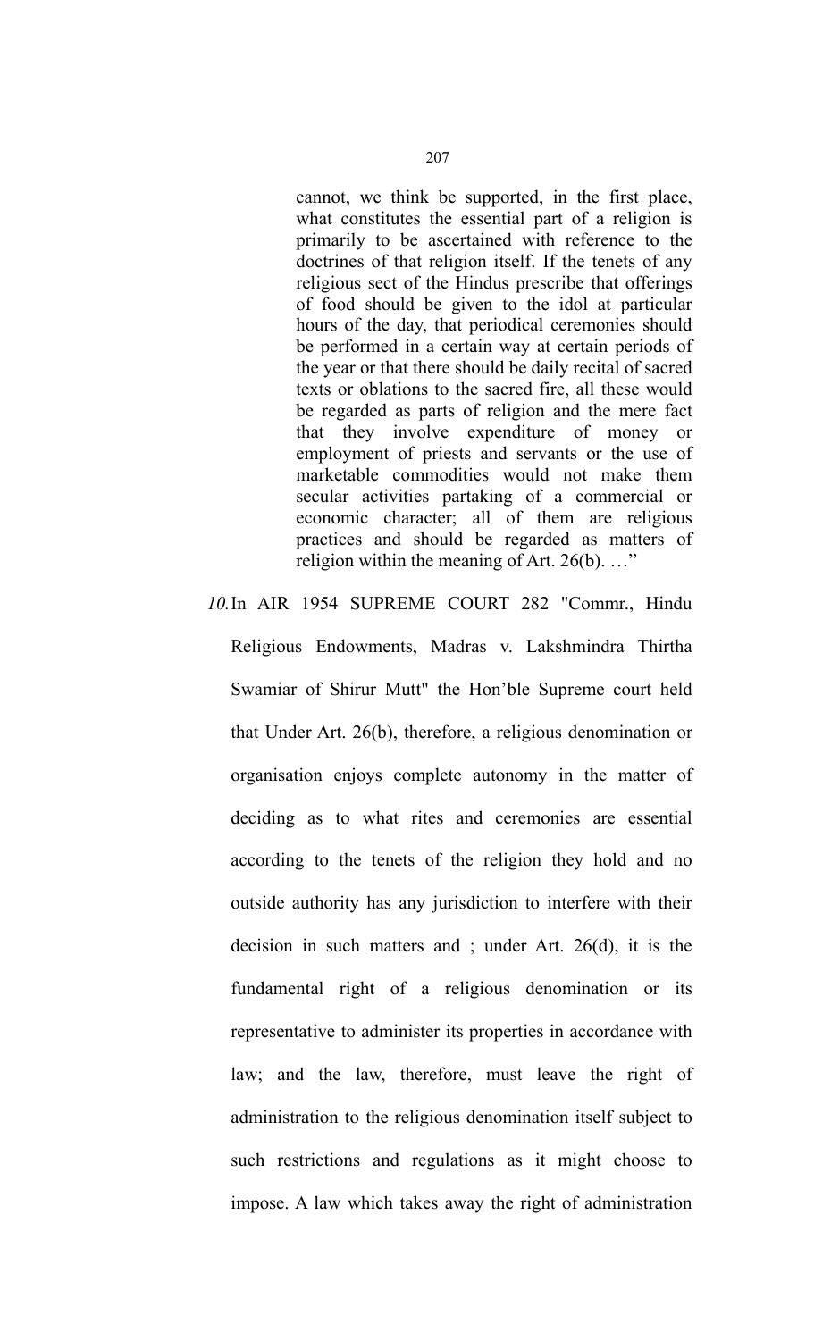> cannot, we think be supported, in the first place, what constitutes the essential part of a religion is primarily to be ascertained with reference to the doctrines of that religion itself. If the tenets of any religious sect of the Hindus prescribe that offerings of food should be given to the idol at particular hours of the day, that periodical ceremonies should be performed in a certain way at certain periods of the year or that there should be daily recital of sacred texts or oblations to the sacred fire, all these would be regarded as parts of religion and the mere fact that they involve expenditure of money or employment of priests and servants or the use of marketable commodities would not make them secular activities partaking of a commercial or economic character; all of them are religious practices and should be regarded as matters of religion within the meaning of Art. 26(b). …"

*10.* In AIR 1954 SUPREME COURT 282 "Commr., Hindu Religious Endowments, Madras v. Lakshmindra Thirtha Swamiar of Shirur Mutt" the Hon'ble Supreme court held that Under Art. 26(b), therefore, a religious denomination or organisation enjoys complete autonomy in the matter of deciding as to what rites and ceremonies are essential according to the tenets of the religion they hold and no outside authority has any jurisdiction to interfere with their decision in such matters and ; under Art. 26(d), it is the fundamental right of a religious denomination or its representative to administer its properties in accordance with law; and the law, therefore, must leave the right of administration to the religious denomination itself subject to such restrictions and regulations as it might choose to impose. A law which takes away the right of administration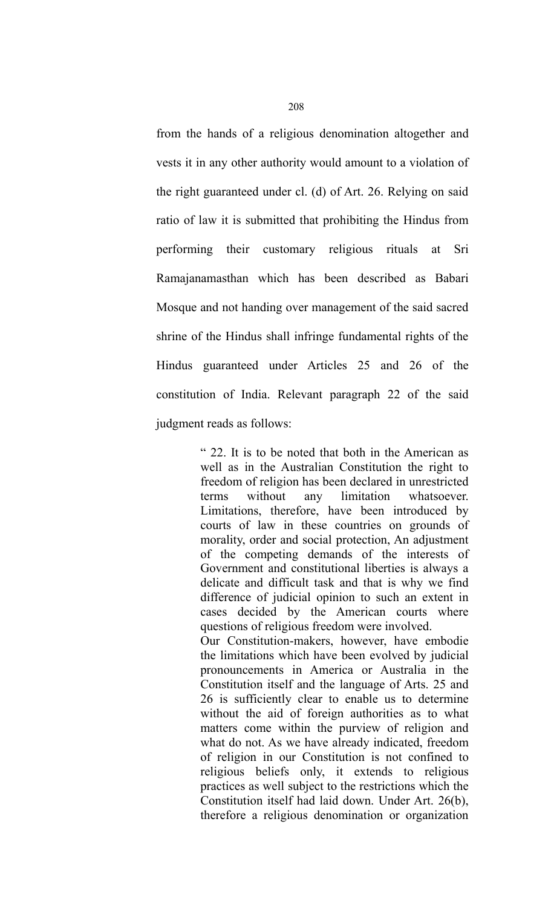from the hands of a religious denomination altogether and vests it in any other authority would amount to a violation of the right guaranteed under cl. (d) of Art. 26. Relying on said ratio of law it is submitted that prohibiting the Hindus from performing their customary religious rituals at Sri Ramajanamasthan which has been described as Babari Mosque and not handing over management of the said sacred shrine of the Hindus shall infringe fundamental rights of the Hindus guaranteed under Articles 25 and 26 of the constitution of India. Relevant paragraph 22 of the said judgment reads as follows:

> " 22. It is to be noted that both in the American as well as in the Australian Constitution the right to freedom of religion has been declared in unrestricted terms without any limitation whatsoever. Limitations, therefore, have been introduced by courts of law in these countries on grounds of morality, order and social protection, An adjustment of the competing demands of the interests of Government and constitutional liberties is always a delicate and difficult task and that is why we find difference of judicial opinion to such an extent in cases decided by the American courts where questions of religious freedom were involved.
>
> Our Constitution-makers, however, have embodie the limitations which have been evolved by judicial pronouncements in America or Australia in the Constitution itself and the language of Arts. 25 and 26 is sufficiently clear to enable us to determine without the aid of foreign authorities as to what matters come within the purview of religion and what do not. As we have already indicated, freedom of religion in our Constitution is not confined to religious beliefs only, it extends to religious practices as well subject to the restrictions which the Constitution itself had laid down. Under Art. 26(b), therefore a religious denomination or organization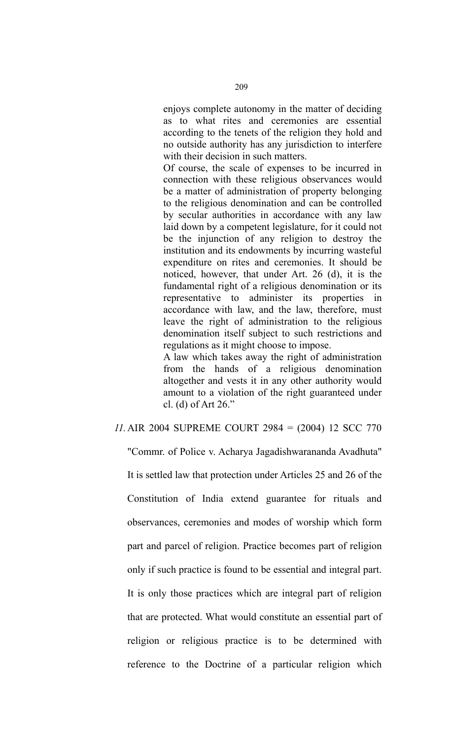> enjoys complete autonomy in the matter of deciding as to what rites and ceremonies are essential according to the tenets of the religion they hold and no outside authority has any jurisdiction to interfere with their decision in such matters.
>
> Of course, the scale of expenses to be incurred in connection with these religious observances would be a matter of administration of property belonging to the religious denomination and can be controlled by secular authorities in accordance with any law laid down by a competent legislature, for it could not be the injunction of any religion to destroy the institution and its endowments by incurring wasteful expenditure on rites and ceremonies. It should be noticed, however, that under Art. 26 (d), it is the fundamental right of a religious denomination or its representative to administer its properties in accordance with law, and the law, therefore, must leave the right of administration to the religious denomination itself subject to such restrictions and regulations as it might choose to impose.
>
> A law which takes away the right of administration from the hands of a religious denomination altogether and vests it in any other authority would amount to a violation of the right guaranteed under cl. (d) of Art 26."

*11.* AIR 2004 SUPREME COURT 2984 = (2004) 12 SCC 770

"Commr. of Police v. Acharya Jagadishwarananda Avadhuta"

It is settled law that protection under Articles 25 and 26 of the Constitution of India extend guarantee for rituals and observances, ceremonies and modes of worship which form part and parcel of religion. Practice becomes part of religion only if such practice is found to be essential and integral part. It is only those practices which are integral part of religion that are protected. What would constitute an essential part of religion or religious practice is to be determined with reference to the Doctrine of a particular religion which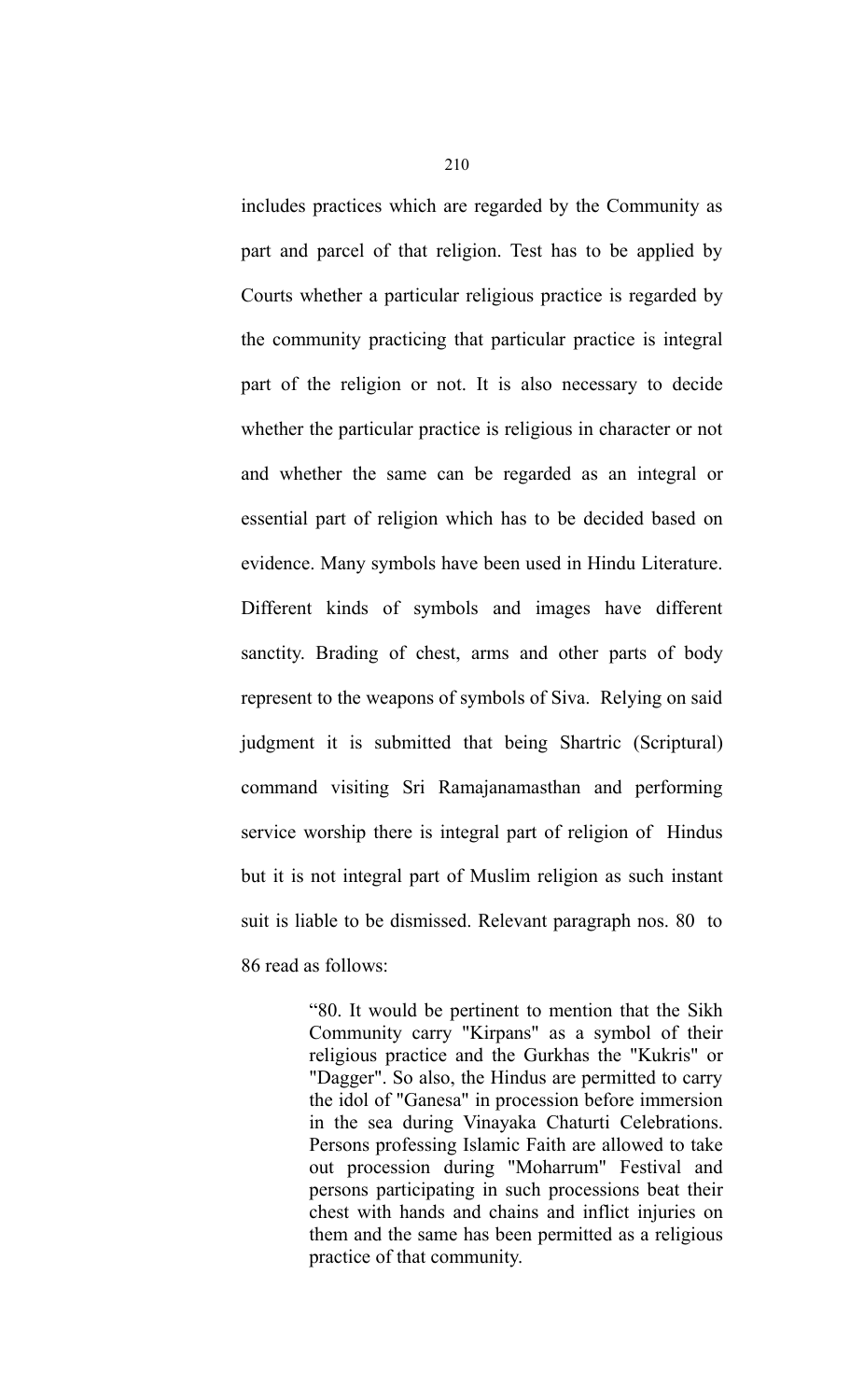includes practices which are regarded by the Community as part and parcel of that religion. Test has to be applied by Courts whether a particular religious practice is regarded by the community practicing that particular practice is integral part of the religion or not. It is also necessary to decide whether the particular practice is religious in character or not and whether the same can be regarded as an integral or essential part of religion which has to be decided based on evidence. Many symbols have been used in Hindu Literature. Different kinds of symbols and images have different sanctity. Brading of chest, arms and other parts of body represent to the weapons of symbols of Siva. Relying on said judgment it is submitted that being Shartric (Scriptural) command visiting Sri Ramajanamasthan and performing service worship there is integral part of religion of Hindus but it is not integral part of Muslim religion as such instant suit is liable to be dismissed. Relevant paragraph nos. 80 to 86 read as follows:

> "80. It would be pertinent to mention that the Sikh Community carry "Kirpans" as a symbol of their religious practice and the Gurkhas the "Kukris" or "Dagger". So also, the Hindus are permitted to carry the idol of "Ganesa" in procession before immersion in the sea during Vinayaka Chaturti Celebrations. Persons professing Islamic Faith are allowed to take out procession during "Moharrum" Festival and persons participating in such processions beat their chest with hands and chains and inflict injuries on them and the same has been permitted as a religious practice of that community.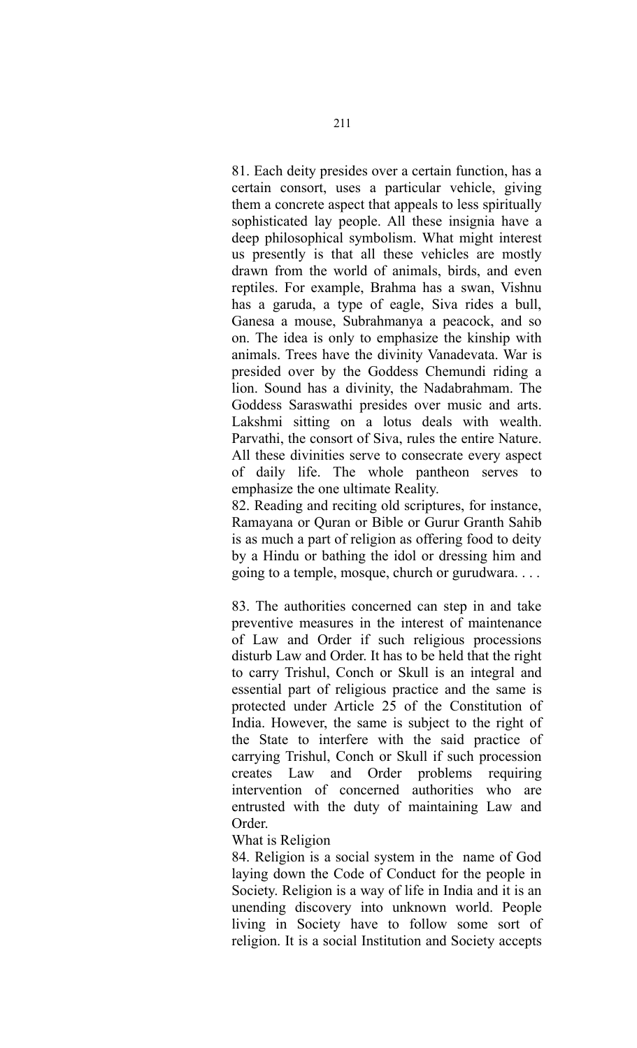81. Each deity presides over a certain function, has a certain consort, uses a particular vehicle, giving them a concrete aspect that appeals to less spiritually sophisticated lay people. All these insignia have a deep philosophical symbolism. What might interest us presently is that all these vehicles are mostly drawn from the world of animals, birds, and even reptiles. For example, Brahma has a swan, Vishnu has a garuda, a type of eagle, Siva rides a bull, Ganesa a mouse, Subrahmanya a peacock, and so on. The idea is only to emphasize the kinship with animals. Trees have the divinity Vanadevata. War is presided over by the Goddess Chemundi riding a lion. Sound has a divinity, the Nadabrahmam. The Goddess Saraswathi presides over music and arts. Lakshmi sitting on a lotus deals with wealth. Parvathi, the consort of Siva, rules the entire Nature. All these divinities serve to consecrate every aspect of daily life. The whole pantheon serves to emphasize the one ultimate Reality.

82. Reading and reciting old scriptures, for instance, Ramayana or Quran or Bible or Gurur Granth Sahib is as much a part of religion as offering food to deity by a Hindu or bathing the idol or dressing him and going to a temple, mosque, church or gurudwara. . . .

83. The authorities concerned can step in and take preventive measures in the interest of maintenance of Law and Order if such religious processions disturb Law and Order. It has to be held that the right to carry Trishul, Conch or Skull is an integral and essential part of religious practice and the same is protected under Article 25 of the Constitution of India. However, the same is subject to the right of the State to interfere with the said practice of carrying Trishul, Conch or Skull if such procession creates Law and Order problems requiring intervention of concerned authorities who are entrusted with the duty of maintaining Law and Order.

What is Religion

84. Religion is a social system in the name of God laying down the Code of Conduct for the people in Society. Religion is a way of life in India and it is an unending discovery into unknown world. People living in Society have to follow some sort of religion. It is a social Institution and Society accepts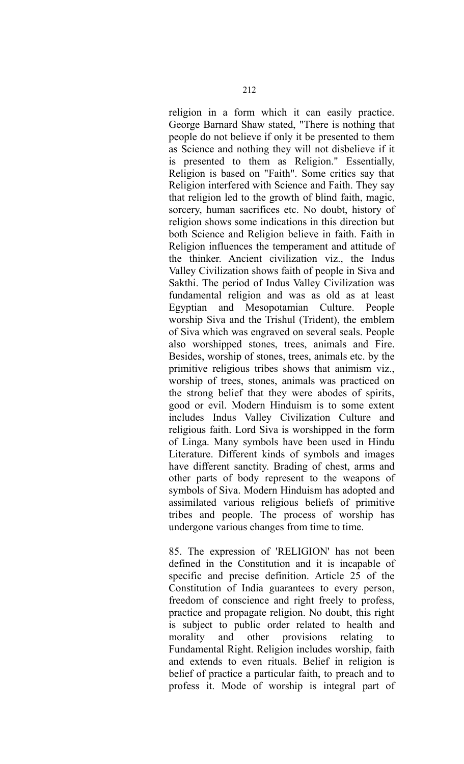religion in a form which it can easily practice. George Barnard Shaw stated, "There is nothing that people do not believe if only it be presented to them as Science and nothing they will not disbelieve if it is presented to them as Religion." Essentially, Religion is based on "Faith". Some critics say that Religion interfered with Science and Faith. They say that religion led to the growth of blind faith, magic, sorcery, human sacrifices etc. No doubt, history of religion shows some indications in this direction but both Science and Religion believe in faith. Faith in Religion influences the temperament and attitude of the thinker. Ancient civilization viz., the Indus Valley Civilization shows faith of people in Siva and Sakthi. The period of Indus Valley Civilization was fundamental religion and was as old as at least Egyptian and Mesopotamian Culture. People worship Siva and the Trishul (Trident), the emblem of Siva which was engraved on several seals. People also worshipped stones, trees, animals and Fire. Besides, worship of stones, trees, animals etc. by the primitive religious tribes shows that animism viz., worship of trees, stones, animals was practiced on the strong belief that they were abodes of spirits, good or evil. Modern Hinduism is to some extent includes Indus Valley Civilization Culture and religious faith. Lord Siva is worshipped in the form of Linga. Many symbols have been used in Hindu Literature. Different kinds of symbols and images have different sanctity. Brading of chest, arms and other parts of body represent to the weapons of symbols of Siva. Modern Hinduism has adopted and assimilated various religious beliefs of primitive tribes and people. The process of worship has undergone various changes from time to time.

85. The expression of 'RELIGION' has not been defined in the Constitution and it is incapable of specific and precise definition. Article 25 of the Constitution of India guarantees to every person, freedom of conscience and right freely to profess, practice and propagate religion. No doubt, this right is subject to public order related to health and morality and other provisions relating to Fundamental Right. Religion includes worship, faith and extends to even rituals. Belief in religion is belief of practice a particular faith, to preach and to profess it. Mode of worship is integral part of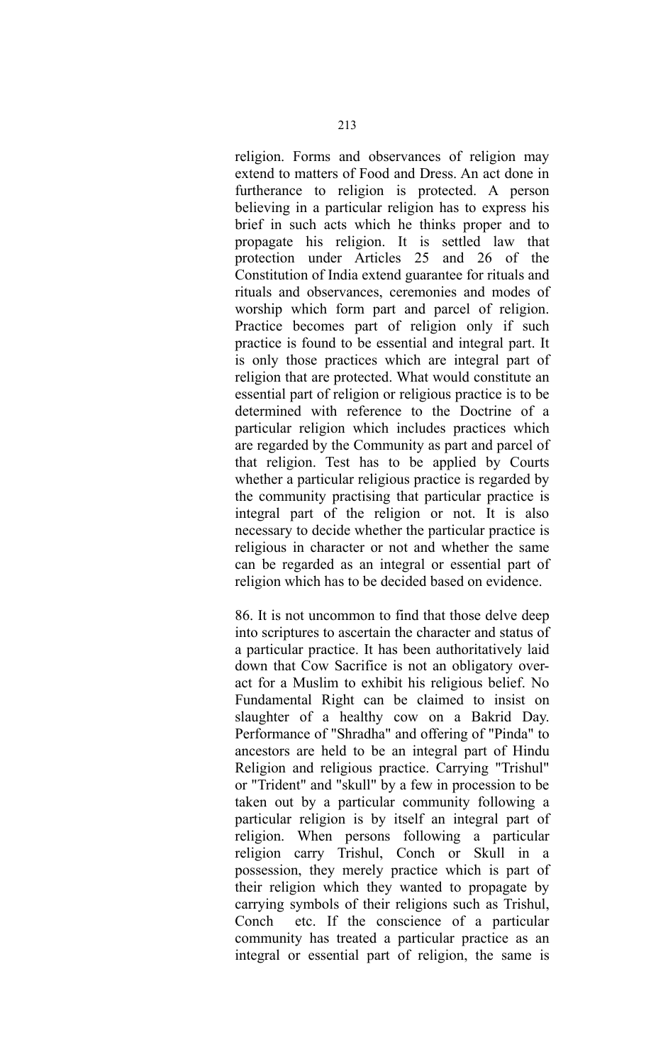religion. Forms and observances of religion may extend to matters of Food and Dress. An act done in furtherance to religion is protected. A person believing in a particular religion has to express his brief in such acts which he thinks proper and to propagate his religion. It is settled law that protection under Articles 25 and 26 of the Constitution of India extend guarantee for rituals and rituals and observances, ceremonies and modes of worship which form part and parcel of religion. Practice becomes part of religion only if such practice is found to be essential and integral part. It is only those practices which are integral part of religion that are protected. What would constitute an essential part of religion or religious practice is to be determined with reference to the Doctrine of a particular religion which includes practices which are regarded by the Community as part and parcel of that religion. Test has to be applied by Courts whether a particular religious practice is regarded by the community practising that particular practice is integral part of the religion or not. It is also necessary to decide whether the particular practice is religious in character or not and whether the same can be regarded as an integral or essential part of religion which has to be decided based on evidence.

86. It is not uncommon to find that those delve deep into scriptures to ascertain the character and status of a particular practice. It has been authoritatively laid down that Cow Sacrifice is not an obligatory over-act for a Muslim to exhibit his religious belief. No Fundamental Right can be claimed to insist on slaughter of a healthy cow on a Bakrid Day. Performance of "Shradha" and offering of "Pinda" to ancestors are held to be an integral part of Hindu Religion and religious practice. Carrying "Trishul" or "Trident" and "skull" by a few in procession to be taken out by a particular community following a particular religion is by itself an integral part of religion. When persons following a particular religion carry Trishul, Conch or Skull in a possession, they merely practice which is part of their religion which they wanted to propagate by carrying symbols of their religions such as Trishul, Conch etc. If the conscience of a particular community has treated a particular practice as an integral or essential part of religion, the same is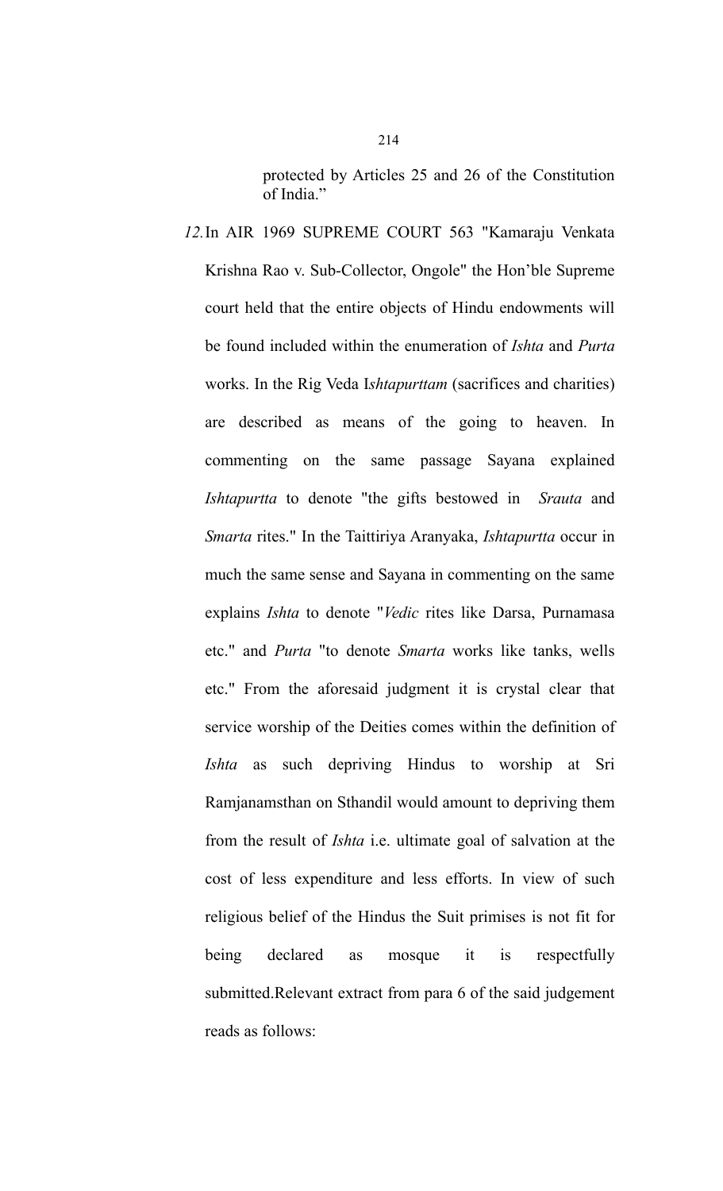protected by Articles 25 and 26 of the Constitution of India."

*12.* In AIR 1969 SUPREME COURT 563 "Kamaraju Venkata Krishna Rao v. Sub-Collector, Ongole" the Hon'ble Supreme court held that the entire objects of Hindu endowments will be found included within the enumeration of *Ishta* and *Purta* works. In the Rig Veda I*shtapurttam* (sacrifices and charities) are described as means of the going to heaven. In commenting on the same passage Sayana explained *Ishtapurtta* to denote "the gifts bestowed in *Srauta* and *Smarta* rites." In the Taittiriya Aranyaka, *Ishtapurtta* occur in much the same sense and Sayana in commenting on the same explains *Ishta* to denote "*Vedic* rites like Darsa, Purnamasa etc." and *Purta* "to denote *Smarta* works like tanks, wells etc." From the aforesaid judgment it is crystal clear that service worship of the Deities comes within the definition of *Ishta* as such depriving Hindus to worship at Sri Ramjanamsthan on Sthandil would amount to depriving them from the result of *Ishta* i.e. ultimate goal of salvation at the cost of less expenditure and less efforts. In view of such religious belief of the Hindus the Suit primises is not fit for being declared as mosque it is respectfully submitted.Relevant extract from para 6 of the said judgement reads as follows: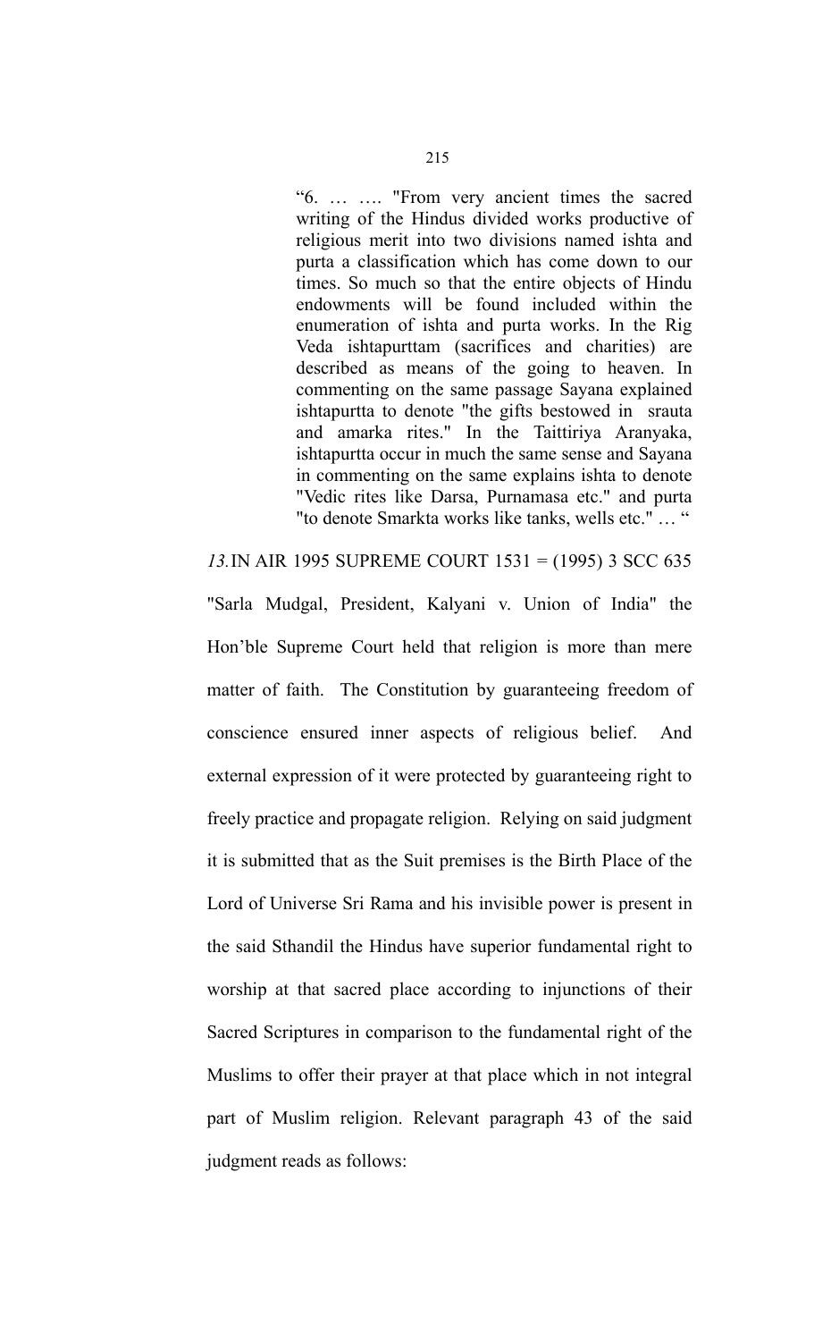> "6. … …. "From very ancient times the sacred writing of the Hindus divided works productive of religious merit into two divisions named ishta and purta a classification which has come down to our times. So much so that the entire objects of Hindu endowments will be found included within the enumeration of ishta and purta works. In the Rig Veda ishtapurttam (sacrifices and charities) are described as means of the going to heaven. In commenting on the same passage Sayana explained ishtapurtta to denote "the gifts bestowed in srauta and amarka rites." In the Taittiriya Aranyaka, ishtapurtta occur in much the same sense and Sayana in commenting on the same explains ishta to denote "Vedic rites like Darsa, Purnamasa etc." and purta "to denote Smarkta works like tanks, wells etc." … "

*13.* IN AIR 1995 SUPREME COURT 1531 = (1995) 3 SCC 635 "Sarla Mudgal, President, Kalyani v. Union of India" the Hon'ble Supreme Court held that religion is more than mere matter of faith. The Constitution by guaranteeing freedom of conscience ensured inner aspects of religious belief. And external expression of it were protected by guaranteeing right to freely practice and propagate religion. Relying on said judgment it is submitted that as the Suit premises is the Birth Place of the Lord of Universe Sri Rama and his invisible power is present in the said Sthandil the Hindus have superior fundamental right to worship at that sacred place according to injunctions of their Sacred Scriptures in comparison to the fundamental right of the Muslims to offer their prayer at that place which in not integral part of Muslim religion. Relevant paragraph 43 of the said judgment reads as follows: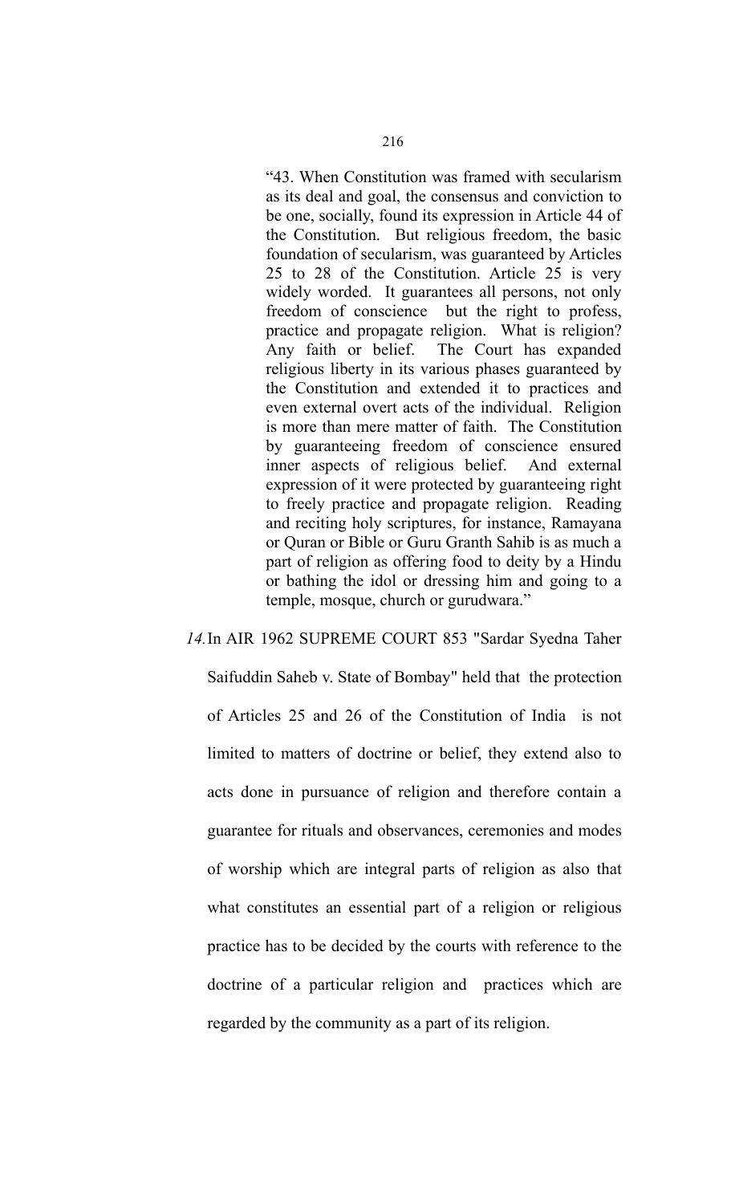> "43. When Constitution was framed with secularism as its deal and goal, the consensus and conviction to be one, socially, found its expression in Article 44 of the Constitution. But religious freedom, the basic foundation of secularism, was guaranteed by Articles 25 to 28 of the Constitution. Article 25 is very widely worded. It guarantees all persons, not only freedom of conscience but the right to profess, practice and propagate religion. What is religion? Any faith or belief. The Court has expanded religious liberty in its various phases guaranteed by the Constitution and extended it to practices and even external overt acts of the individual. Religion is more than mere matter of faith. The Constitution by guaranteeing freedom of conscience ensured inner aspects of religious belief. And external expression of it were protected by guaranteeing right to freely practice and propagate religion. Reading and reciting holy scriptures, for instance, Ramayana or Quran or Bible or Guru Granth Sahib is as much a part of religion as offering food to deity by a Hindu or bathing the idol or dressing him and going to a temple, mosque, church or gurudwara."

*14.* In AIR 1962 SUPREME COURT 853 "Sardar Syedna Taher Saifuddin Saheb v. State of Bombay" held that the protection of Articles 25 and 26 of the Constitution of India is not limited to matters of doctrine or belief, they extend also to acts done in pursuance of religion and therefore contain a guarantee for rituals and observances, ceremonies and modes of worship which are integral parts of religion as also that what constitutes an essential part of a religion or religious practice has to be decided by the courts with reference to the doctrine of a particular religion and practices which are regarded by the community as a part of its religion.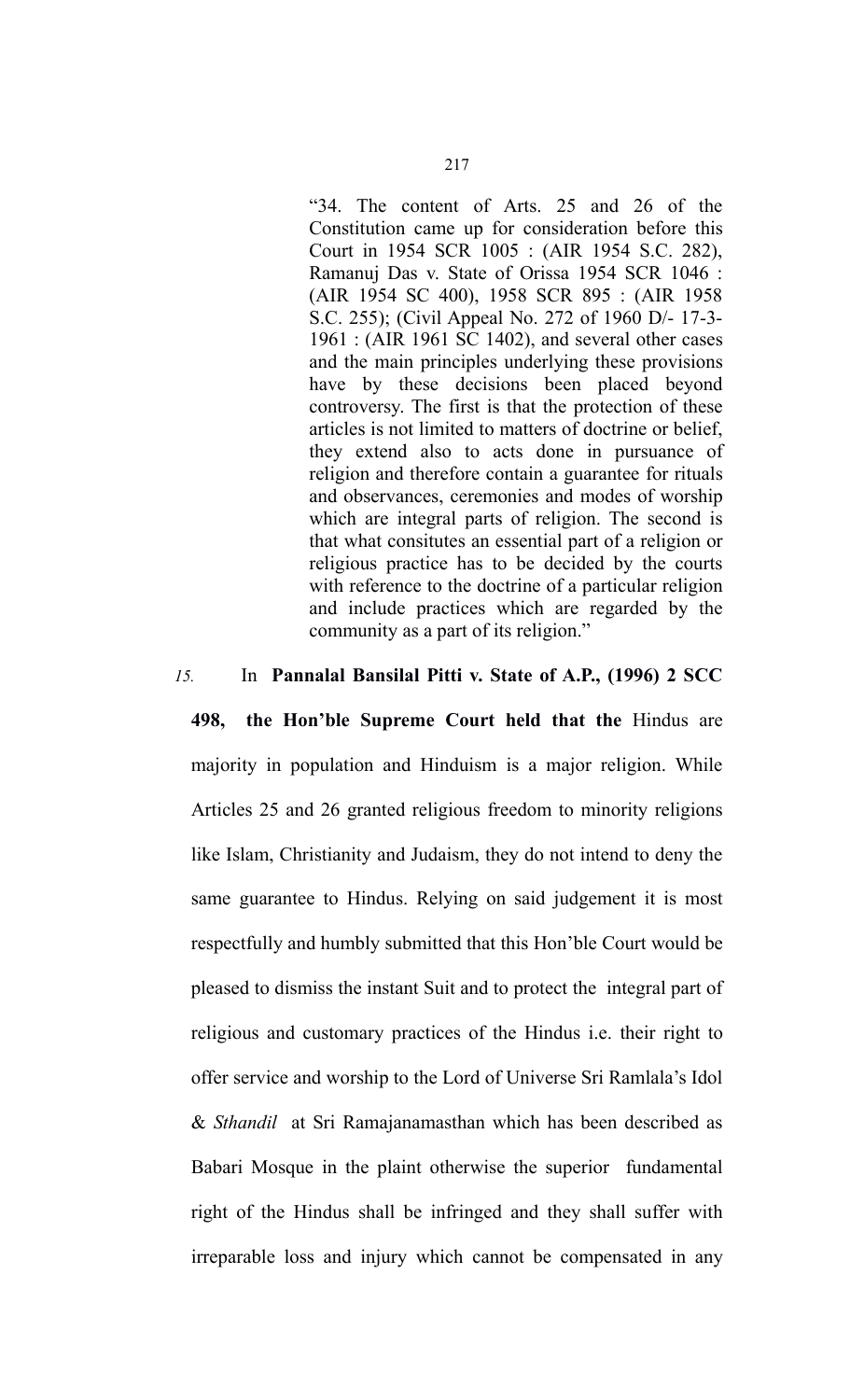> "34. The content of Arts. 25 and 26 of the Constitution came up for consideration before this Court in 1954 SCR 1005 : (AIR 1954 S.C. 282), Ramanuj Das v. State of Orissa 1954 SCR 1046 : (AIR 1954 SC 400), 1958 SCR 895 : (AIR 1958 S.C. 255); (Civil Appeal No. 272 of 1960 D/- 17-3-1961 : (AIR 1961 SC 1402), and several other cases and the main principles underlying these provisions have by these decisions been placed beyond controversy. The first is that the protection of these articles is not limited to matters of doctrine or belief, they extend also to acts done in pursuance of religion and therefore contain a guarantee for rituals and observances, ceremonies and modes of worship which are integral parts of religion. The second is that what consitutes an essential part of a religion or religious practice has to be decided by the courts with reference to the doctrine of a particular religion and include practices which are regarded by the community as a part of its religion."

*15.* In **Pannalal Bansilal Pitti v. State of A.P., (1996) 2 SCC 498, the Hon'ble Supreme Court held that the** Hindus are majority in population and Hinduism is a major religion. While Articles 25 and 26 granted religious freedom to minority religions like Islam, Christianity and Judaism, they do not intend to deny the same guarantee to Hindus. Relying on said judgement it is most respectfully and humbly submitted that this Hon'ble Court would be pleased to dismiss the instant Suit and to protect the integral part of religious and customary practices of the Hindus i.e. their right to offer service and worship to the Lord of Universe Sri Ramlala's Idol & *Sthandil* at Sri Ramajanamasthan which has been described as Babari Mosque in the plaint otherwise the superior fundamental right of the Hindus shall be infringed and they shall suffer with irreparable loss and injury which cannot be compensated in any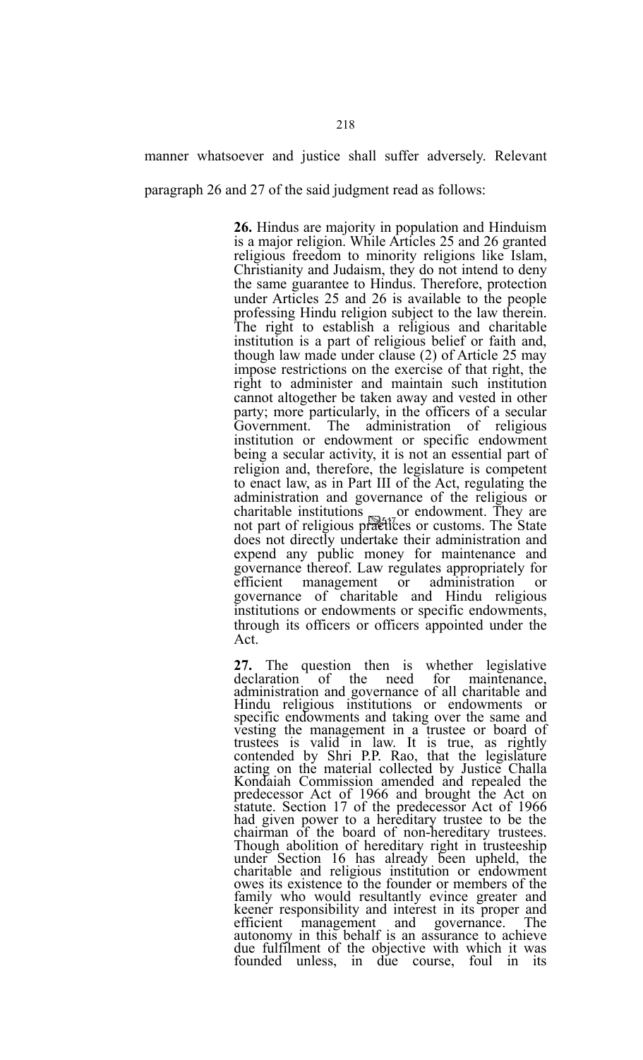manner whatsoever and justice shall suffer adversely. Relevant paragraph 26 and 27 of the said judgment read as follows:

> **26.** Hindus are majority in population and Hinduism is a major religion. While Articles 25 and 26 granted religious freedom to minority religions like Islam, Christianity and Judaism, they do not intend to deny the same guarantee to Hindus. Therefore, protection under Articles 25 and 26 is available to the people professing Hindu religion subject to the law therein. The right to establish a religious and charitable institution is a part of religious belief or faith and, though law made under clause (2) of Article 25 may impose restrictions on the exercise of that right, the right to administer and maintain such institution cannot altogether be taken away and vested in other party; more particularly, in the officers of a secular Government. The administration of religious institution or endowment or specific endowment being a secular activity, it is not an essential part of religion and, therefore, the legislature is competent to enact law, as in Part III of the Act, regulating the administration and governance of the religious or charitable institutions or endowment. They are not part of religious practices or customs. The State does not directly undertake their administration and expend any public money for maintenance and governance thereof. Law regulates appropriately for efficient management or administration or governance of charitable and Hindu religious institutions or endowments or specific endowments, through its officers or officers appointed under the Act.
>
> **27.** The question then is whether legislative declaration of the need for maintenance, administration and governance of all charitable and Hindu religious institutions or endowments or specific endowments and taking over the same and vesting the management in a trustee or board of trustees is valid in law. It is true, as rightly contended by Shri P.P. Rao, that the legislature acting on the material collected by Justice Challa Kondaiah Commission amended and repealed the predecessor Act of 1966 and brought the Act on statute. Section 17 of the predecessor Act of 1966 had given power to a hereditary trustee to be the chairman of the board of non-hereditary trustees. Though abolition of hereditary right in trusteeship under Section 16 has already been upheld, the charitable and religious institution or endowment owes its existence to the founder or members of the family who would resultantly evince greater and keener responsibility and interest in its proper and efficient management and governance. The autonomy in this behalf is an assurance to achieve due fulfilment of the objective with which it was founded unless, in due course, foul in its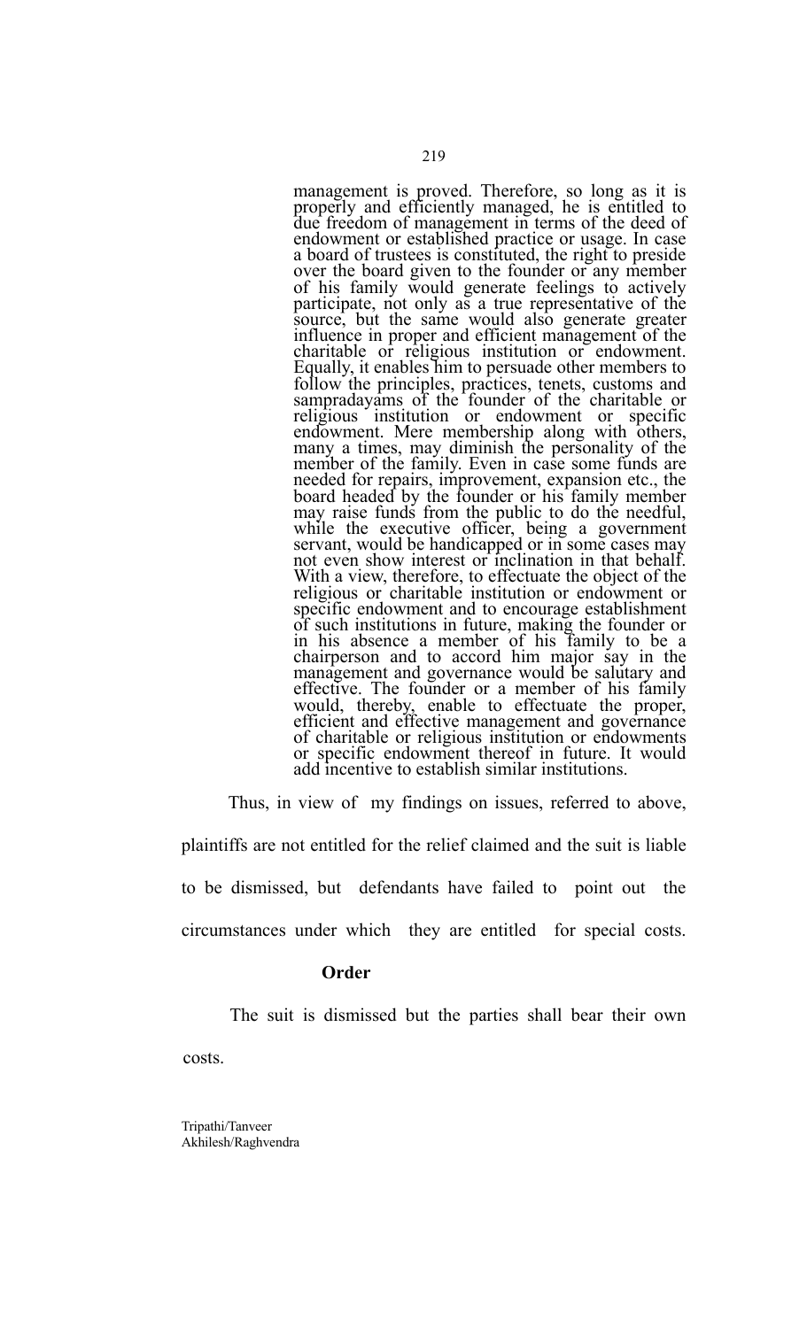> management is proved. Therefore, so long as it is properly and efficiently managed, he is entitled to due freedom of management in terms of the deed of endowment or established practice or usage. In case a board of trustees is constituted, the right to preside over the board given to the founder or any member of his family would generate feelings to actively participate, not only as a true representative of the source, but the same would also generate greater influence in proper and efficient management of the charitable or religious institution or endowment. Equally, it enables him to persuade other members to follow the principles, practices, tenets, customs and sampradayams of the founder of the charitable or religious institution or endowment or specific endowment. Mere membership along with others, many a times, may diminish the personality of the member of the family. Even in case some funds are needed for repairs, improvement, expansion etc., the board headed by the founder or his family member may raise funds from the public to do the needful, while the executive officer, being a government servant, would be handicapped or in some cases may not even show interest or inclination in that behalf. With a view, therefore, to effectuate the object of the religious or charitable institution or endowment or specific endowment and to encourage establishment of such institutions in future, making the founder or in his absence a member of his family to be a chairperson and to accord him major say in the management and governance would be salutary and effective. The founder or a member of his family would, thereby, enable to effectuate the proper, efficient and effective management and governance of charitable or religious institution or endowments or specific endowment thereof in future. It would add incentive to establish similar institutions.

Thus, in view of my findings on issues, referred to above, plaintiffs are not entitled for the relief claimed and the suit is liable to be dismissed, but defendants have failed to point out the circumstances under which they are entitled for special costs.

**Order**

The suit is dismissed but the parties shall bear their own costs.

Tripathi/Tanveer
Akhilesh/Raghvendra